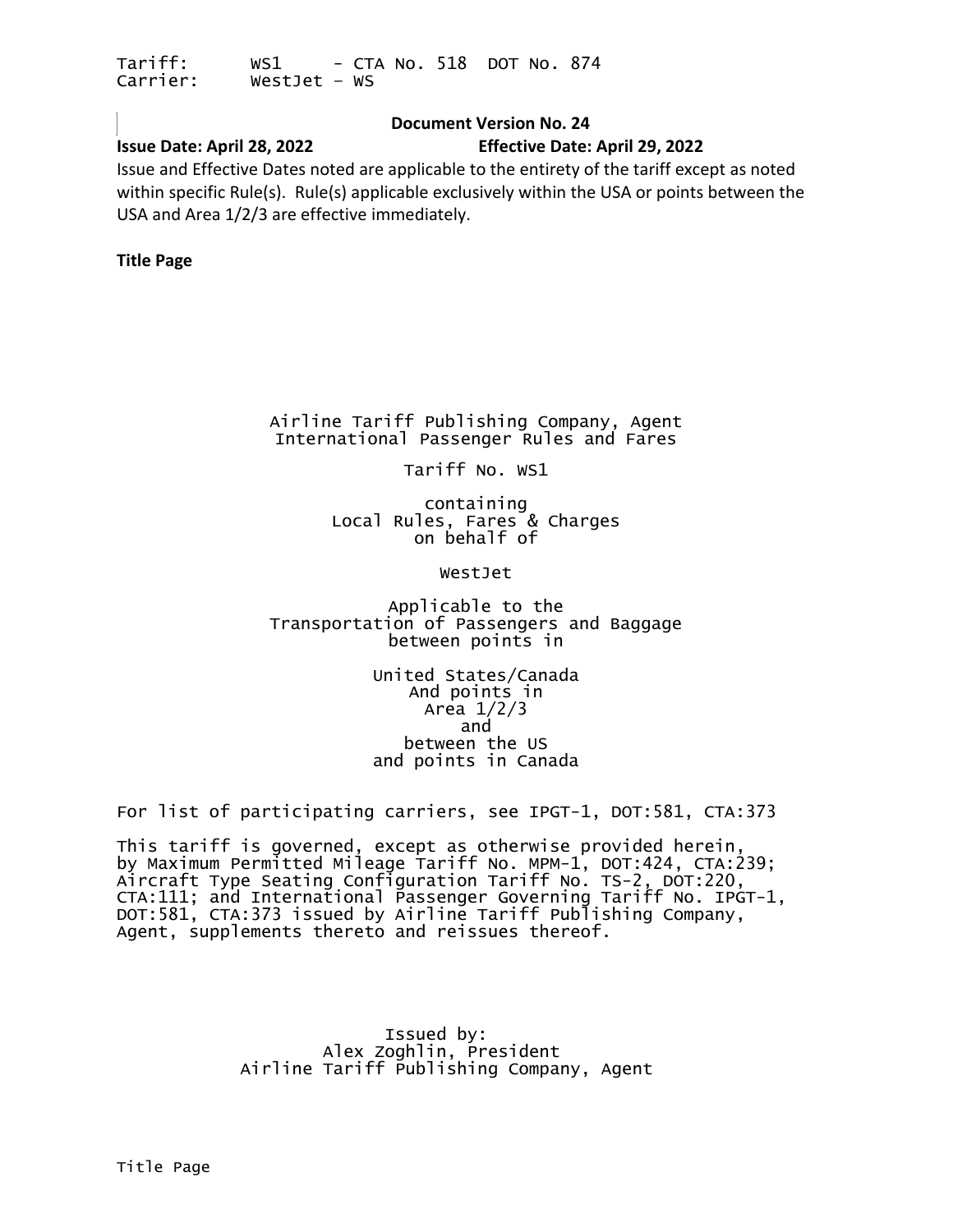Tariff: WS1 - CTA No. 518 DOT No. 874
Carrier: WestJet – WS

**Document Version No. 24**

**Issue Date: April 28, 2022** **Effective Date: April 29, 2022**

Issue and Effective Dates noted are applicable to the entirety of the tariff except as noted within specific Rule(s). Rule(s) applicable exclusively within the USA or points between the USA and Area 1/2/3 are effective immediately.

**Title Page**

Airline Tariff Publishing Company, Agent
International Passenger Rules and Fares

Tariff No. WS1

containing
Local Rules, Fares & Charges
on behalf of

WestJet

Applicable to the
Transportation of Passengers and Baggage
between points in

United States/Canada
And points in
Area 1/2/3
and
between the US
and points in Canada

For list of participating carriers, see IPGT-1, DOT:581, CTA:373

This tariff is governed, except as otherwise provided herein, by Maximum Permitted Mileage Tariff No. MPM-1, DOT:424, CTA:239; Aircraft Type Seating Configuration Tariff No. TS-2, DOT:220, CTA:111; and International Passenger Governing Tariff No. IPGT-1, DOT:581, CTA:373 issued by Airline Tariff Publishing Company, Agent, supplements thereto and reissues thereof.

Issued by:
Alex Zoghlin, President
Airline Tariff Publishing Company, Agent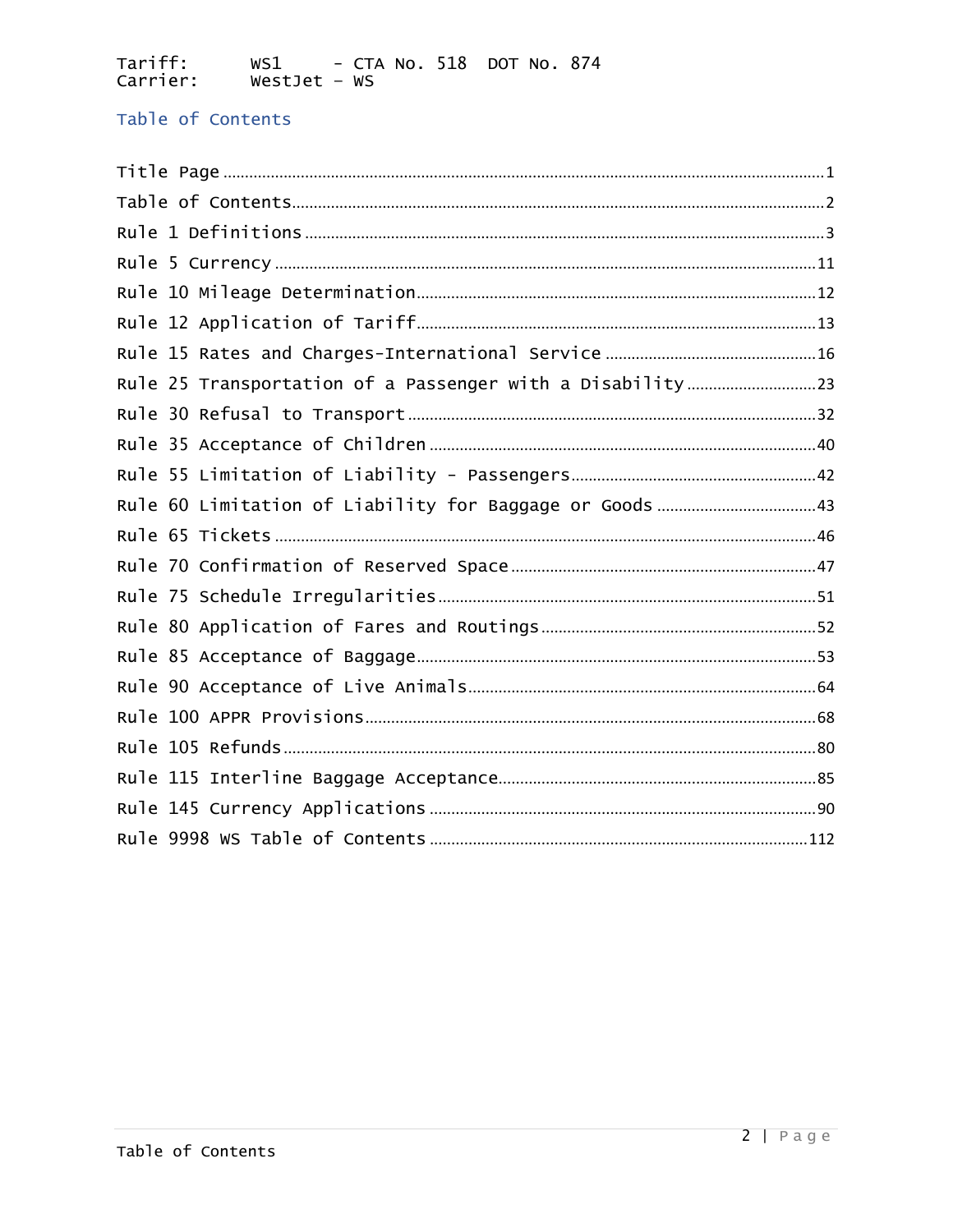Tariff: WS1 - CTA No. 518 DOT No. 874
Carrier: WestJet – WS

## Table of Contents

Title Page ........................................ 1

Table of Contents ........................................ 2

Rule 1 Definitions ........................................ 3

Rule 5 Currency ........................................ 11

Rule 10 Mileage Determination ........................................ 12

Rule 12 Application of Tariff ........................................ 13

Rule 15 Rates and Charges-International Service ........................................ 16

Rule 25 Transportation of a Passenger with a Disability ........................................ 23

Rule 30 Refusal to Transport ........................................ 32

Rule 35 Acceptance of Children ........................................ 40

Rule 55 Limitation of Liability - Passengers ........................................ 42

Rule 60 Limitation of Liability for Baggage or Goods ........................................ 43

Rule 65 Tickets ........................................ 46

Rule 70 Confirmation of Reserved Space ........................................ 47

Rule 75 Schedule Irregularities ........................................ 51

Rule 80 Application of Fares and Routings ........................................ 52

Rule 85 Acceptance of Baggage ........................................ 53

Rule 90 Acceptance of Live Animals ........................................ 64

Rule 100 APPR Provisions ........................................ 68

Rule 105 Refunds ........................................ 80

Rule 115 Interline Baggage Acceptance ........................................ 85

Rule 145 Currency Applications ........................................ 90

Rule 9998 WS Table of Contents ........................................ 112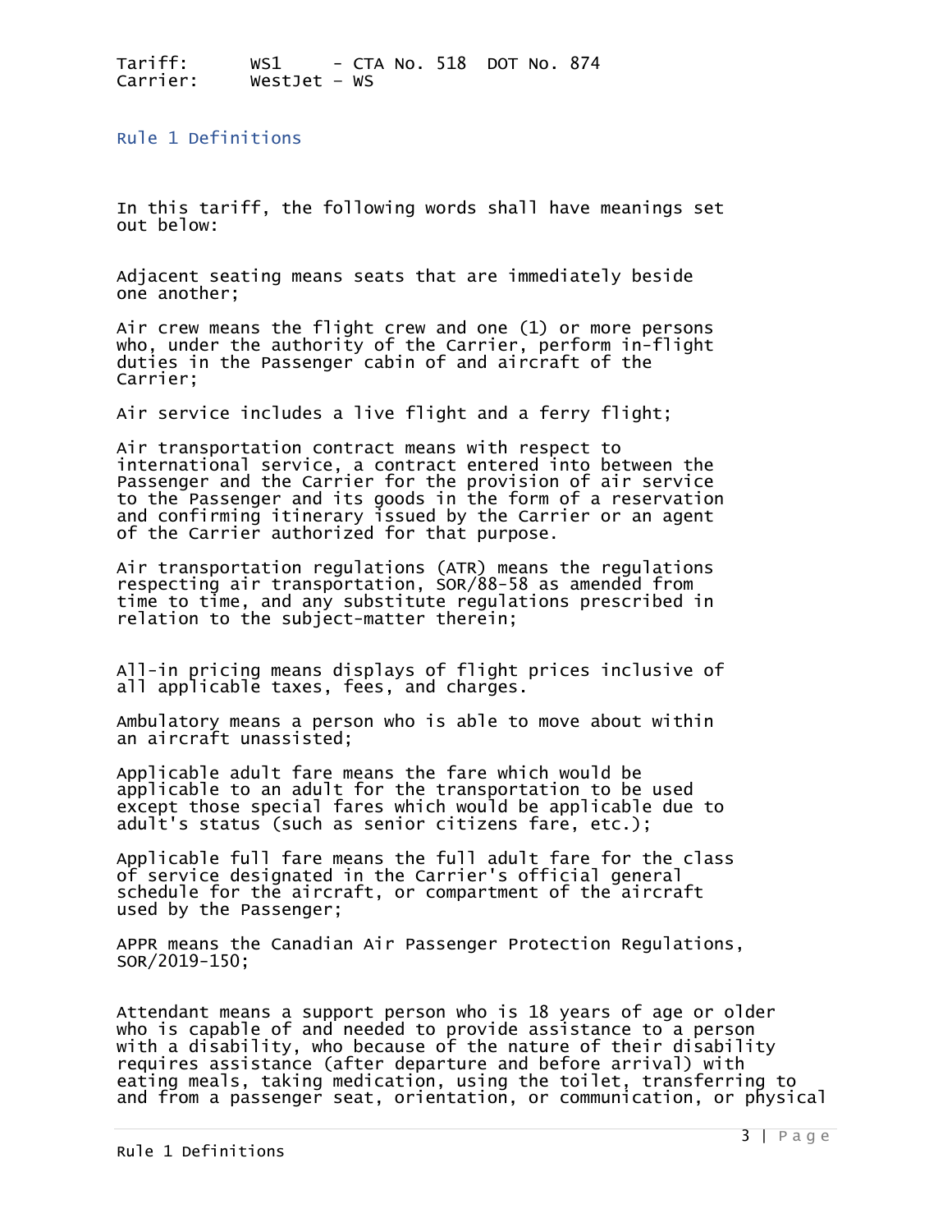Tariff: WS1 - CTA No. 518 DOT No. 874
Carrier: WestJet – WS

## Rule 1 Definitions

In this tariff, the following words shall have meanings set out below:

Adjacent seating means seats that are immediately beside one another;

Air crew means the flight crew and one (1) or more persons who, under the authority of the Carrier, perform in-flight duties in the Passenger cabin of and aircraft of the Carrier;

Air service includes a live flight and a ferry flight;

Air transportation contract means with respect to international service, a contract entered into between the Passenger and the Carrier for the provision of air service to the Passenger and its goods in the form of a reservation and confirming itinerary issued by the Carrier or an agent of the Carrier authorized for that purpose.

Air transportation regulations (ATR) means the regulations respecting air transportation, SOR/88-58 as amended from time to time, and any substitute regulations prescribed in relation to the subject-matter therein;

All-in pricing means displays of flight prices inclusive of all applicable taxes, fees, and charges.

Ambulatory means a person who is able to move about within an aircraft unassisted;

Applicable adult fare means the fare which would be applicable to an adult for the transportation to be used except those special fares which would be applicable due to adult's status (such as senior citizens fare, etc.);

Applicable full fare means the full adult fare for the class of service designated in the Carrier's official general schedule for the aircraft, or compartment of the aircraft used by the Passenger;

APPR means the Canadian Air Passenger Protection Regulations, SOR/2019-150;

Attendant means a support person who is 18 years of age or older who is capable of and needed to provide assistance to a person with a disability, who because of the nature of their disability requires assistance (after departure and before arrival) with eating meals, taking medication, using the toilet, transferring to and from a passenger seat, orientation, or communication, or physical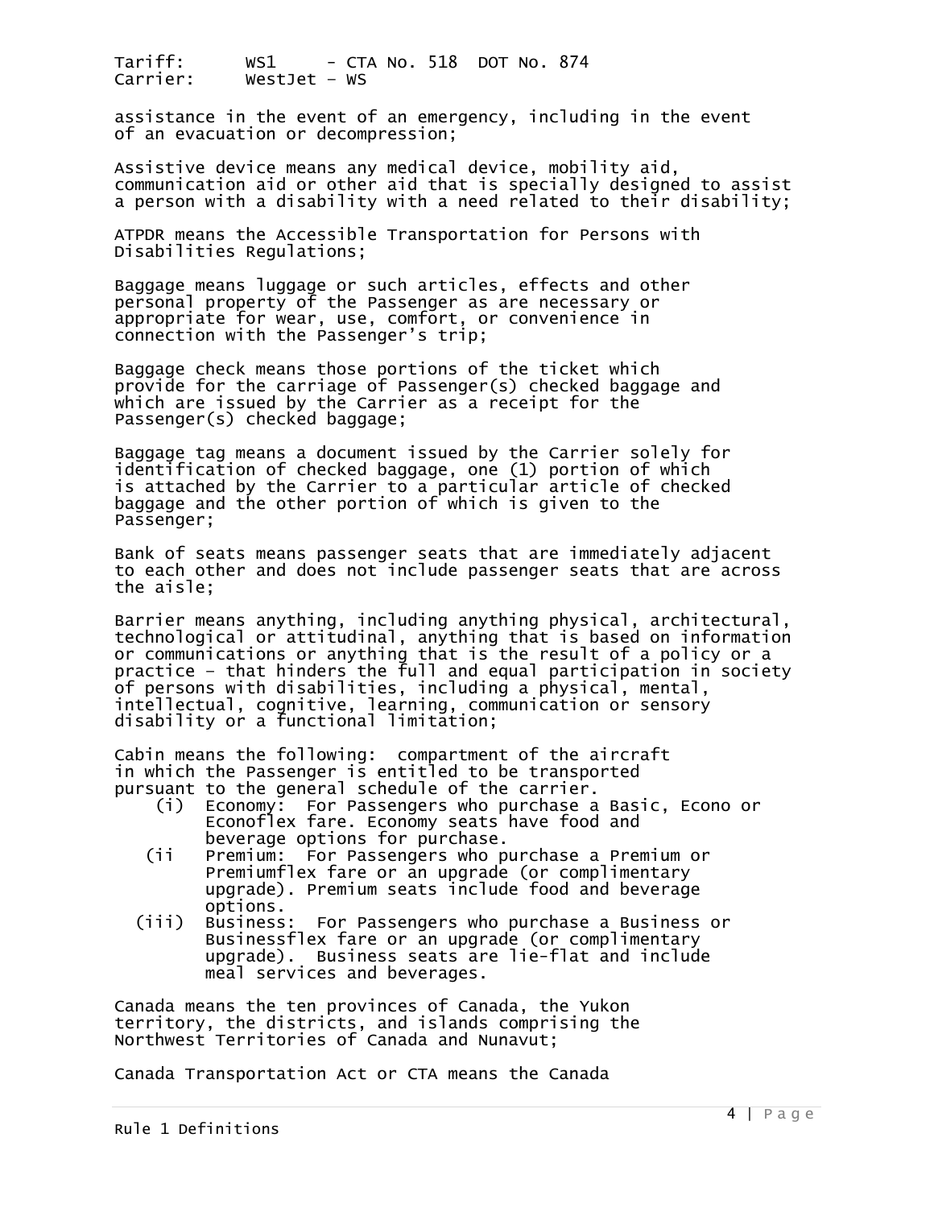assistance in the event of an emergency, including in the event of an evacuation or decompression;

Assistive device means any medical device, mobility aid, communication aid or other aid that is specially designed to assist a person with a disability with a need related to their disability;

ATPDR means the Accessible Transportation for Persons with Disabilities Regulations;

Baggage means luggage or such articles, effects and other personal property of the Passenger as are necessary or appropriate for wear, use, comfort, or convenience in connection with the Passenger's trip;

Baggage check means those portions of the ticket which provide for the carriage of Passenger(s) checked baggage and which are issued by the Carrier as a receipt for the Passenger(s) checked baggage;

Baggage tag means a document issued by the Carrier solely for identification of checked baggage, one (1) portion of which is attached by the Carrier to a particular article of checked baggage and the other portion of which is given to the Passenger;

Bank of seats means passenger seats that are immediately adjacent to each other and does not include passenger seats that are across the aisle;

Barrier means anything, including anything physical, architectural, technological or attitudinal, anything that is based on information or communications or anything that is the result of a policy or a practice – that hinders the full and equal participation in society of persons with disabilities, including a physical, mental, intellectual, cognitive, learning, communication or sensory disability or a functional limitation;

Cabin means the following: compartment of the aircraft in which the Passenger is entitled to be transported pursuant to the general schedule of the carrier.

(i) Economy: For Passengers who purchase a Basic, Econo or Econoflex fare. Economy seats have food and beverage options for purchase.

(ii Premium: For Passengers who purchase a Premium or Premiumflex fare or an upgrade (or complimentary upgrade). Premium seats include food and beverage options.

(iii) Business: For Passengers who purchase a Business or Businessflex fare or an upgrade (or complimentary upgrade). Business seats are lie-flat and include meal services and beverages.

Canada means the ten provinces of Canada, the Yukon territory, the districts, and islands comprising the Northwest Territories of Canada and Nunavut;

Canada Transportation Act or CTA means the Canada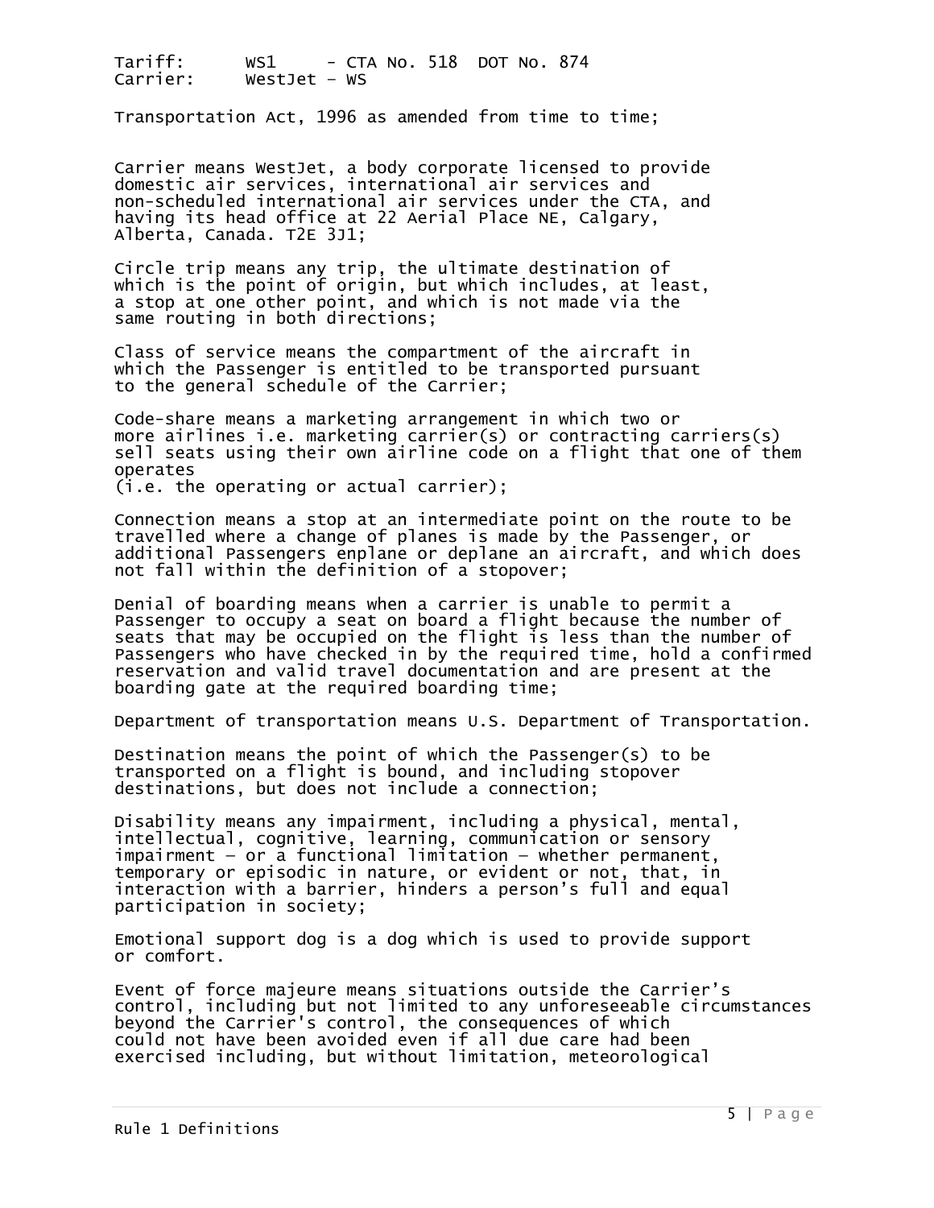Tariff: WS1 - CTA No. 518 DOT No. 874
Carrier: WestJet – WS

Transportation Act, 1996 as amended from time to time;

Carrier means WestJet, a body corporate licensed to provide domestic air services, international air services and non-scheduled international air services under the CTA, and having its head office at 22 Aerial Place NE, Calgary, Alberta, Canada. T2E 3J1;

Circle trip means any trip, the ultimate destination of which is the point of origin, but which includes, at least, a stop at one other point, and which is not made via the same routing in both directions;

Class of service means the compartment of the aircraft in which the Passenger is entitled to be transported pursuant to the general schedule of the Carrier;

Code-share means a marketing arrangement in which two or more airlines i.e. marketing carrier(s) or contracting carriers(s) sell seats using their own airline code on a flight that one of them operates
(i.e. the operating or actual carrier);

Connection means a stop at an intermediate point on the route to be travelled where a change of planes is made by the Passenger, or additional Passengers enplane or deplane an aircraft, and which does not fall within the definition of a stopover;

Denial of boarding means when a carrier is unable to permit a Passenger to occupy a seat on board a flight because the number of seats that may be occupied on the flight is less than the number of Passengers who have checked in by the required time, hold a confirmed reservation and valid travel documentation and are present at the boarding gate at the required boarding time;

Department of transportation means U.S. Department of Transportation.

Destination means the point of which the Passenger(s) to be transported on a flight is bound, and including stopover destinations, but does not include a connection;

Disability means any impairment, including a physical, mental, intellectual, cognitive, learning, communication or sensory impairment – or a functional limitation – whether permanent, temporary or episodic in nature, or evident or not, that, in interaction with a barrier, hinders a person’s full and equal participation in society;

Emotional support dog is a dog which is used to provide support or comfort.

Event of force majeure means situations outside the Carrier’s control, including but not limited to any unforeseeable circumstances beyond the Carrier's control, the consequences of which could not have been avoided even if all due care had been exercised including, but without limitation, meteorological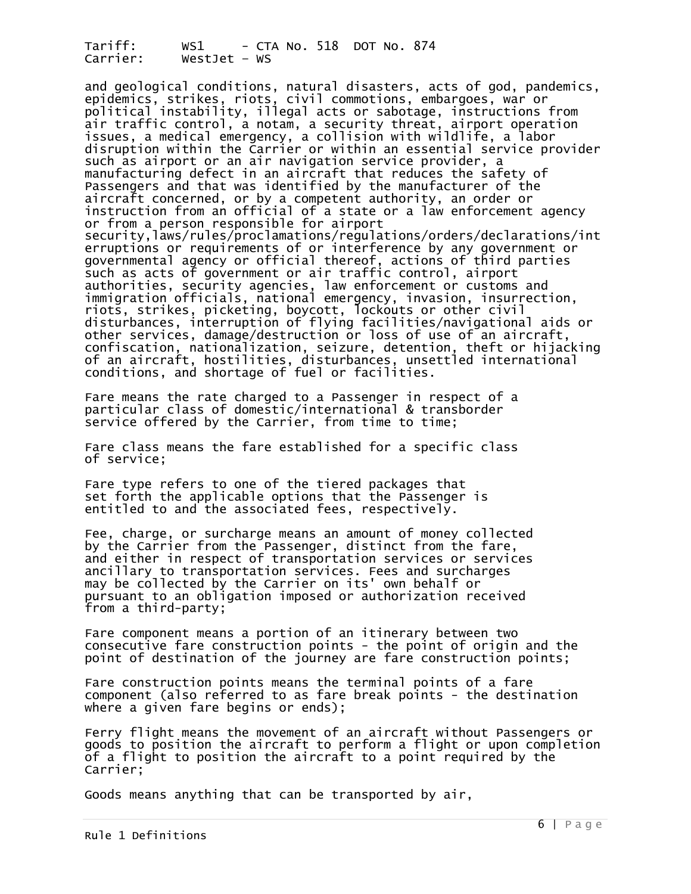and geological conditions, natural disasters, acts of god, pandemics, epidemics, strikes, riots, civil commotions, embargoes, war or political instability, illegal acts or sabotage, instructions from air traffic control, a notam, a security threat, airport operation issues, a medical emergency, a collision with wildlife, a labor disruption within the Carrier or within an essential service provider such as airport or an air navigation service provider, a manufacturing defect in an aircraft that reduces the safety of Passengers and that was identified by the manufacturer of the aircraft concerned, or by a competent authority, an order or instruction from an official of a state or a law enforcement agency or from a person responsible for airport security,laws/rules/proclamations/regulations/orders/declarations/interruptions or requirements of or interference by any government or governmental agency or official thereof, actions of third parties such as acts of government or air traffic control, airport authorities, security agencies, law enforcement or customs and immigration officials, national emergency, invasion, insurrection, riots, strikes, picketing, boycott, lockouts or other civil disturbances, interruption of flying facilities/navigational aids or other services, damage/destruction or loss of use of an aircraft, confiscation, nationalization, seizure, detention, theft or hijacking of an aircraft, hostilities, disturbances, unsettled international conditions, and shortage of fuel or facilities.

Fare means the rate charged to a Passenger in respect of a particular class of domestic/international & transborder service offered by the Carrier, from time to time;

Fare class means the fare established for a specific class of service;

Fare type refers to one of the tiered packages that set forth the applicable options that the Passenger is entitled to and the associated fees, respectively.

Fee, charge, or surcharge means an amount of money collected by the Carrier from the Passenger, distinct from the fare, and either in respect of transportation services or services ancillary to transportation services. Fees and surcharges may be collected by the Carrier on its' own behalf or pursuant to an obligation imposed or authorization received from a third-party;

Fare component means a portion of an itinerary between two consecutive fare construction points - the point of origin and the point of destination of the journey are fare construction points;

Fare construction points means the terminal points of a fare component (also referred to as fare break points - the destination where a given fare begins or ends);

Ferry flight means the movement of an aircraft without Passengers or goods to position the aircraft to perform a flight or upon completion of a flight to position the aircraft to a point required by the Carrier;

Goods means anything that can be transported by air,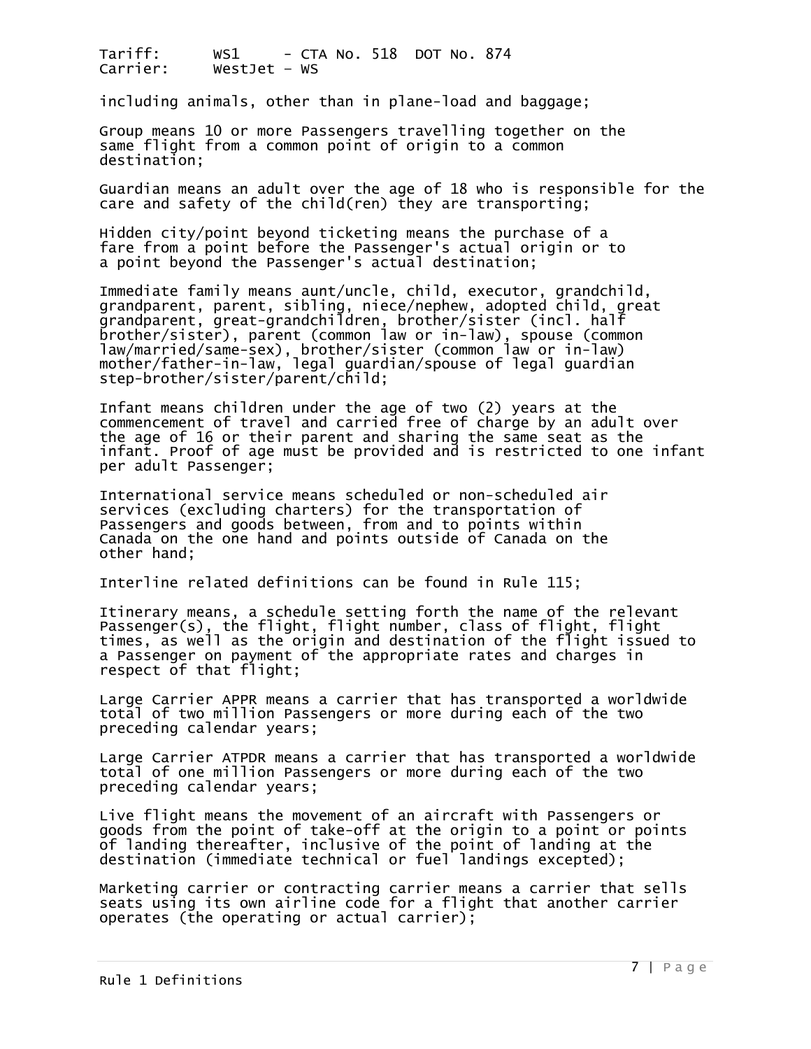including animals, other than in plane-load and baggage;

Group means 10 or more Passengers travelling together on the same flight from a common point of origin to a common destination;

Guardian means an adult over the age of 18 who is responsible for the care and safety of the child(ren) they are transporting;

Hidden city/point beyond ticketing means the purchase of a fare from a point before the Passenger's actual origin or to a point beyond the Passenger's actual destination;

Immediate family means aunt/uncle, child, executor, grandchild, grandparent, parent, sibling, niece/nephew, adopted child, great grandparent, great-grandchildren, brother/sister (incl. half brother/sister), parent (common law or in-law), spouse (common law/married/same-sex), brother/sister (common law or in-law) mother/father-in-law, legal guardian/spouse of legal guardian step-brother/sister/parent/child;

Infant means children under the age of two (2) years at the commencement of travel and carried free of charge by an adult over the age of 16 or their parent and sharing the same seat as the infant. Proof of age must be provided and is restricted to one infant per adult Passenger;

International service means scheduled or non-scheduled air services (excluding charters) for the transportation of Passengers and goods between, from and to points within Canada on the one hand and points outside of Canada on the other hand;

Interline related definitions can be found in Rule 115;

Itinerary means, a schedule setting forth the name of the relevant Passenger(s), the flight, flight number, class of flight, flight times, as well as the origin and destination of the flight issued to a Passenger on payment of the appropriate rates and charges in respect of that flight;

Large Carrier APPR means a carrier that has transported a worldwide total of two million Passengers or more during each of the two preceding calendar years;

Large Carrier ATPDR means a carrier that has transported a worldwide total of one million Passengers or more during each of the two preceding calendar years;

Live flight means the movement of an aircraft with Passengers or goods from the point of take-off at the origin to a point or points of landing thereafter, inclusive of the point of landing at the destination (immediate technical or fuel landings excepted);

Marketing carrier or contracting carrier means a carrier that sells seats using its own airline code for a flight that another carrier operates (the operating or actual carrier);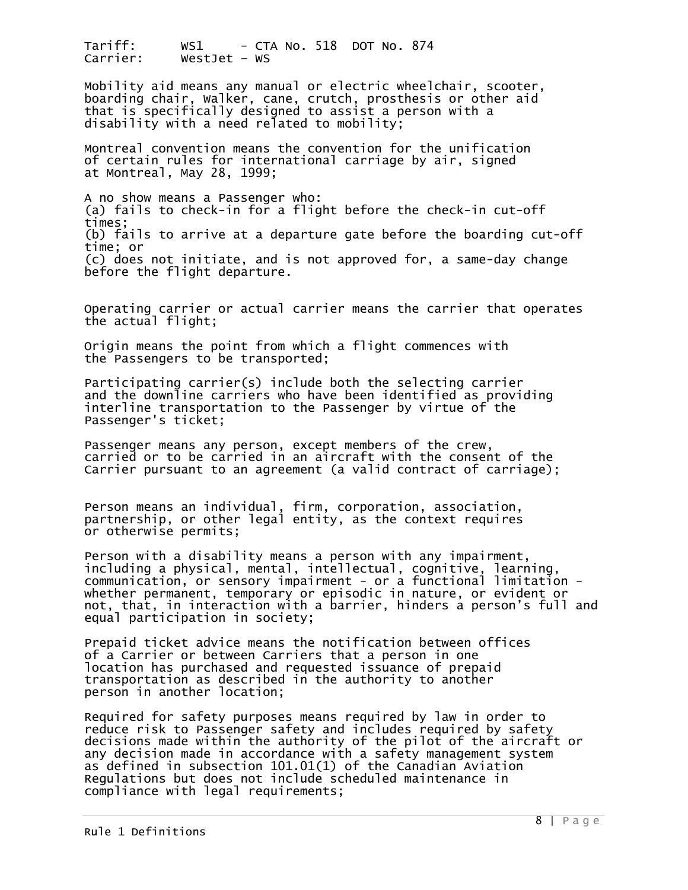Mobility aid means any manual or electric wheelchair, scooter, boarding chair, walker, cane, crutch, prosthesis or other aid that is specifically designed to assist a person with a disability with a need related to mobility;

Montreal convention means the convention for the unification of certain rules for international carriage by air, signed at Montreal, May 28, 1999;

A no show means a Passenger who:
(a) fails to check-in for a flight before the check-in cut-off times;
(b) fails to arrive at a departure gate before the boarding cut-off time; or
(c) does not initiate, and is not approved for, a same-day change before the flight departure.

Operating carrier or actual carrier means the carrier that operates the actual flight;

Origin means the point from which a flight commences with the Passengers to be transported;

Participating carrier(s) include both the selecting carrier and the downline carriers who have been identified as providing interline transportation to the Passenger by virtue of the Passenger's ticket;

Passenger means any person, except members of the crew, carried or to be carried in an aircraft with the consent of the Carrier pursuant to an agreement (a valid contract of carriage);

Person means an individual, firm, corporation, association, partnership, or other legal entity, as the context requires or otherwise permits;

Person with a disability means a person with any impairment, including a physical, mental, intellectual, cognitive, learning, communication, or sensory impairment - or a functional limitation - whether permanent, temporary or episodic in nature, or evident or not, that, in interaction with a barrier, hinders a person's full and equal participation in society;

Prepaid ticket advice means the notification between offices of a Carrier or between Carriers that a person in one location has purchased and requested issuance of prepaid transportation as described in the authority to another person in another location;

Required for safety purposes means required by law in order to reduce risk to Passenger safety and includes required by safety decisions made within the authority of the pilot of the aircraft or any decision made in accordance with a safety management system as defined in subsection 101.01(1) of the Canadian Aviation Regulations but does not include scheduled maintenance in compliance with legal requirements;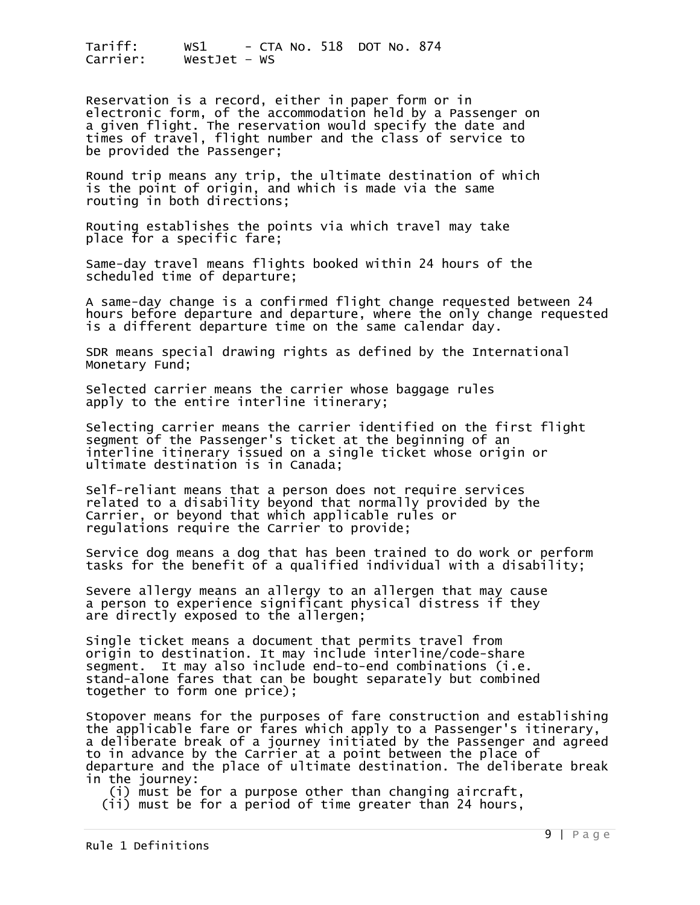Reservation is a record, either in paper form or in electronic form, of the accommodation held by a Passenger on a given flight. The reservation would specify the date and times of travel, flight number and the class of service to be provided the Passenger;

Round trip means any trip, the ultimate destination of which is the point of origin, and which is made via the same routing in both directions;

Routing establishes the points via which travel may take place for a specific fare;

Same-day travel means flights booked within 24 hours of the scheduled time of departure;

A same-day change is a confirmed flight change requested between 24 hours before departure and departure, where the only change requested is a different departure time on the same calendar day.

SDR means special drawing rights as defined by the International Monetary Fund;

Selected carrier means the carrier whose baggage rules apply to the entire interline itinerary;

Selecting carrier means the carrier identified on the first flight segment of the Passenger's ticket at the beginning of an interline itinerary issued on a single ticket whose origin or ultimate destination is in Canada;

Self-reliant means that a person does not require services related to a disability beyond that normally provided by the Carrier, or beyond that which applicable rules or regulations require the Carrier to provide;

Service dog means a dog that has been trained to do work or perform tasks for the benefit of a qualified individual with a disability;

Severe allergy means an allergy to an allergen that may cause a person to experience significant physical distress if they are directly exposed to the allergen;

Single ticket means a document that permits travel from origin to destination. It may include interline/code-share segment. It may also include end-to-end combinations (i.e. stand-alone fares that can be bought separately but combined together to form one price);

Stopover means for the purposes of fare construction and establishing the applicable fare or fares which apply to a Passenger's itinerary, a deliberate break of a journey initiated by the Passenger and agreed to in advance by the Carrier at a point between the place of departure and the place of ultimate destination. The deliberate break in the journey:

(i) must be for a purpose other than changing aircraft,
(ii) must be for a period of time greater than 24 hours,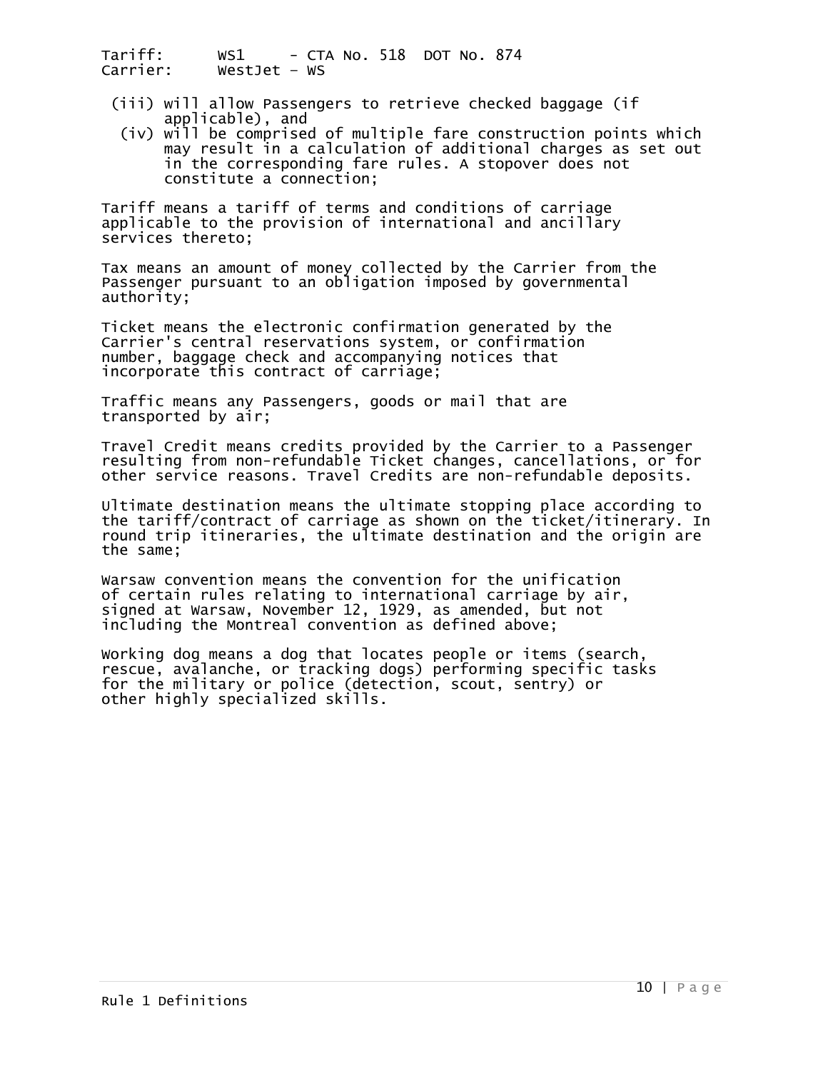(iii) will allow Passengers to retrieve checked baggage (if applicable), and

(iv) will be comprised of multiple fare construction points which may result in a calculation of additional charges as set out in the corresponding fare rules. A stopover does not constitute a connection;

Tariff means a tariff of terms and conditions of carriage applicable to the provision of international and ancillary services thereto;

Tax means an amount of money collected by the Carrier from the Passenger pursuant to an obligation imposed by governmental authority;

Ticket means the electronic confirmation generated by the Carrier's central reservations system, or confirmation number, baggage check and accompanying notices that incorporate this contract of carriage;

Traffic means any Passengers, goods or mail that are transported by air;

Travel Credit means credits provided by the Carrier to a Passenger resulting from non-refundable Ticket changes, cancellations, or for other service reasons. Travel Credits are non-refundable deposits.

Ultimate destination means the ultimate stopping place according to the tariff/contract of carriage as shown on the ticket/itinerary. In round trip itineraries, the ultimate destination and the origin are the same;

Warsaw convention means the convention for the unification of certain rules relating to international carriage by air, signed at Warsaw, November 12, 1929, as amended, but not including the Montreal convention as defined above;

Working dog means a dog that locates people or items (search, rescue, avalanche, or tracking dogs) performing specific tasks for the military or police (detection, scout, sentry) or other highly specialized skills.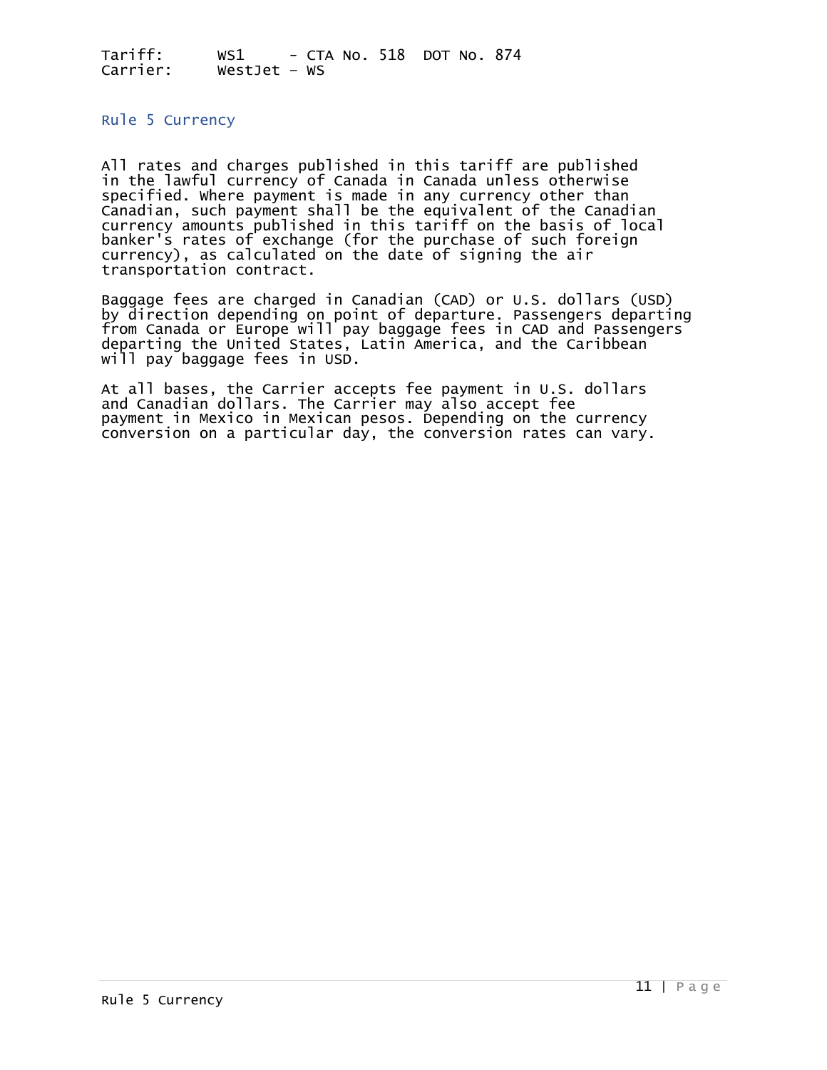## Rule 5 Currency

All rates and charges published in this tariff are published in the lawful currency of Canada in Canada unless otherwise specified. Where payment is made in any currency other than Canadian, such payment shall be the equivalent of the Canadian currency amounts published in this tariff on the basis of local banker's rates of exchange (for the purchase of such foreign currency), as calculated on the date of signing the air transportation contract.

Baggage fees are charged in Canadian (CAD) or U.S. dollars (USD) by direction depending on point of departure. Passengers departing from Canada or Europe will pay baggage fees in CAD and Passengers departing the United States, Latin America, and the Caribbean will pay baggage fees in USD.

At all bases, the Carrier accepts fee payment in U.S. dollars and Canadian dollars. The Carrier may also accept fee payment in Mexico in Mexican pesos. Depending on the currency conversion on a particular day, the conversion rates can vary.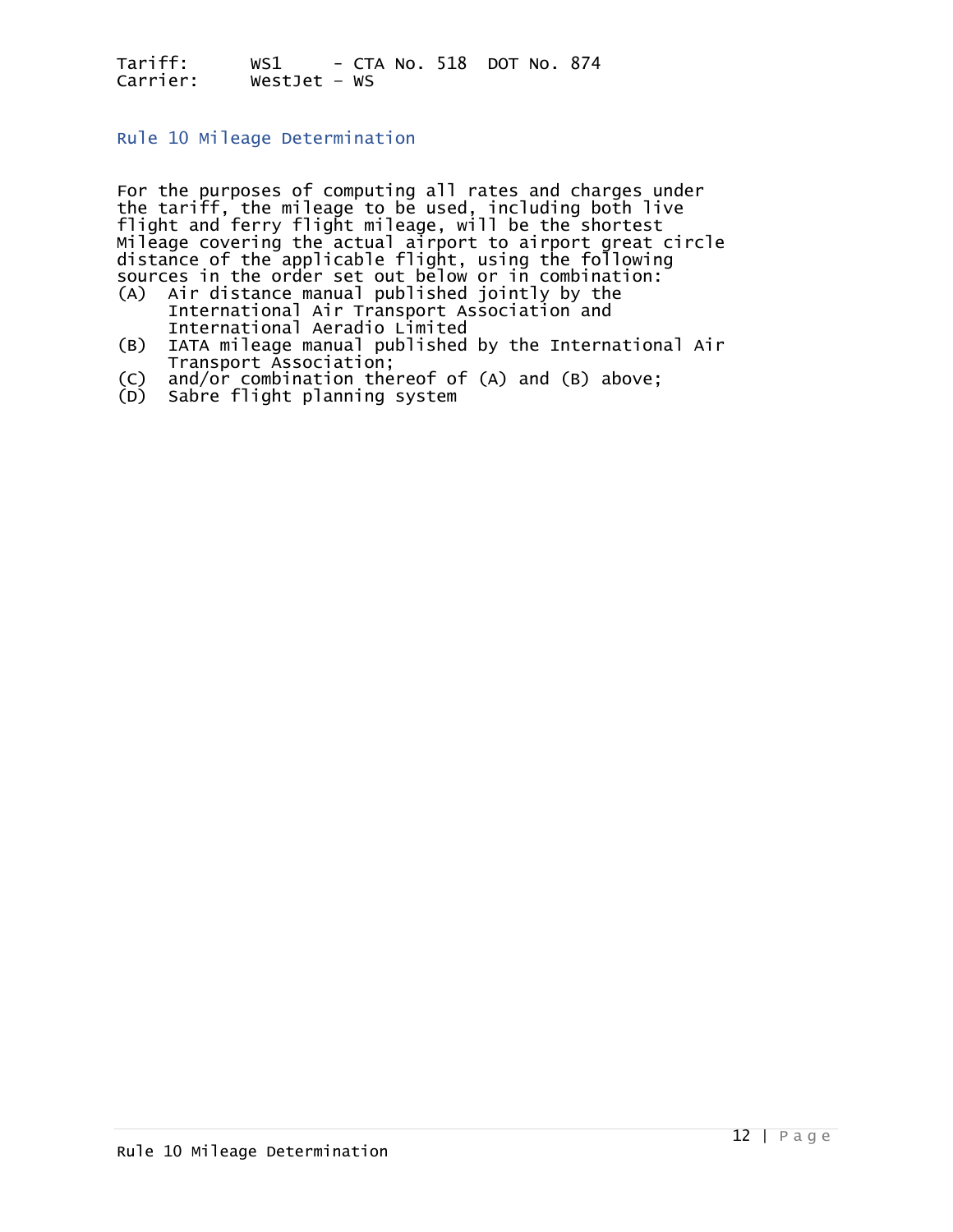Tariff: WS1 - CTA No. 518 DOT No. 874
Carrier: WestJet – WS

## Rule 10 Mileage Determination

For the purposes of computing all rates and charges under the tariff, the mileage to be used, including both live flight and ferry flight mileage, will be the shortest Mileage covering the actual airport to airport great circle distance of the applicable flight, using the following sources in the order set out below or in combination:

(A) Air distance manual published jointly by the International Air Transport Association and International Aeradio Limited
(B) IATA mileage manual published by the International Air Transport Association;
(C) and/or combination thereof of (A) and (B) above;
(D) Sabre flight planning system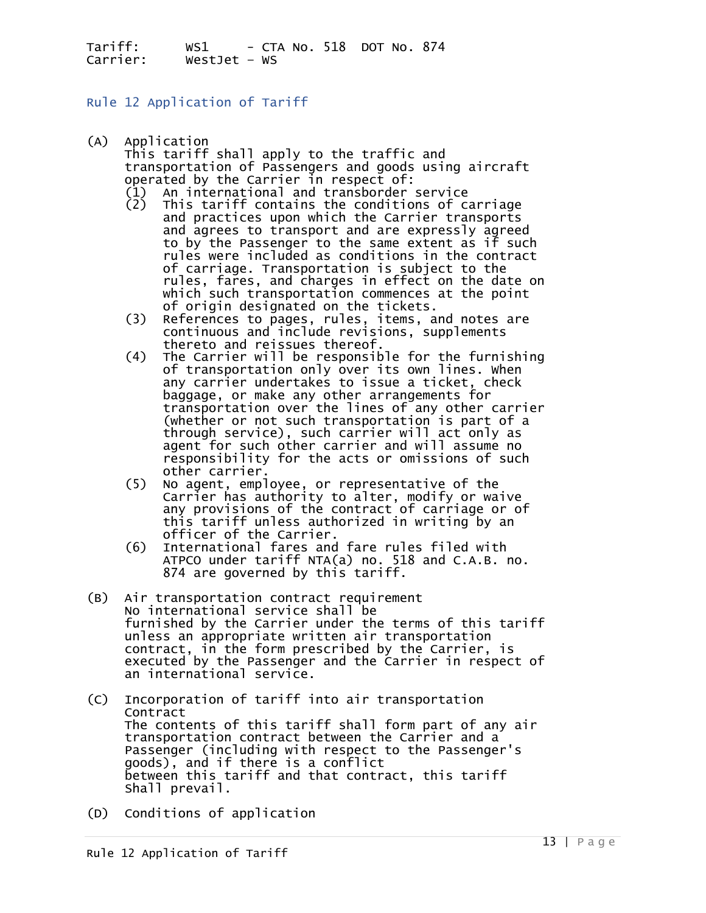Tariff: WS1 - CTA No. 518 DOT No. 874
Carrier: WestJet - WS

## Rule 12 Application of Tariff

(A) Application
This tariff shall apply to the traffic and transportation of Passengers and goods using aircraft operated by the Carrier in respect of:
  (1) An international and transborder service
  (2) This tariff contains the conditions of carriage and practices upon which the Carrier transports and agrees to transport and are expressly agreed to by the Passenger to the same extent as if such rules were included as conditions in the contract of carriage. Transportation is subject to the rules, fares, and charges in effect on the date on which such transportation commences at the point of origin designated on the tickets.
  (3) References to pages, rules, items, and notes are continuous and include revisions, supplements thereto and reissues thereof.
  (4) The Carrier will be responsible for the furnishing of transportation only over its own lines. When any carrier undertakes to issue a ticket, check baggage, or make any other arrangements for transportation over the lines of any other carrier (whether or not such transportation is part of a through service), such carrier will act only as agent for such other carrier and will assume no responsibility for the acts or omissions of such other carrier.
  (5) No agent, employee, or representative of the Carrier has authority to alter, modify or waive any provisions of the contract of carriage or of this tariff unless authorized in writing by an officer of the Carrier.
  (6) International fares and fare rules filed with ATPCO under tariff NTA(a) no. 518 and C.A.B. no. 874 are governed by this tariff.

(B) Air transportation contract requirement
No international service shall be furnished by the Carrier under the terms of this tariff unless an appropriate written air transportation contract, in the form prescribed by the Carrier, is executed by the Passenger and the Carrier in respect of an international service.

(C) Incorporation of tariff into air transportation Contract
The contents of this tariff shall form part of any air transportation contract between the Carrier and a Passenger (including with respect to the Passenger's goods), and if there is a conflict between this tariff and that contract, this tariff shall prevail.

(D) Conditions of application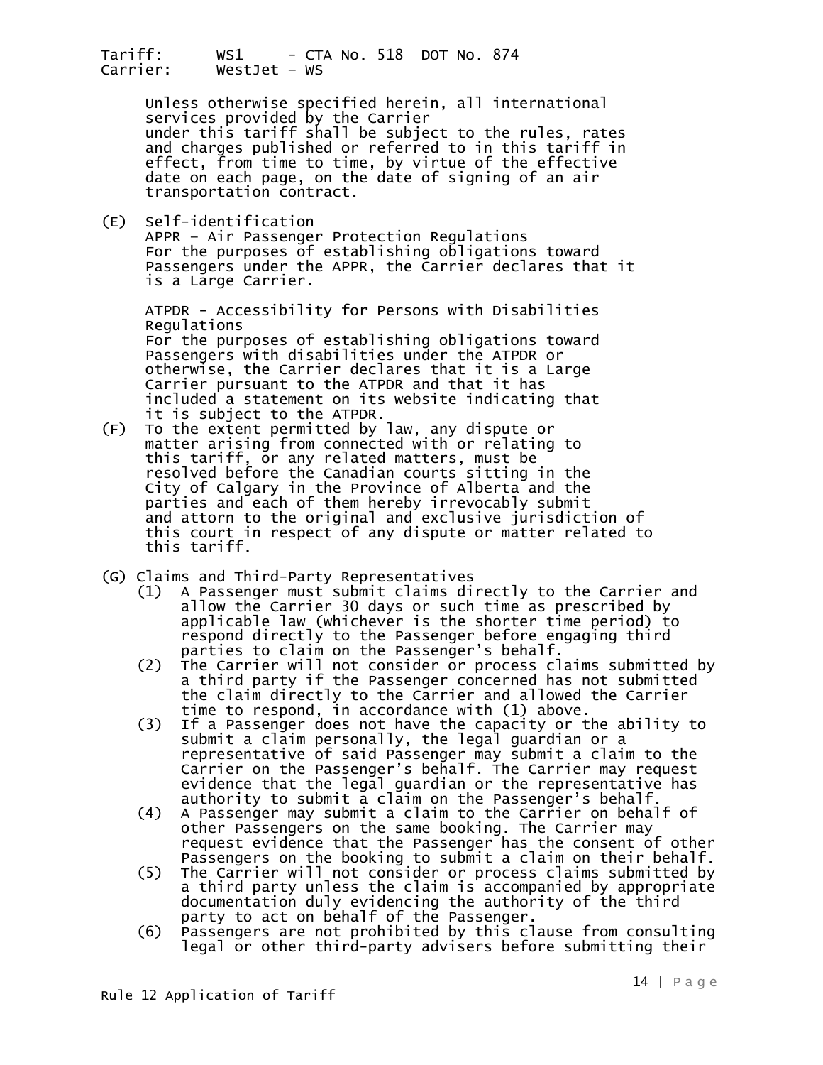Unless otherwise specified herein, all international services provided by the Carrier under this tariff shall be subject to the rules, rates and charges published or referred to in this tariff in effect, from time to time, by virtue of the effective date on each page, on the date of signing of an air transportation contract.

(E) Self-identification
APPR – Air Passenger Protection Regulations
For the purposes of establishing obligations toward Passengers under the APPR, the Carrier declares that it is a Large Carrier.

ATPDR - Accessibility for Persons with Disabilities Regulations
For the purposes of establishing obligations toward Passengers with disabilities under the ATPDR or otherwise, the Carrier declares that it is a Large Carrier pursuant to the ATPDR and that it has included a statement on its website indicating that it is subject to the ATPDR.

(F) To the extent permitted by law, any dispute or matter arising from connected with or relating to this tariff, or any related matters, must be resolved before the Canadian courts sitting in the City of Calgary in the Province of Alberta and the parties and each of them hereby irrevocably submit and attorn to the original and exclusive jurisdiction of this court in respect of any dispute or matter related to this tariff.

(G) Claims and Third-Party Representatives

(1) A Passenger must submit claims directly to the Carrier and allow the Carrier 30 days or such time as prescribed by applicable law (whichever is the shorter time period) to respond directly to the Passenger before engaging third parties to claim on the Passenger's behalf.

(2) The Carrier will not consider or process claims submitted by a third party if the Passenger concerned has not submitted the claim directly to the Carrier and allowed the Carrier time to respond, in accordance with (1) above.

(3) If a Passenger does not have the capacity or the ability to submit a claim personally, the legal guardian or a representative of said Passenger may submit a claim to the Carrier on the Passenger's behalf. The Carrier may request evidence that the legal guardian or the representative has authority to submit a claim on the Passenger's behalf.

(4) A Passenger may submit a claim to the Carrier on behalf of other Passengers on the same booking. The Carrier may request evidence that the Passenger has the consent of other Passengers on the booking to submit a claim on their behalf.

(5) The Carrier will not consider or process claims submitted by a third party unless the claim is accompanied by appropriate documentation duly evidencing the authority of the third party to act on behalf of the Passenger.

(6) Passengers are not prohibited by this clause from consulting legal or other third-party advisers before submitting their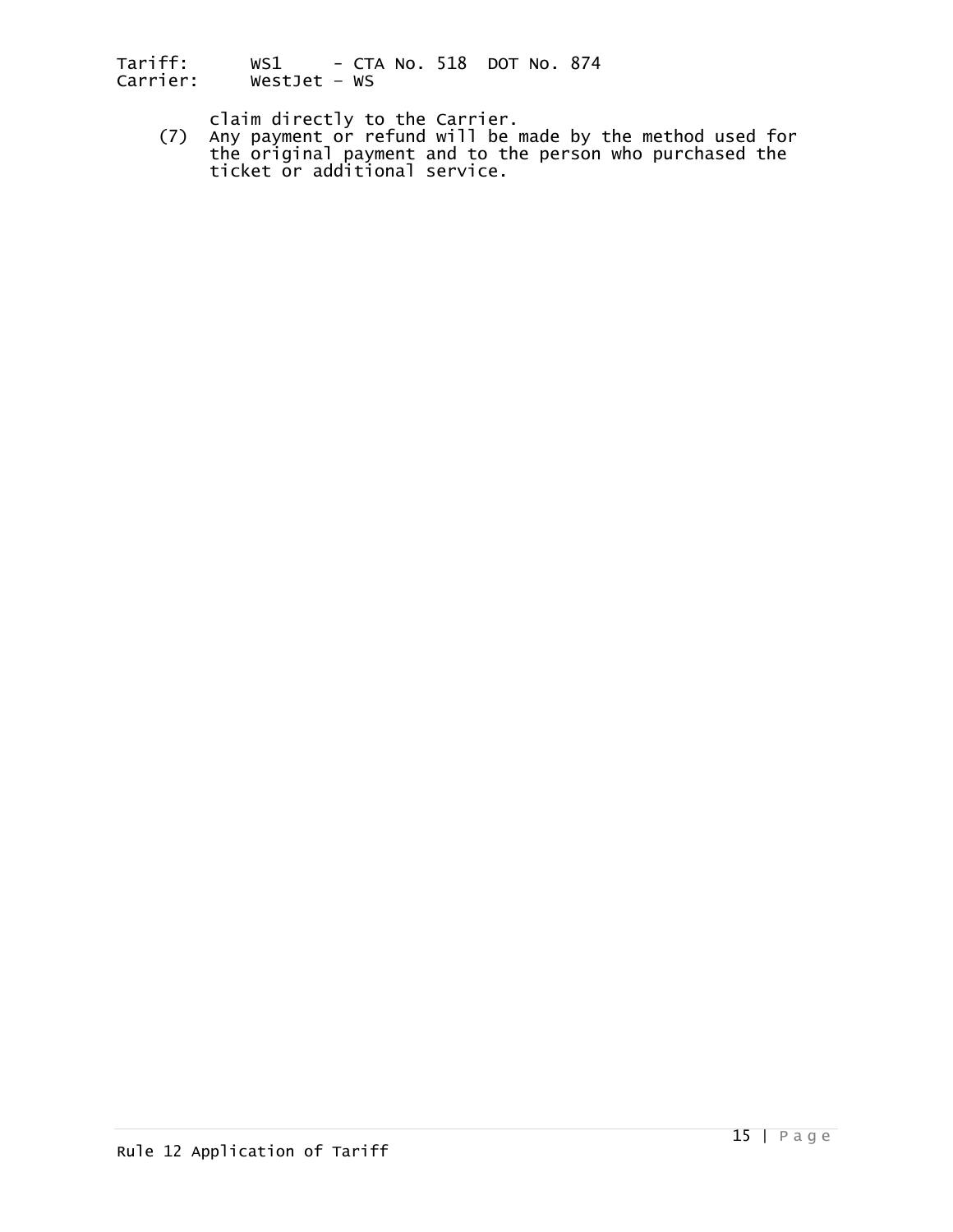claim directly to the Carrier.

(7) Any payment or refund will be made by the method used for the original payment and to the person who purchased the ticket or additional service.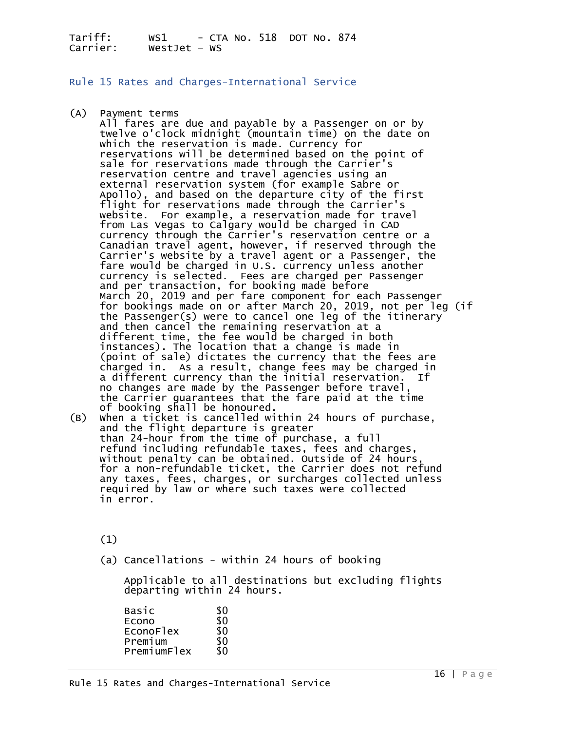Tariff: WS1 - CTA No. 518 DOT No. 874
Carrier: WestJet – WS

## Rule 15 Rates and Charges-International Service

(A) Payment terms
All fares are due and payable by a Passenger on or by twelve o'clock midnight (mountain time) on the date on which the reservation is made. Currency for reservations will be determined based on the point of sale for reservations made through the Carrier's reservation centre and travel agencies using an external reservation system (for example Sabre or Apollo), and based on the departure city of the first flight for reservations made through the Carrier's website. For example, a reservation made for travel from Las Vegas to Calgary would be charged in CAD currency through the Carrier's reservation centre or a Canadian travel agent, however, if reserved through the Carrier's website by a travel agent or a Passenger, the fare would be charged in U.S. currency unless another currency is selected. Fees are charged per Passenger and per transaction, for booking made before March 20, 2019 and per fare component for each Passenger for bookings made on or after March 20, 2019, not per leg (if the Passenger(s) were to cancel one leg of the itinerary and then cancel the remaining reservation at a different time, the fee would be charged in both instances). The location that a change is made in (point of sale) dictates the currency that the fees are charged in. As a result, change fees may be charged in a different currency than the initial reservation. If no changes are made by the Passenger before travel, the Carrier guarantees that the fare paid at the time of booking shall be honoured.

(B) When a ticket is cancelled within 24 hours of purchase, and the flight departure is greater than 24-hour from the time of purchase, a full refund including refundable taxes, fees and charges, without penalty can be obtained. Outside of 24 hours, for a non-refundable ticket, the Carrier does not refund any taxes, fees, charges, or surcharges collected unless required by law or where such taxes were collected in error.

(1)

(a) Cancellations - within 24 hours of booking

Applicable to all destinations but excluding flights departing within 24 hours.

| | |
|---|---|
| Basic | $0 |
| Econo | $0 |
| EconoFlex | $0 |
| Premium | $0 |
| PremiumFlex | $0 |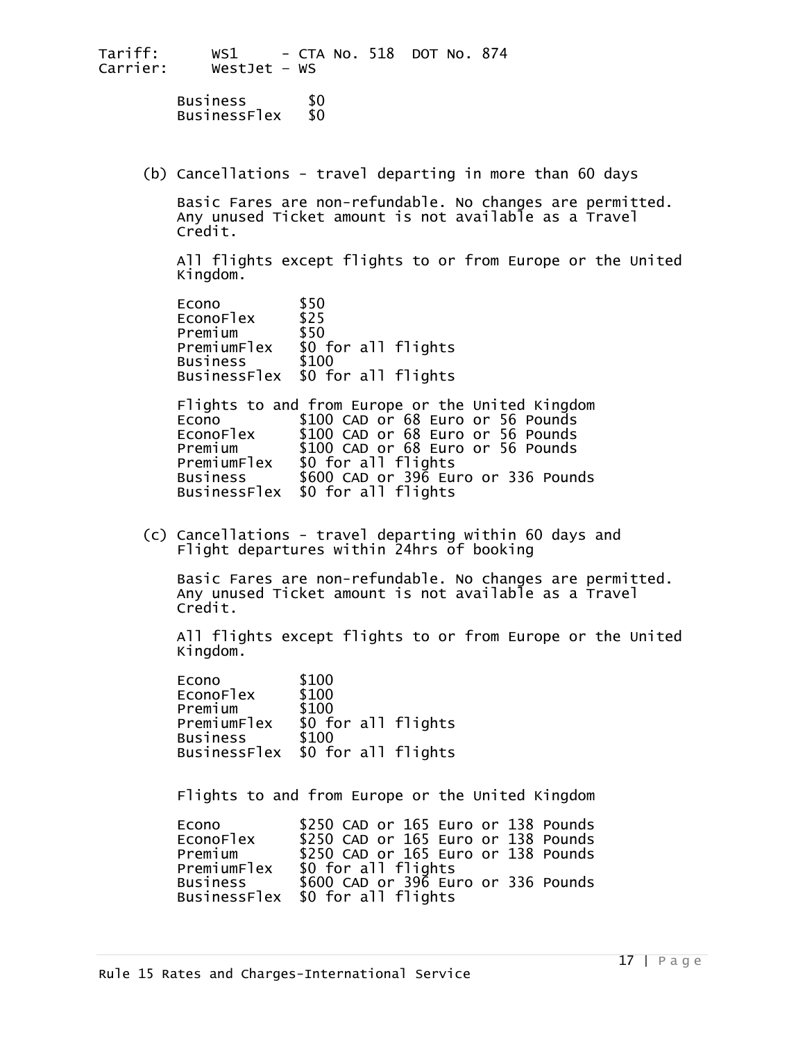Business $0
BusinessFlex $0

(b) Cancellations - travel departing in more than 60 days

Basic Fares are non-refundable. No changes are permitted. Any unused Ticket amount is not available as a Travel Credit.

All flights except flights to or from Europe or the United Kingdom.

| | |
|---|---|
| Econo | $50 |
| EconoFlex | $25 |
| Premium | $50 |
| PremiumFlex | $0 for all flights |
| Business | $100 |
| BusinessFlex | $0 for all flights |

Flights to and from Europe or the United Kingdom

| | |
|---|---|
| Econo | $100 CAD or 68 Euro or 56 Pounds |
| EconoFlex | $100 CAD or 68 Euro or 56 Pounds |
| Premium | $100 CAD or 68 Euro or 56 Pounds |
| PremiumFlex | $0 for all flights |
| Business | $600 CAD or 396 Euro or 336 Pounds |
| BusinessFlex | $0 for all flights |

(c) Cancellations - travel departing within 60 days and Flight departures within 24hrs of booking

Basic Fares are non-refundable. No changes are permitted. Any unused Ticket amount is not available as a Travel Credit.

All flights except flights to or from Europe or the United Kingdom.

| | |
|---|---|
| Econo | $100 |
| EconoFlex | $100 |
| Premium | $100 |
| PremiumFlex | $0 for all flights |
| Business | $100 |
| BusinessFlex | $0 for all flights |

Flights to and from Europe or the United Kingdom

| | |
|---|---|
| Econo | $250 CAD or 165 Euro or 138 Pounds |
| EconoFlex | $250 CAD or 165 Euro or 138 Pounds |
| Premium | $250 CAD or 165 Euro or 138 Pounds |
| PremiumFlex | $0 for all flights |
| Business | $600 CAD or 396 Euro or 336 Pounds |
| BusinessFlex | $0 for all flights |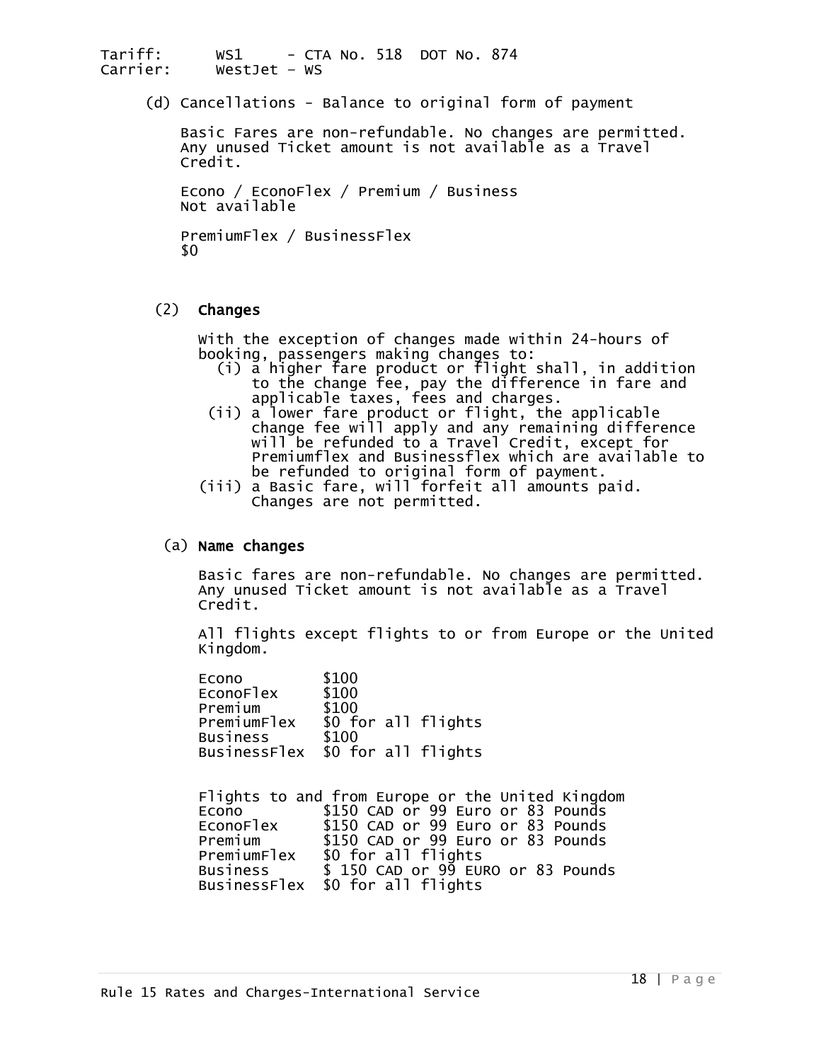Tariff: WS1 - CTA No. 518 DOT No. 874
Carrier: WestJet – WS

(d) Cancellations - Balance to original form of payment

Basic Fares are non-refundable. No changes are permitted. Any unused Ticket amount is not available as a Travel Credit.

Econo / EconoFlex / Premium / Business
Not available

PremiumFlex / BusinessFlex
$0

(2) **Changes**

With the exception of changes made within 24-hours of booking, passengers making changes to:

(i) a higher fare product or flight shall, in addition to the change fee, pay the difference in fare and applicable taxes, fees and charges.

(ii) a lower fare product or flight, the applicable change fee will apply and any remaining difference will be refunded to a Travel Credit, except for Premiumflex and Businessflex which are available to be refunded to original form of payment.

(iii) a Basic fare, will forfeit all amounts paid. Changes are not permitted.

(a) **Name changes**

Basic fares are non-refundable. No changes are permitted. Any unused Ticket amount is not available as a Travel Credit.

All flights except flights to or from Europe or the United Kingdom.

| | |
|---|---|
| Econo | $100 |
| EconoFlex | $100 |
| Premium | $100 |
| PremiumFlex | $0 for all flights |
| Business | $100 |
| BusinessFlex | $0 for all flights |

Flights to and from Europe or the United Kingdom

| | |
|---|---|
| Econo | $150 CAD or 99 Euro or 83 Pounds |
| EconoFlex | $150 CAD or 99 Euro or 83 Pounds |
| Premium | $150 CAD or 99 Euro or 83 Pounds |
| PremiumFlex | $0 for all flights |
| Business | $ 150 CAD or 99 EURO or 83 Pounds |
| BusinessFlex | $0 for all flights |

Rule 15 Rates and Charges-International Service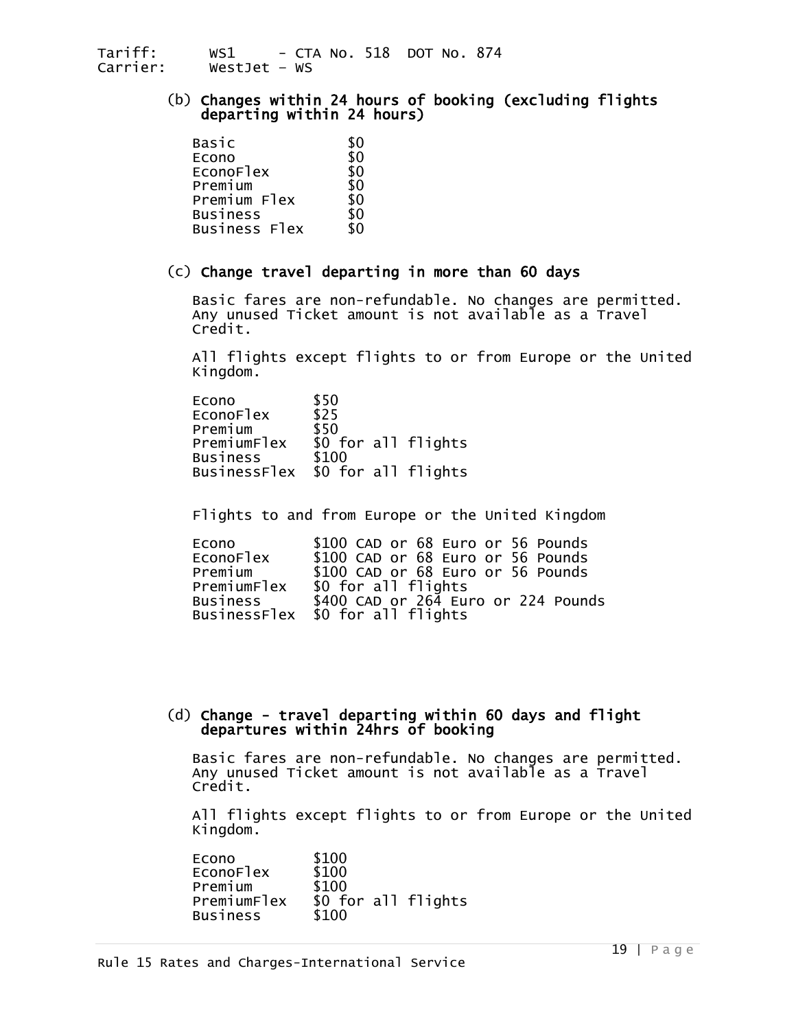Tariff: WS1 - CTA No. 518 DOT No. 874
Carrier: WestJet – WS

(b) **Changes within 24 hours of booking (excluding flights departing within 24 hours)**

| | |
|---|---|
| Basic | $0 |
| Econo | $0 |
| EconoFlex | $0 |
| Premium | $0 |
| Premium Flex | $0 |
| Business | $0 |
| Business Flex | $0 |

(c) **Change travel departing in more than 60 days**

Basic fares are non-refundable. No changes are permitted. Any unused Ticket amount is not available as a Travel Credit.

All flights except flights to or from Europe or the United Kingdom.

| | |
|---|---|
| Econo | $50 |
| EconoFlex | $25 |
| Premium | $50 |
| PremiumFlex | $0 for all flights |
| Business | $100 |
| BusinessFlex | $0 for all flights |

Flights to and from Europe or the United Kingdom

| | |
|---|---|
| Econo | $100 CAD or 68 Euro or 56 Pounds |
| EconoFlex | $100 CAD or 68 Euro or 56 Pounds |
| Premium | $100 CAD or 68 Euro or 56 Pounds |
| PremiumFlex | $0 for all flights |
| Business | $400 CAD or 264 Euro or 224 Pounds |
| BusinessFlex | $0 for all flights |

(d) **Change - travel departing within 60 days and flight departures within 24hrs of booking**

Basic fares are non-refundable. No changes are permitted. Any unused Ticket amount is not available as a Travel Credit.

All flights except flights to or from Europe or the United Kingdom.

| | |
|---|---|
| Econo | $100 |
| EconoFlex | $100 |
| Premium | $100 |
| PremiumFlex | $0 for all flights |
| Business | $100 |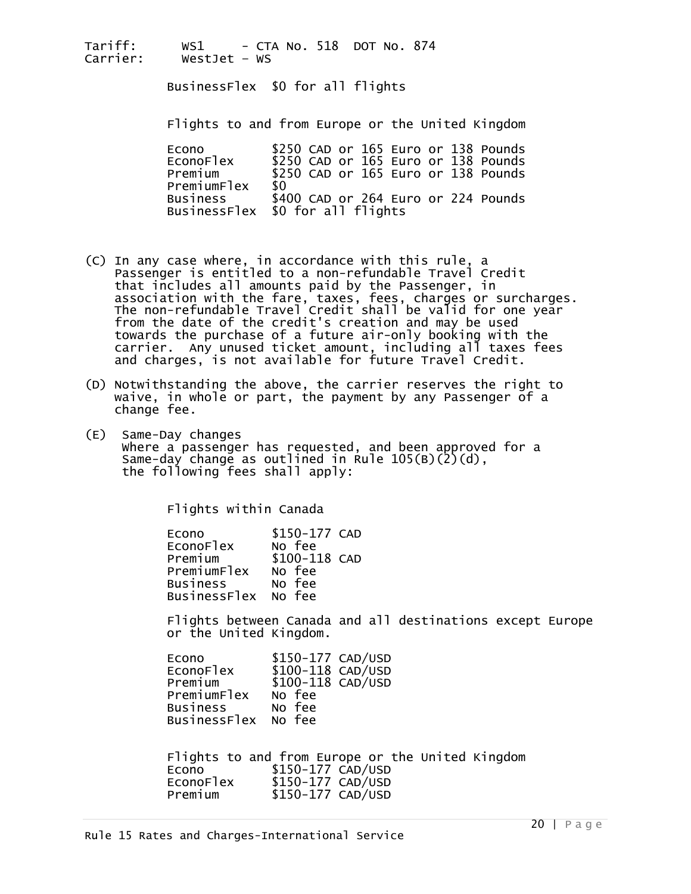Tariff: WS1 - CTA No. 518 DOT No. 874
Carrier: WestJet – WS

| | |
|---|---|
| BusinessFlex | $0 for all flights |

Flights to and from Europe or the United Kingdom

| | |
|---|---|
| Econo | $250 CAD or 165 Euro or 138 Pounds |
| EconoFlex | $250 CAD or 165 Euro or 138 Pounds |
| Premium | $250 CAD or 165 Euro or 138 Pounds |
| PremiumFlex | $0 |
| Business | $400 CAD or 264 Euro or 224 Pounds |
| BusinessFlex | $0 for all flights |

(C) In any case where, in accordance with this rule, a Passenger is entitled to a non-refundable Travel Credit that includes all amounts paid by the Passenger, in association with the fare, taxes, fees, charges or surcharges. The non-refundable Travel Credit shall be valid for one year from the date of the credit's creation and may be used towards the purchase of a future air-only booking with the carrier. Any unused ticket amount, including all taxes fees and charges, is not available for future Travel Credit.

(D) Notwithstanding the above, the carrier reserves the right to waive, in whole or part, the payment by any Passenger of a change fee.

(E) Same-Day changes
Where a passenger has requested, and been approved for a Same-day change as outlined in Rule 105(B)(2)(d), the following fees shall apply:

Flights within Canada

| | |
|---|---|
| Econo | $150-177 CAD |
| EconoFlex | No fee |
| Premium | $100-118 CAD |
| PremiumFlex | No fee |
| Business | No fee |
| BusinessFlex | No fee |

Flights between Canada and all destinations except Europe or the United Kingdom.

| | |
|---|---|
| Econo | $150-177 CAD/USD |
| EconoFlex | $100-118 CAD/USD |
| Premium | $100-118 CAD/USD |
| PremiumFlex | No fee |
| Business | No fee |
| BusinessFlex | No fee |

Flights to and from Europe or the United Kingdom

| | |
|---|---|
| Econo | $150-177 CAD/USD |
| EconoFlex | $150-177 CAD/USD |
| Premium | $150-177 CAD/USD |

Rule 15 Rates and Charges-International Service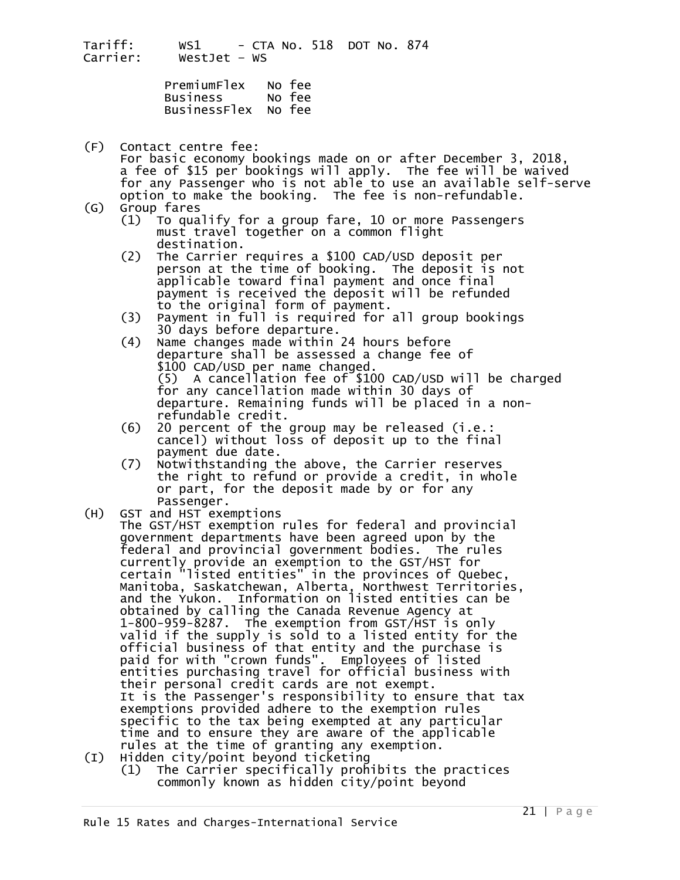Tariff: WS1 - CTA No. 518 DOT No. 874
Carrier: WestJet – WS

| | |
|---|---|
| PremiumFlex | No fee |
| Business | No fee |
| BusinessFlex | No fee |

(F) Contact centre fee:
For basic economy bookings made on or after December 3, 2018, a fee of $15 per bookings will apply. The fee will be waived for any Passenger who is not able to use an available self-serve option to make the booking. The fee is non-refundable.

(G) Group fares
- (1) To qualify for a group fare, 10 or more Passengers must travel together on a common flight destination.
- (2) The Carrier requires a $100 CAD/USD deposit per person at the time of booking. The deposit is not applicable toward final payment and once final payment is received the deposit will be refunded to the original form of payment.
- (3) Payment in full is required for all group bookings 30 days before departure.
- (4) Name changes made within 24 hours before departure shall be assessed a change fee of $100 CAD/USD per name changed.
- (5) A cancellation fee of $100 CAD/USD will be charged for any cancellation made within 30 days of departure. Remaining funds will be placed in a non-refundable credit.
- (6) 20 percent of the group may be released (i.e.: cancel) without loss of deposit up to the final payment due date.
- (7) Notwithstanding the above, the Carrier reserves the right to refund or provide a credit, in whole or part, for the deposit made by or for any Passenger.

(H) GST and HST exemptions
The GST/HST exemption rules for federal and provincial government departments have been agreed upon by the federal and provincial government bodies. The rules currently provide an exemption to the GST/HST for certain "listed entities" in the provinces of Quebec, Manitoba, Saskatchewan, Alberta, Northwest Territories, and the Yukon. Information on listed entities can be obtained by calling the Canada Revenue Agency at 1-800-959-8287. The exemption from GST/HST is only valid if the supply is sold to a listed entity for the official business of that entity and the purchase is paid for with "crown funds". Employees of listed entities purchasing travel for official business with their personal credit cards are not exempt.
It is the Passenger's responsibility to ensure that tax exemptions provided adhere to the exemption rules specific to the tax being exempted at any particular time and to ensure they are aware of the applicable rules at the time of granting any exemption.

(I) Hidden city/point beyond ticketing
- (1) The Carrier specifically prohibits the practices commonly known as hidden city/point beyond

Rule 15 Rates and Charges-International Service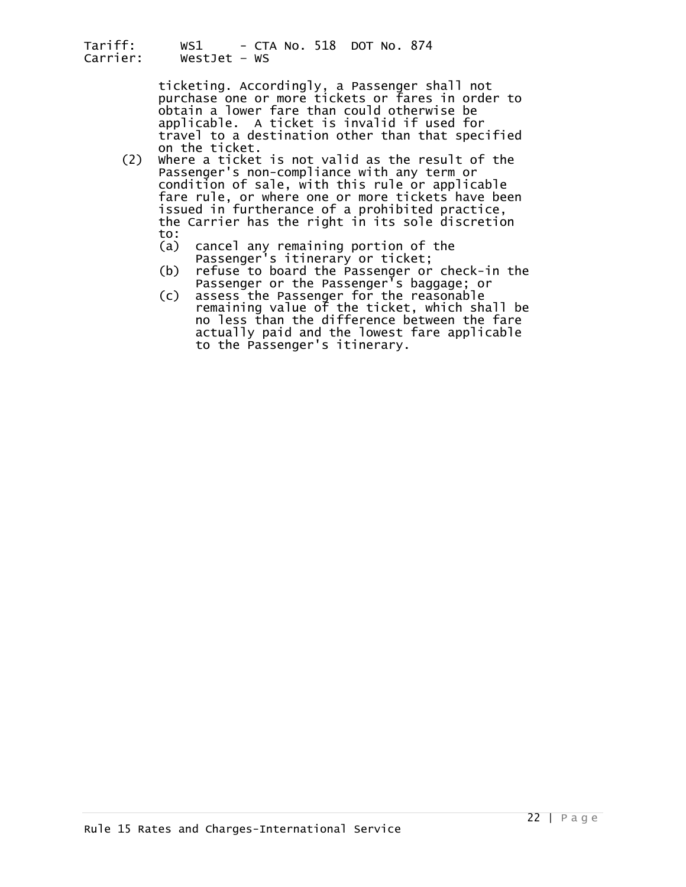ticketing. Accordingly, a Passenger shall not purchase one or more tickets or fares in order to obtain a lower fare than could otherwise be applicable. A ticket is invalid if used for travel to a destination other than that specified on the ticket.

(2) Where a ticket is not valid as the result of the Passenger's non-compliance with any term or condition of sale, with this rule or applicable fare rule, or where one or more tickets have been issued in furtherance of a prohibited practice, the Carrier has the right in its sole discretion to:

   (a) cancel any remaining portion of the Passenger's itinerary or ticket;

   (b) refuse to board the Passenger or check-in the Passenger or the Passenger's baggage; or

   (c) assess the Passenger for the reasonable remaining value of the ticket, which shall be no less than the difference between the fare actually paid and the lowest fare applicable to the Passenger's itinerary.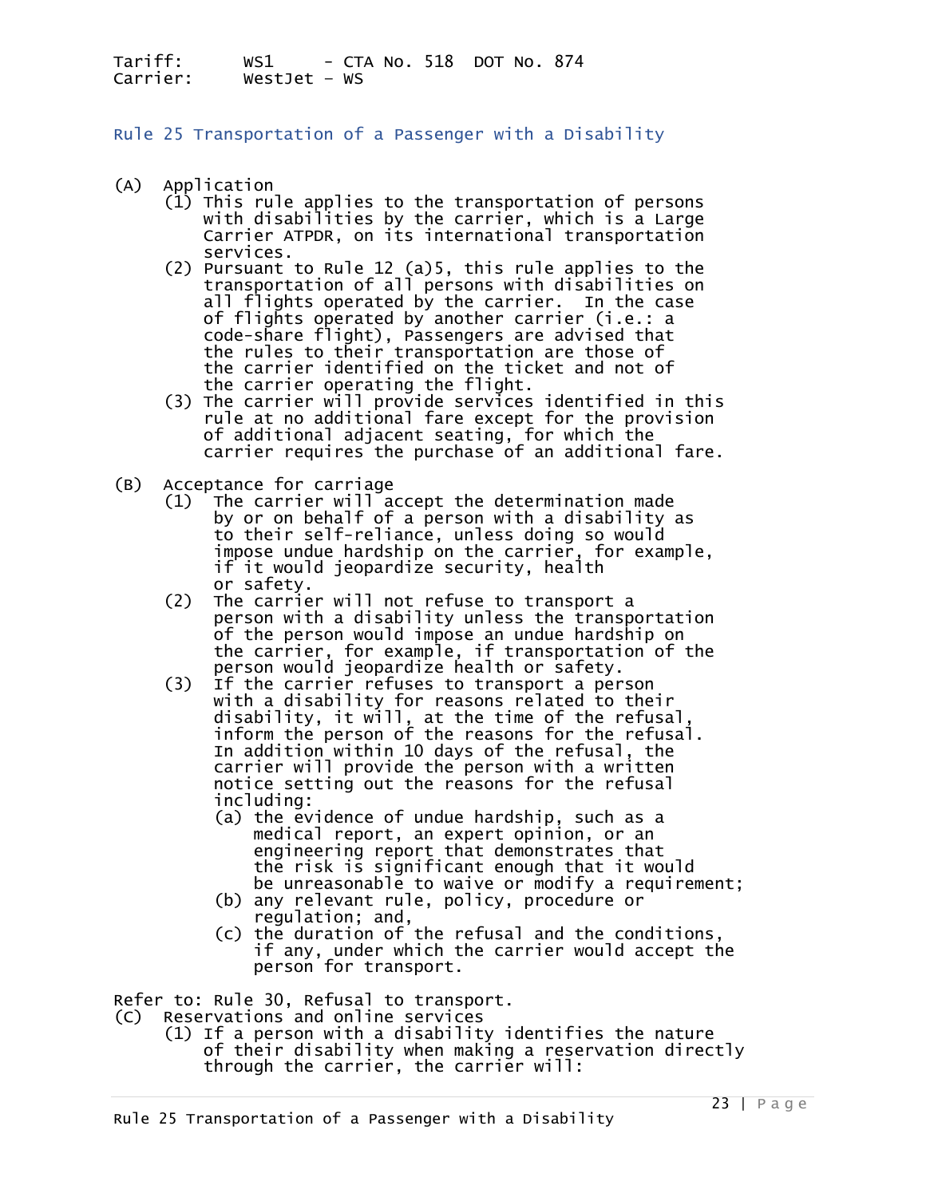Tariff: WS1 - CTA No. 518 DOT No. 874
Carrier: WestJet - WS

## Rule 25 Transportation of a Passenger with a Disability

(A) Application

(1) This rule applies to the transportation of persons with disabilities by the carrier, which is a Large Carrier ATPDR, on its international transportation services.

(2) Pursuant to Rule 12 (a)5, this rule applies to the transportation of all persons with disabilities on all flights operated by the carrier. In the case of flights operated by another carrier (i.e.: a code-share flight), Passengers are advised that the rules to their transportation are those of the carrier identified on the ticket and not of the carrier operating the flight.

(3) The carrier will provide services identified in this rule at no additional fare except for the provision of additional adjacent seating, for which the carrier requires the purchase of an additional fare.

(B) Acceptance for carriage

(1) The carrier will accept the determination made by or on behalf of a person with a disability as to their self-reliance, unless doing so would impose undue hardship on the carrier, for example, if it would jeopardize security, health or safety.

(2) The carrier will not refuse to transport a person with a disability unless the transportation of the person would impose an undue hardship on the carrier, for example, if transportation of the person would jeopardize health or safety.

(3) If the carrier refuses to transport a person with a disability for reasons related to their disability, it will, at the time of the refusal, inform the person of the reasons for the refusal. In addition within 10 days of the refusal, the carrier will provide the person with a written notice setting out the reasons for the refusal including:

(a) the evidence of undue hardship, such as a medical report, an expert opinion, or an engineering report that demonstrates that the risk is significant enough that it would be unreasonable to waive or modify a requirement;

(b) any relevant rule, policy, procedure or regulation; and,

(c) the duration of the refusal and the conditions, if any, under which the carrier would accept the person for transport.

Refer to: Rule 30, Refusal to transport.

(C) Reservations and online services

(1) If a person with a disability identifies the nature of their disability when making a reservation directly through the carrier, the carrier will: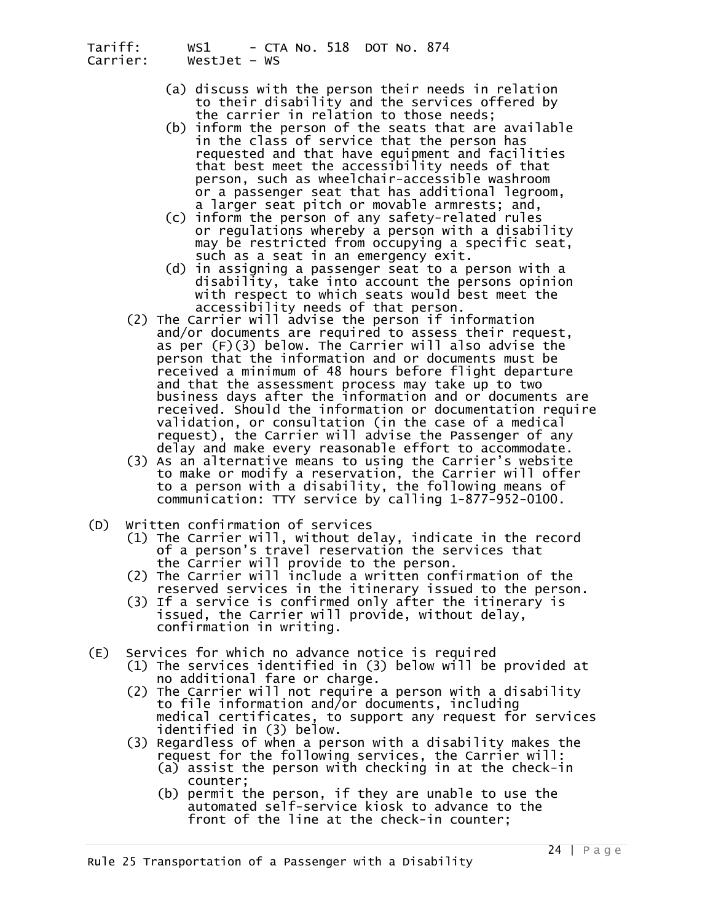(a) discuss with the person their needs in relation to their disability and the services offered by the carrier in relation to those needs;
(b) inform the person of the seats that are available in the class of service that the person has requested and that have equipment and facilities that best meet the accessibility needs of that person, such as wheelchair-accessible washroom or a passenger seat that has additional legroom, a larger seat pitch or movable armrests; and,
(c) inform the person of any safety-related rules or regulations whereby a person with a disability may be restricted from occupying a specific seat, such as a seat in an emergency exit.
(d) in assigning a passenger seat to a person with a disability, take into account the persons opinion with respect to which seats would best meet the accessibility needs of that person.

(2) The Carrier will advise the person if information and/or documents are required to assess their request, as per (F)(3) below. The Carrier will also advise the person that the information and or documents must be received a minimum of 48 hours before flight departure and that the assessment process may take up to two business days after the information and or documents are received. Should the information or documentation require validation, or consultation (in the case of a medical request), the Carrier will advise the Passenger of any delay and make every reasonable effort to accommodate.

(3) As an alternative means to using the Carrier's website to make or modify a reservation, the Carrier will offer to a person with a disability, the following means of communication: TTY service by calling 1-877-952-0100.

(D) Written confirmation of services

(1) The Carrier will, without delay, indicate in the record of a person's travel reservation the services that the Carrier will provide to the person.
(2) The Carrier will include a written confirmation of the reserved services in the itinerary issued to the person.
(3) If a service is confirmed only after the itinerary is issued, the Carrier will provide, without delay, confirmation in writing.

(E) Services for which no advance notice is required

(1) The services identified in (3) below will be provided at no additional fare or charge.
(2) The Carrier will not require a person with a disability to file information and/or documents, including medical certificates, to support any request for services identified in (3) below.
(3) Regardless of when a person with a disability makes the request for the following services, the Carrier will:
  (a) assist the person with checking in at the check-in counter;
  (b) permit the person, if they are unable to use the automated self-service kiosk to advance to the front of the line at the check-in counter;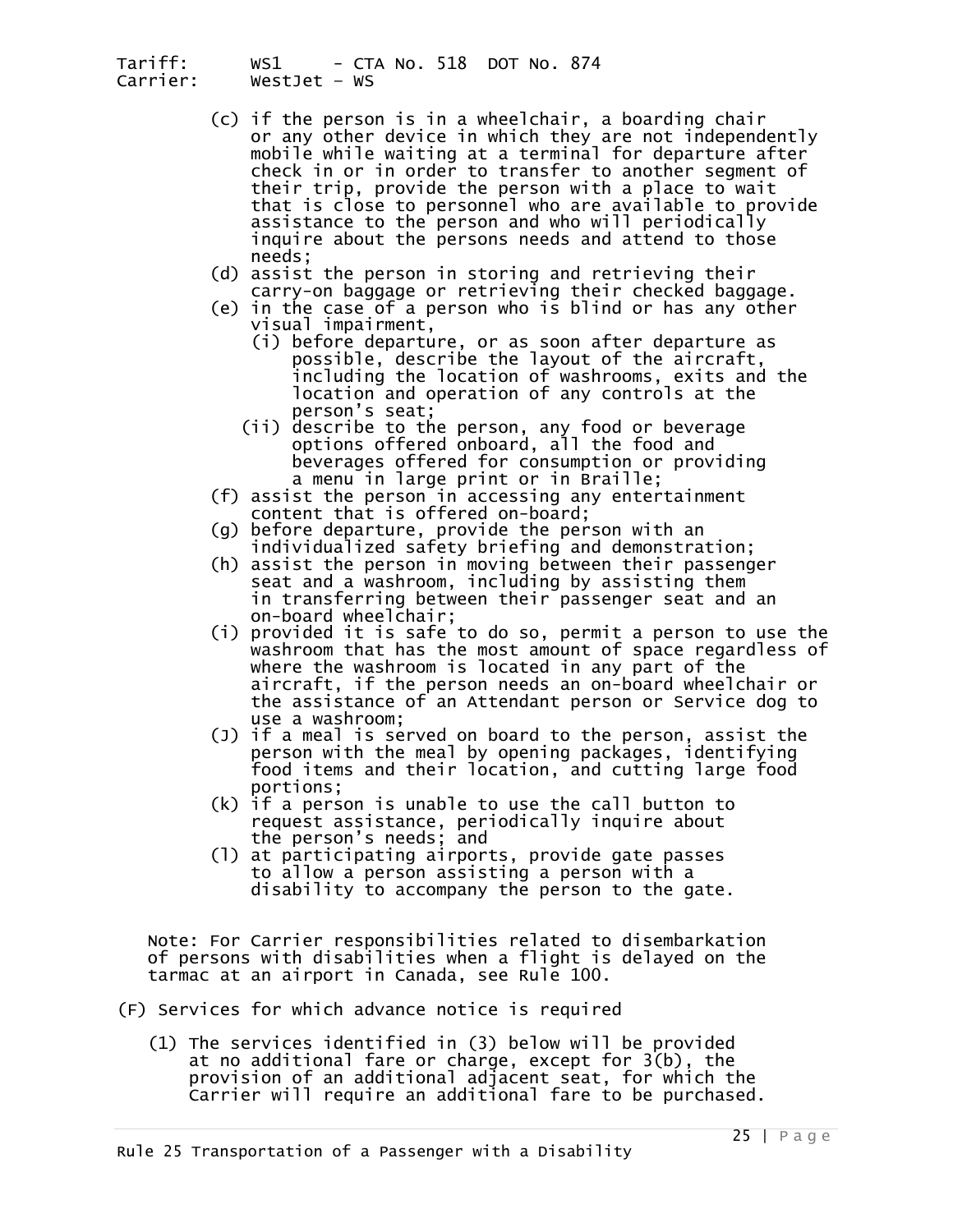(c) if the person is in a wheelchair, a boarding chair or any other device in which they are not independently mobile while waiting at a terminal for departure after check in or in order to transfer to another segment of their trip, provide the person with a place to wait that is close to personnel who are available to provide assistance to the person and who will periodically inquire about the persons needs and attend to those needs;

(d) assist the person in storing and retrieving their carry-on baggage or retrieving their checked baggage.

(e) in the case of a person who is blind or has any other visual impairment,

   (i) before departure, or as soon after departure as possible, describe the layout of the aircraft, including the location of washrooms, exits and the location and operation of any controls at the person's seat;

   (ii) describe to the person, any food or beverage options offered onboard, all the food and beverages offered for consumption or providing a menu in large print or in Braille;

(f) assist the person in accessing any entertainment content that is offered on-board;

(g) before departure, provide the person with an individualized safety briefing and demonstration;

(h) assist the person in moving between their passenger seat and a washroom, including by assisting them in transferring between their passenger seat and an on-board wheelchair;

(i) provided it is safe to do so, permit a person to use the washroom that has the most amount of space regardless of where the washroom is located in any part of the aircraft, if the person needs an on-board wheelchair or the assistance of an Attendant person or Service dog to use a washroom;

(J) if a meal is served on board to the person, assist the person with the meal by opening packages, identifying food items and their location, and cutting large food portions;

(k) if a person is unable to use the call button to request assistance, periodically inquire about the person's needs; and

(l) at participating airports, provide gate passes to allow a person assisting a person with a disability to accompany the person to the gate.

Note: For Carrier responsibilities related to disembarkation of persons with disabilities when a flight is delayed on the tarmac at an airport in Canada, see Rule 100.

(F) Services for which advance notice is required

(1) The services identified in (3) below will be provided at no additional fare or charge, except for 3(b), the provision of an additional adjacent seat, for which the Carrier will require an additional fare to be purchased.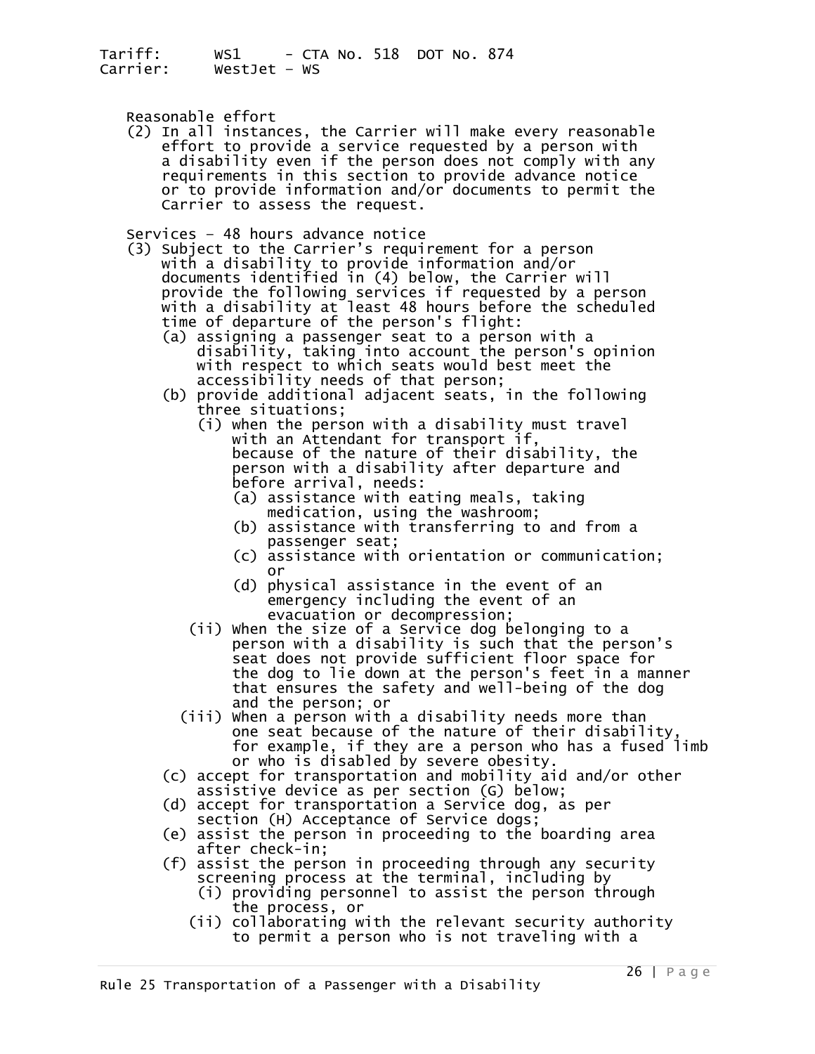Reasonable effort

(2) In all instances, the Carrier will make every reasonable effort to provide a service requested by a person with a disability even if the person does not comply with any requirements in this section to provide advance notice or to provide information and/or documents to permit the Carrier to assess the request.

Services – 48 hours advance notice

(3) Subject to the Carrier's requirement for a person with a disability to provide information and/or documents identified in (4) below, the Carrier will provide the following services if requested by a person with a disability at least 48 hours before the scheduled time of departure of the person's flight:

- (a) assigning a passenger seat to a person with a disability, taking into account the person's opinion with respect to which seats would best meet the accessibility needs of that person;
- (b) provide additional adjacent seats, in the following three situations;
  - (i) when the person with a disability must travel with an Attendant for transport if, because of the nature of their disability, the person with a disability after departure and before arrival, needs:
    - (a) assistance with eating meals, taking medication, using the washroom;
    - (b) assistance with transferring to and from a passenger seat;
    - (c) assistance with orientation or communication; or
    - (d) physical assistance in the event of an emergency including the event of an evacuation or decompression;
  - (ii) When the size of a Service dog belonging to a person with a disability is such that the person's seat does not provide sufficient floor space for the dog to lie down at the person's feet in a manner that ensures the safety and well-being of the dog and the person; or
  - (iii) When a person with a disability needs more than one seat because of the nature of their disability, for example, if they are a person who has a fused limb or who is disabled by severe obesity.
- (c) accept for transportation and mobility aid and/or other assistive device as per section (G) below;
- (d) accept for transportation a Service dog, as per section (H) Acceptance of Service dogs;
- (e) assist the person in proceeding to the boarding area after check-in;
- (f) assist the person in proceeding through any security screening process at the terminal, including by
  - (i) providing personnel to assist the person through the process, or
  - (ii) collaborating with the relevant security authority to permit a person who is not traveling with a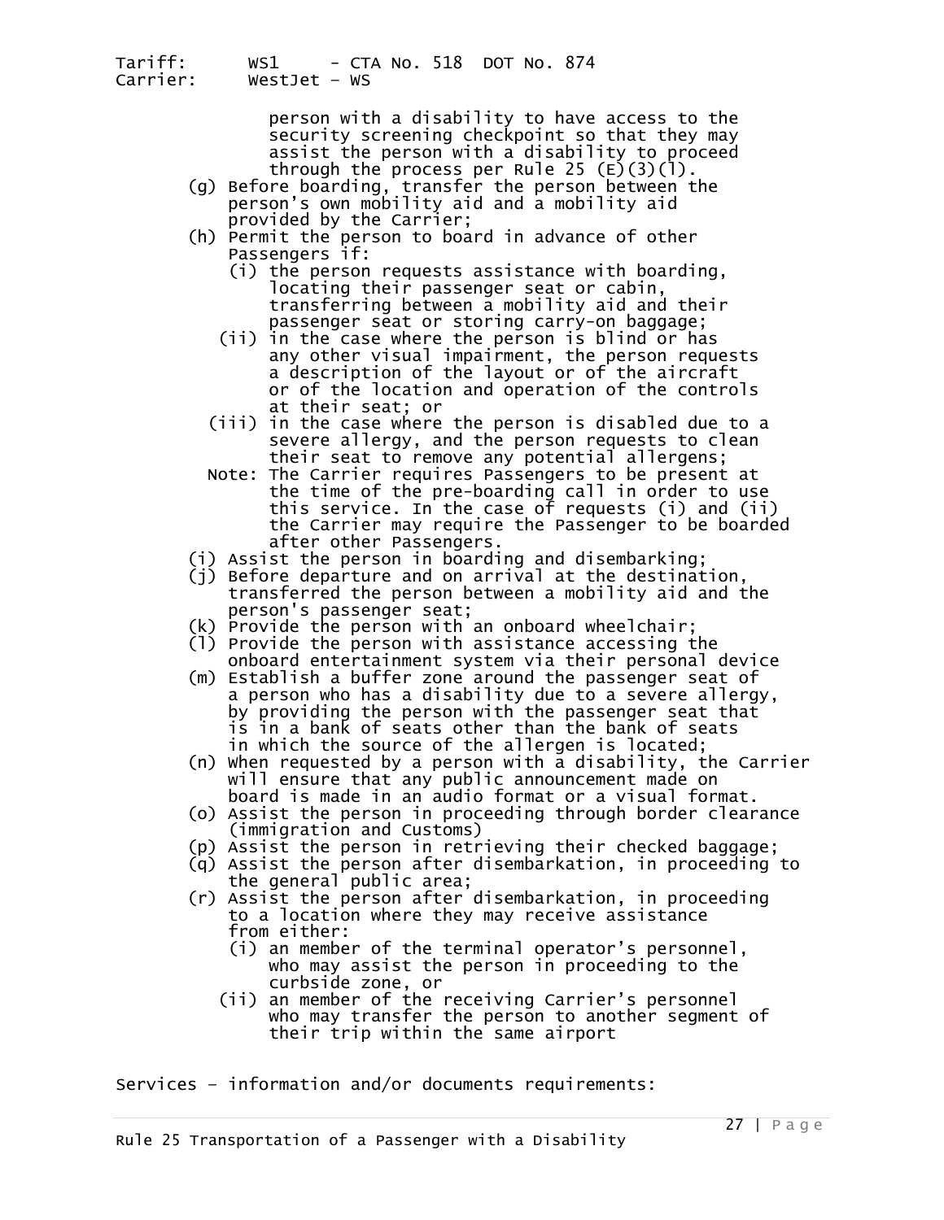person with a disability to have access to the security screening checkpoint so that they may assist the person with a disability to proceed through the process per Rule 25 (E)(3)(l).

(g) Before boarding, transfer the person between the person's own mobility aid and a mobility aid provided by the Carrier;

(h) Permit the person to board in advance of other Passengers if:

  - (i) the person requests assistance with boarding, locating their passenger seat or cabin, transferring between a mobility aid and their passenger seat or storing carry-on baggage;
  - (ii) in the case where the person is blind or has any other visual impairment, the person requests a description of the layout or of the aircraft or of the location and operation of the controls at their seat; or
  - (iii) in the case where the person is disabled due to a severe allergy, and the person requests to clean their seat to remove any potential allergens;

  Note: The Carrier requires Passengers to be present at the time of the pre-boarding call in order to use this service. In the case of requests (i) and (ii) the Carrier may require the Passenger to be boarded after other Passengers.

(i) Assist the person in boarding and disembarking;

(j) Before departure and on arrival at the destination, transferred the person between a mobility aid and the person's passenger seat;

(k) Provide the person with an onboard wheelchair;

(l) Provide the person with assistance accessing the onboard entertainment system via their personal device

(m) Establish a buffer zone around the passenger seat of a person who has a disability due to a severe allergy, by providing the person with the passenger seat that is in a bank of seats other than the bank of seats in which the source of the allergen is located;

(n) When requested by a person with a disability, the Carrier will ensure that any public announcement made on board is made in an audio format or a visual format.

(o) Assist the person in proceeding through border clearance (immigration and Customs)

(p) Assist the person in retrieving their checked baggage;

(q) Assist the person after disembarkation, in proceeding to the general public area;

(r) Assist the person after disembarkation, in proceeding to a location where they may receive assistance from either:

  - (i) an member of the terminal operator's personnel, who may assist the person in proceeding to the curbside zone, or
  - (ii) an member of the receiving Carrier's personnel who may transfer the person to another segment of their trip within the same airport

Services – information and/or documents requirements: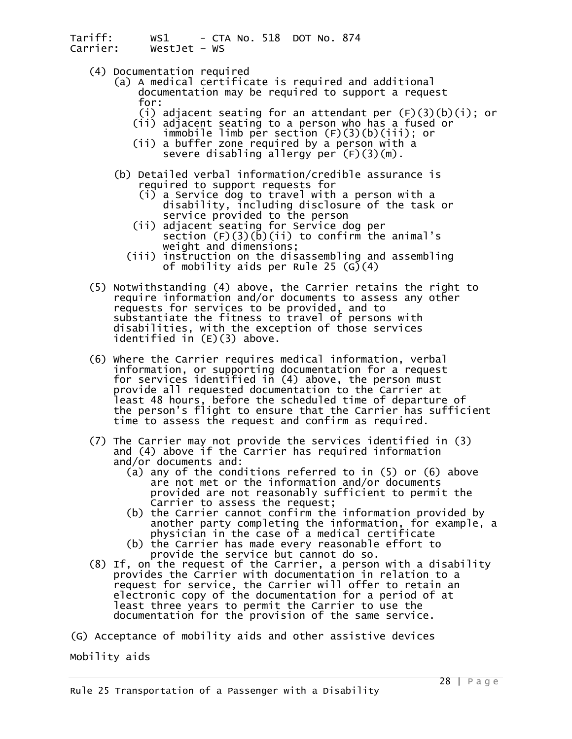(4) Documentation required

(a) A medical certificate is required and additional documentation may be required to support a request for:

(i) adjacent seating for an attendant per (F)(3)(b)(i); or

(ii) adjacent seating to a person who has a fused or immobile limb per section (F)(3)(b)(iii); or

(ii) a buffer zone required by a person with a severe disabling allergy per (F)(3)(m).

(b) Detailed verbal information/credible assurance is required to support requests for

(i) a Service dog to travel with a person with a disability, including disclosure of the task or service provided to the person

(ii) adjacent seating for Service dog per section (F)(3)(b)(ii) to confirm the animal's weight and dimensions;

(iii) instruction on the disassembling and assembling of mobility aids per Rule 25 (G)(4)

(5) Notwithstanding (4) above, the Carrier retains the right to require information and/or documents to assess any other requests for services to be provided, and to substantiate the fitness to travel of persons with disabilities, with the exception of those services identified in (E)(3) above.

(6) Where the Carrier requires medical information, verbal information, or supporting documentation for a request for services identified in (4) above, the person must provide all requested documentation to the Carrier at least 48 hours, before the scheduled time of departure of the person's flight to ensure that the Carrier has sufficient time to assess the request and confirm as required.

(7) The Carrier may not provide the services identified in (3) and (4) above if the Carrier has required information and/or documents and:

(a) any of the conditions referred to in (5) or (6) above are not met or the information and/or documents provided are not reasonably sufficient to permit the Carrier to assess the request;

(b) the Carrier cannot confirm the information provided by another party completing the information, for example, a physician in the case of a medical certificate

(b) the Carrier has made every reasonable effort to provide the service but cannot do so.

(8) If, on the request of the Carrier, a person with a disability provides the Carrier with documentation in relation to a request for service, the Carrier will offer to retain an electronic copy of the documentation for a period of at least three years to permit the Carrier to use the documentation for the provision of the same service.

(G) Acceptance of mobility aids and other assistive devices

Mobility aids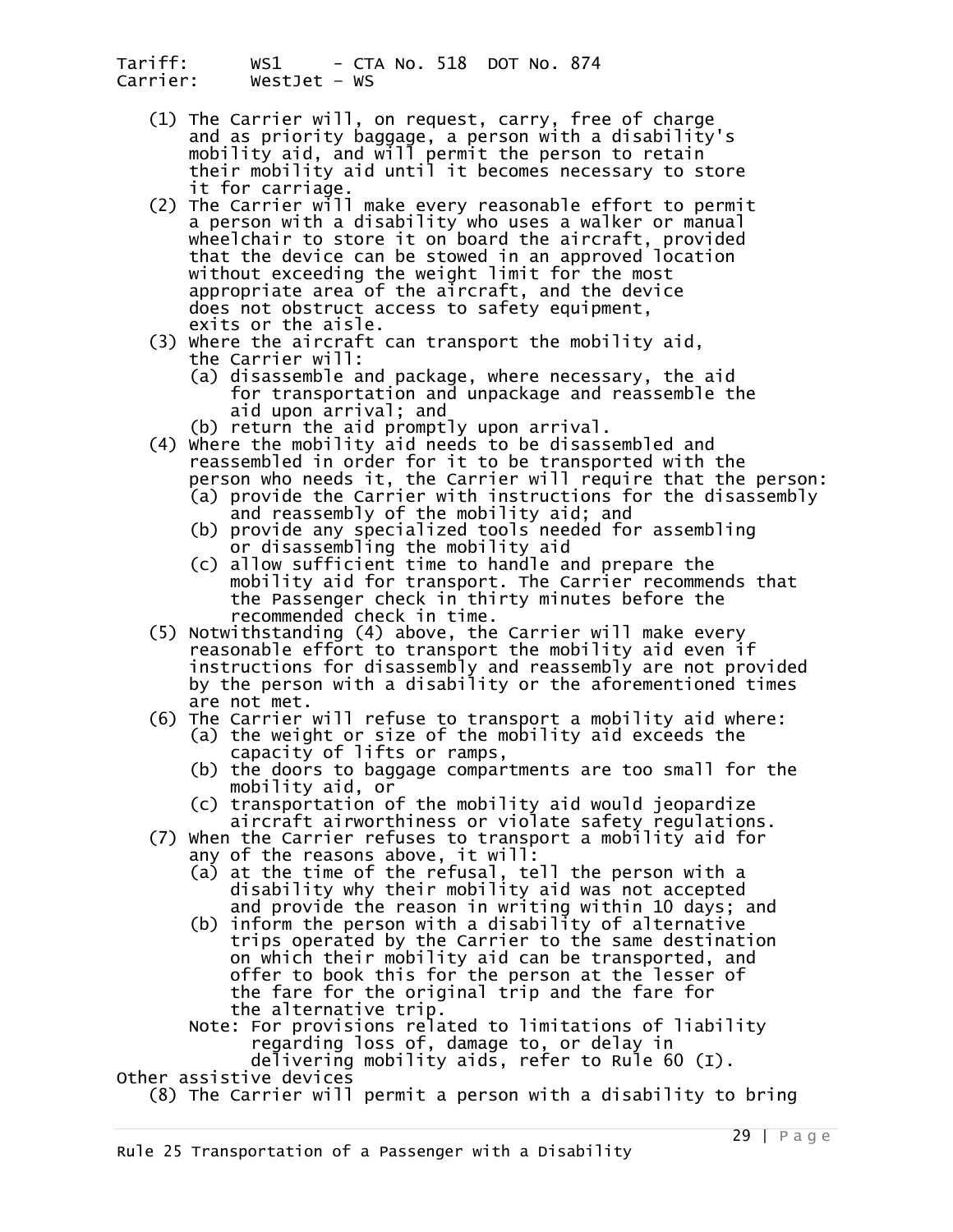(1) The Carrier will, on request, carry, free of charge and as priority baggage, a person with a disability's mobility aid, and will permit the person to retain their mobility aid until it becomes necessary to store it for carriage.

(2) The Carrier will make every reasonable effort to permit a person with a disability who uses a walker or manual wheelchair to store it on board the aircraft, provided that the device can be stowed in an approved location without exceeding the weight limit for the most appropriate area of the aircraft, and the device does not obstruct access to safety equipment, exits or the aisle.

(3) Where the aircraft can transport the mobility aid, the Carrier will:
- (a) disassemble and package, where necessary, the aid for transportation and unpackage and reassemble the aid upon arrival; and
- (b) return the aid promptly upon arrival.

(4) Where the mobility aid needs to be disassembled and reassembled in order for it to be transported with the person who needs it, the Carrier will require that the person:
- (a) provide the Carrier with instructions for the disassembly and reassembly of the mobility aid; and
- (b) provide any specialized tools needed for assembling or disassembling the mobility aid
- (c) allow sufficient time to handle and prepare the mobility aid for transport. The Carrier recommends that the Passenger check in thirty minutes before the recommended check in time.

(5) Notwithstanding (4) above, the Carrier will make every reasonable effort to transport the mobility aid even if instructions for disassembly and reassembly are not provided by the person with a disability or the aforementioned times are not met.

(6) The Carrier will refuse to transport a mobility aid where:
- (a) the weight or size of the mobility aid exceeds the capacity of lifts or ramps,
- (b) the doors to baggage compartments are too small for the mobility aid, or
- (c) transportation of the mobility aid would jeopardize aircraft airworthiness or violate safety regulations.

(7) When the Carrier refuses to transport a mobility aid for any of the reasons above, it will:
- (a) at the time of the refusal, tell the person with a disability why their mobility aid was not accepted and provide the reason in writing within 10 days; and
- (b) inform the person with a disability of alternative trips operated by the Carrier to the same destination on which their mobility aid can be transported, and offer to book this for the person at the lesser of the fare for the original trip and the fare for the alternative trip.

Note: For provisions related to limitations of liability regarding loss of, damage to, or delay in delivering mobility aids, refer to Rule 60 (I).

Other assistive devices

(8) The Carrier will permit a person with a disability to bring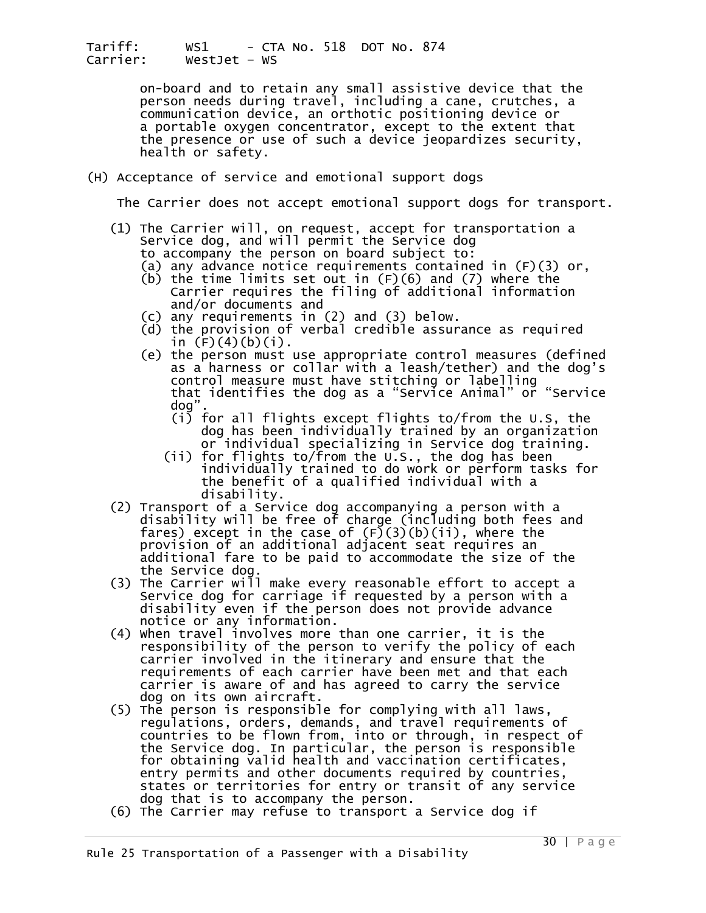on-board and to retain any small assistive device that the person needs during travel, including a cane, crutches, a communication device, an orthotic positioning device or a portable oxygen concentrator, except to the extent that the presence or use of such a device jeopardizes security, health or safety.

(H) Acceptance of service and emotional support dogs

The Carrier does not accept emotional support dogs for transport.

(1) The Carrier will, on request, accept for transportation a Service dog, and will permit the Service dog to accompany the person on board subject to:
   (a) any advance notice requirements contained in (F)(3) or,
   (b) the time limits set out in (F)(6) and (7) where the Carrier requires the filing of additional information and/or documents and
   (c) any requirements in (2) and (3) below.
   (d) the provision of verbal credible assurance as required in (F)(4)(b)(i).
   (e) the person must use appropriate control measures (defined as a harness or collar with a leash/tether) and the dog's control measure must have stitching or labelling that identifies the dog as a "Service Animal" or "Service dog".
      (i) for all flights except flights to/from the U.S, the dog has been individually trained by an organization or individual specializing in Service dog training.
      (ii) for flights to/from the U.S., the dog has been individually trained to do work or perform tasks for the benefit of a qualified individual with a disability.
(2) Transport of a Service dog accompanying a person with a disability will be free of charge (including both fees and fares) except in the case of (F)(3)(b)(ii), where the provision of an additional adjacent seat requires an additional fare to be paid to accommodate the size of the the Service dog.
(3) The Carrier will make every reasonable effort to accept a Service dog for carriage if requested by a person with a disability even if the person does not provide advance notice or any information.
(4) When travel involves more than one carrier, it is the responsibility of the person to verify the policy of each carrier involved in the itinerary and ensure that the requirements of each carrier have been met and that each carrier is aware of and has agreed to carry the service dog on its own aircraft.
(5) The person is responsible for complying with all laws, regulations, orders, demands, and travel requirements of countries to be flown from, into or through, in respect of the Service dog. In particular, the person is responsible for obtaining valid health and vaccination certificates, entry permits and other documents required by countries, states or territories for entry or transit of any service dog that is to accompany the person.
(6) The Carrier may refuse to transport a Service dog if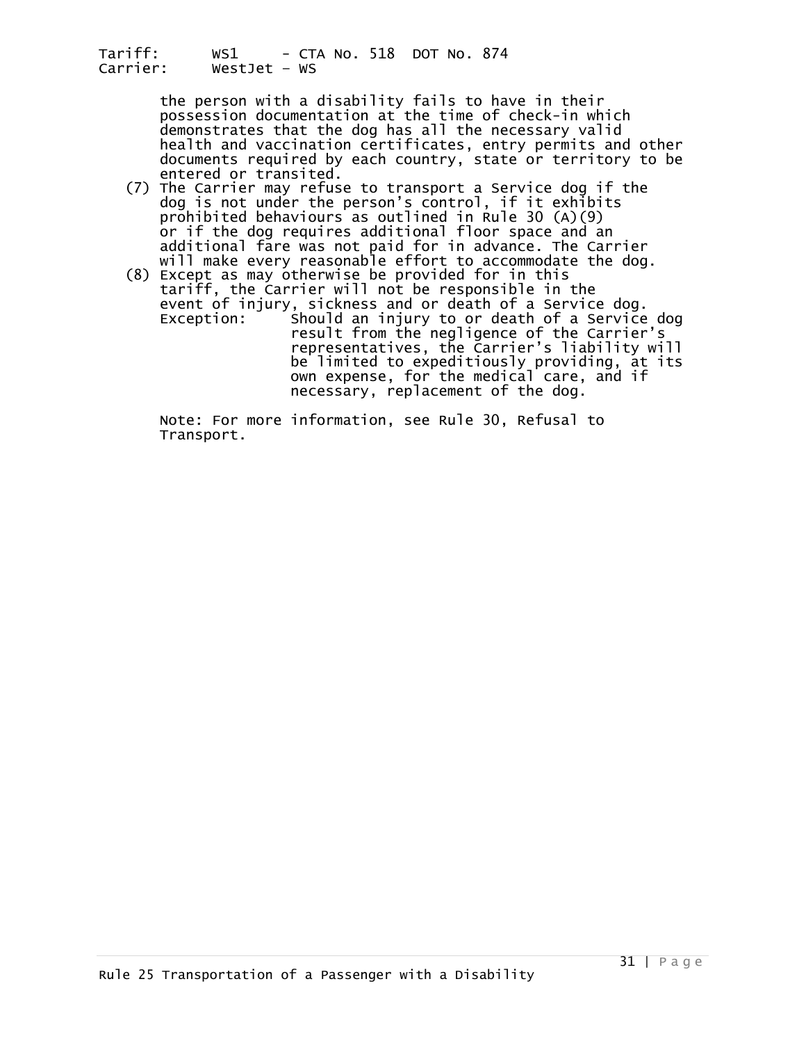the person with a disability fails to have in their possession documentation at the time of check-in which demonstrates that the dog has all the necessary valid health and vaccination certificates, entry permits and other documents required by each country, state or territory to be entered or transited.

(7) The Carrier may refuse to transport a Service dog if the dog is not under the person's control, if it exhibits prohibited behaviours as outlined in Rule 30 (A)(9) or if the dog requires additional floor space and an additional fare was not paid for in advance. The Carrier will make every reasonable effort to accommodate the dog.

(8) Except as may otherwise be provided for in this tariff, the Carrier will not be responsible in the event of injury, sickness and or death of a Service dog.

Exception: Should an injury to or death of a Service dog result from the negligence of the Carrier's representatives, the Carrier's liability will be limited to expeditiously providing, at its own expense, for the medical care, and if necessary, replacement of the dog.

Note: For more information, see Rule 30, Refusal to Transport.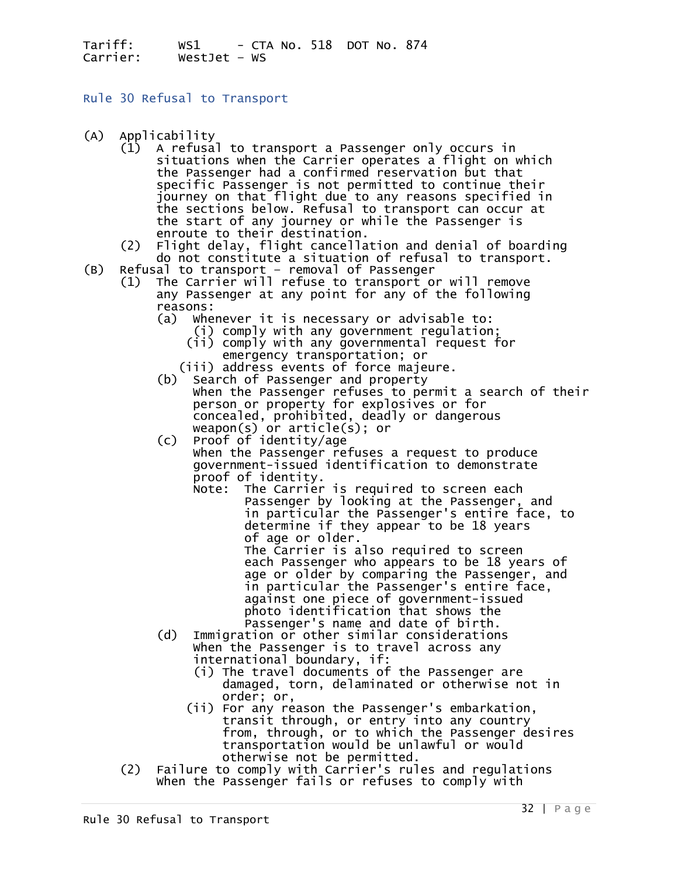Tariff: WS1 - CTA No. 518 DOT No. 874
Carrier: WestJet - WS

## Rule 30 Refusal to Transport

(A) Applicability

(1) A refusal to transport a Passenger only occurs in situations when the Carrier operates a flight on which the Passenger had a confirmed reservation but that specific Passenger is not permitted to continue their journey on that flight due to any reasons specified in the sections below. Refusal to transport can occur at the start of any journey or while the Passenger is enroute to their destination.

(2) Flight delay, flight cancellation and denial of boarding do not constitute a situation of refusal to transport.

(B) Refusal to transport - removal of Passenger

(1) The Carrier will refuse to transport or will remove any Passenger at any point for any of the following reasons:

(a) Whenever it is necessary or advisable to:

(i) comply with any government regulation;

(ii) comply with any governmental request for emergency transportation; or

(iii) address events of force majeure.

(b) Search of Passenger and property
When the Passenger refuses to permit a search of their person or property for explosives or for concealed, prohibited, deadly or dangerous weapon(s) or article(s); or

(c) Proof of identity/age
When the Passenger refuses a request to produce government-issued identification to demonstrate proof of identity.

Note: The Carrier is required to screen each Passenger by looking at the Passenger, and in particular the Passenger's entire face, to determine if they appear to be 18 years of age or older.
The Carrier is also required to screen each Passenger who appears to be 18 years of age or older by comparing the Passenger, and in particular the Passenger's entire face, against one piece of government-issued photo identification that shows the Passenger's name and date of birth.

(d) Immigration or other similar considerations
When the Passenger is to travel across any international boundary, if:

(i) The travel documents of the Passenger are damaged, torn, delaminated or otherwise not in order; or,

(ii) For any reason the Passenger's embarkation, transit through, or entry into any country from, through, or to which the Passenger desires transportation would be unlawful or would otherwise not be permitted.

(2) Failure to comply with Carrier's rules and regulations
When the Passenger fails or refuses to comply with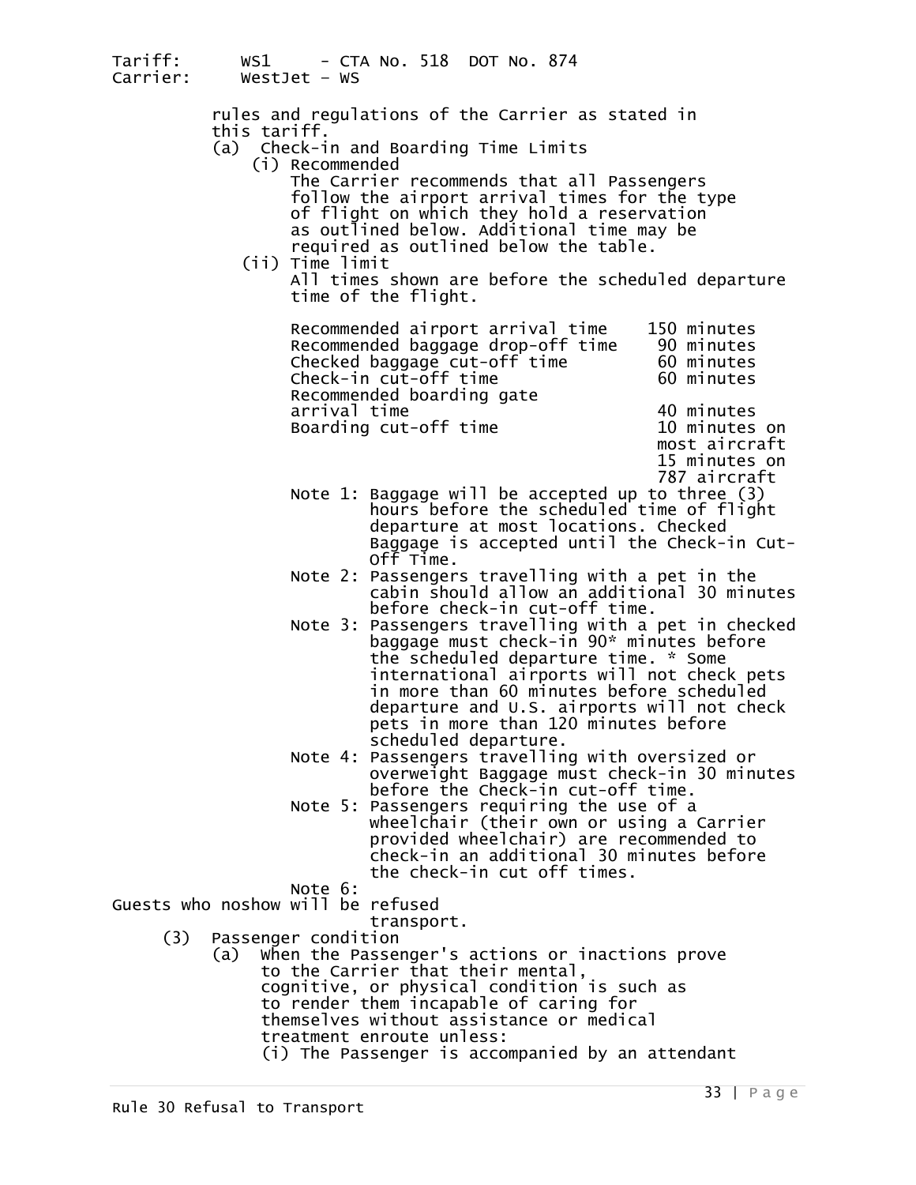rules and regulations of the Carrier as stated in this tariff.

(a) Check-in and Boarding Time Limits

(i) Recommended

The Carrier recommends that all Passengers follow the airport arrival times for the type of flight on which they hold a reservation as outlined below. Additional time may be required as outlined below the table.

(ii) Time limit

All times shown are before the scheduled departure time of the flight.

| | |
|---|---|
| Recommended airport arrival time | 150 minutes |
| Recommended baggage drop-off time | 90 minutes |
| Checked baggage cut-off time | 60 minutes |
| Check-in cut-off time | 60 minutes |
| Recommended boarding gate arrival time | 40 minutes |
| Boarding cut-off time | 10 minutes on most aircraft 15 minutes on 787 aircraft |

Note 1: Baggage will be accepted up to three (3) hours before the scheduled time of flight departure at most locations. Checked Baggage is accepted until the Check-in Cut-Off Time.

Note 2: Passengers travelling with a pet in the cabin should allow an additional 30 minutes before check-in cut-off time.

Note 3: Passengers travelling with a pet in checked baggage must check-in 90* minutes before the scheduled departure time. * Some international airports will not check pets in more than 60 minutes before scheduled departure and U.S. airports will not check pets in more than 120 minutes before scheduled departure.

Note 4: Passengers travelling with oversized or overweight Baggage must check-in 30 minutes before the Check-in cut-off time.

Note 5: Passengers requiring the use of a wheelchair (their own or using a Carrier provided wheelchair) are recommended to check-in an additional 30 minutes before the check-in cut off times.

Note 6: Guests who noshow will be refused transport.

(3) Passenger condition

(a) When the Passenger's actions or inactions prove to the Carrier that their mental, cognitive, or physical condition is such as to render them incapable of caring for themselves without assistance or medical treatment enroute unless:

(i) The Passenger is accompanied by an attendant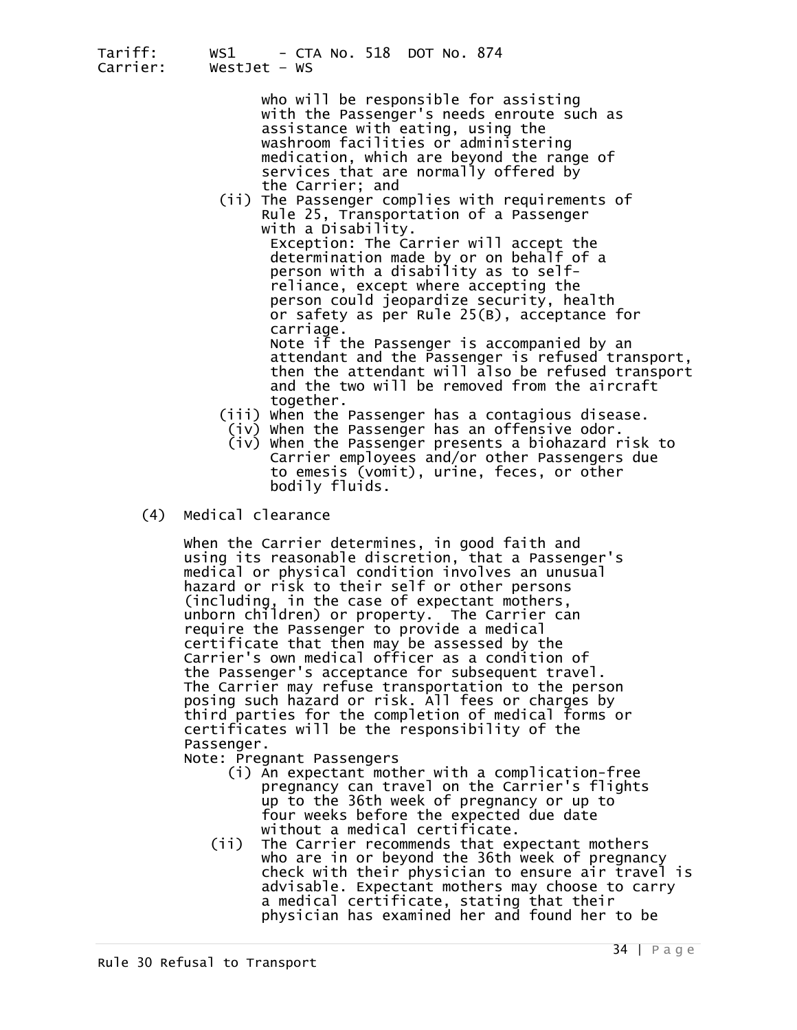who will be responsible for assisting with the Passenger's needs enroute such as assistance with eating, using the washroom facilities or administering medication, which are beyond the range of services that are normally offered by the Carrier; and

(ii) The Passenger complies with requirements of Rule 25, Transportation of a Passenger with a Disability.

Exception: The Carrier will accept the determination made by or on behalf of a person with a disability as to self-reliance, except where accepting the person could jeopardize security, health or safety as per Rule 25(B), acceptance for carriage.

Note if the Passenger is accompanied by an attendant and the Passenger is refused transport, then the attendant will also be refused transport and the two will be removed from the aircraft together.

(iii) When the Passenger has a contagious disease.

(iv) When the Passenger has an offensive odor.

(iv) When the Passenger presents a biohazard risk to Carrier employees and/or other Passengers due to emesis (vomit), urine, feces, or other bodily fluids.

(4) Medical clearance

When the Carrier determines, in good faith and using its reasonable discretion, that a Passenger's medical or physical condition involves an unusual hazard or risk to their self or other persons (including, in the case of expectant mothers, unborn children) or property. The Carrier can require the Passenger to provide a medical certificate that then may be assessed by the Carrier's own medical officer as a condition of the Passenger's acceptance for subsequent travel. The Carrier may refuse transportation to the person posing such hazard or risk. All fees or charges by third parties for the completion of medical forms or certificates will be the responsibility of the Passenger.

Note: Pregnant Passengers

(i) An expectant mother with a complication-free pregnancy can travel on the Carrier's flights up to the 36th week of pregnancy or up to four weeks before the expected due date without a medical certificate.

(ii) The Carrier recommends that expectant mothers who are in or beyond the 36th week of pregnancy check with their physician to ensure air travel is advisable. Expectant mothers may choose to carry a medical certificate, stating that their physician has examined her and found her to be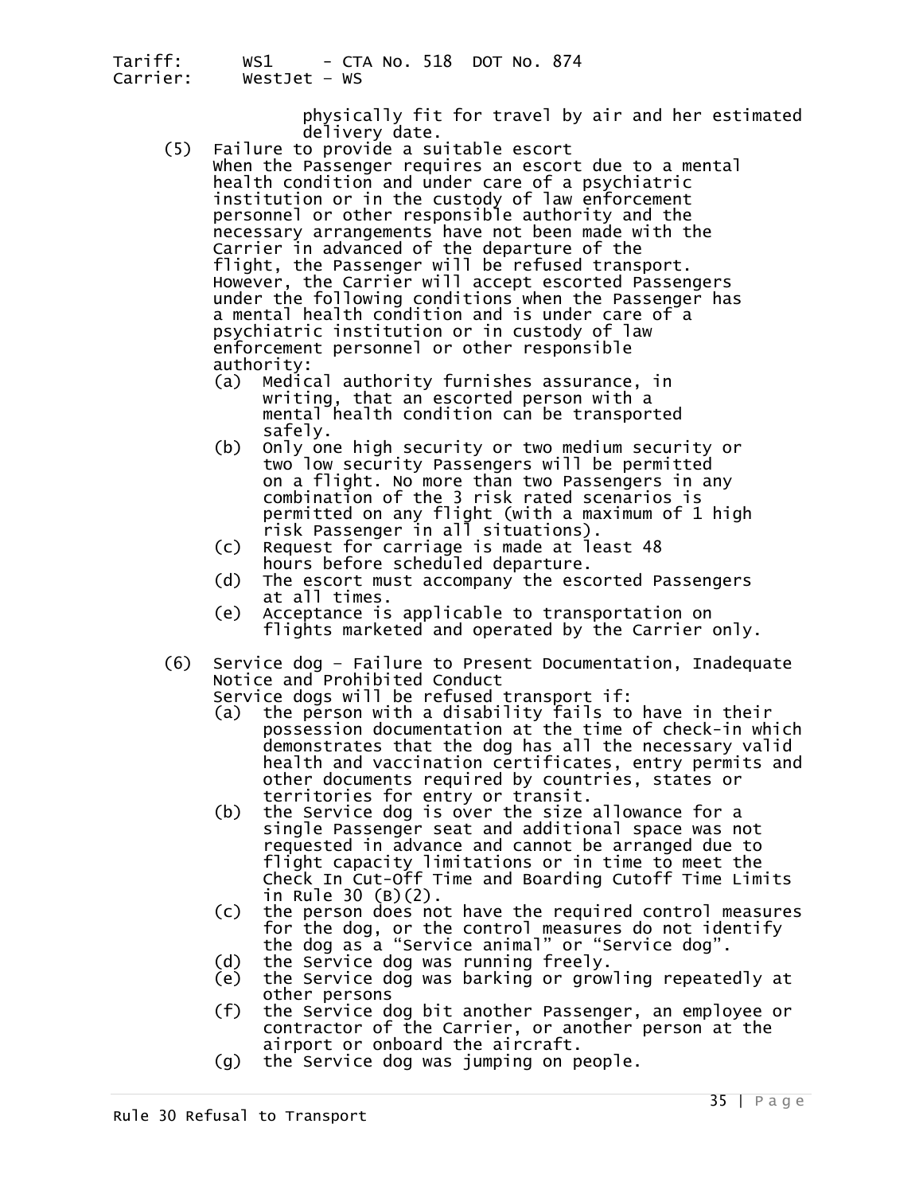physically fit for travel by air and her estimated delivery date.

(5) Failure to provide a suitable escort
When the Passenger requires an escort due to a mental health condition and under care of a psychiatric institution or in the custody of law enforcement personnel or other responsible authority and the necessary arrangements have not been made with the Carrier in advanced of the departure of the flight, the Passenger will be refused transport. However, the Carrier will accept escorted Passengers under the following conditions when the Passenger has a mental health condition and is under care of a psychiatric institution or in custody of law enforcement personnel or other responsible authority:
  - (a) Medical authority furnishes assurance, in writing, that an escorted person with a mental health condition can be transported safely.
  - (b) Only one high security or two medium security or two low security Passengers will be permitted on a flight. No more than two Passengers in any combination of the 3 risk rated scenarios is permitted on any flight (with a maximum of 1 high risk Passenger in all situations).
  - (c) Request for carriage is made at least 48 hours before scheduled departure.
  - (d) The escort must accompany the escorted Passengers at all times.
  - (e) Acceptance is applicable to transportation on flights marketed and operated by the Carrier only.

(6) Service dog – Failure to Present Documentation, Inadequate Notice and Prohibited Conduct
Service dogs will be refused transport if:
  - (a) the person with a disability fails to have in their possession documentation at the time of check-in which demonstrates that the dog has all the necessary valid health and vaccination certificates, entry permits and other documents required by countries, states or territories for entry or transit.
  - (b) the Service dog is over the size allowance for a single Passenger seat and additional space was not requested in advance and cannot be arranged due to flight capacity limitations or in time to meet the Check In Cut-Off Time and Boarding Cutoff Time Limits in Rule 30 (B)(2).
  - (c) the person does not have the required control measures for the dog, or the control measures do not identify the dog as a “Service animal” or “Service dog”.
  - (d) the Service dog was running freely.
  - (e) the Service dog was barking or growling repeatedly at other persons
  - (f) the Service dog bit another Passenger, an employee or contractor of the Carrier, or another person at the airport or onboard the aircraft.
  - (g) the Service dog was jumping on people.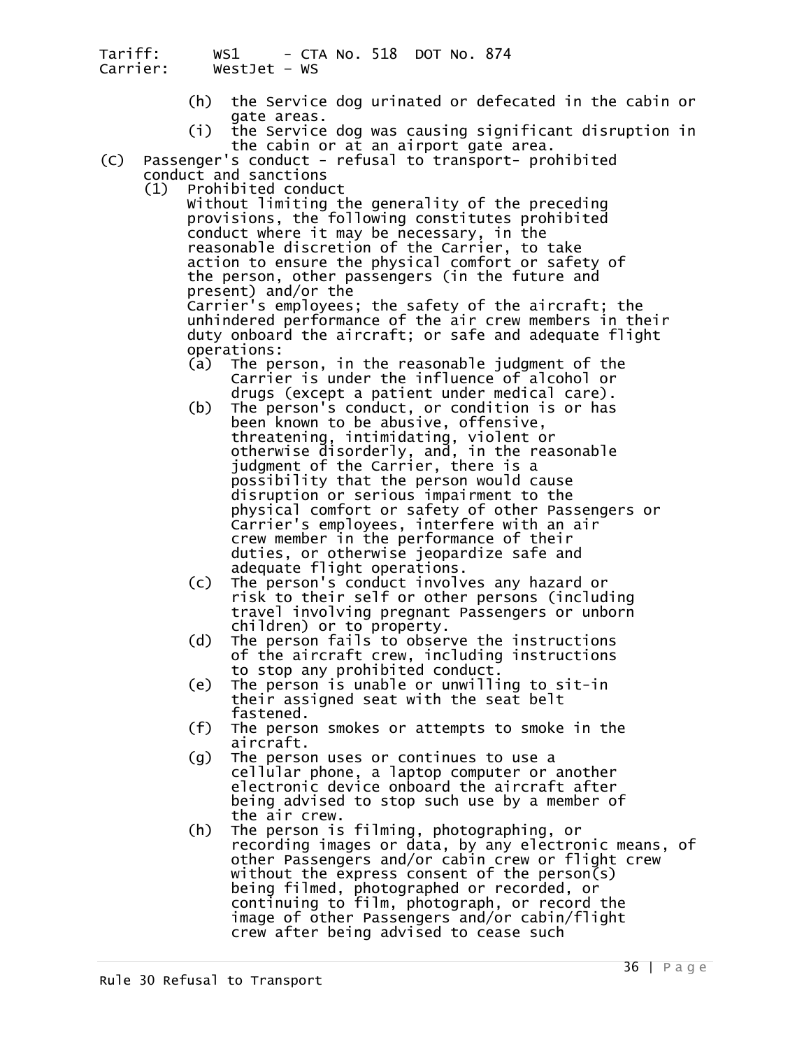(h) the Service dog urinated or defecated in the cabin or gate areas.

(i) the Service dog was causing significant disruption in the cabin or at an airport gate area.

(C) Passenger's conduct - refusal to transport- prohibited conduct and sanctions

(1) Prohibited conduct

Without limiting the generality of the preceding provisions, the following constitutes prohibited conduct where it may be necessary, in the reasonable discretion of the Carrier, to take action to ensure the physical comfort or safety of the person, other passengers (in the future and present) and/or the Carrier's employees; the safety of the aircraft; the unhindered performance of the air crew members in their duty onboard the aircraft; or safe and adequate flight operations:

(a) The person, in the reasonable judgment of the Carrier is under the influence of alcohol or drugs (except a patient under medical care).

(b) The person's conduct, or condition is or has been known to be abusive, offensive, threatening, intimidating, violent or otherwise disorderly, and, in the reasonable judgment of the Carrier, there is a possibility that the person would cause disruption or serious impairment to the physical comfort or safety of other Passengers or Carrier's employees, interfere with an air crew member in the performance of their duties, or otherwise jeopardize safe and adequate flight operations.

(c) The person's conduct involves any hazard or risk to their self or other persons (including travel involving pregnant Passengers or unborn children) or to property.

(d) The person fails to observe the instructions of the aircraft crew, including instructions to stop any prohibited conduct.

(e) The person is unable or unwilling to sit-in their assigned seat with the seat belt fastened.

(f) The person smokes or attempts to smoke in the aircraft.

(g) The person uses or continues to use a cellular phone, a laptop computer or another electronic device onboard the aircraft after being advised to stop such use by a member of the air crew.

(h) The person is filming, photographing, or recording images or data, by any electronic means, of other Passengers and/or cabin crew or flight crew without the express consent of the person(s) being filmed, photographed or recorded, or continuing to film, photograph, or record the image of other Passengers and/or cabin/flight crew after being advised to cease such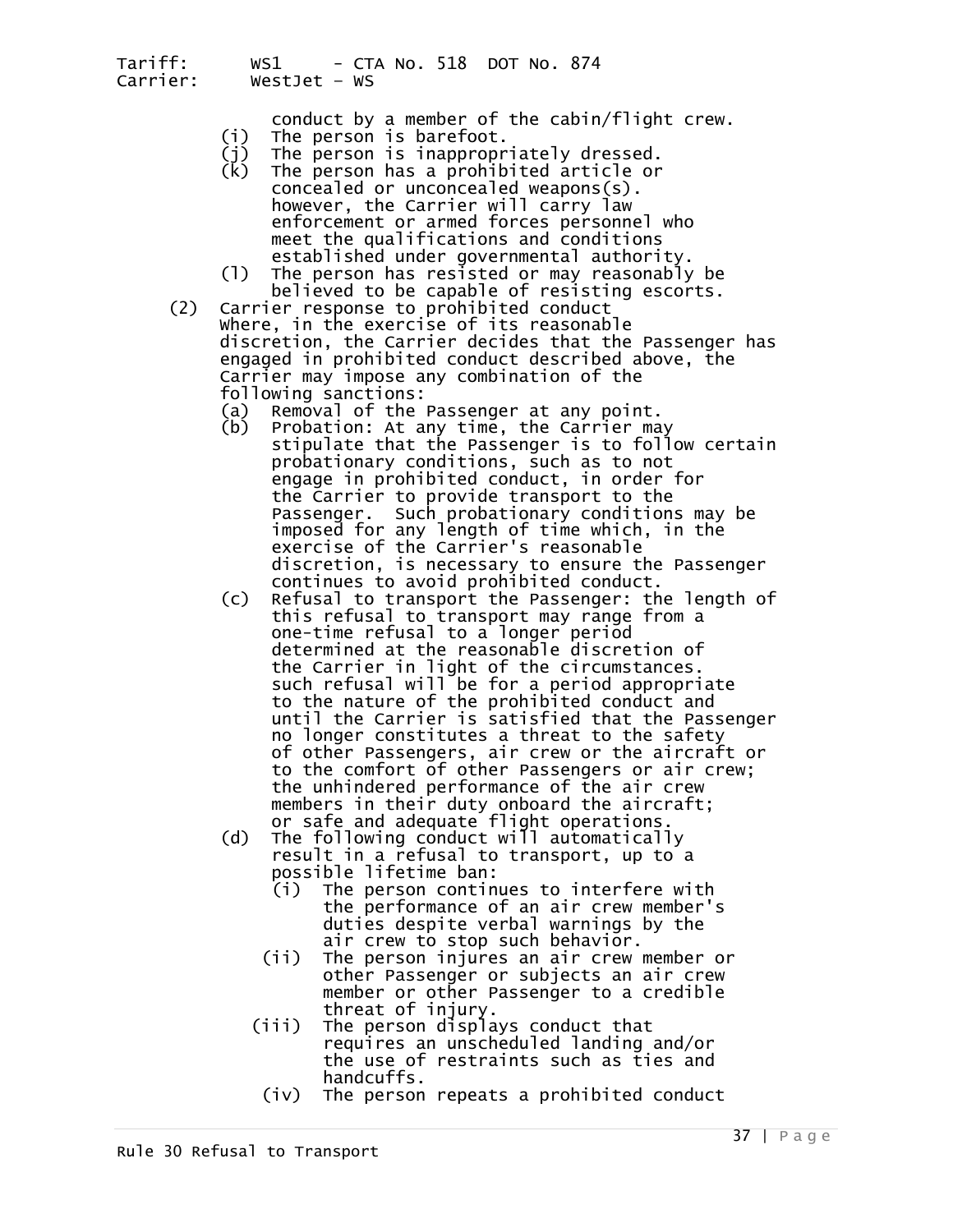conduct by a member of the cabin/flight crew.

- (i) The person is barefoot.
- (j) The person is inappropriately dressed.
- (k) The person has a prohibited article or concealed or unconcealed weapons(s). however, the Carrier will carry law enforcement or armed forces personnel who meet the qualifications and conditions established under governmental authority.
- (l) The person has resisted or may reasonably be believed to be capable of resisting escorts.

(2) Carrier response to prohibited conduct

Where, in the exercise of its reasonable discretion, the Carrier decides that the Passenger has engaged in prohibited conduct described above, the Carrier may impose any combination of the following sanctions:

- (a) Removal of the Passenger at any point.
- (b) Probation: At any time, the Carrier may stipulate that the Passenger is to follow certain probationary conditions, such as to not engage in prohibited conduct, in order for the Carrier to provide transport to the Passenger. Such probationary conditions may be imposed for any length of time which, in the exercise of the Carrier's reasonable discretion, is necessary to ensure the Passenger continues to avoid prohibited conduct.
- (c) Refusal to transport the Passenger: the length of this refusal to transport may range from a one-time refusal to a longer period determined at the reasonable discretion of the Carrier in light of the circumstances. such refusal will be for a period appropriate to the nature of the prohibited conduct and until the Carrier is satisfied that the Passenger no longer constitutes a threat to the safety of other Passengers, air crew or the aircraft or to the comfort of other Passengers or air crew; the unhindered performance of the air crew members in their duty onboard the aircraft; or safe and adequate flight operations.
- (d) The following conduct will automatically result in a refusal to transport, up to a possible lifetime ban:
  - (i) The person continues to interfere with the performance of an air crew member's duties despite verbal warnings by the air crew to stop such behavior.
  - (ii) The person injures an air crew member or other Passenger or subjects an air crew member or other Passenger to a credible threat of injury.
  - (iii) The person displays conduct that requires an unscheduled landing and/or the use of restraints such as ties and handcuffs.
  - (iv) The person repeats a prohibited conduct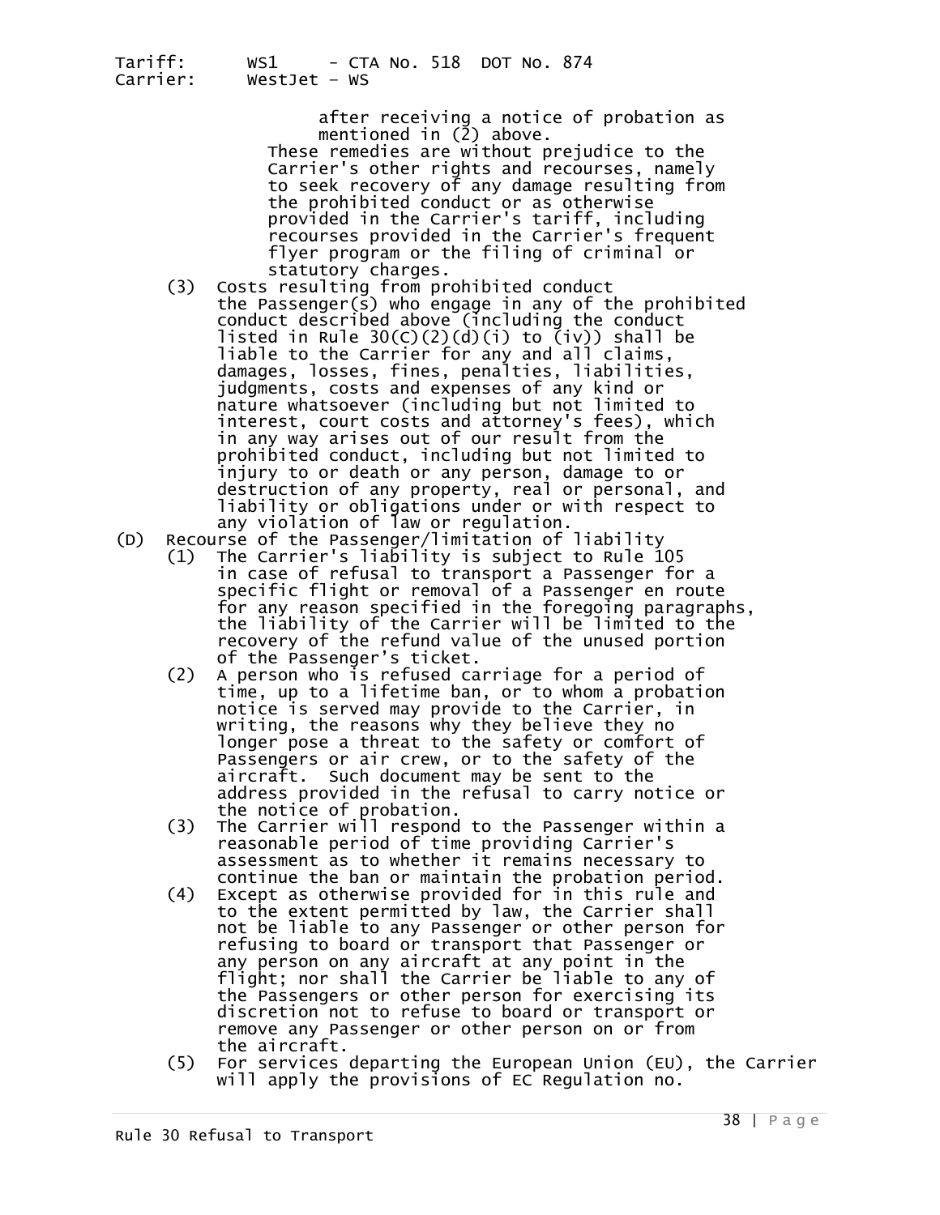after receiving a notice of probation as mentioned in (2) above.

These remedies are without prejudice to the Carrier's other rights and recourses, namely to seek recovery of any damage resulting from the prohibited conduct or as otherwise provided in the Carrier's tariff, including recourses provided in the Carrier's frequent flyer program or the filing of criminal or statutory charges.

(3) Costs resulting from prohibited conduct
the Passenger(s) who engage in any of the prohibited conduct described above (including the conduct listed in Rule 30(C)(2)(d)(i) to (iv)) shall be liable to the Carrier for any and all claims, damages, losses, fines, penalties, liabilities, judgments, costs and expenses of any kind or nature whatsoever (including but not limited to interest, court costs and attorney's fees), which in any way arises out of our result from the prohibited conduct, including but not limited to injury to or death or any person, damage to or destruction of any property, real or personal, and liability or obligations under or with respect to any violation of law or regulation.

(D) Recourse of the Passenger/limitation of liability

(1) The Carrier's liability is subject to Rule 105 in case of refusal to transport a Passenger for a specific flight or removal of a Passenger en route for any reason specified in the foregoing paragraphs, the liability of the Carrier will be limited to the recovery of the refund value of the unused portion of the Passenger's ticket.

(2) A person who is refused carriage for a period of time, up to a lifetime ban, or to whom a probation notice is served may provide to the Carrier, in writing, the reasons why they believe they no longer pose a threat to the safety or comfort of Passengers or air crew, or to the safety of the aircraft. Such document may be sent to the address provided in the refusal to carry notice or the notice of probation.

(3) The Carrier will respond to the Passenger within a reasonable period of time providing Carrier's assessment as to whether it remains necessary to continue the ban or maintain the probation period.

(4) Except as otherwise provided for in this rule and to the extent permitted by law, the Carrier shall not be liable to any Passenger or other person for refusing to board or transport that Passenger or any person on any aircraft at any point in the flight; nor shall the Carrier be liable to any of the Passengers or other person for exercising its discretion not to refuse to board or transport or remove any Passenger or other person on or from the aircraft.

(5) For services departing the European Union (EU), the Carrier will apply the provisions of EC Regulation no.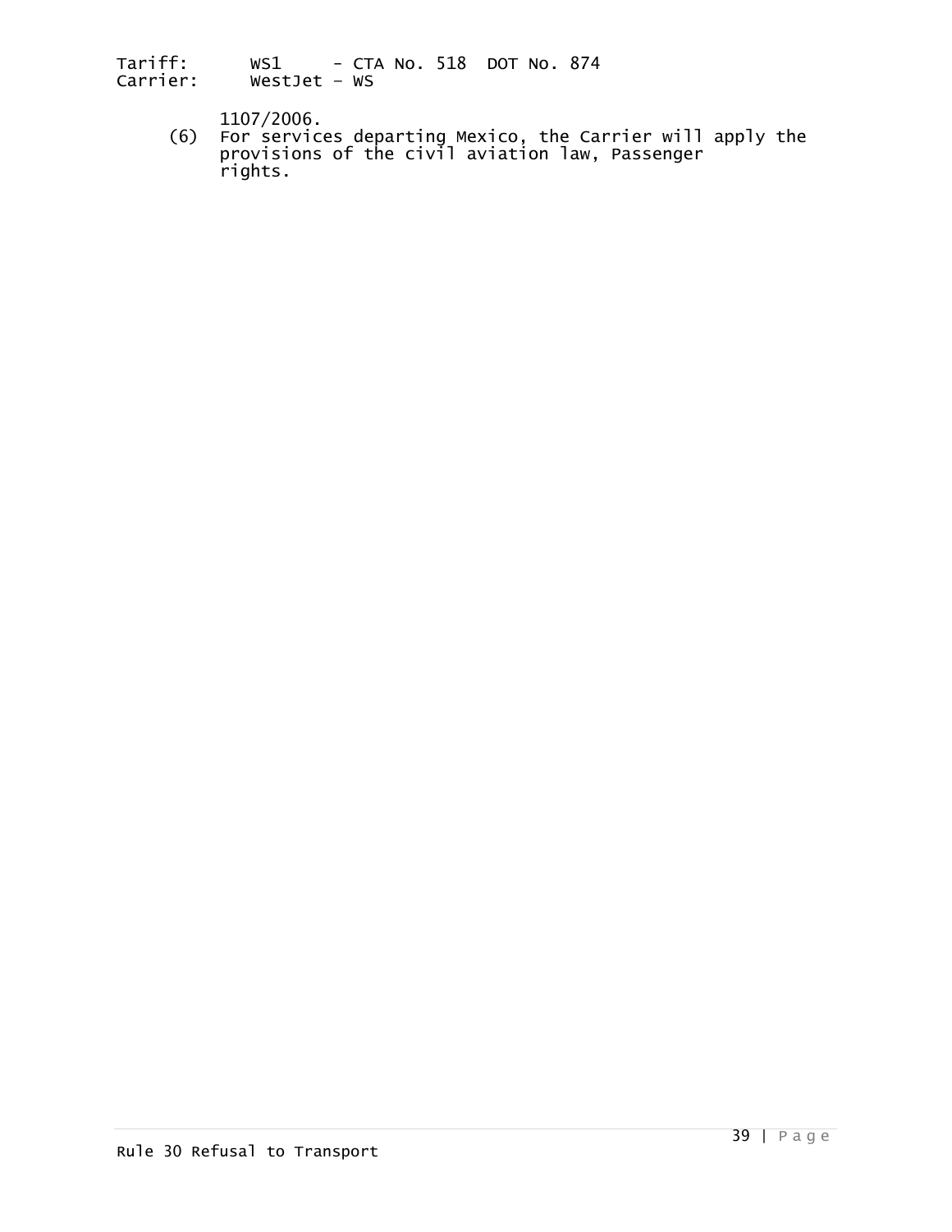1107/2006.

(6) For services departing Mexico, the Carrier will apply the provisions of the civil aviation law, Passenger rights.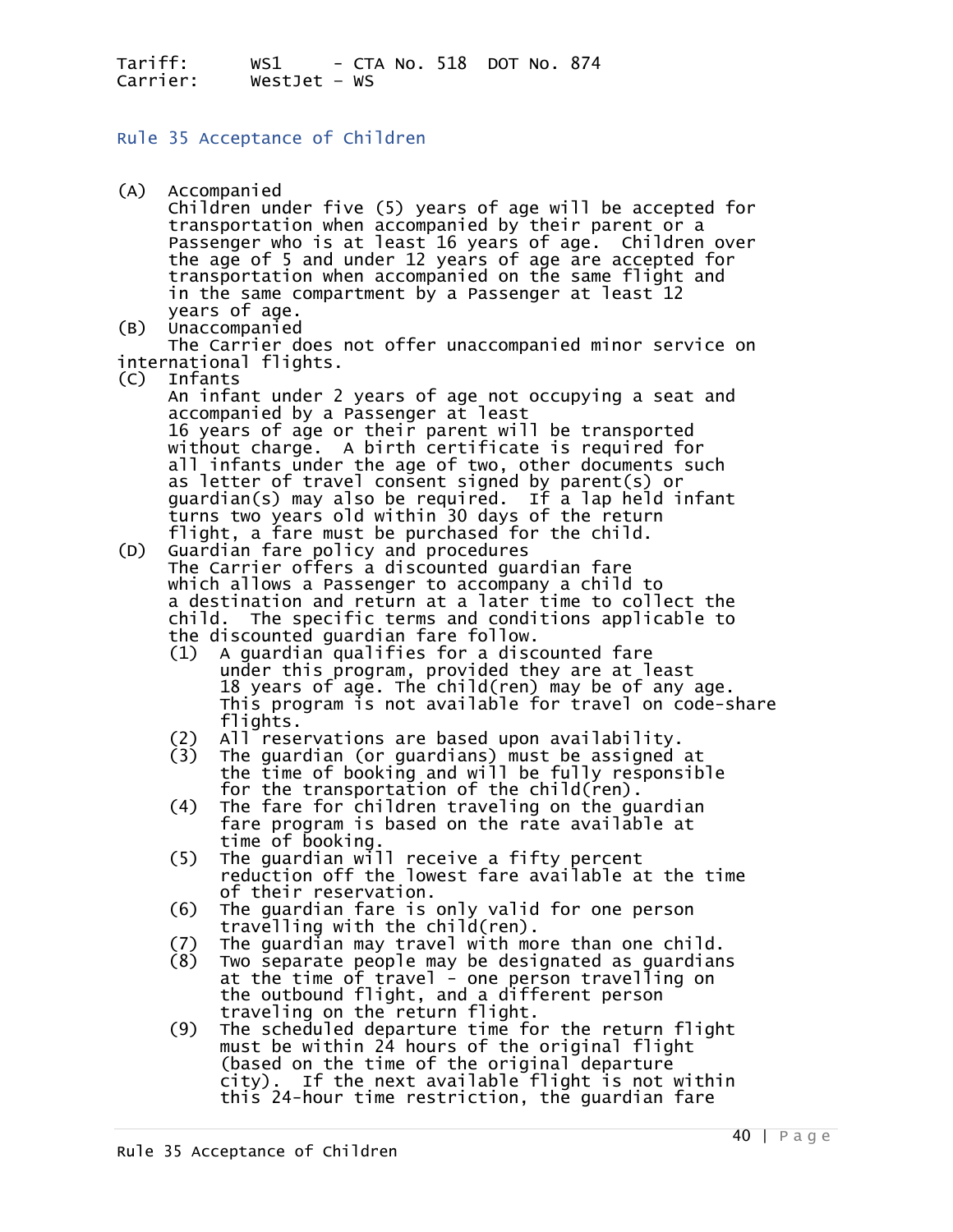Tariff: WS1 - CTA No. 518 DOT No. 874
Carrier: WestJet – WS

## Rule 35 Acceptance of Children

(A) Accompanied
Children under five (5) years of age will be accepted for transportation when accompanied by their parent or a Passenger who is at least 16 years of age. Children over the age of 5 and under 12 years of age are accepted for transportation when accompanied on the same flight and in the same compartment by a Passenger at least 12 years of age.

(B) Unaccompanied
The Carrier does not offer unaccompanied minor service on international flights.

(C) Infants
An infant under 2 years of age not occupying a seat and accompanied by a Passenger at least 16 years of age or their parent will be transported without charge. A birth certificate is required for all infants under the age of two, other documents such as letter of travel consent signed by parent(s) or guardian(s) may also be required. If a lap held infant turns two years old within 30 days of the return flight, a fare must be purchased for the child.

(D) Guardian fare policy and procedures
The Carrier offers a discounted guardian fare which allows a Passenger to accompany a child to a destination and return at a later time to collect the child. The specific terms and conditions applicable to the discounted guardian fare follow.

(1) A guardian qualifies for a discounted fare under this program, provided they are at least 18 years of age. The child(ren) may be of any age. This program is not available for travel on code-share flights.
(2) All reservations are based upon availability.
(3) The guardian (or guardians) must be assigned at the time of booking and will be fully responsible for the transportation of the child(ren).
(4) The fare for children traveling on the guardian fare program is based on the rate available at time of booking.
(5) The guardian will receive a fifty percent reduction off the lowest fare available at the time of their reservation.
(6) The guardian fare is only valid for one person travelling with the child(ren).
(7) The guardian may travel with more than one child.
(8) Two separate people may be designated as guardians at the time of travel - one person travelling on the outbound flight, and a different person traveling on the return flight.
(9) The scheduled departure time for the return flight must be within 24 hours of the original flight (based on the time of the original departure city). If the next available flight is not within this 24-hour time restriction, the guardian fare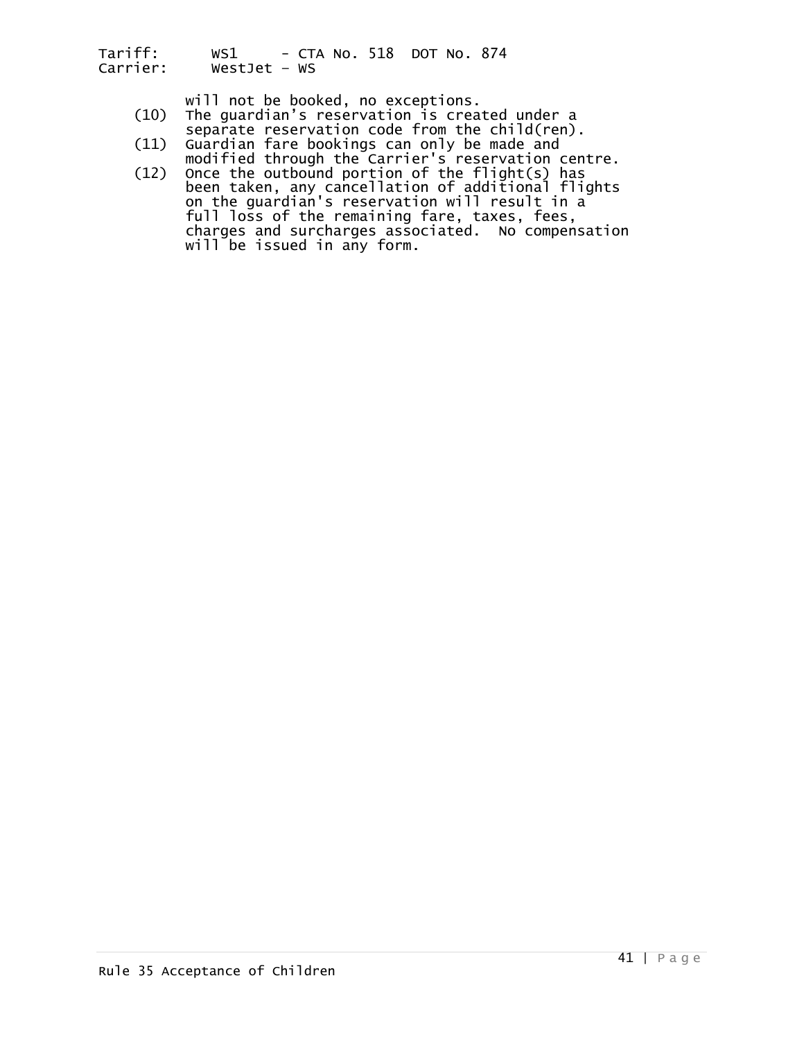will not be booked, no exceptions.

(10) The guardian's reservation is created under a separate reservation code from the child(ren).

(11) Guardian fare bookings can only be made and modified through the Carrier's reservation centre.

(12) Once the outbound portion of the flight(s) has been taken, any cancellation of additional flights on the guardian's reservation will result in a full loss of the remaining fare, taxes, fees, charges and surcharges associated. No compensation will be issued in any form.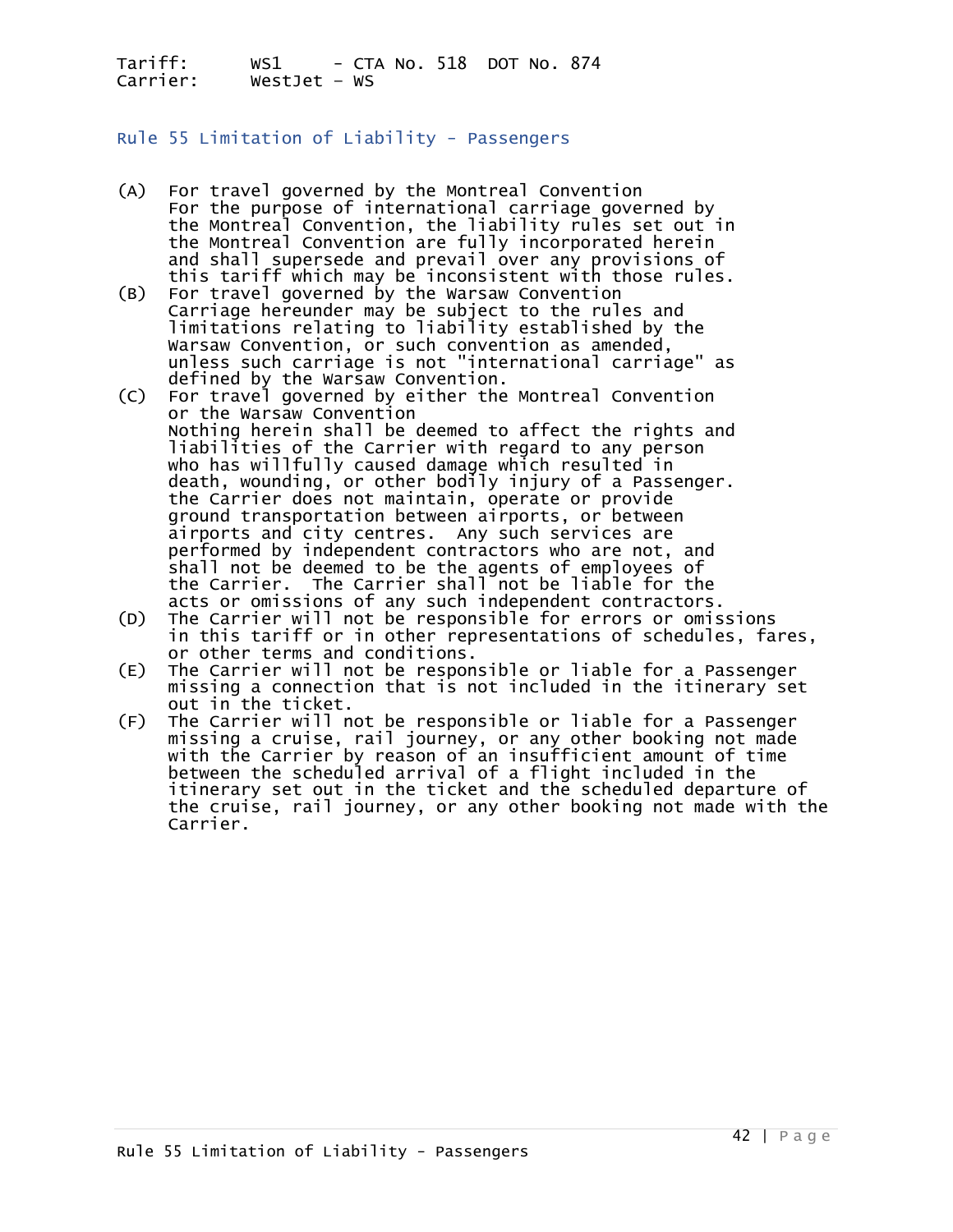Tariff: WS1 - CTA No. 518 DOT No. 874
Carrier: WestJet - WS

## Rule 55 Limitation of Liability - Passengers

(A) For travel governed by the Montreal Convention
For the purpose of international carriage governed by the Montreal Convention, the liability rules set out in the Montreal Convention are fully incorporated herein and shall supersede and prevail over any provisions of this tariff which may be inconsistent with those rules.

(B) For travel governed by the Warsaw Convention
Carriage hereunder may be subject to the rules and limitations relating to liability established by the Warsaw Convention, or such convention as amended, unless such carriage is not "international carriage" as defined by the Warsaw Convention.

(C) For travel governed by either the Montreal Convention or the Warsaw Convention
Nothing herein shall be deemed to affect the rights and liabilities of the Carrier with regard to any person who has willfully caused damage which resulted in death, wounding, or other bodily injury of a Passenger. the Carrier does not maintain, operate or provide ground transportation between airports, or between airports and city centres. Any such services are performed by independent contractors who are not, and shall not be deemed to be the agents of employees of the Carrier. The Carrier shall not be liable for the acts or omissions of any such independent contractors.

(D) The Carrier will not be responsible for errors or omissions in this tariff or in other representations of schedules, fares, or other terms and conditions.

(E) The Carrier will not be responsible or liable for a Passenger missing a connection that is not included in the itinerary set out in the ticket.

(F) The Carrier will not be responsible or liable for a Passenger missing a cruise, rail journey, or any other booking not made with the Carrier by reason of an insufficient amount of time between the scheduled arrival of a flight included in the itinerary set out in the ticket and the scheduled departure of the cruise, rail journey, or any other booking not made with the Carrier.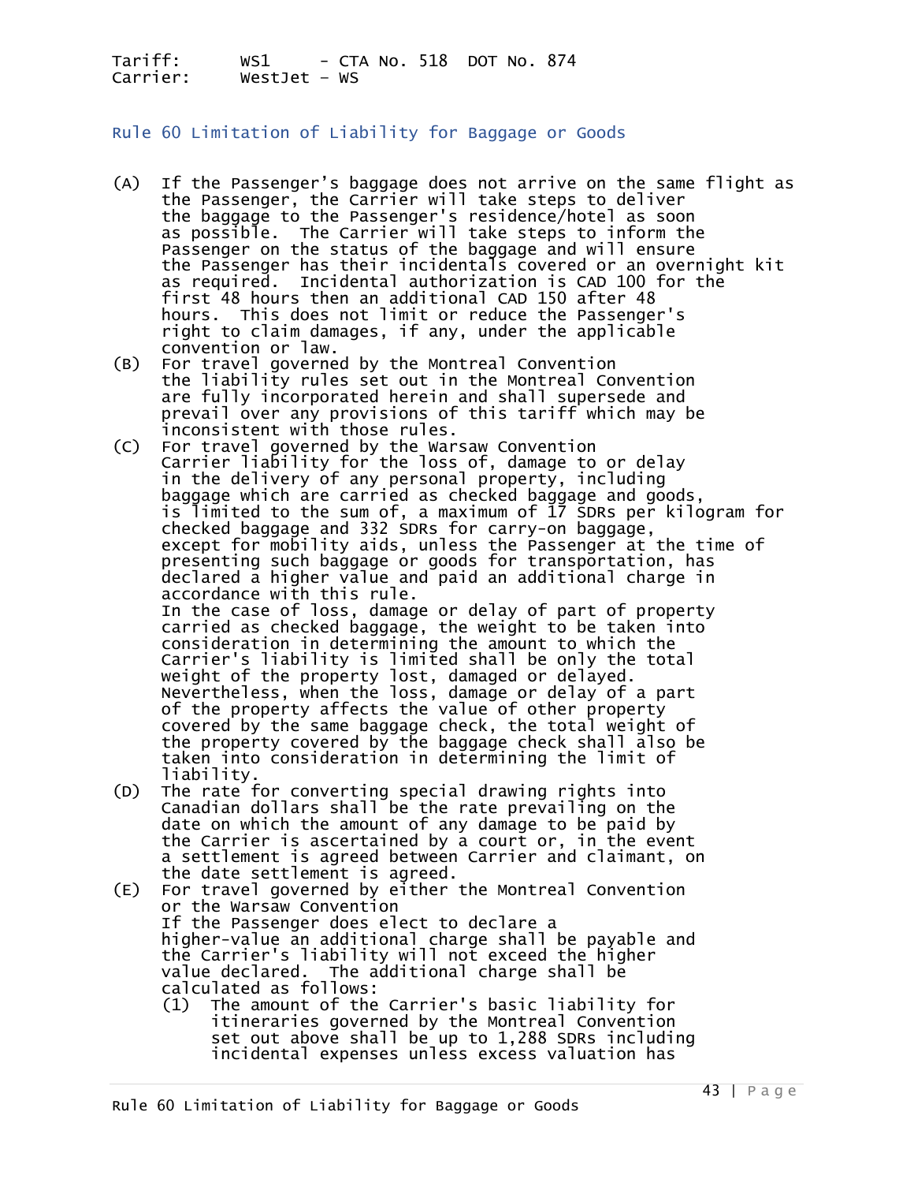## Rule 60 Limitation of Liability for Baggage or Goods

(A) If the Passenger's baggage does not arrive on the same flight as the Passenger, the Carrier will take steps to deliver the baggage to the Passenger's residence/hotel as soon as possible. The Carrier will take steps to inform the Passenger on the status of the baggage and will ensure the Passenger has their incidentals covered or an overnight kit as required. Incidental authorization is CAD 100 for the first 48 hours then an additional CAD 150 after 48 hours. This does not limit or reduce the Passenger's right to claim damages, if any, under the applicable convention or law.

(B) For travel governed by the Montreal Convention the liability rules set out in the Montreal Convention are fully incorporated herein and shall supersede and prevail over any provisions of this tariff which may be inconsistent with those rules.

(C) For travel governed by the Warsaw Convention Carrier liability for the loss of, damage to or delay in the delivery of any personal property, including baggage which are carried as checked baggage and goods, is limited to the sum of, a maximum of 17 SDRs per kilogram for checked baggage and 332 SDRs for carry-on baggage, except for mobility aids, unless the Passenger at the time of presenting such baggage or goods for transportation, has declared a higher value and paid an additional charge in accordance with this rule.
In the case of loss, damage or delay of part of property carried as checked baggage, the weight to be taken into consideration in determining the amount to which the Carrier's liability is limited shall be only the total weight of the property lost, damaged or delayed. Nevertheless, when the loss, damage or delay of a part of the property affects the value of other property covered by the same baggage check, the total weight of the property covered by the baggage check shall also be taken into consideration in determining the limit of liability.

(D) The rate for converting special drawing rights into Canadian dollars shall be the rate prevailing on the date on which the amount of any damage to be paid by the Carrier is ascertained by a court or, in the event a settlement is agreed between Carrier and claimant, on the date settlement is agreed.

(E) For travel governed by either the Montreal Convention or the Warsaw Convention
If the Passenger does elect to declare a higher-value an additional charge shall be payable and the Carrier's liability will not exceed the higher value declared. The additional charge shall be calculated as follows:

   (1) The amount of the Carrier's basic liability for itineraries governed by the Montreal Convention set out above shall be up to 1,288 SDRs including incidental expenses unless excess valuation has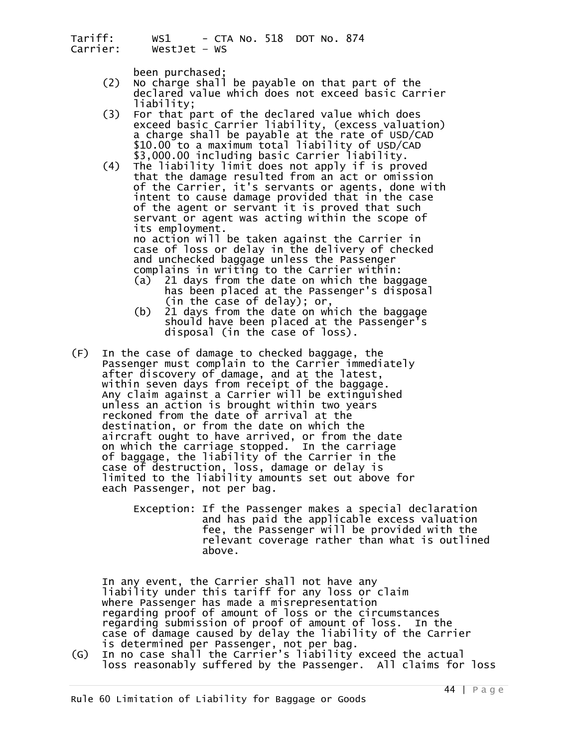been purchased;

(2) No charge shall be payable on that part of the declared value which does not exceed basic Carrier liability;

(3) For that part of the declared value which does exceed basic Carrier liability, (excess valuation) a charge shall be payable at the rate of USD/CAD $10.00 to a maximum total liability of USD/CAD $3,000.00 including basic Carrier liability.

(4) The liability limit does not apply if is proved that the damage resulted from an act or omission of the Carrier, it's servants or agents, done with intent to cause damage provided that in the case of the agent or servant it is proved that such servant or agent was acting within the scope of its employment.

no action will be taken against the Carrier in case of loss or delay in the delivery of checked and unchecked baggage unless the Passenger complains in writing to the Carrier within:

(a) 21 days from the date on which the baggage has been placed at the Passenger's disposal (in the case of delay); or,

(b) 21 days from the date on which the baggage should have been placed at the Passenger's disposal (in the case of loss).

(F) In the case of damage to checked baggage, the Passenger must complain to the Carrier immediately after discovery of damage, and at the latest, within seven days from receipt of the baggage. Any claim against a Carrier will be extinguished unless an action is brought within two years reckoned from the date of arrival at the destination, or from the date on which the aircraft ought to have arrived, or from the date on which the carriage stopped. In the carriage of baggage, the liability of the Carrier in the case of destruction, loss, damage or delay is limited to the liability amounts set out above for each Passenger, not per bag.

Exception: If the Passenger makes a special declaration and has paid the applicable excess valuation fee, the Passenger will be provided with the relevant coverage rather than what is outlined above.

In any event, the Carrier shall not have any liability under this tariff for any loss or claim where Passenger has made a misrepresentation regarding proof of amount of loss or the circumstances regarding submission of proof of amount of loss. In the case of damage caused by delay the liability of the Carrier is determined per Passenger, not per bag.

(G) In no case shall the Carrier's liability exceed the actual loss reasonably suffered by the Passenger. All claims for loss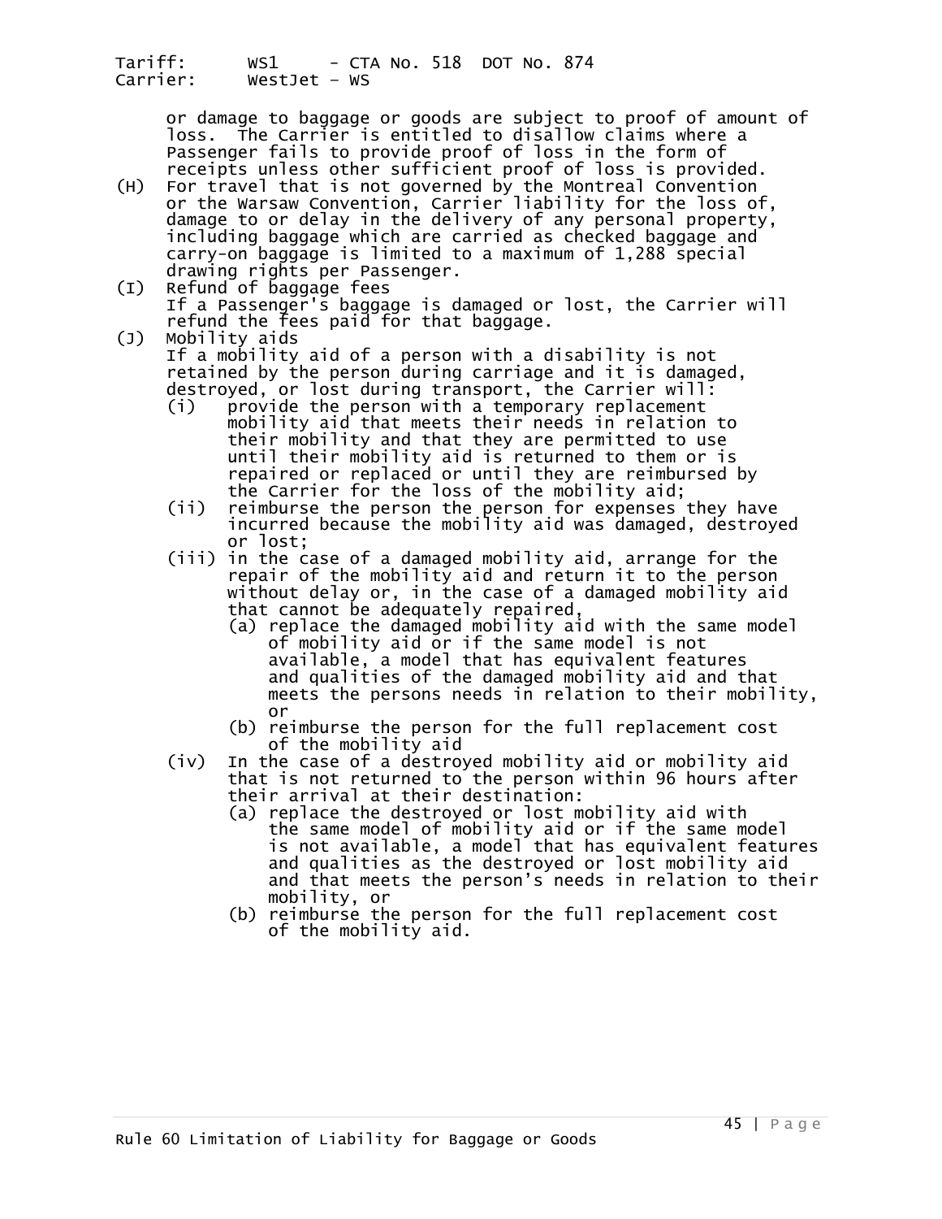or damage to baggage or goods are subject to proof of amount of loss. The Carrier is entitled to disallow claims where a Passenger fails to provide proof of loss in the form of receipts unless other sufficient proof of loss is provided.

(H) For travel that is not governed by the Montreal Convention or the Warsaw Convention, Carrier liability for the loss of, damage to or delay in the delivery of any personal property, including baggage which are carried as checked baggage and carry-on baggage is limited to a maximum of 1,288 special drawing rights per Passenger.

(I) Refund of baggage fees
If a Passenger's baggage is damaged or lost, the Carrier will refund the fees paid for that baggage.

(J) Mobility aids
If a mobility aid of a person with a disability is not retained by the person during carriage and it is damaged, destroyed, or lost during transport, the Carrier will:

- (i) provide the person with a temporary replacement mobility aid that meets their needs in relation to their mobility and that they are permitted to use until their mobility aid is returned to them or is repaired or replaced or until they are reimbursed by the Carrier for the loss of the mobility aid;
- (ii) reimburse the person the person for expenses they have incurred because the mobility aid was damaged, destroyed or lost;
- (iii) in the case of a damaged mobility aid, arrange for the repair of the mobility aid and return it to the person without delay or, in the case of a damaged mobility aid that cannot be adequately repaired,
  - (a) replace the damaged mobility aid with the same model of mobility aid or if the same model is not available, a model that has equivalent features and qualities of the damaged mobility aid and that meets the persons needs in relation to their mobility, or
  - (b) reimburse the person for the full replacement cost of the mobility aid
- (iv) In the case of a destroyed mobility aid or mobility aid that is not returned to the person within 96 hours after their arrival at their destination:
  - (a) replace the destroyed or lost mobility aid with the same model of mobility aid or if the same model is not available, a model that has equivalent features and qualities as the destroyed or lost mobility aid and that meets the person's needs in relation to their mobility, or
  - (b) reimburse the person for the full replacement cost of the mobility aid.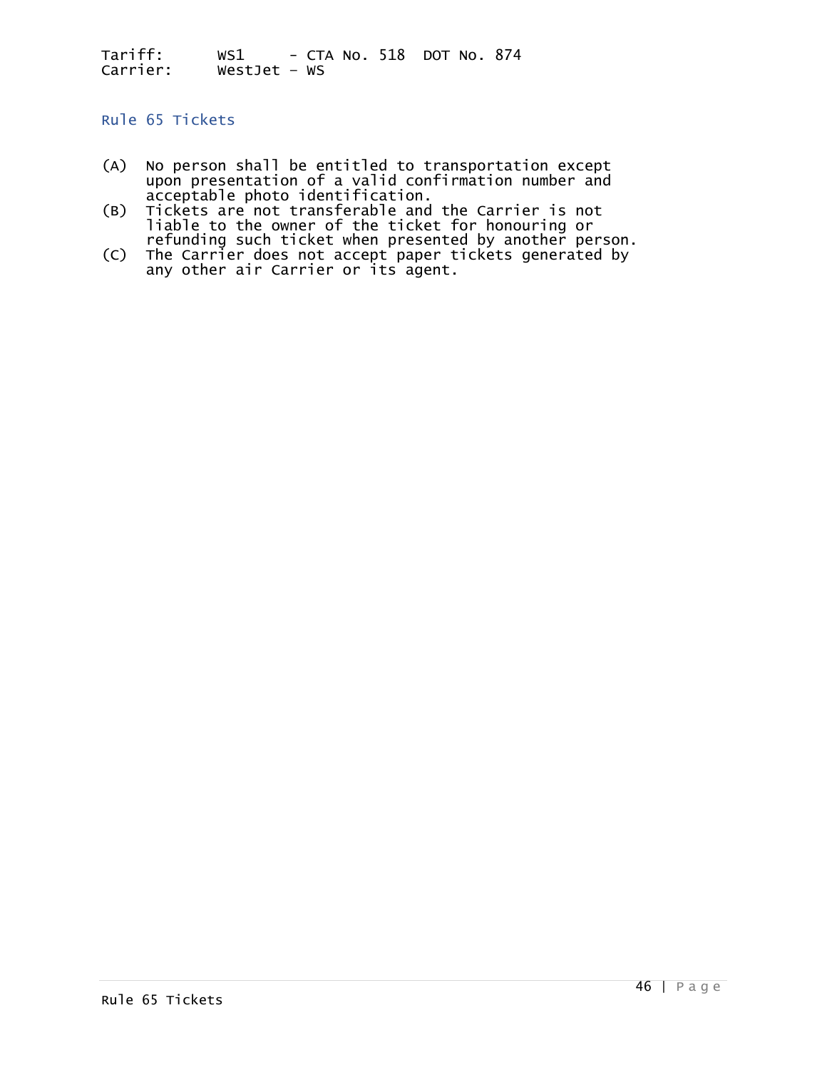Tariff: WS1 - CTA No. 518 DOT No. 874
Carrier: WestJet – WS

## Rule 65 Tickets

(A) No person shall be entitled to transportation except upon presentation of a valid confirmation number and acceptable photo identification.

(B) Tickets are not transferable and the Carrier is not liable to the owner of the ticket for honouring or refunding such ticket when presented by another person.

(C) The Carrier does not accept paper tickets generated by any other air Carrier or its agent.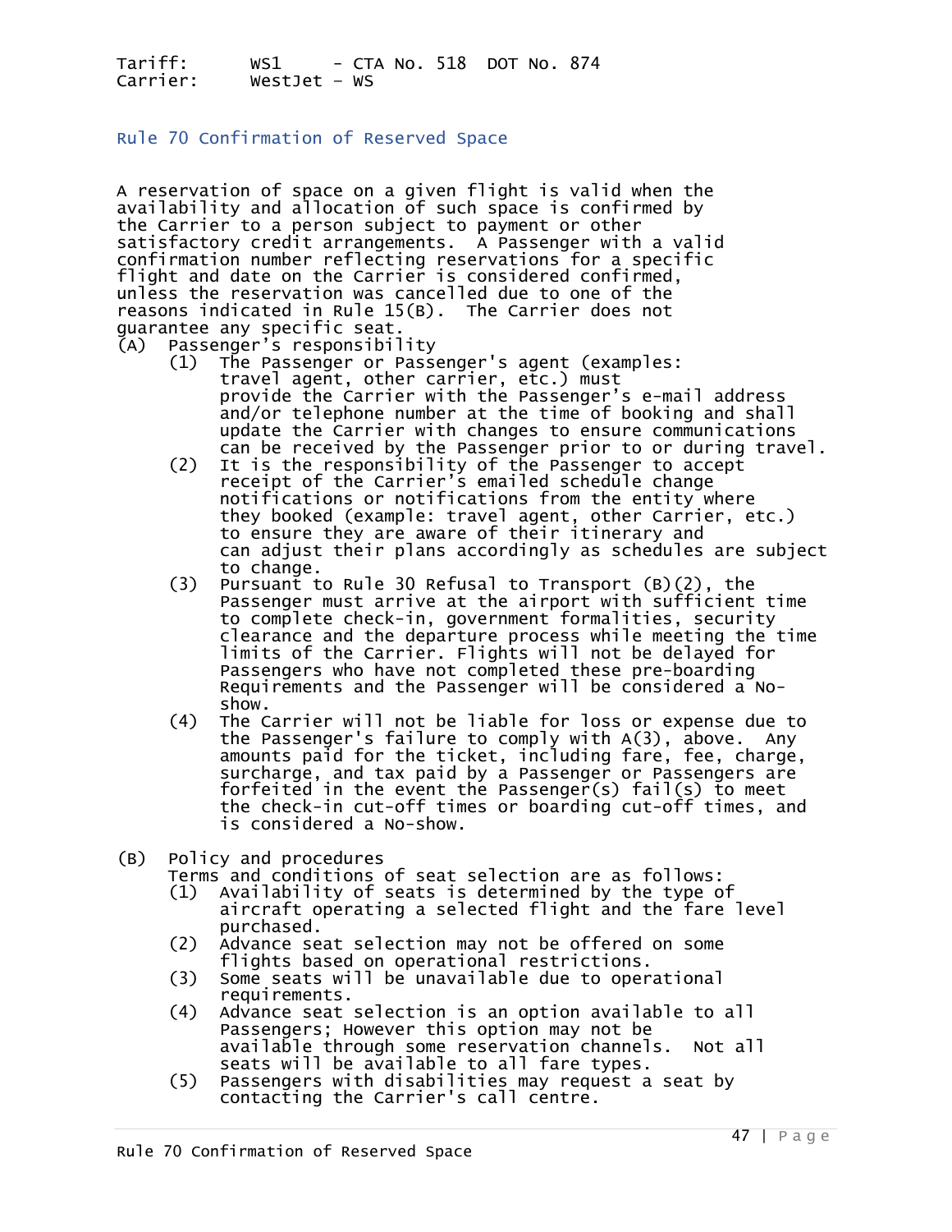Tariff: WS1 - CTA No. 518 DOT No. 874
Carrier: WestJet - WS

## Rule 70 Confirmation of Reserved Space

A reservation of space on a given flight is valid when the availability and allocation of such space is confirmed by the Carrier to a person subject to payment or other satisfactory credit arrangements. A Passenger with a valid confirmation number reflecting reservations for a specific flight and date on the Carrier is considered confirmed, unless the reservation was cancelled due to one of the reasons indicated in Rule 15(B). The Carrier does not guarantee any specific seat.

(A) Passenger's responsibility

- (1) The Passenger or Passenger's agent (examples: travel agent, other carrier, etc.) must provide the Carrier with the Passenger's e-mail address and/or telephone number at the time of booking and shall update the Carrier with changes to ensure communications can be received by the Passenger prior to or during travel.
- (2) It is the responsibility of the Passenger to accept receipt of the Carrier's emailed schedule change notifications or notifications from the entity where they booked (example: travel agent, other Carrier, etc.) to ensure they are aware of their itinerary and can adjust their plans accordingly as schedules are subject to change.
- (3) Pursuant to Rule 30 Refusal to Transport (B)(2), the Passenger must arrive at the airport with sufficient time to complete check-in, government formalities, security clearance and the departure process while meeting the time limits of the Carrier. Flights will not be delayed for Passengers who have not completed these pre-boarding Requirements and the Passenger will be considered a No-show.
- (4) The Carrier will not be liable for loss or expense due to the Passenger's failure to comply with A(3), above. Any amounts paid for the ticket, including fare, fee, charge, surcharge, and tax paid by a Passenger or Passengers are forfeited in the event the Passenger(s) fail(s) to meet the check-in cut-off times or boarding cut-off times, and is considered a No-show.

(B) Policy and procedures

Terms and conditions of seat selection are as follows:

- (1) Availability of seats is determined by the type of aircraft operating a selected flight and the fare level purchased.
- (2) Advance seat selection may not be offered on some flights based on operational restrictions.
- (3) Some seats will be unavailable due to operational requirements.
- (4) Advance seat selection is an option available to all Passengers; However this option may not be available through some reservation channels. Not all seats will be available to all fare types.
- (5) Passengers with disabilities may request a seat by contacting the Carrier's call centre.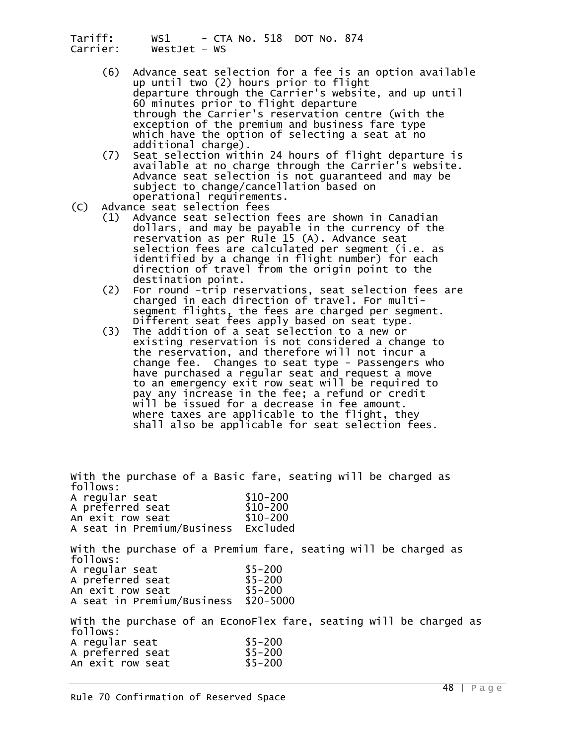(6) Advance seat selection for a fee is an option available up until two (2) hours prior to flight departure through the Carrier's website, and up until 60 minutes prior to flight departure through the Carrier's reservation centre (with the exception of the premium and business fare type which have the option of selecting a seat at no additional charge).

(7) Seat selection within 24 hours of flight departure is available at no charge through the Carrier's website. Advance seat selection is not guaranteed and may be subject to change/cancellation based on operational requirements.

(C) Advance seat selection fees

(1) Advance seat selection fees are shown in Canadian dollars, and may be payable in the currency of the reservation as per Rule 15 (A). Advance seat selection fees are calculated per segment (i.e. as identified by a change in flight number) for each direction of travel from the origin point to the destination point.

(2) For round -trip reservations, seat selection fees are charged in each direction of travel. For multi-segment flights, the fees are charged per segment. Different seat fees apply based on seat type.

(3) The addition of a seat selection to a new or existing reservation is not considered a change to the reservation, and therefore will not incur a change fee. Changes to seat type - Passengers who have purchased a regular seat and request a move to an emergency exit row seat will be required to pay any increase in the fee; a refund or credit will be issued for a decrease in fee amount. Where taxes are applicable to the flight, they shall also be applicable for seat selection fees.

With the purchase of a Basic fare, seating will be charged as follows:

| | |
|---|---|
| A regular seat | $10-200 |
| A preferred seat | $10-200 |
| An exit row seat | $10-200 |
| A seat in Premium/Business | Excluded |

With the purchase of a Premium fare, seating will be charged as follows:

| | |
|---|---|
| A regular seat | $5-200 |
| A preferred seat | $5-200 |
| An exit row seat | $5-200 |
| A seat in Premium/Business | $20-5000 |

With the purchase of an EconoFlex fare, seating will be charged as follows:

| | |
|---|---|
| A regular seat | $5-200 |
| A preferred seat | $5-200 |
| An exit row seat | $5-200 |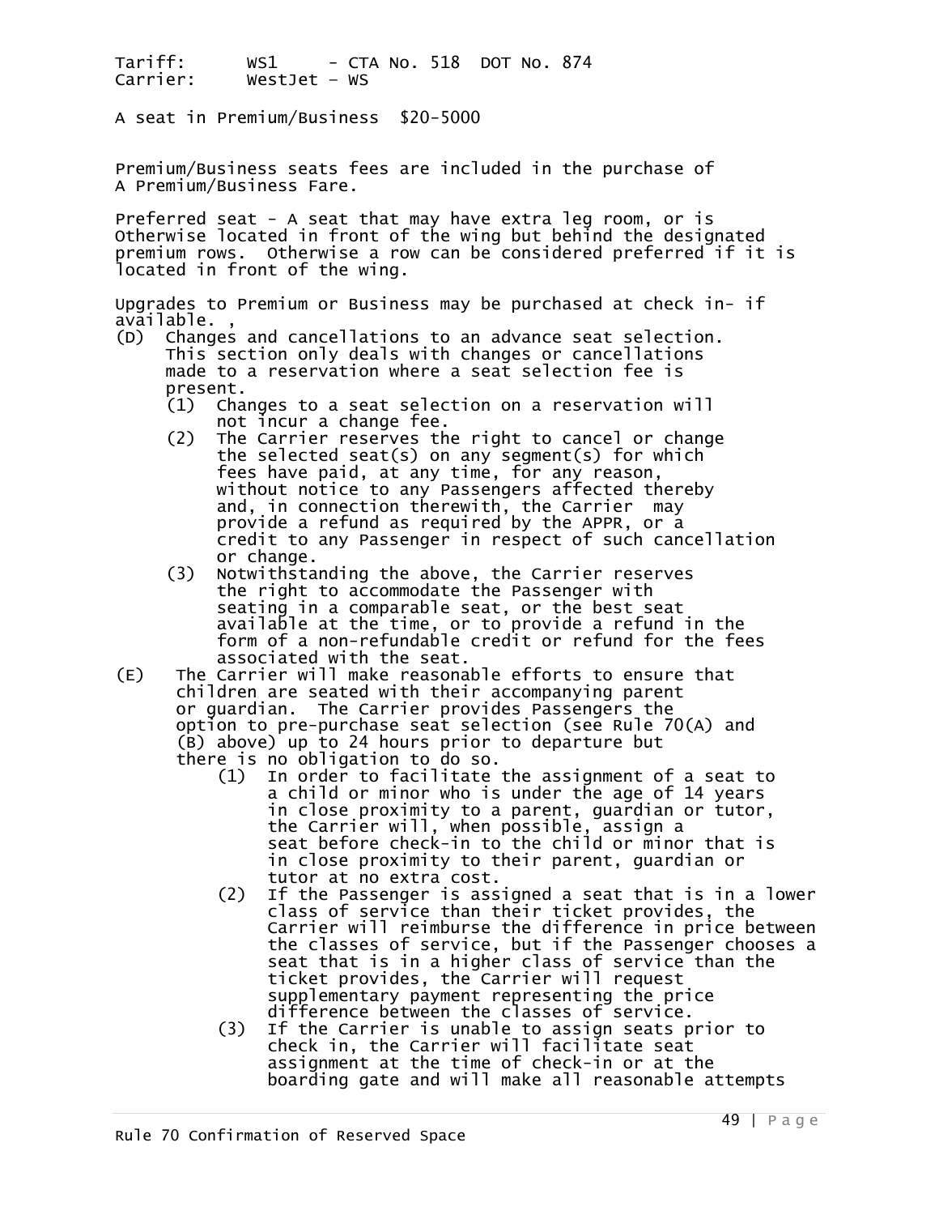Tariff: WS1 - CTA No. 518 DOT No. 874
Carrier: WestJet – WS

A seat in Premium/Business $20-5000

Premium/Business seats fees are included in the purchase of A Premium/Business Fare.

Preferred seat - A seat that may have extra leg room, or is Otherwise located in front of the wing but behind the designated premium rows. Otherwise a row can be considered preferred if it is located in front of the wing.

Upgrades to Premium or Business may be purchased at check in- if available. ,

(D) Changes and cancellations to an advance seat selection. This section only deals with changes or cancellations made to a reservation where a seat selection fee is present.
   (1) Changes to a seat selection on a reservation will not incur a change fee.
   (2) The Carrier reserves the right to cancel or change the selected seat(s) on any segment(s) for which fees have paid, at any time, for any reason, without notice to any Passengers affected thereby and, in connection therewith, the Carrier may provide a refund as required by the APPR, or a credit to any Passenger in respect of such cancellation or change.
   (3) Notwithstanding the above, the Carrier reserves the right to accommodate the Passenger with seating in a comparable seat, or the best seat available at the time, or to provide a refund in the form of a non-refundable credit or refund for the fees associated with the seat.

(E) The Carrier will make reasonable efforts to ensure that children are seated with their accompanying parent or guardian. The Carrier provides Passengers the option to pre-purchase seat selection (see Rule 70(A) and (B) above) up to 24 hours prior to departure but there is no obligation to do so.
   (1) In order to facilitate the assignment of a seat to a child or minor who is under the age of 14 years in close proximity to a parent, guardian or tutor, the Carrier will, when possible, assign a seat before check-in to the child or minor that is in close proximity to their parent, guardian or tutor at no extra cost.
   (2) If the Passenger is assigned a seat that is in a lower class of service than their ticket provides, the Carrier will reimburse the difference in price between the classes of service, but if the Passenger chooses a seat that is in a higher class of service than the ticket provides, the Carrier will request supplementary payment representing the price difference between the classes of service.
   (3) If the Carrier is unable to assign seats prior to check in, the Carrier will facilitate seat assignment at the time of check-in or at the boarding gate and will make all reasonable attempts

Rule 70 Confirmation of Reserved Space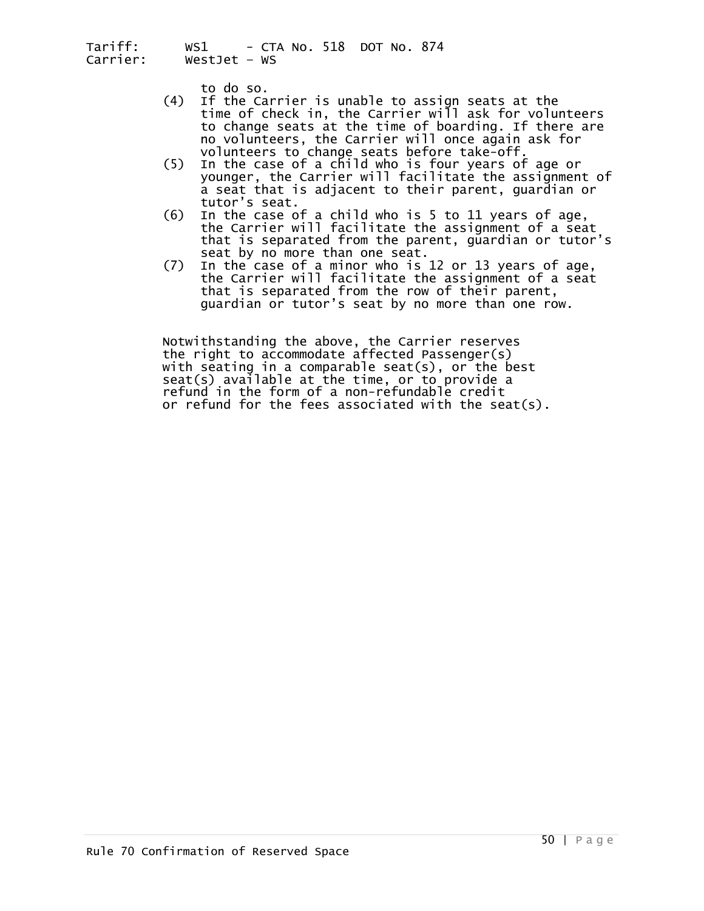to do so.

(4) If the Carrier is unable to assign seats at the time of check in, the Carrier will ask for volunteers to change seats at the time of boarding. If there are no volunteers, the Carrier will once again ask for volunteers to change seats before take-off.

(5) In the case of a child who is four years of age or younger, the Carrier will facilitate the assignment of a seat that is adjacent to their parent, guardian or tutor's seat.

(6) In the case of a child who is 5 to 11 years of age, the Carrier will facilitate the assignment of a seat that is separated from the parent, guardian or tutor's seat by no more than one seat.

(7) In the case of a minor who is 12 or 13 years of age, the Carrier will facilitate the assignment of a seat that is separated from the row of their parent, guardian or tutor's seat by no more than one row.

Notwithstanding the above, the Carrier reserves the right to accommodate affected Passenger(s) with seating in a comparable seat(s), or the best seat(s) available at the time, or to provide a refund in the form of a non-refundable credit or refund for the fees associated with the seat(s).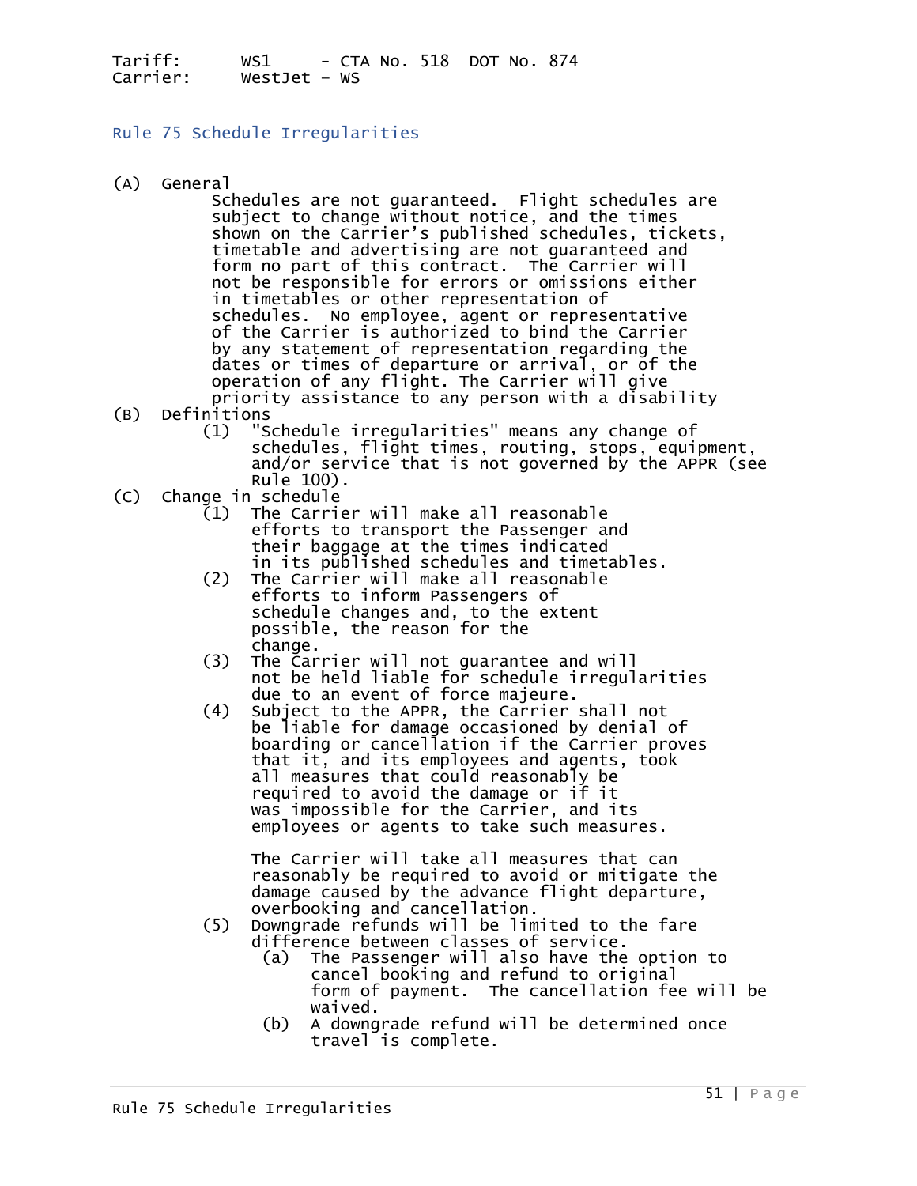Tariff: WS1 - CTA No. 518 DOT No. 874
Carrier: WestJet - WS

## Rule 75 Schedule Irregularities

(A) General

Schedules are not guaranteed. Flight schedules are subject to change without notice, and the times shown on the Carrier's published schedules, tickets, timetable and advertising are not guaranteed and form no part of this contract. The Carrier will not be responsible for errors or omissions either in timetables or other representation of schedules. No employee, agent or representative of the Carrier is authorized to bind the Carrier by any statement of representation regarding the dates or times of departure or arrival, or of the operation of any flight. The Carrier will give priority assistance to any person with a disability

(B) Definitions

(1) "Schedule irregularities" means any change of schedules, flight times, routing, stops, equipment, and/or service that is not governed by the APPR (see Rule 100).

(C) Change in schedule

(1) The Carrier will make all reasonable efforts to transport the Passenger and their baggage at the times indicated in its published schedules and timetables.

(2) The Carrier will make all reasonable efforts to inform Passengers of schedule changes and, to the extent possible, the reason for the change.

(3) The Carrier will not guarantee and will not be held liable for schedule irregularities due to an event of force majeure.

(4) Subject to the APPR, the Carrier shall not be liable for damage occasioned by denial of boarding or cancellation if the Carrier proves that it, and its employees and agents, took all measures that could reasonably be required to avoid the damage or if it was impossible for the Carrier, and its employees or agents to take such measures.

The Carrier will take all measures that can reasonably be required to avoid or mitigate the damage caused by the advance flight departure, overbooking and cancellation.

(5) Downgrade refunds will be limited to the fare difference between classes of service.

(a) The Passenger will also have the option to cancel booking and refund to original form of payment. The cancellation fee will be waived.

(b) A downgrade refund will be determined once travel is complete.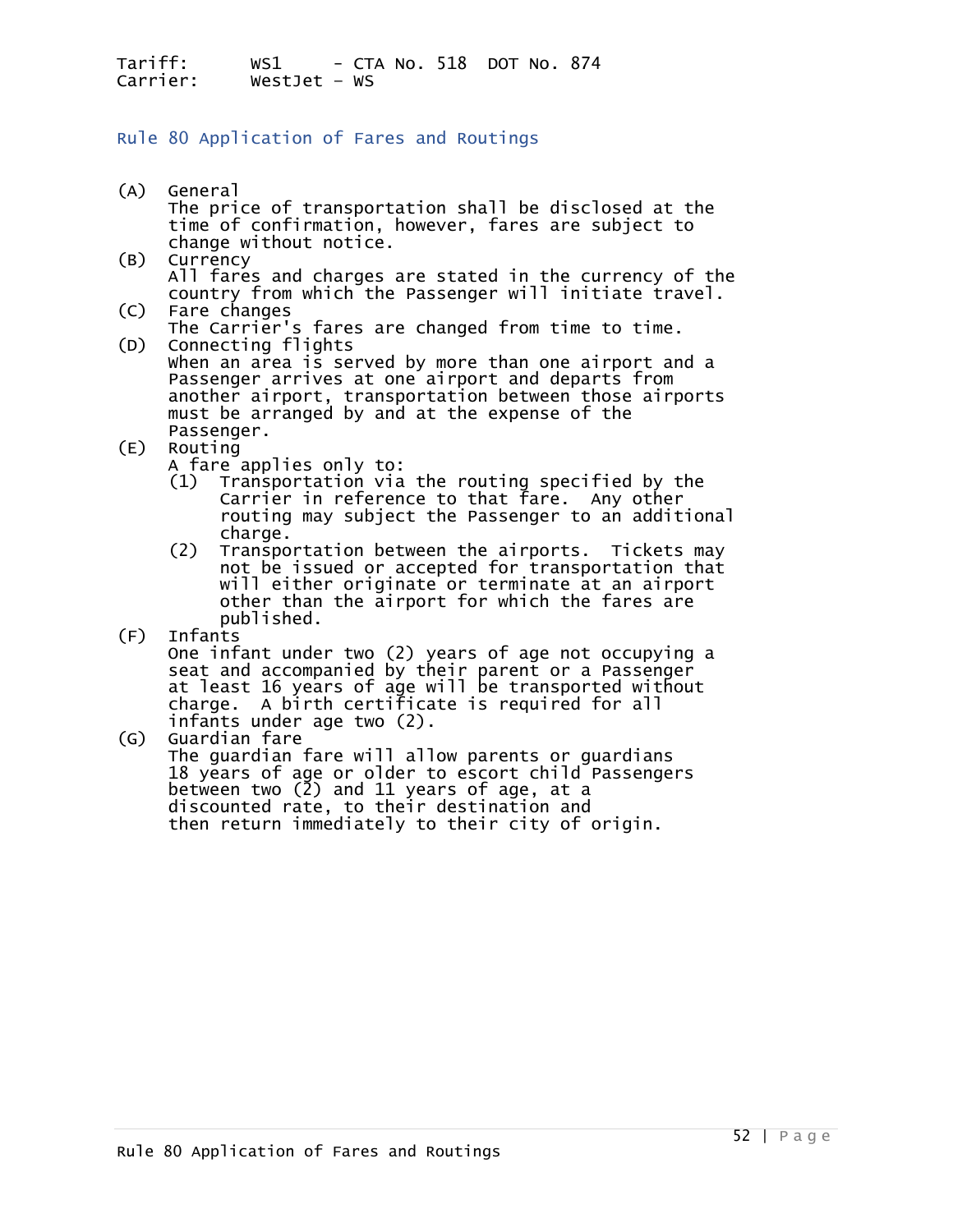Tariff: WS1 - CTA No. 518 DOT No. 874
Carrier: WestJet - WS

## Rule 80 Application of Fares and Routings

(A) General
The price of transportation shall be disclosed at the time of confirmation, however, fares are subject to change without notice.

(B) Currency
All fares and charges are stated in the currency of the country from which the Passenger will initiate travel.

(C) Fare changes
The Carrier's fares are changed from time to time.

(D) Connecting flights
When an area is served by more than one airport and a Passenger arrives at one airport and departs from another airport, transportation between those airports must be arranged by and at the expense of the Passenger.

(E) Routing
A fare applies only to:
- (1) Transportation via the routing specified by the Carrier in reference to that fare. Any other routing may subject the Passenger to an additional charge.
- (2) Transportation between the airports. Tickets may not be issued or accepted for transportation that will either originate or terminate at an airport other than the airport for which the fares are published.

(F) Infants
One infant under two (2) years of age not occupying a seat and accompanied by their parent or a Passenger at least 16 years of age will be transported without charge. A birth certificate is required for all infants under age two (2).

(G) Guardian fare
The guardian fare will allow parents or guardians 18 years of age or older to escort child Passengers between two (2) and 11 years of age, at a discounted rate, to their destination and then return immediately to their city of origin.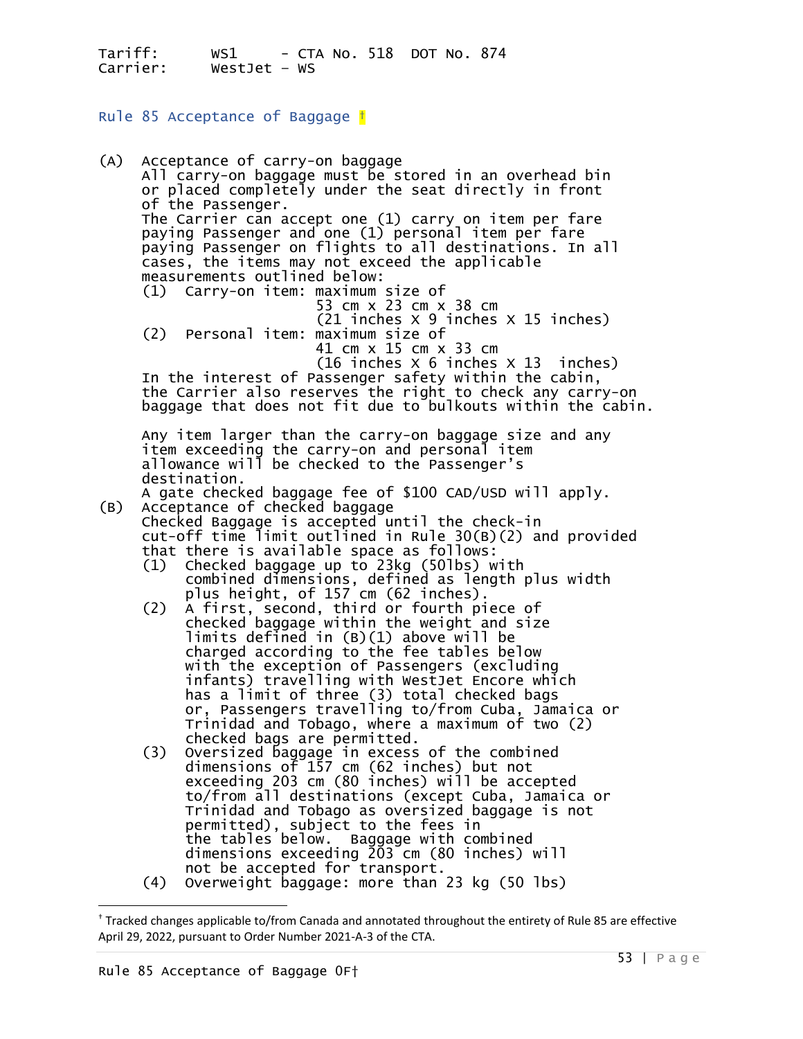Tariff: WS1 - CTA No. 518 DOT No. 874
Carrier: WestJet - WS

## Rule 85 Acceptance of Baggage †

(A) Acceptance of carry-on baggage
All carry-on baggage must be stored in an overhead bin or placed completely under the seat directly in front of the Passenger.
The Carrier can accept one (1) carry on item per fare paying Passenger and one (1) personal item per fare paying Passenger on flights to all destinations. In all cases, the items may not exceed the applicable measurements outlined below:

(1) Carry-on item: maximum size of 53 cm x 23 cm x 38 cm (21 inches x 9 inches x 15 inches)

(2) Personal item: maximum size of 41 cm x 15 cm x 33 cm (16 inches x 6 inches x 13 inches)

In the interest of Passenger safety within the cabin, the Carrier also reserves the right to check any carry-on baggage that does not fit due to bulkouts within the cabin.

Any item larger than the carry-on baggage size and any item exceeding the carry-on and personal item allowance will be checked to the Passenger's destination.
A gate checked baggage fee of $100 CAD/USD will apply.

(B) Acceptance of checked baggage
Checked Baggage is accepted until the check-in cut-off time limit outlined in Rule 30(B)(2) and provided that there is available space as follows:

(1) Checked baggage up to 23kg (50lbs) with combined dimensions, defined as length plus width plus height, of 157 cm (62 inches).

(2) A first, second, third or fourth piece of checked baggage within the weight and size limits defined in (B)(1) above will be charged according to the fee tables below with the exception of Passengers (excluding infants) travelling with WestJet Encore which has a limit of three (3) total checked bags or, Passengers travelling to/from Cuba, Jamaica or Trinidad and Tobago, where a maximum of two (2) checked bags are permitted.

(3) Oversized baggage in excess of the combined dimensions of 157 cm (62 inches) but not exceeding 203 cm (80 inches) will be accepted to/from all destinations (except Cuba, Jamaica or Trinidad and Tobago as oversized baggage is not permitted), subject to the fees in the tables below. Baggage with combined dimensions exceeding 203 cm (80 inches) will not be accepted for transport.

(4) Overweight baggage: more than 23 kg (50 lbs)

† Tracked changes applicable to/from Canada and annotated throughout the entirety of Rule 85 are effective April 29, 2022, pursuant to Order Number 2021-A-3 of the CTA.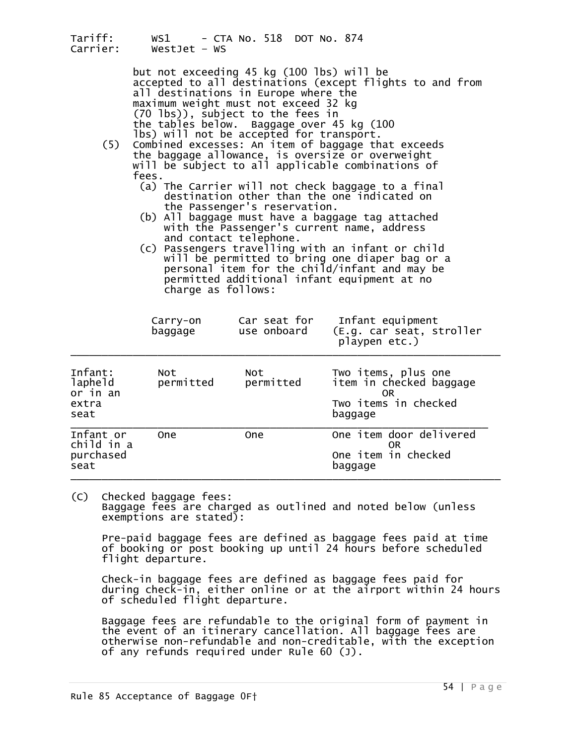but not exceeding 45 kg (100 lbs) will be accepted to all destinations (except flights to and from all destinations in Europe where the maximum weight must not exceed 32 kg (70 lbs)), subject to the fees in the tables below. Baggage over 45 kg (100 lbs) will not be accepted for transport.

(5) Combined excesses: An item of baggage that exceeds the baggage allowance, is oversize or overweight will be subject to all applicable combinations of fees.

  (a) The Carrier will not check baggage to a final destination other than the one indicated on the Passenger's reservation.
  
  (b) All baggage must have a baggage tag attached with the Passenger's current name, address and contact telephone.
  
  (c) Passengers travelling with an infant or child will be permitted to bring one diaper bag or a personal item for the child/infant and may be permitted additional infant equipment at no charge as follows:

| | Carry-on baggage | Car seat for use onboard | Infant equipment (E.g. car seat, stroller playpen etc.) |
|---|---|---|---|
| Infant: lapheld or in an extra seat | Not permitted | Not permitted | Two items, plus one item in checked baggage OR Two items in checked baggage |
| Infant or child in a purchased seat | One | One | One item door delivered OR One item in checked baggage |

(C) Checked baggage fees:
Baggage fees are charged as outlined and noted below (unless exemptions are stated):

Pre-paid baggage fees are defined as baggage fees paid at time of booking or post booking up until 24 hours before scheduled flight departure.

Check-in baggage fees are defined as baggage fees paid for during check-in, either online or at the airport within 24 hours of scheduled flight departure.

Baggage fees are refundable to the original form of payment in the event of an itinerary cancellation. All baggage fees are otherwise non-refundable and non-creditable, with the exception of any refunds required under Rule 60 (J).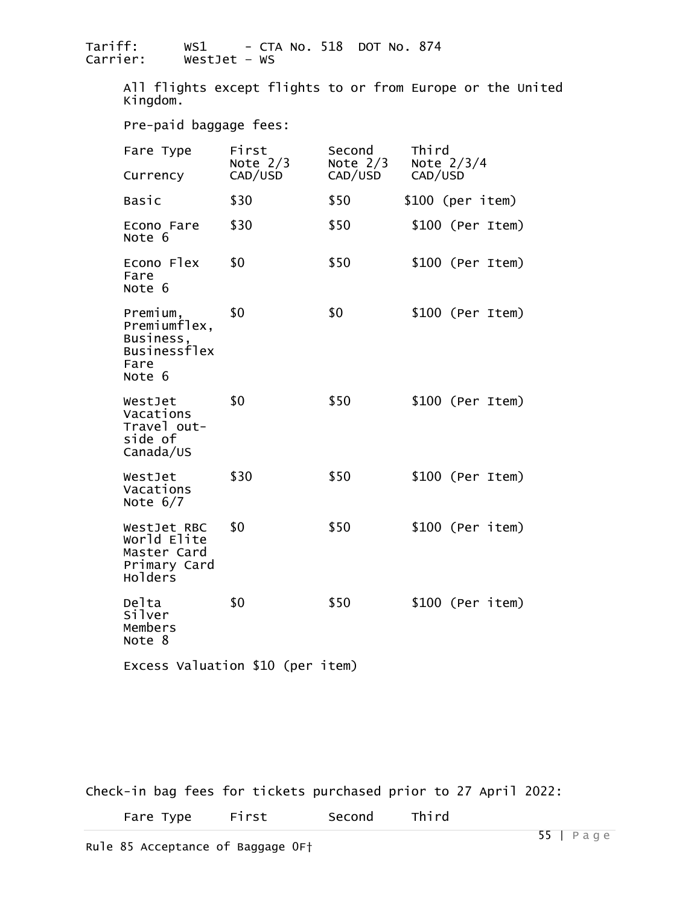Tariff: WS1 - CTA No. 518 DOT No. 874
Carrier: WestJet – WS

All flights except flights to or from Europe or the United Kingdom.

Pre-paid baggage fees:

| Fare Type<br>Currency | First<br>Note 2/3<br>CAD/USD | Second<br>Note 2/3<br>CAD/USD | Third<br>Note 2/3/4<br>CAD/USD |
|---|---|---|---|
| Basic | $30 | $50 | $100 (per item) |
| Econo Fare Note 6 | $30 | $50 | $100 (Per Item) |
| Econo Flex Fare Note 6 | $0 | $50 | $100 (Per Item) |
| Premium, Premiumflex, Business, Businessflex Fare Note 6 | $0 | $0 | $100 (Per Item) |
| WestJet Vacations Travel out-side of Canada/US | $0 | $50 | $100 (Per Item) |
| WestJet Vacations Note 6/7 | $30 | $50 | $100 (Per Item) |
| WestJet RBC World Elite Master Card Primary Card Holders | $0 | $50 | $100 (Per item) |
| Delta Silver Members Note 8 | $0 | $50 | $100 (Per item) |

Excess Valuation $10 (per item)

Check-in bag fees for tickets purchased prior to 27 April 2022:

| Fare Type | First | Second | Third |
|---|---|---|---|

Rule 85 Acceptance of Baggage OF†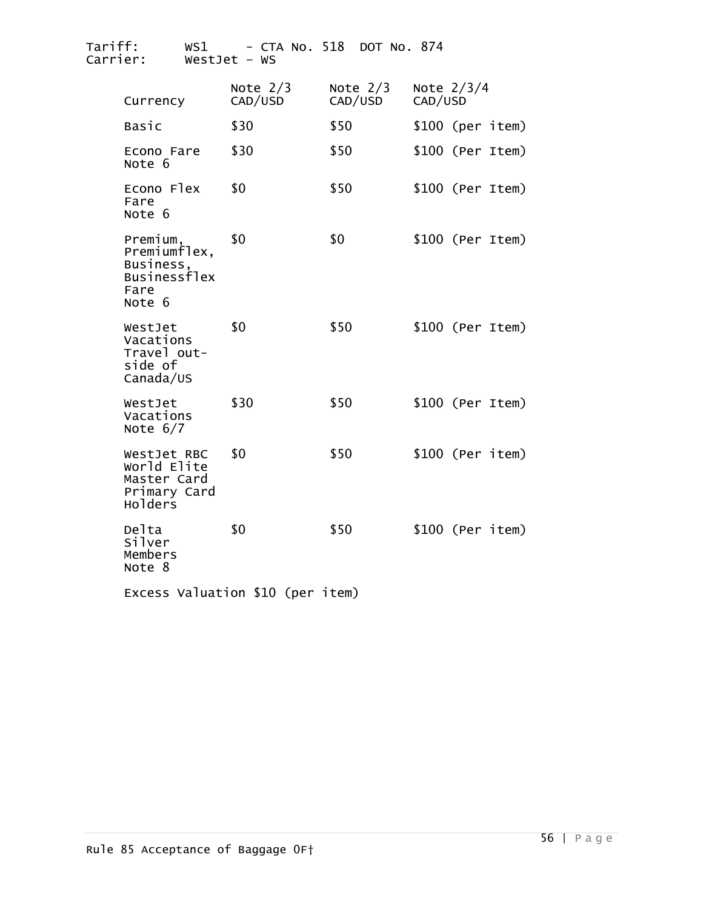Tariff: WS1 - CTA No. 518 DOT No. 874
Carrier: WestJet – WS

| Currency | Note 2/3 CAD/USD | Note 2/3 CAD/USD | Note 2/3/4 CAD/USD |
|---|---|---|---|
| Basic | $30 | $50 | $100 (per item) |
| Econo Fare Note 6 | $30 | $50 | $100 (Per Item) |
| Econo Flex Fare Note 6 | $0 | $50 | $100 (Per Item) |
| Premium, Premiumflex, Business, Businessflex Fare Note 6 | $0 | $0 | $100 (Per Item) |
| WestJet Vacations Travel out-side of Canada/US | $0 | $50 | $100 (Per Item) |
| WestJet Vacations Note 6/7 | $30 | $50 | $100 (Per Item) |
| WestJet RBC World Elite Master Card Primary Card Holders | $0 | $50 | $100 (Per item) |
| Delta Silver Members Note 8 | $0 | $50 | $100 (Per item) |

Excess Valuation $10 (per item)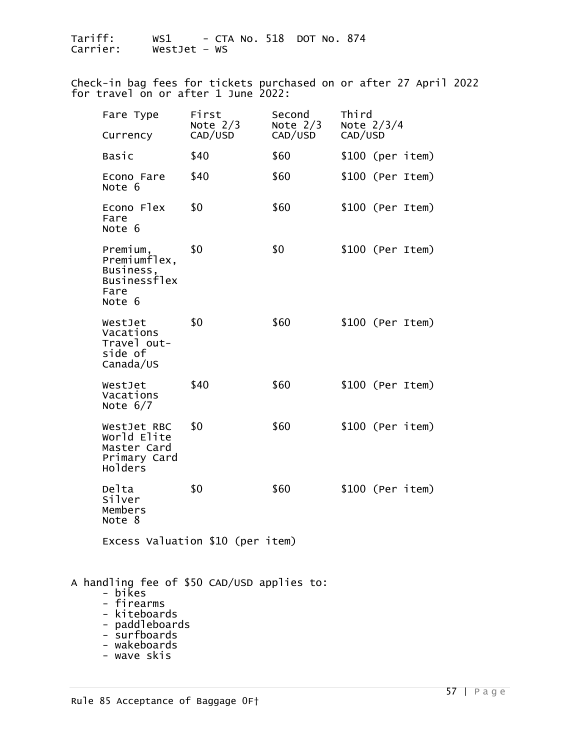Tariff: WS1 - CTA No. 518 DOT No. 874
Carrier: WestJet – WS

Check-in bag fees for tickets purchased on or after 27 April 2022 for travel on or after 1 June 2022:

| Fare Type | First Note 2/3 | Second Note 2/3 | Third Note 2/3/4 |
|---|---|---|---|
| Currency | CAD/USD | CAD/USD | CAD/USD |
| Basic | $40 | $60 | $100 (per item) |
| Econo Fare Note 6 | $40 | $60 | $100 (Per Item) |
| Econo Flex Fare Note 6 | $0 | $60 | $100 (Per Item) |
| Premium, Premiumflex, Business, Businessflex Fare Note 6 | $0 | $0 | $100 (Per Item) |
| WestJet Vacations Travel out-side of Canada/US | $0 | $60 | $100 (Per Item) |
| WestJet Vacations Note 6/7 | $40 | $60 | $100 (Per Item) |
| WestJet RBC World Elite Master Card Primary Card Holders | $0 | $60 | $100 (Per item) |
| Delta Silver Members Note 8 | $0 | $60 | $100 (Per item) |

Excess Valuation $10 (per item)

A handling fee of $50 CAD/USD applies to:

- bikes
- firearms
- kiteboards
- paddleboards
- surfboards
- wakeboards
- wave skis

Rule 85 Acceptance of Baggage OF†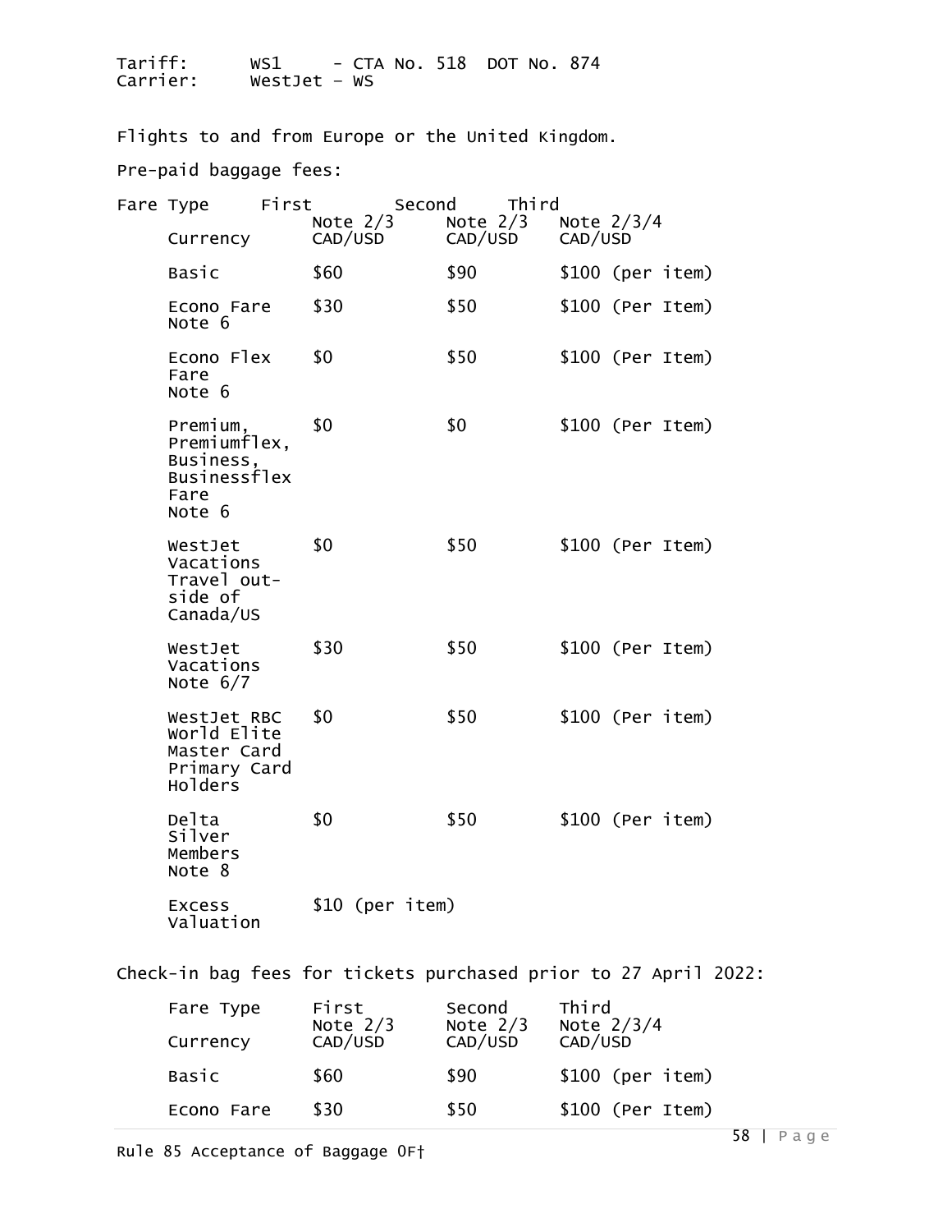Tariff: WS1 - CTA No. 518 DOT No. 874
Carrier: WestJet – WS

Flights to and from Europe or the United Kingdom.

Pre-paid baggage fees:

| Fare Type | First | Second | Third |
|---|---|---|---|
| | Note 2/3 | Note 2/3 | Note 2/3/4 |
| Currency | CAD/USD | CAD/USD | CAD/USD |
| Basic | $60 | $90 | $100 (per item) |
| Econo Fare Note 6 | $30 | $50 | $100 (Per Item) |
| Econo Flex Fare Note 6 | $0 | $50 | $100 (Per Item) |
| Premium, Premiumflex, Business, Businessflex Fare Note 6 | $0 | $0 | $100 (Per Item) |
| WestJet Vacations Travel out-side of Canada/US | $0 | $50 | $100 (Per Item) |
| WestJet Vacations Note 6/7 | $30 | $50 | $100 (Per Item) |
| WestJet RBC World Elite Master Card Primary Card Holders | $0 | $50 | $100 (Per item) |
| Delta Silver Members Note 8 | $0 | $50 | $100 (Per item) |
| Excess Valuation | $10 (per item) | | |

Check-in bag fees for tickets purchased prior to 27 April 2022:

| Fare Type | First | Second | Third |
|---|---|---|---|
| | Note 2/3 | Note 2/3 | Note 2/3/4 |
| Currency | CAD/USD | CAD/USD | CAD/USD |
| Basic | $60 | $90 | $100 (per item) |
| Econo Fare | $30 | $50 | $100 (Per Item) |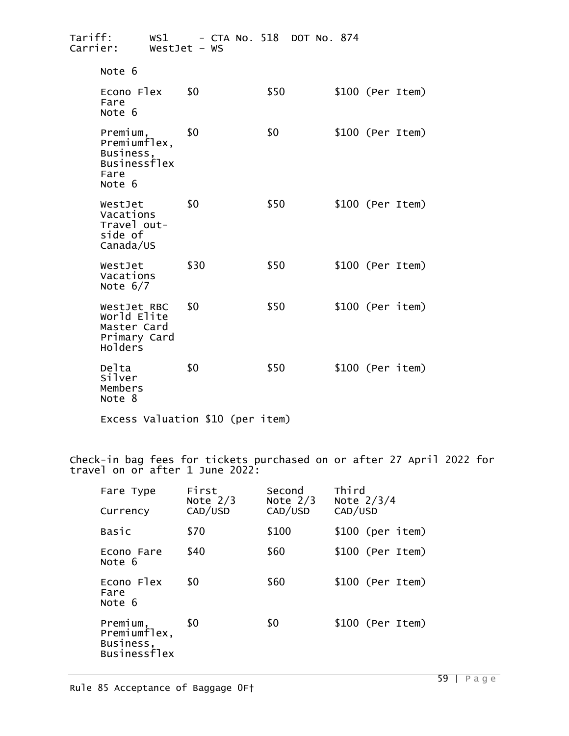Tariff: WS1 - CTA No. 518 DOT No. 874
Carrier: WestJet – WS

| | | | |
|---|---|---|---|
| Note 6 | | | |
| Econo Flex Fare Note 6 | $0 | $50 | $100 (Per Item) |
| Premium, Premiumflex, Business, Businessflex Fare Note 6 | $0 | $0 | $100 (Per Item) |
| WestJet Vacations Travel outside of Canada/US | $0 | $50 | $100 (Per Item) |
| WestJet Vacations Note 6/7 | $30 | $50 | $100 (Per Item) |
| WestJet RBC World Elite Master Card Primary Card Holders | $0 | $50 | $100 (Per item) |
| Delta Silver Members Note 8 | $0 | $50 | $100 (Per item) |

Excess Valuation $10 (per item)

Check-in bag fees for tickets purchased on or after 27 April 2022 for travel on or after 1 June 2022:

| Fare Type | First Note 2/3 | Second Note 2/3 | Third Note 2/3/4 |
|---|---|---|---|
| Currency | CAD/USD | CAD/USD | CAD/USD |
| Basic | $70 | $100 | $100 (per item) |
| Econo Fare Note 6 | $40 | $60 | $100 (Per Item) |
| Econo Flex Fare Note 6 | $0 | $60 | $100 (Per Item) |
| Premium, Premiumflex, Business, Businessflex | $0 | $0 | $100 (Per Item) |

Rule 85 Acceptance of Baggage OF†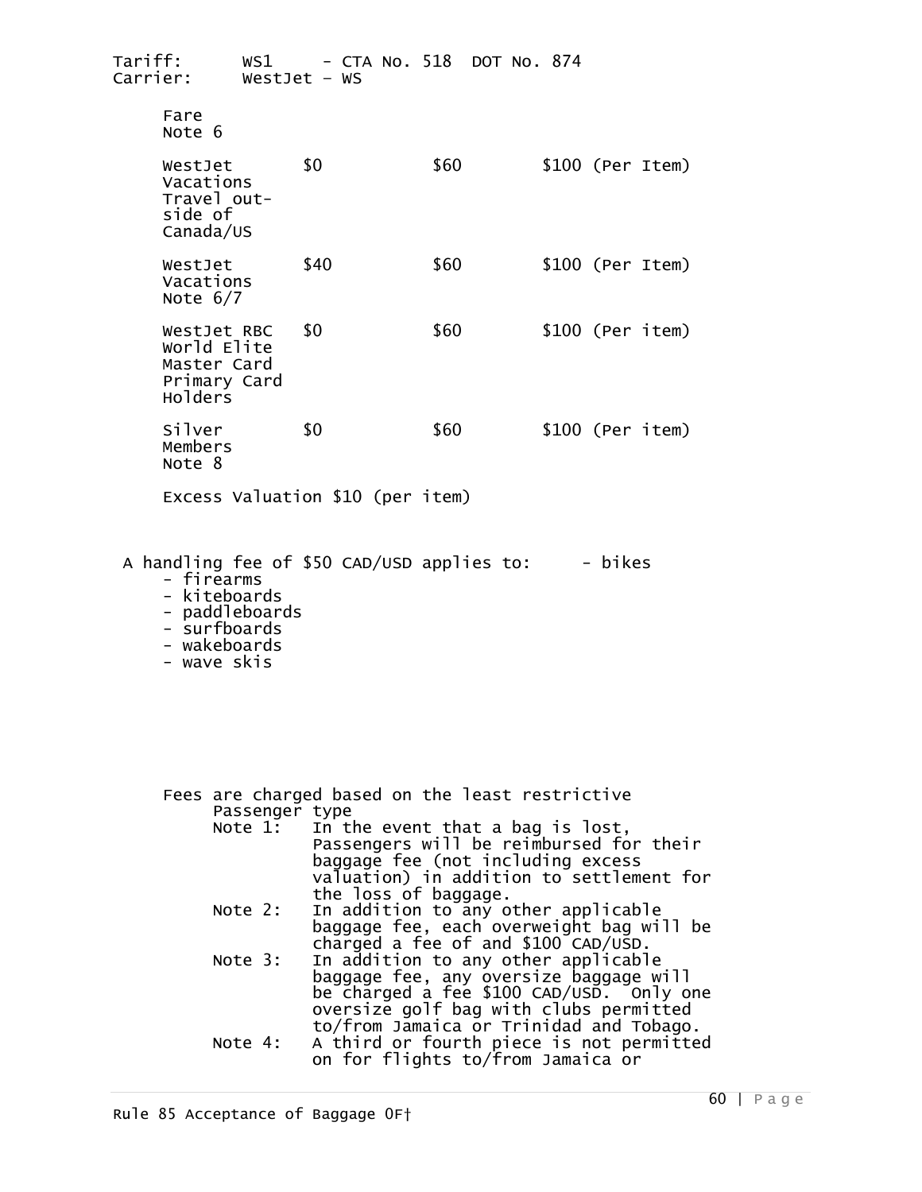Tariff: WS1 - CTA No. 518 DOT No. 874
Carrier: WestJet – WS

| Fare Note 6 | | | |
|---|---|---|---|
| WestJet Vacations Travel outside of Canada/US | $0 | $60 | $100 (Per Item) |
| WestJet Vacations Note 6/7 | $40 | $60 | $100 (Per Item) |
| WestJet RBC World Elite Master Card Primary Card Holders | $0 | $60 | $100 (Per item) |
| Silver Members Note 8 | $0 | $60 | $100 (Per item) |

Excess Valuation $10 (per item)

A handling fee of $50 CAD/USD applies to:
- bikes
- firearms
- kiteboards
- paddleboards
- surfboards
- wakeboards
- wave skis

Fees are charged based on the least restrictive Passenger type

Note 1: In the event that a bag is lost, Passengers will be reimbursed for their baggage fee (not including excess valuation) in addition to settlement for the loss of baggage.

Note 2: In addition to any other applicable baggage fee, each overweight bag will be charged a fee of and $100 CAD/USD.

Note 3: In addition to any other applicable baggage fee, any oversize baggage will be charged a fee $100 CAD/USD. Only one oversize golf bag with clubs permitted to/from Jamaica or Trinidad and Tobago.

Note 4: A third or fourth piece is not permitted on for flights to/from Jamaica or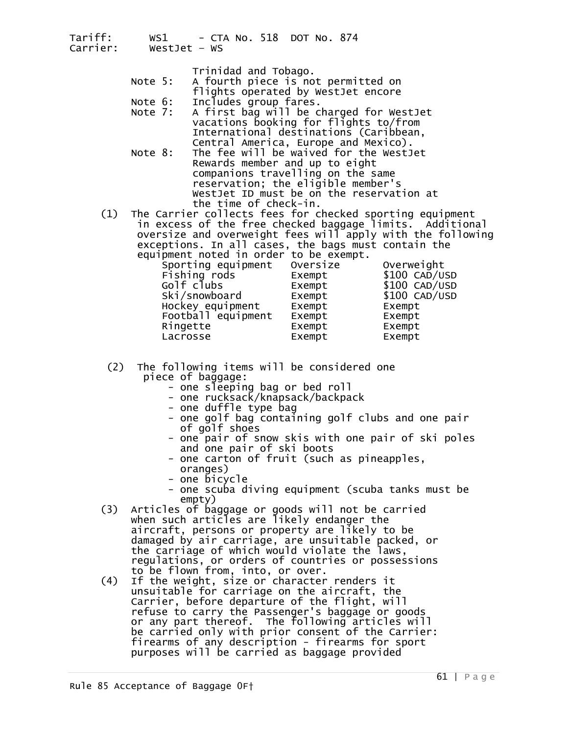Trinidad and Tobago.

Note 5: A fourth piece is not permitted on flights operated by WestJet encore

Note 6: Includes group fares.

Note 7: A first bag will be charged for WestJet vacations booking for flights to/from International destinations (Caribbean, Central America, Europe and Mexico).

Note 8: The fee will be waived for the WestJet Rewards member and up to eight companions travelling on the same reservation; the eligible member's WestJet ID must be on the reservation at the time of check-in.

(1) The Carrier collects fees for checked sporting equipment in excess of the free checked baggage limits. Additional oversize and overweight fees will apply with the following exceptions. In all cases, the bags must contain the equipment noted in order to be exempt.

| Sporting equipment | Oversize | Overweight |
|---|---|---|
| Fishing rods | Exempt | $100 CAD/USD |
| Golf clubs | Exempt | $100 CAD/USD |
| Ski/snowboard | Exempt | $100 CAD/USD |
| Hockey equipment | Exempt | Exempt |
| Football equipment | Exempt | Exempt |
| Ringette | Exempt | Exempt |
| Lacrosse | Exempt | Exempt |

(2) The following items will be considered one piece of baggage:
- one sleeping bag or bed roll
- one rucksack/knapsack/backpack
- one duffle type bag
- one golf bag containing golf clubs and one pair of golf shoes
- one pair of snow skis with one pair of ski poles and one pair of ski boots
- one carton of fruit (such as pineapples, oranges)
- one bicycle
- one scuba diving equipment (scuba tanks must be empty)

(3) Articles of baggage or goods will not be carried when such articles are likely endanger the aircraft, persons or property are likely to be damaged by air carriage, are unsuitable packed, or the carriage of which would violate the laws, regulations, or orders of countries or possessions to be flown from, into, or over.

(4) If the weight, size or character renders it unsuitable for carriage on the aircraft, the Carrier, before departure of the flight, will refuse to carry the Passenger's baggage or goods or any part thereof. The following articles will be carried only with prior consent of the Carrier: firearms of any description - firearms for sport purposes will be carried as baggage provided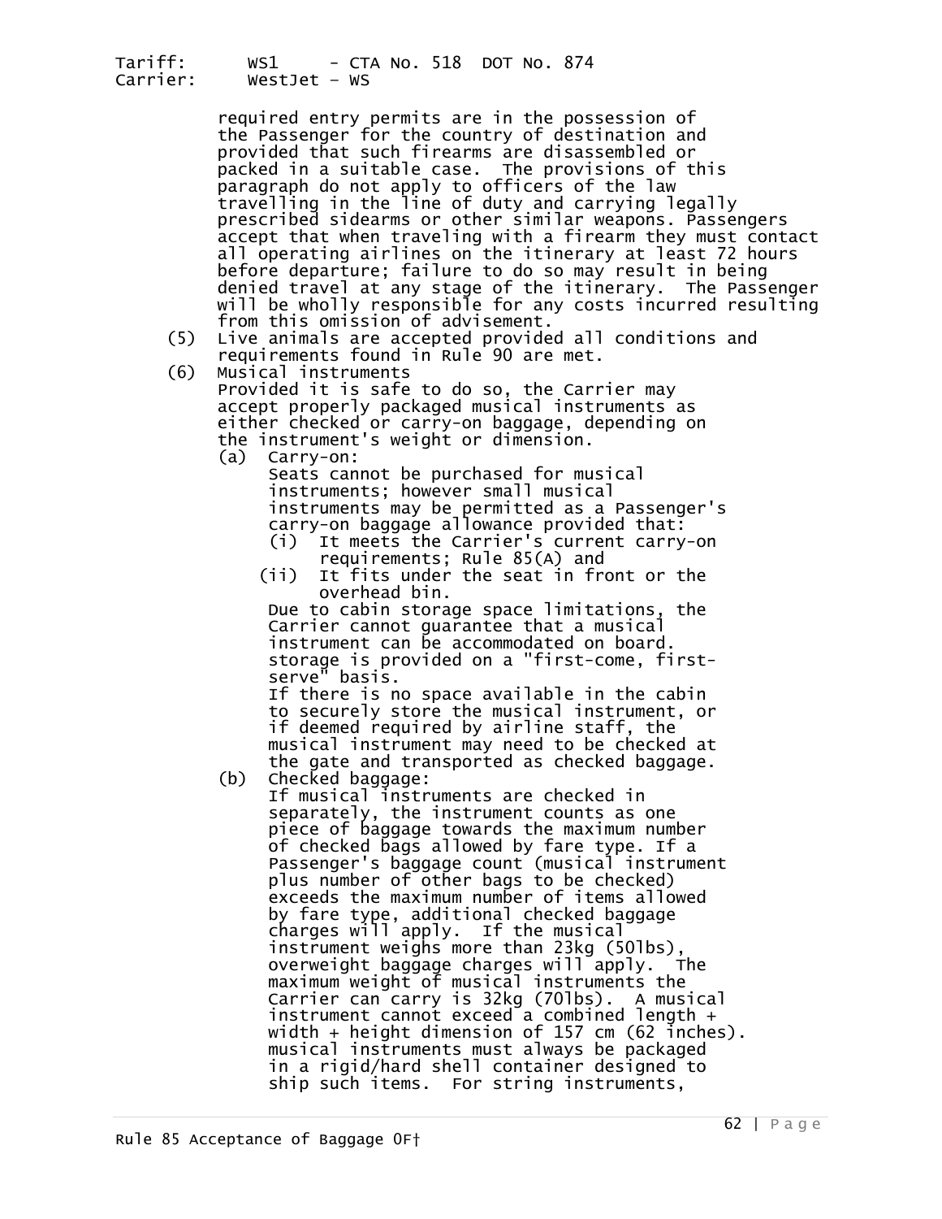required entry permits are in the possession of the Passenger for the country of destination and provided that such firearms are disassembled or packed in a suitable case. The provisions of this paragraph do not apply to officers of the law travelling in the line of duty and carrying legally prescribed sidearms or other similar weapons. Passengers accept that when traveling with a firearm they must contact all operating airlines on the itinerary at least 72 hours before departure; failure to do so may result in being denied travel at any stage of the itinerary. The Passenger will be wholly responsible for any costs incurred resulting from this omission of advisement.

(5) Live animals are accepted provided all conditions and requirements found in Rule 90 are met.

(6) Musical instruments
Provided it is safe to do so, the Carrier may accept properly packaged musical instruments as either checked or carry-on baggage, depending on the instrument's weight or dimension.

(a) Carry-on:
Seats cannot be purchased for musical instruments; however small musical instruments may be permitted as a Passenger's carry-on baggage allowance provided that:
(i) It meets the Carrier's current carry-on requirements; Rule 85(A) and
(ii) It fits under the seat in front or the overhead bin.
Due to cabin storage space limitations, the Carrier cannot guarantee that a musical instrument can be accommodated on board. storage is provided on a "first-come, first-serve" basis.
If there is no space available in the cabin to securely store the musical instrument, or if deemed required by airline staff, the musical instrument may need to be checked at the gate and transported as checked baggage.

(b) Checked baggage:
If musical instruments are checked in separately, the instrument counts as one piece of baggage towards the maximum number of checked bags allowed by fare type. If a Passenger's baggage count (musical instrument plus number of other bags to be checked) exceeds the maximum number of items allowed by fare type, additional checked baggage charges will apply. If the musical instrument weighs more than 23kg (50lbs), overweight baggage charges will apply. The maximum weight of musical instruments the Carrier can carry is 32kg (70lbs). A musical instrument cannot exceed a combined length + width + height dimension of 157 cm (62 inches). musical instruments must always be packaged in a rigid/hard shell container designed to ship such items. For string instruments,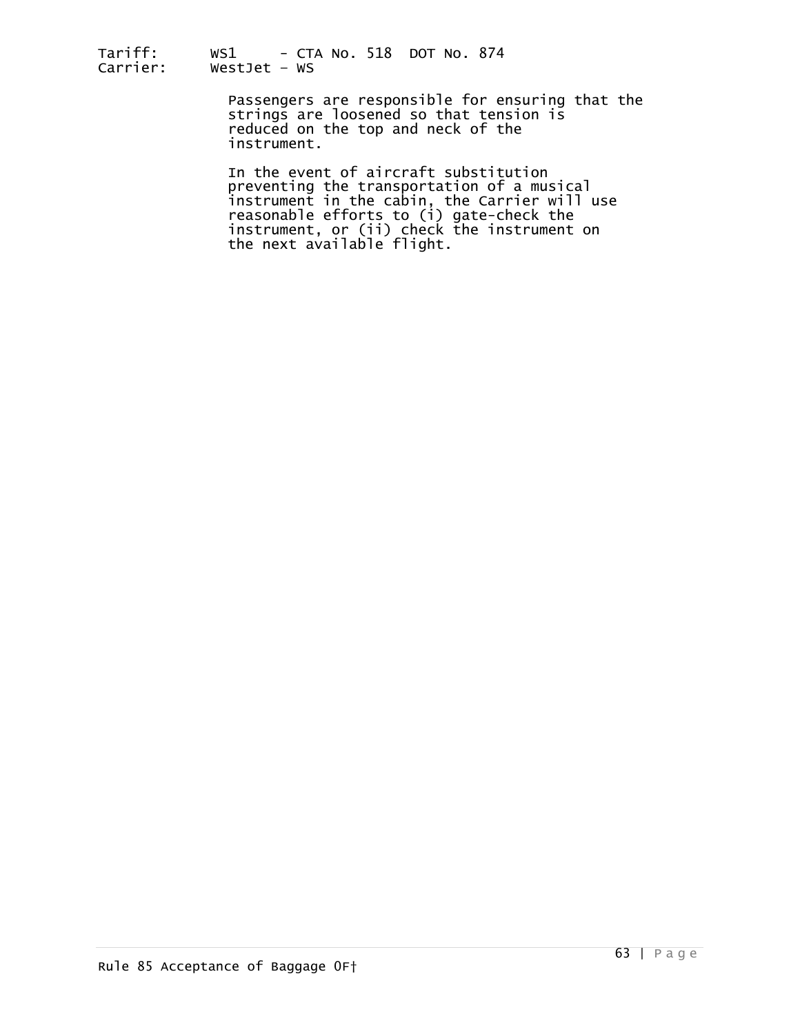Passengers are responsible for ensuring that the strings are loosened so that tension is reduced on the top and neck of the instrument.

In the event of aircraft substitution preventing the transportation of a musical instrument in the cabin, the Carrier will use reasonable efforts to (i) gate-check the instrument, or (ii) check the instrument on the next available flight.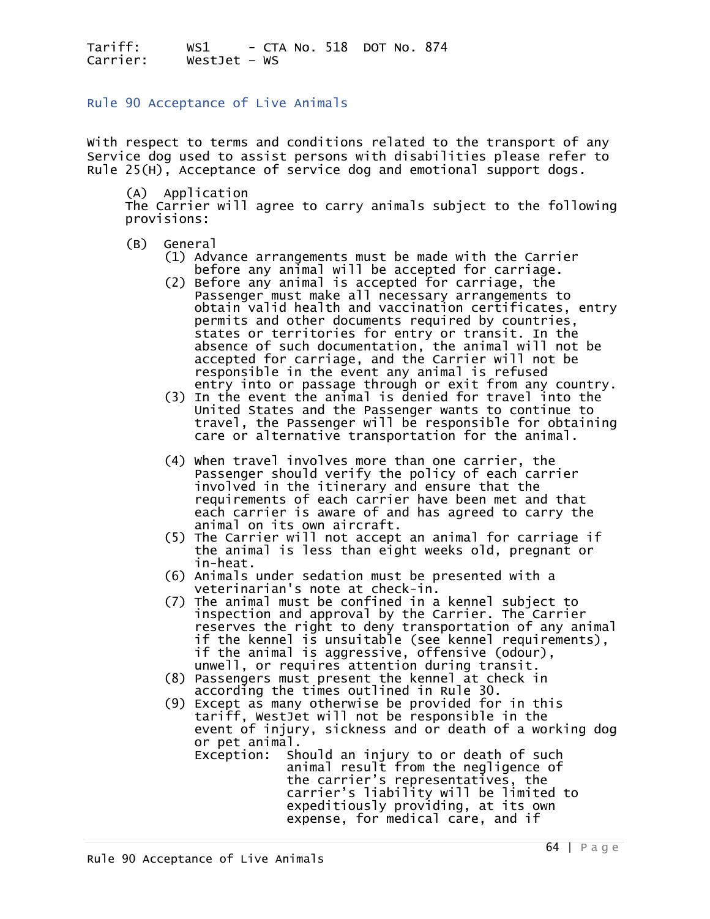Tariff: WS1 - CTA No. 518 DOT No. 874
Carrier: WestJet - WS

## Rule 90 Acceptance of Live Animals

With respect to terms and conditions related to the transport of any Service dog used to assist persons with disabilities please refer to Rule 25(H), Acceptance of service dog and emotional support dogs.

(A) Application
The Carrier will agree to carry animals subject to the following provisions:

(B) General

(1) Advance arrangements must be made with the Carrier before any animal will be accepted for carriage.
(2) Before any animal is accepted for carriage, the Passenger must make all necessary arrangements to obtain valid health and vaccination certificates, entry permits and other documents required by countries, states or territories for entry or transit. In the absence of such documentation, the animal will not be accepted for carriage, and the Carrier will not be responsible in the event any animal is refused entry into or passage through or exit from any country.
(3) In the event the animal is denied for travel into the United States and the Passenger wants to continue to travel, the Passenger will be responsible for obtaining care or alternative transportation for the animal.
(4) When travel involves more than one carrier, the Passenger should verify the policy of each carrier involved in the itinerary and ensure that the requirements of each carrier have been met and that each carrier is aware of and has agreed to carry the animal on its own aircraft.
(5) The Carrier will not accept an animal for carriage if the animal is less than eight weeks old, pregnant or in-heat.
(6) Animals under sedation must be presented with a veterinarian's note at check-in.
(7) The animal must be confined in a kennel subject to inspection and approval by the Carrier. The Carrier reserves the right to deny transportation of any animal if the kennel is unsuitable (see kennel requirements), if the animal is aggressive, offensive (odour), unwell, or requires attention during transit.
(8) Passengers must present the kennel at check in according the times outlined in Rule 30.
(9) Except as many otherwise be provided for in this tariff, WestJet will not be responsible in the event of injury, sickness and or death of a working dog or pet animal.
Exception: Should an injury to or death of such animal result from the negligence of the carrier's representatives, the carrier's liability will be limited to expeditiously providing, at its own expense, for medical care, and if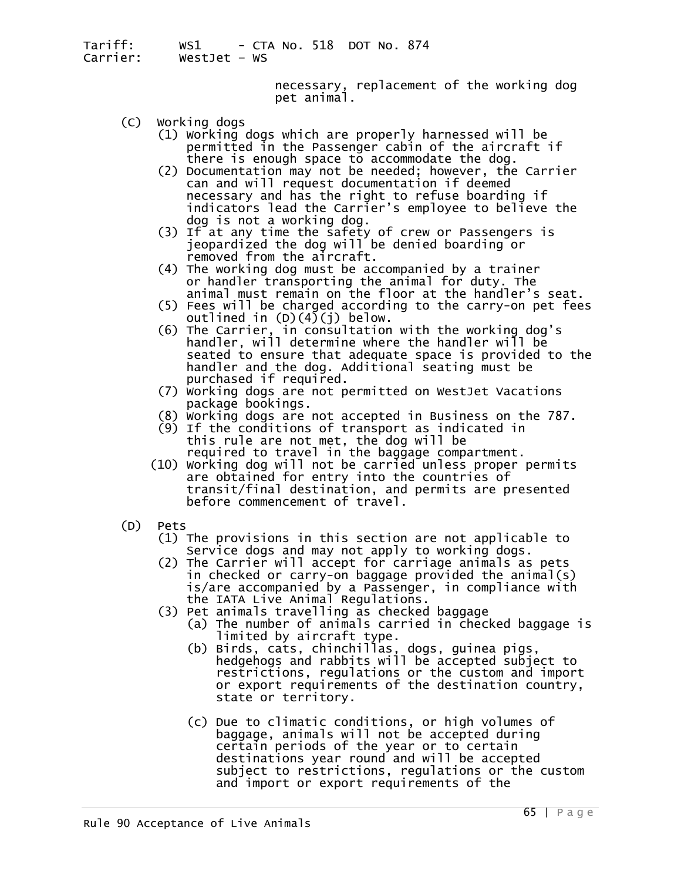necessary, replacement of the working dog pet animal.

(C) Working dogs

(1) Working dogs which are properly harnessed will be permitted in the Passenger cabin of the aircraft if there is enough space to accommodate the dog.

(2) Documentation may not be needed; however, the Carrier can and will request documentation if deemed necessary and has the right to refuse boarding if indicators lead the Carrier's employee to believe the dog is not a working dog.

(3) If at any time the safety of crew or Passengers is jeopardized the dog will be denied boarding or removed from the aircraft.

(4) The working dog must be accompanied by a trainer or handler transporting the animal for duty. The animal must remain on the floor at the handler's seat.

(5) Fees will be charged according to the carry-on pet fees outlined in (D)(4)(j) below.

(6) The Carrier, in consultation with the working dog's handler, will determine where the handler will be seated to ensure that adequate space is provided to the handler and the dog. Additional seating must be purchased if required.

(7) Working dogs are not permitted on WestJet Vacations package bookings.

(8) Working dogs are not accepted in Business on the 787.

(9) If the conditions of transport as indicated in this rule are not met, the dog will be required to travel in the baggage compartment.

(10) Working dog will not be carried unless proper permits are obtained for entry into the countries of transit/final destination, and permits are presented before commencement of travel.

(D) Pets

(1) The provisions in this section are not applicable to Service dogs and may not apply to working dogs.

(2) The Carrier will accept for carriage animals as pets in checked or carry-on baggage provided the animal(s) is/are accompanied by a Passenger, in compliance with the IATA Live Animal Regulations.

(3) Pet animals travelling as checked baggage

(a) The number of animals carried in checked baggage is limited by aircraft type.

(b) Birds, cats, chinchillas, dogs, guinea pigs, hedgehogs and rabbits will be accepted subject to restrictions, regulations or the custom and import or export requirements of the destination country, state or territory.

(c) Due to climatic conditions, or high volumes of baggage, animals will not be accepted during certain periods of the year or to certain destinations year round and will be accepted subject to restrictions, regulations or the custom and import or export requirements of the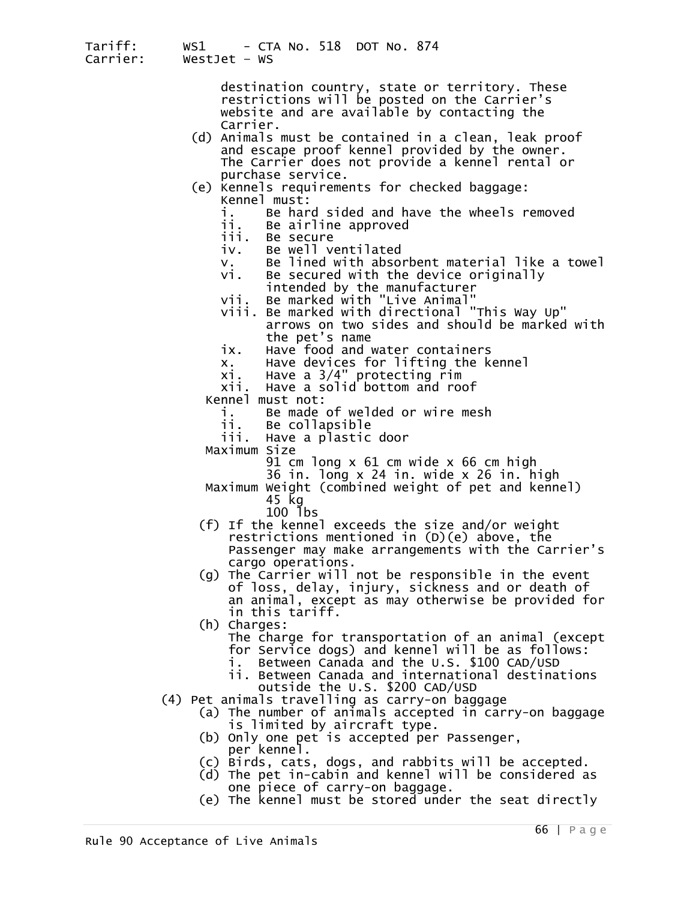destination country, state or territory. These restrictions will be posted on the Carrier's website and are available by contacting the Carrier.

(d) Animals must be contained in a clean, leak proof and escape proof kennel provided by the owner. The Carrier does not provide a kennel rental or purchase service.

(e) Kennels requirements for checked baggage:

Kennel must:

- i. Be hard sided and have the wheels removed
- ii. Be airline approved
- iii. Be secure
- iv. Be well ventilated
- v. Be lined with absorbent material like a towel
- vi. Be secured with the device originally intended by the manufacturer
- vii. Be marked with "Live Animal"
- viii. Be marked with directional "This Way Up" arrows on two sides and should be marked with the pet's name
- ix. Have food and water containers
- x. Have devices for lifting the kennel
- xi. Have a 3/4" protecting rim
- xii. Have a solid bottom and roof

Kennel must not:

- i. Be made of welded or wire mesh
- ii. Be collapsible
- iii. Have a plastic door

Maximum Size

91 cm long x 61 cm wide x 66 cm high

36 in. long x 24 in. wide x 26 in. high

Maximum Weight (combined weight of pet and kennel)

45 kg

100 lbs

(f) If the kennel exceeds the size and/or weight restrictions mentioned in (D)(e) above, the Passenger may make arrangements with the Carrier's cargo operations.

(g) The Carrier will not be responsible in the event of loss, delay, injury, sickness and or death of an animal, except as may otherwise be provided for in this tariff.

(h) Charges:

The charge for transportation of an animal (except for Service dogs) and kennel will be as follows:

- i. Between Canada and the U.S. $100 CAD/USD
- ii. Between Canada and international destinations outside the U.S. $200 CAD/USD

(4) Pet animals travelling as carry-on baggage

(a) The number of animals accepted in carry-on baggage is limited by aircraft type.

(b) Only one pet is accepted per Passenger, per kennel.

(c) Birds, cats, dogs, and rabbits will be accepted.

(d) The pet in-cabin and kennel will be considered as one piece of carry-on baggage.

(e) The kennel must be stored under the seat directly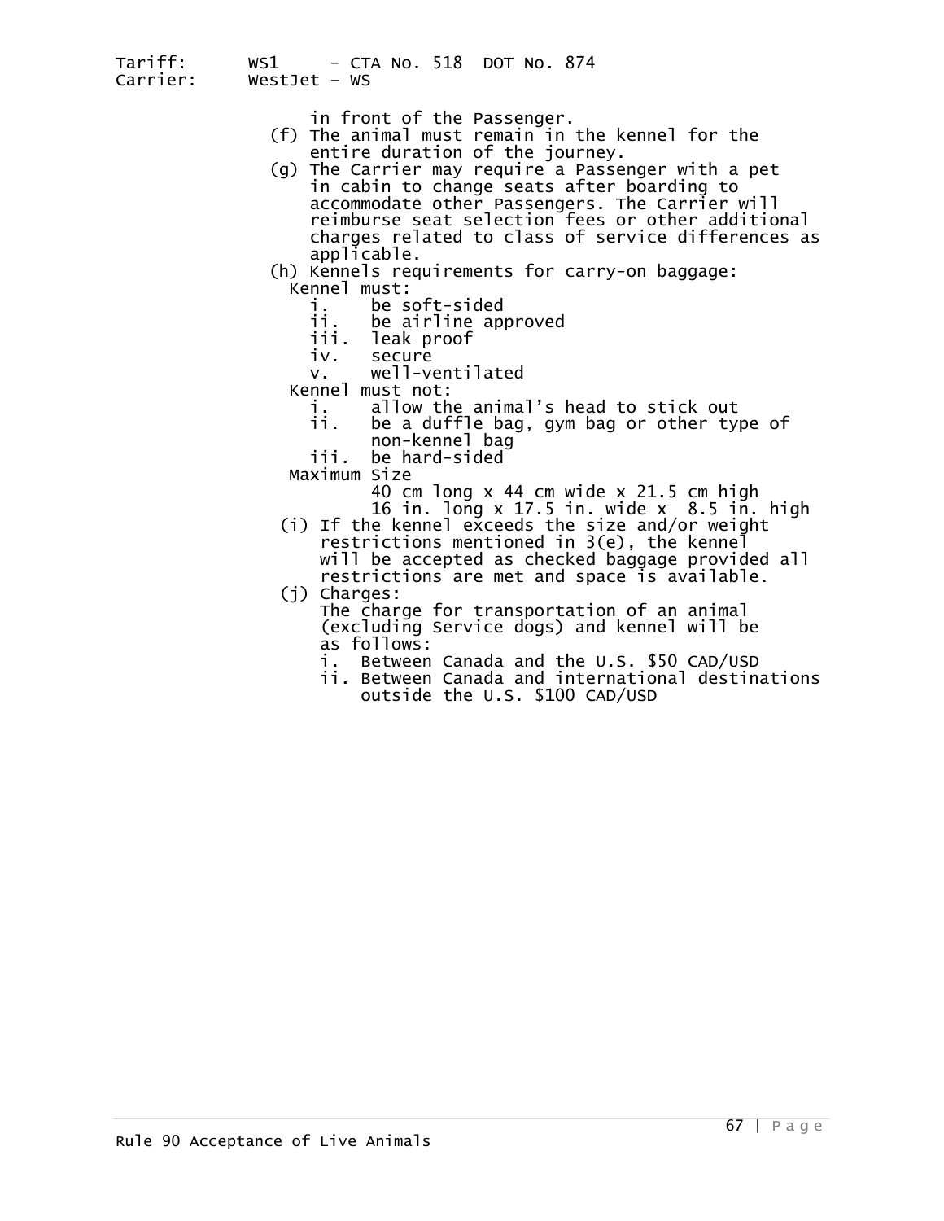in front of the Passenger.

(f) The animal must remain in the kennel for the entire duration of the journey.

(g) The Carrier may require a Passenger with a pet in cabin to change seats after boarding to accommodate other Passengers. The Carrier will reimburse seat selection fees or other additional charges related to class of service differences as applicable.

(h) Kennels requirements for carry-on baggage:

Kennel must:

- i. be soft-sided
- ii. be airline approved
- iii. leak proof
- iv. secure
- v. well-ventilated

Kennel must not:

- i. allow the animal's head to stick out
- ii. be a duffle bag, gym bag or other type of non-kennel bag
- iii. be hard-sided

Maximum Size

40 cm long x 44 cm wide x 21.5 cm high
16 in. long x 17.5 in. wide x 8.5 in. high

(i) If the kennel exceeds the size and/or weight restrictions mentioned in 3(e), the kennel will be accepted as checked baggage provided all restrictions are met and space is available.

(j) Charges:

The charge for transportation of an animal (excluding Service dogs) and kennel will be as follows:

- i. Between Canada and the U.S. $50 CAD/USD
- ii. Between Canada and international destinations outside the U.S. $100 CAD/USD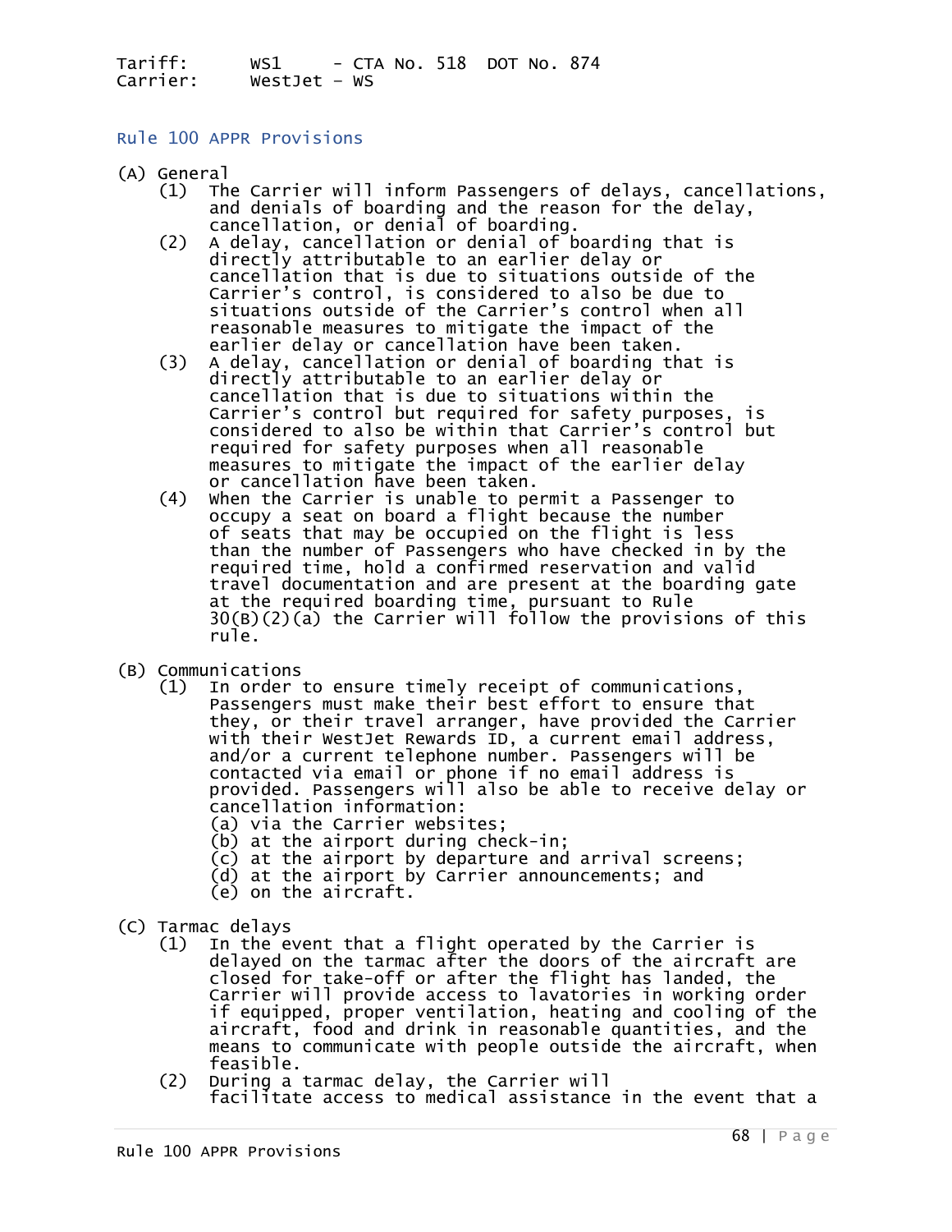Tariff: WS1 - CTA No. 518 DOT No. 874
Carrier: WestJet - WS

## Rule 100 APPR Provisions

(A) General

(1) The Carrier will inform Passengers of delays, cancellations, and denials of boarding and the reason for the delay, cancellation, or denial of boarding.

(2) A delay, cancellation or denial of boarding that is directly attributable to an earlier delay or cancellation that is due to situations outside of the Carrier's control, is considered to also be due to situations outside of the Carrier's control when all reasonable measures to mitigate the impact of the earlier delay or cancellation have been taken.

(3) A delay, cancellation or denial of boarding that is directly attributable to an earlier delay or cancellation that is due to situations within the Carrier's control but required for safety purposes, is considered to also be within that Carrier's control but required for safety purposes when all reasonable measures to mitigate the impact of the earlier delay or cancellation have been taken.

(4) When the Carrier is unable to permit a Passenger to occupy a seat on board a flight because the number of seats that may be occupied on the flight is less than the number of Passengers who have checked in by the required time, hold a confirmed reservation and valid travel documentation and are present at the boarding gate at the required boarding time, pursuant to Rule 30(B)(2)(a) the Carrier will follow the provisions of this rule.

(B) Communications

(1) In order to ensure timely receipt of communications, Passengers must make their best effort to ensure that they, or their travel arranger, have provided the Carrier with their WestJet Rewards ID, a current email address, and/or a current telephone number. Passengers will be contacted via email or phone if no email address is provided. Passengers will also be able to receive delay or cancellation information:

(a) via the Carrier websites;
(b) at the airport during check-in;
(c) at the airport by departure and arrival screens;
(d) at the airport by Carrier announcements; and
(e) on the aircraft.

(C) Tarmac delays

(1) In the event that a flight operated by the Carrier is delayed on the tarmac after the doors of the aircraft are closed for take-off or after the flight has landed, the Carrier will provide access to lavatories in working order if equipped, proper ventilation, heating and cooling of the aircraft, food and drink in reasonable quantities, and the means to communicate with people outside the aircraft, when feasible.

(2) During a tarmac delay, the Carrier will facilitate access to medical assistance in the event that a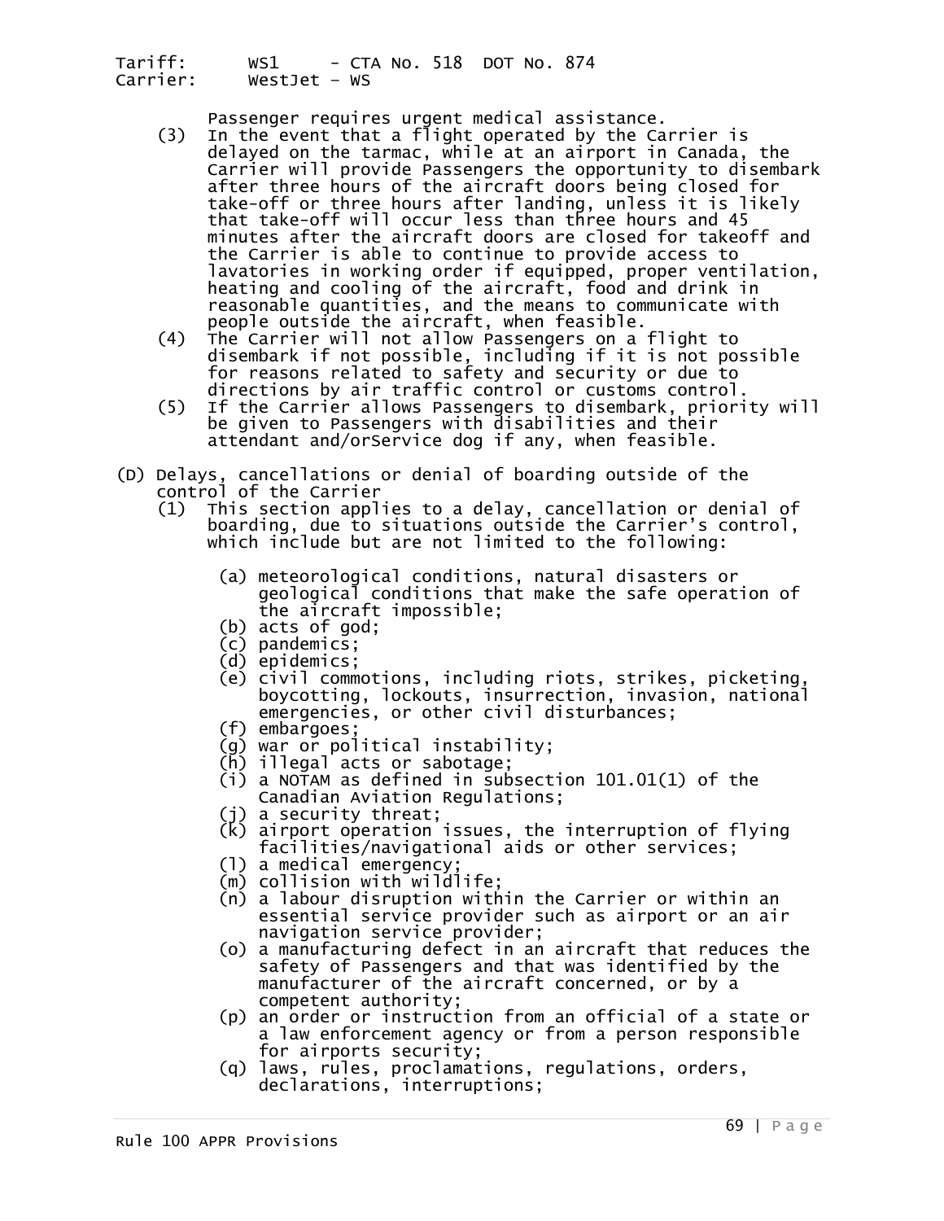Passenger requires urgent medical assistance.

(3) In the event that a flight operated by the Carrier is delayed on the tarmac, while at an airport in Canada, the Carrier will provide Passengers the opportunity to disembark after three hours of the aircraft doors being closed for take-off or three hours after landing, unless it is likely that take-off will occur less than three hours and 45 minutes after the aircraft doors are closed for takeoff and the Carrier is able to continue to provide access to lavatories in working order if equipped, proper ventilation, heating and cooling of the aircraft, food and drink in reasonable quantities, and the means to communicate with people outside the aircraft, when feasible.

(4) The Carrier will not allow Passengers on a flight to disembark if not possible, including if it is not possible for reasons related to safety and security or due to directions by air traffic control or customs control.

(5) If the Carrier allows Passengers to disembark, priority will be given to Passengers with disabilities and their attendant and/orService dog if any, when feasible.

(D) Delays, cancellations or denial of boarding outside of the control of the Carrier

(1) This section applies to a delay, cancellation or denial of boarding, due to situations outside the Carrier's control, which include but are not limited to the following:

(a) meteorological conditions, natural disasters or geological conditions that make the safe operation of the aircraft impossible;
(b) acts of god;
(c) pandemics;
(d) epidemics;
(e) civil commotions, including riots, strikes, picketing, boycotting, lockouts, insurrection, invasion, national emergencies, or other civil disturbances;
(f) embargoes;
(g) war or political instability;
(h) illegal acts or sabotage;
(i) a NOTAM as defined in subsection 101.01(1) of the Canadian Aviation Regulations;
(j) a security threat;
(k) airport operation issues, the interruption of flying facilities/navigational aids or other services;
(l) a medical emergency;
(m) collision with wildlife;
(n) a labour disruption within the Carrier or within an essential service provider such as airport or an air navigation service provider;
(o) a manufacturing defect in an aircraft that reduces the safety of Passengers and that was identified by the manufacturer of the aircraft concerned, or by a competent authority;
(p) an order or instruction from an official of a state or a law enforcement agency or from a person responsible for airports security;
(q) laws, rules, proclamations, regulations, orders, declarations, interruptions;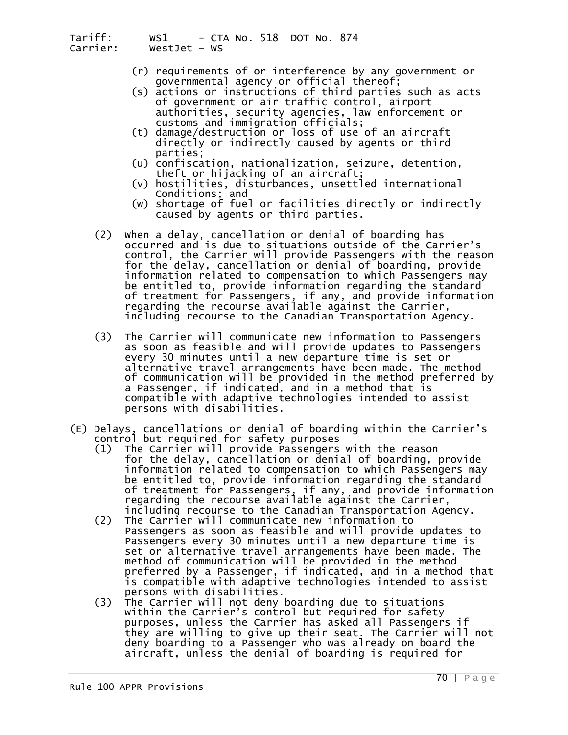(r) requirements of or interference by any government or governmental agency or official thereof;

(s) actions or instructions of third parties such as acts of government or air traffic control, airport authorities, security agencies, law enforcement or customs and immigration officials;

(t) damage/destruction or loss of use of an aircraft directly or indirectly caused by agents or third parties;

(u) confiscation, nationalization, seizure, detention, theft or hijacking of an aircraft;

(v) hostilities, disturbances, unsettled international Conditions; and

(w) shortage of fuel or facilities directly or indirectly caused by agents or third parties.

(2) When a delay, cancellation or denial of boarding has occurred and is due to situations outside of the Carrier's control, the Carrier will provide Passengers with the reason for the delay, cancellation or denial of boarding, provide information related to compensation to which Passengers may be entitled to, provide information regarding the standard of treatment for Passengers, if any, and provide information regarding the recourse available against the Carrier, including recourse to the Canadian Transportation Agency.

(3) The Carrier will communicate new information to Passengers as soon as feasible and will provide updates to Passengers every 30 minutes until a new departure time is set or alternative travel arrangements have been made. The method of communication will be provided in the method preferred by a Passenger, if indicated, and in a method that is compatible with adaptive technologies intended to assist persons with disabilities.

(E) Delays, cancellations or denial of boarding within the Carrier's control but required for safety purposes

(1) The Carrier will provide Passengers with the reason for the delay, cancellation or denial of boarding, provide information related to compensation to which Passengers may be entitled to, provide information regarding the standard of treatment for Passengers, if any, and provide information regarding the recourse available against the Carrier, including recourse to the Canadian Transportation Agency.

(2) The Carrier will communicate new information to Passengers as soon as feasible and will provide updates to Passengers every 30 minutes until a new departure time is set or alternative travel arrangements have been made. The method of communication will be provided in the method preferred by a Passenger, if indicated, and in a method that is compatible with adaptive technologies intended to assist persons with disabilities.

(3) The Carrier will not deny boarding due to situations within the Carrier's control but required for safety purposes, unless the Carrier has asked all Passengers if they are willing to give up their seat. The Carrier will not deny boarding to a Passenger who was already on board the aircraft, unless the denial of boarding is required for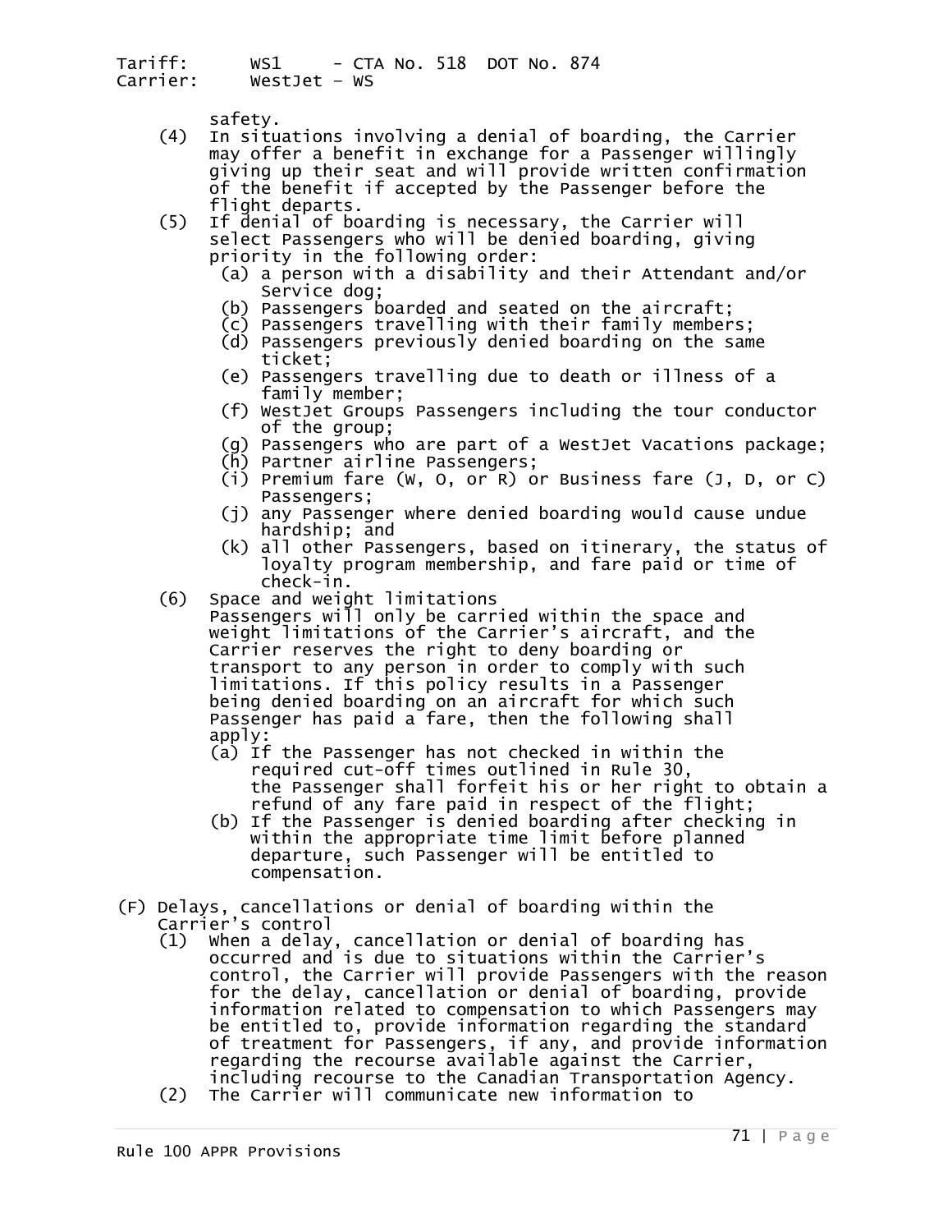safety.

(4) In situations involving a denial of boarding, the Carrier may offer a benefit in exchange for a Passenger willingly giving up their seat and will provide written confirmation of the benefit if accepted by the Passenger before the flight departs.

(5) If denial of boarding is necessary, the Carrier will select Passengers who will be denied boarding, giving priority in the following order:
   - (a) a person with a disability and their Attendant and/or Service dog;
   - (b) Passengers boarded and seated on the aircraft;
   - (c) Passengers travelling with their family members;
   - (d) Passengers previously denied boarding on the same ticket;
   - (e) Passengers travelling due to death or illness of a family member;
   - (f) WestJet Groups Passengers including the tour conductor of the group;
   - (g) Passengers who are part of a WestJet Vacations package;
   - (h) Partner airline Passengers;
   - (i) Premium fare (W, O, or R) or Business fare (J, D, or C) Passengers;
   - (j) any Passenger where denied boarding would cause undue hardship; and
   - (k) all other Passengers, based on itinerary, the status of loyalty program membership, and fare paid or time of check-in.

(6) Space and weight limitations
Passengers will only be carried within the space and weight limitations of the Carrier's aircraft, and the Carrier reserves the right to deny boarding or transport to any person in order to comply with such limitations. If this policy results in a Passenger being denied boarding on an aircraft for which such Passenger has paid a fare, then the following shall apply:
   - (a) If the Passenger has not checked in within the required cut-off times outlined in Rule 30, the Passenger shall forfeit his or her right to obtain a refund of any fare paid in respect of the flight;
   - (b) If the Passenger is denied boarding after checking in within the appropriate time limit before planned departure, such Passenger will be entitled to compensation.

(F) Delays, cancellations or denial of boarding within the Carrier's control

(1) When a delay, cancellation or denial of boarding has occurred and is due to situations within the Carrier's control, the Carrier will provide Passengers with the reason for the delay, cancellation or denial of boarding, provide information related to compensation to which Passengers may be entitled to, provide information regarding the standard of treatment for Passengers, if any, and provide information regarding the recourse available against the Carrier, including recourse to the Canadian Transportation Agency.

(2) The Carrier will communicate new information to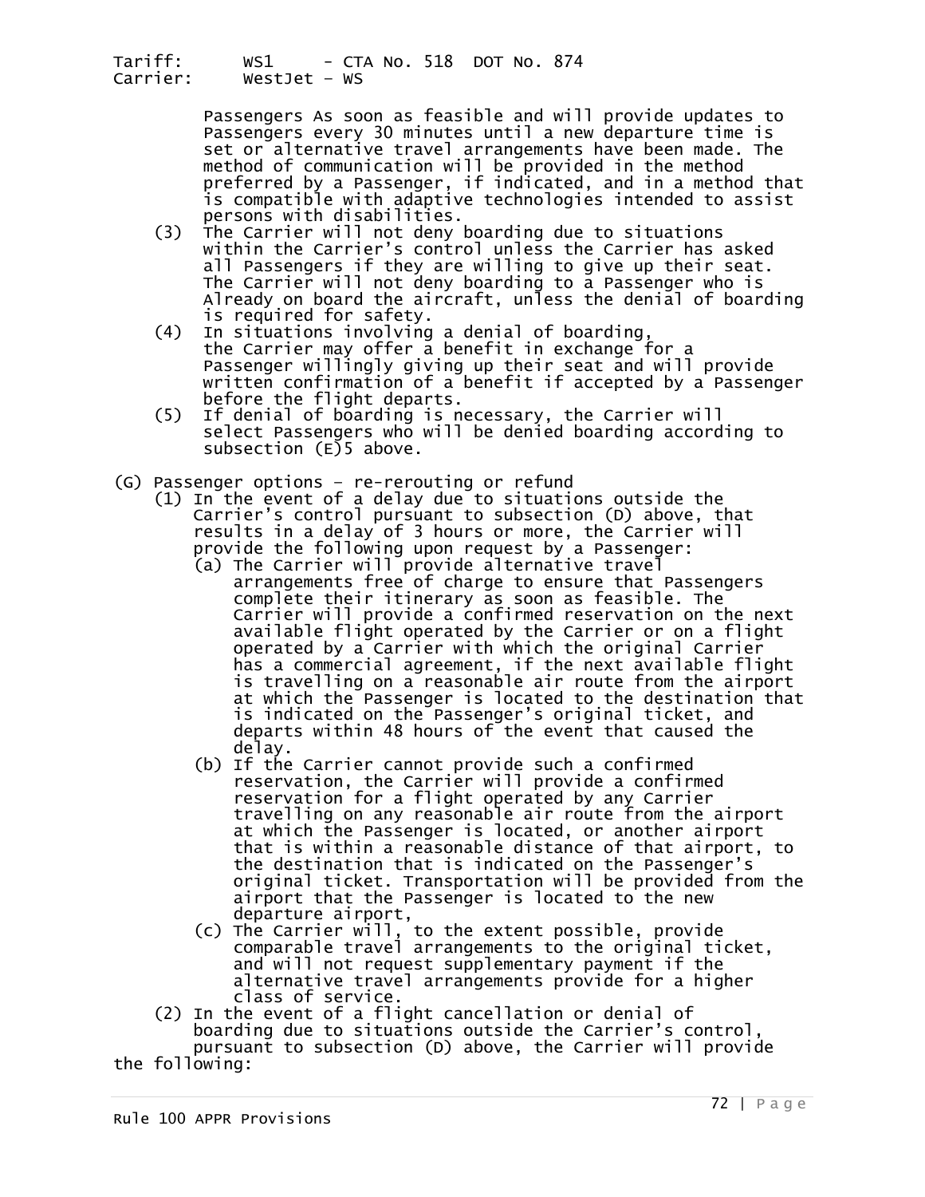Passengers As soon as feasible and will provide updates to Passengers every 30 minutes until a new departure time is set or alternative travel arrangements have been made. The method of communication will be provided in the method preferred by a Passenger, if indicated, and in a method that is compatible with adaptive technologies intended to assist persons with disabilities.

(3) The Carrier will not deny boarding due to situations within the Carrier's control unless the Carrier has asked all Passengers if they are willing to give up their seat. The Carrier will not deny boarding to a Passenger who is Already on board the aircraft, unless the denial of boarding is required for safety.

(4) In situations involving a denial of boarding, the Carrier may offer a benefit in exchange for a Passenger willingly giving up their seat and will provide written confirmation of a benefit if accepted by a Passenger before the flight departs.

(5) If denial of boarding is necessary, the Carrier will select Passengers who will be denied boarding according to subsection (E)5 above.

(G) Passenger options – re-rerouting or refund

(1) In the event of a delay due to situations outside the Carrier's control pursuant to subsection (D) above, that results in a delay of 3 hours or more, the Carrier will provide the following upon request by a Passenger:

(a) The Carrier will provide alternative travel arrangements free of charge to ensure that Passengers complete their itinerary as soon as feasible. The Carrier will provide a confirmed reservation on the next available flight operated by the Carrier or on a flight operated by a Carrier with which the original Carrier has a commercial agreement, if the next available flight is travelling on a reasonable air route from the airport at which the Passenger is located to the destination that is indicated on the Passenger's original ticket, and departs within 48 hours of the event that caused the delay.

(b) If the Carrier cannot provide such a confirmed reservation, the Carrier will provide a confirmed reservation for a flight operated by any Carrier travelling on any reasonable air route from the airport at which the Passenger is located, or another airport that is within a reasonable distance of that airport, to the destination that is indicated on the Passenger's original ticket. Transportation will be provided from the airport that the Passenger is located to the new departure airport,

(c) The Carrier will, to the extent possible, provide comparable travel arrangements to the original ticket, and will not request supplementary payment if the alternative travel arrangements provide for a higher class of service.

(2) In the event of a flight cancellation or denial of boarding due to situations outside the Carrier's control, pursuant to subsection (D) above, the Carrier will provide the following: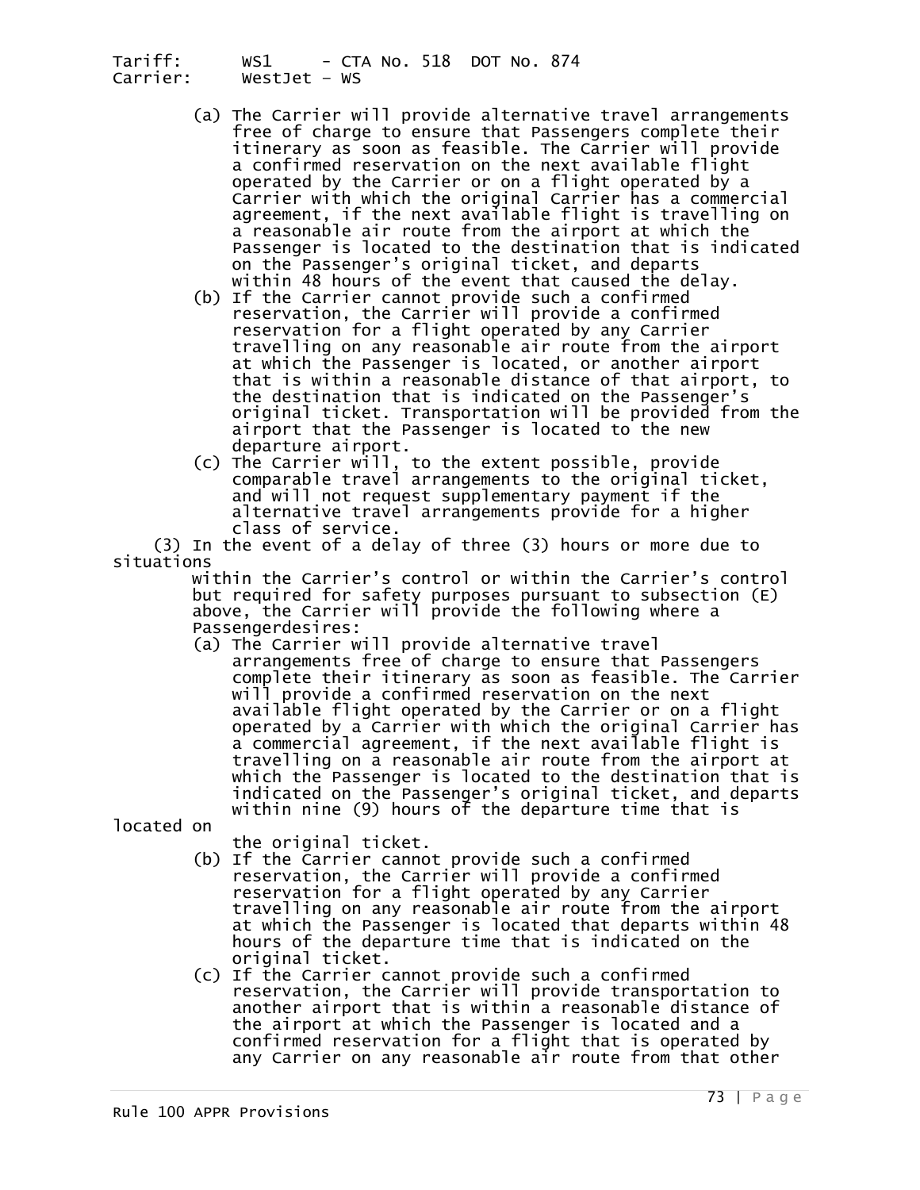(a) The Carrier will provide alternative travel arrangements free of charge to ensure that Passengers complete their itinerary as soon as feasible. The Carrier will provide a confirmed reservation on the next available flight operated by the Carrier or on a flight operated by a Carrier with which the original Carrier has a commercial agreement, if the next available flight is travelling on a reasonable air route from the airport at which the Passenger is located to the destination that is indicated on the Passenger's original ticket, and departs within 48 hours of the event that caused the delay.

(b) If the Carrier cannot provide such a confirmed reservation, the Carrier will provide a confirmed reservation for a flight operated by any Carrier travelling on any reasonable air route from the airport at which the Passenger is located, or another airport that is within a reasonable distance of that airport, to the destination that is indicated on the Passenger's original ticket. Transportation will be provided from the airport that the Passenger is located to the new departure airport.

(c) The Carrier will, to the extent possible, provide comparable travel arrangements to the original ticket, and will not request supplementary payment if the alternative travel arrangements provide for a higher class of service.

(3) In the event of a delay of three (3) hours or more due to situations within the Carrier's control or within the Carrier's control but required for safety purposes pursuant to subsection (E) above, the Carrier will provide the following where a Passengerdesires:

(a) The Carrier will provide alternative travel arrangements free of charge to ensure that Passengers complete their itinerary as soon as feasible. The Carrier will provide a confirmed reservation on the next available flight operated by the Carrier or on a flight operated by a Carrier with which the original Carrier has a commercial agreement, if the next available flight is travelling on a reasonable air route from the airport at which the Passenger is located to the destination that is indicated on the Passenger's original ticket, and departs within nine (9) hours of the departure time that is located on the original ticket.

(b) If the Carrier cannot provide such a confirmed reservation, the Carrier will provide a confirmed reservation for a flight operated by any Carrier travelling on any reasonable air route from the airport at which the Passenger is located that departs within 48 hours of the departure time that is indicated on the original ticket.

(c) If the Carrier cannot provide such a confirmed reservation, the Carrier will provide transportation to another airport that is within a reasonable distance of the airport at which the Passenger is located and a confirmed reservation for a flight that is operated by any Carrier on any reasonable air route from that other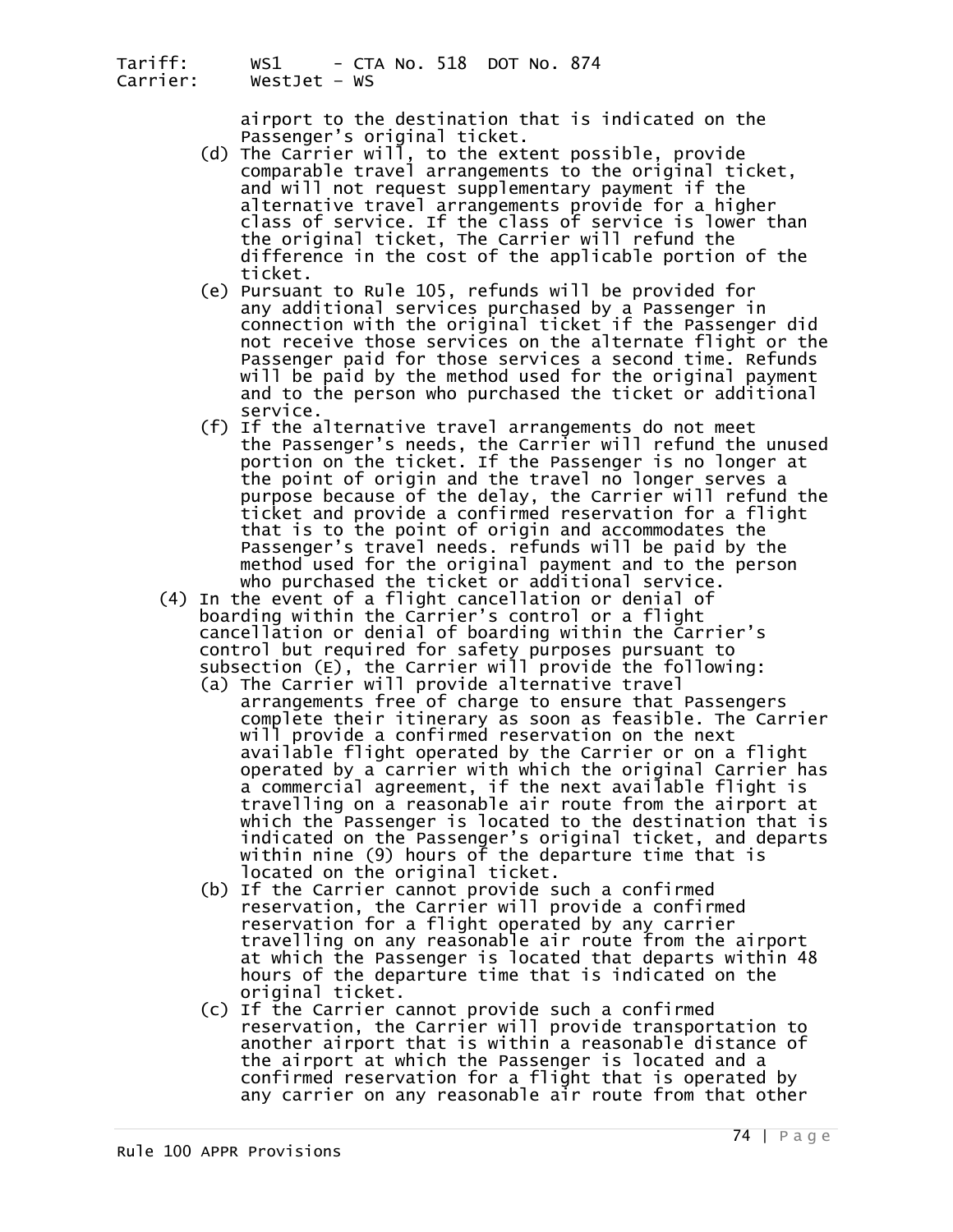airport to the destination that is indicated on the Passenger's original ticket.

(d) The Carrier will, to the extent possible, provide comparable travel arrangements to the original ticket, and will not request supplementary payment if the alternative travel arrangements provide for a higher class of service. If the class of service is lower than the original ticket, The Carrier will refund the difference in the cost of the applicable portion of the ticket.

(e) Pursuant to Rule 105, refunds will be provided for any additional services purchased by a Passenger in connection with the original ticket if the Passenger did not receive those services on the alternate flight or the Passenger paid for those services a second time. Refunds will be paid by the method used for the original payment and to the person who purchased the ticket or additional service.

(f) If the alternative travel arrangements do not meet the Passenger's needs, the Carrier will refund the unused portion on the ticket. If the Passenger is no longer at the point of origin and the travel no longer serves a purpose because of the delay, the Carrier will refund the ticket and provide a confirmed reservation for a flight that is to the point of origin and accommodates the Passenger's travel needs. refunds will be paid by the method used for the original payment and to the person who purchased the ticket or additional service.

(4) In the event of a flight cancellation or denial of boarding within the Carrier's control or a flight cancellation or denial of boarding within the Carrier's control but required for safety purposes pursuant to subsection (E), the Carrier will provide the following:

(a) The Carrier will provide alternative travel arrangements free of charge to ensure that Passengers complete their itinerary as soon as feasible. The Carrier will provide a confirmed reservation on the next available flight operated by the Carrier or on a flight operated by a carrier with which the original Carrier has a commercial agreement, if the next available flight is travelling on a reasonable air route from the airport at which the Passenger is located to the destination that is indicated on the Passenger's original ticket, and departs within nine (9) hours of the departure time that is located on the original ticket.

(b) If the Carrier cannot provide such a confirmed reservation, the Carrier will provide a confirmed reservation for a flight operated by any carrier travelling on any reasonable air route from the airport at which the Passenger is located that departs within 48 hours of the departure time that is indicated on the original ticket.

(c) If the Carrier cannot provide such a confirmed reservation, the Carrier will provide transportation to another airport that is within a reasonable distance of the airport at which the Passenger is located and a confirmed reservation for a flight that is operated by any carrier on any reasonable air route from that other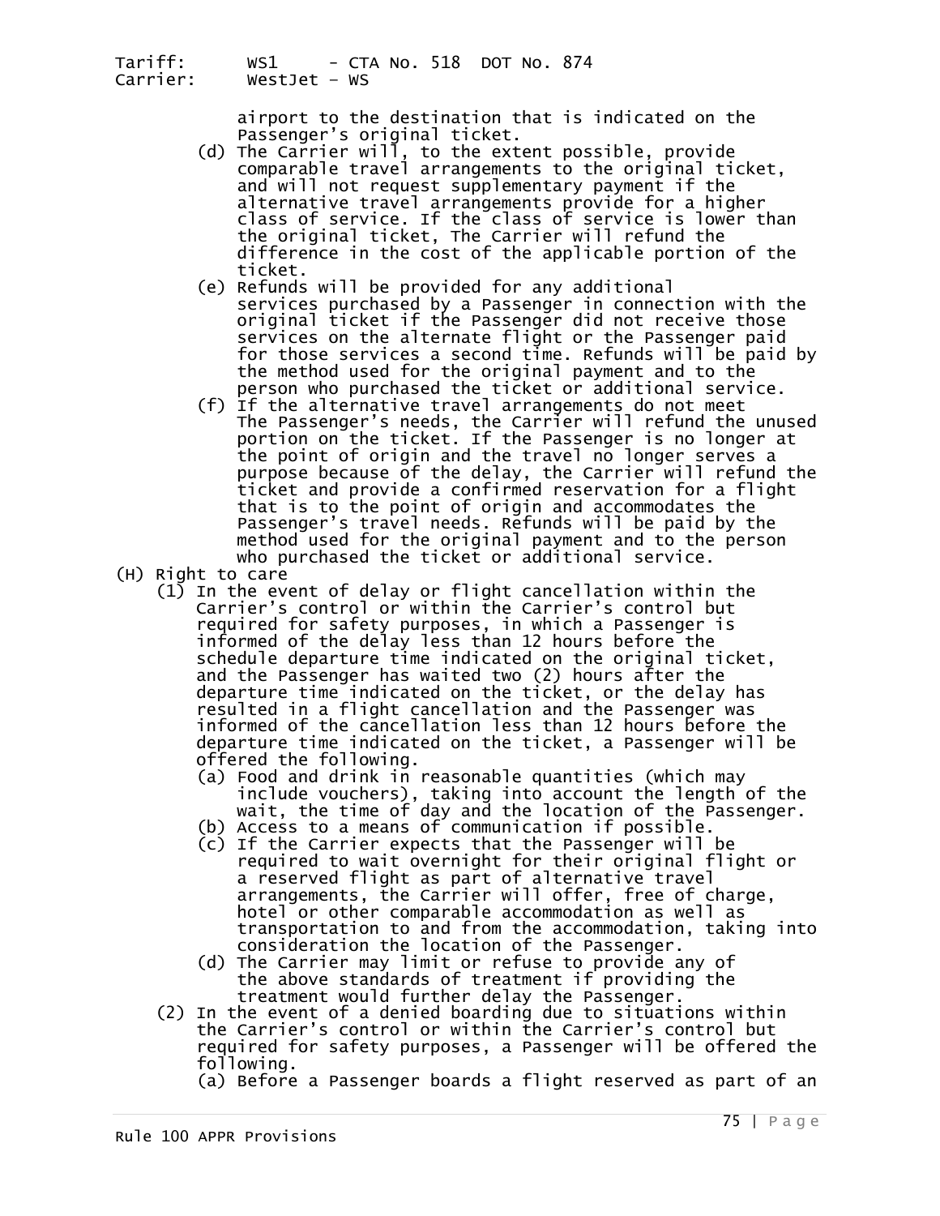airport to the destination that is indicated on the Passenger's original ticket.

(d) The Carrier will, to the extent possible, provide comparable travel arrangements to the original ticket, and will not request supplementary payment if the alternative travel arrangements provide for a higher class of service. If the class of service is lower than the original ticket, The Carrier will refund the difference in the cost of the applicable portion of the ticket.

(e) Refunds will be provided for any additional services purchased by a Passenger in connection with the original ticket if the Passenger did not receive those services on the alternate flight or the Passenger paid for those services a second time. Refunds will be paid by the method used for the original payment and to the person who purchased the ticket or additional service.

(f) If the alternative travel arrangements do not meet The Passenger's needs, the Carrier will refund the unused portion on the ticket. If the Passenger is no longer at the point of origin and the travel no longer serves a purpose because of the delay, the Carrier will refund the ticket and provide a confirmed reservation for a flight that is to the point of origin and accommodates the Passenger's travel needs. Refunds will be paid by the method used for the original payment and to the person who purchased the ticket or additional service.

(H) Right to care

(1) In the event of delay or flight cancellation within the Carrier's control or within the Carrier's control but required for safety purposes, in which a Passenger is informed of the delay less than 12 hours before the schedule departure time indicated on the original ticket, and the Passenger has waited two (2) hours after the departure time indicated on the ticket, or the delay has resulted in a flight cancellation and the Passenger was informed of the cancellation less than 12 hours before the departure time indicated on the ticket, a Passenger will be offered the following.

(a) Food and drink in reasonable quantities (which may include vouchers), taking into account the length of the wait, the time of day and the location of the Passenger.

(b) Access to a means of communication if possible.

(c) If the Carrier expects that the Passenger will be required to wait overnight for their original flight or a reserved flight as part of alternative travel arrangements, the Carrier will offer, free of charge, hotel or other comparable accommodation as well as transportation to and from the accommodation, taking into consideration the location of the Passenger.

(d) The Carrier may limit or refuse to provide any of the above standards of treatment if providing the treatment would further delay the Passenger.

(2) In the event of a denied boarding due to situations within the Carrier's control or within the Carrier's control but required for safety purposes, a Passenger will be offered the following.

(a) Before a Passenger boards a flight reserved as part of an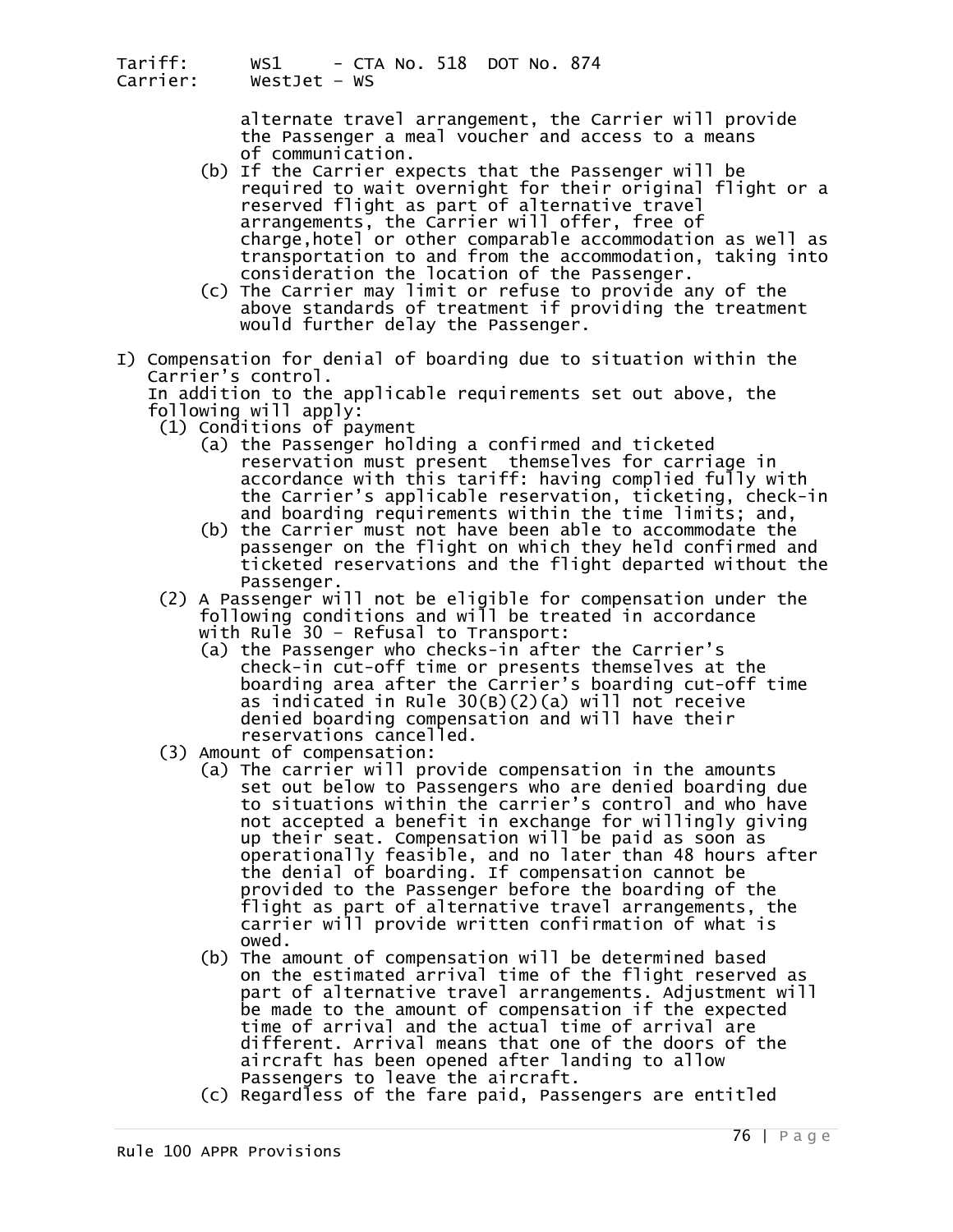alternate travel arrangement, the Carrier will provide the Passenger a meal voucher and access to a means of communication.

(b) If the Carrier expects that the Passenger will be required to wait overnight for their original flight or a reserved flight as part of alternative travel arrangements, the Carrier will offer, free of charge,hotel or other comparable accommodation as well as transportation to and from the accommodation, taking into consideration the location of the Passenger.

(c) The Carrier may limit or refuse to provide any of the above standards of treatment if providing the treatment would further delay the Passenger.

I) Compensation for denial of boarding due to situation within the Carrier's control.
In addition to the applicable requirements set out above, the following will apply:

(1) Conditions of payment

(a) the Passenger holding a confirmed and ticketed reservation must present themselves for carriage in accordance with this tariff: having complied fully with the Carrier's applicable reservation, ticketing, check-in and boarding requirements within the time limits; and,

(b) the Carrier must not have been able to accommodate the passenger on the flight on which they held confirmed and ticketed reservations and the flight departed without the Passenger.

(2) A Passenger will not be eligible for compensation under the following conditions and will be treated in accordance with Rule 30 – Refusal to Transport:

(a) the Passenger who checks-in after the Carrier's check-in cut-off time or presents themselves at the boarding area after the Carrier's boarding cut-off time as indicated in Rule 30(B)(2)(a) will not receive denied boarding compensation and will have their reservations cancelled.

(3) Amount of compensation:

(a) The carrier will provide compensation in the amounts set out below to Passengers who are denied boarding due to situations within the carrier's control and who have not accepted a benefit in exchange for willingly giving up their seat. Compensation will be paid as soon as operationally feasible, and no later than 48 hours after the denial of boarding. If compensation cannot be provided to the Passenger before the boarding of the flight as part of alternative travel arrangements, the carrier will provide written confirmation of what is owed.

(b) The amount of compensation will be determined based on the estimated arrival time of the flight reserved as part of alternative travel arrangements. Adjustment will be made to the amount of compensation if the expected time of arrival and the actual time of arrival are different. Arrival means that one of the doors of the aircraft has been opened after landing to allow Passengers to leave the aircraft.

(c) Regardless of the fare paid, Passengers are entitled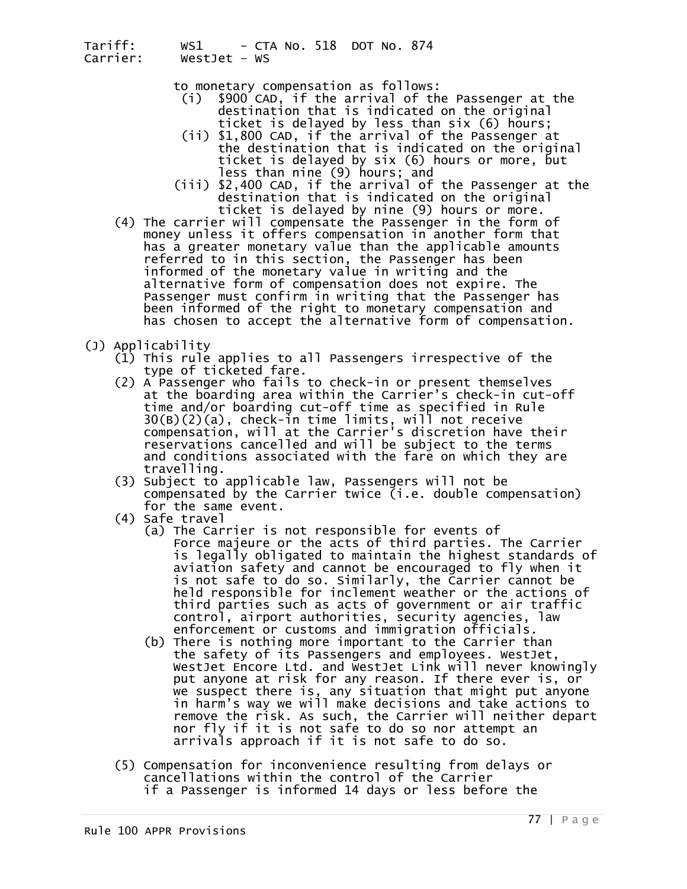to monetary compensation as follows:

- (i) $900 CAD, if the arrival of the Passenger at the destination that is indicated on the original ticket is delayed by less than six (6) hours;
- (ii) $1,800 CAD, if the arrival of the Passenger at the destination that is indicated on the original ticket is delayed by six (6) hours or more, but less than nine (9) hours; and
- (iii) $2,400 CAD, if the arrival of the Passenger at the destination that is indicated on the original ticket is delayed by nine (9) hours or more.

(4) The carrier will compensate the Passenger in the form of money unless it offers compensation in another form that has a greater monetary value than the applicable amounts referred to in this section, the Passenger has been informed of the monetary value in writing and the alternative form of compensation does not expire. The Passenger must confirm in writing that the Passenger has been informed of the right to monetary compensation and has chosen to accept the alternative form of compensation.

(J) Applicability

(1) This rule applies to all Passengers irrespective of the type of ticketed fare.

(2) A Passenger who fails to check-in or present themselves at the boarding area within the Carrier's check-in cut-off time and/or boarding cut-off time as specified in Rule 30(B)(2)(a), check-in time limits, will not receive compensation, will at the Carrier's discretion have their reservations cancelled and will be subject to the terms and conditions associated with the fare on which they are travelling.

(3) Subject to applicable law, Passengers will not be compensated by the Carrier twice (i.e. double compensation) for the same event.

(4) Safe travel

- (a) The Carrier is not responsible for events of Force majeure or the acts of third parties. The Carrier is legally obligated to maintain the highest standards of aviation safety and cannot be encouraged to fly when it is not safe to do so. Similarly, the Carrier cannot be held responsible for inclement weather or the actions of third parties such as acts of government or air traffic control, airport authorities, security agencies, law enforcement or customs and immigration officials.
- (b) There is nothing more important to the Carrier than the safety of its Passengers and employees. WestJet, WestJet Encore Ltd. and WestJet Link will never knowingly put anyone at risk for any reason. If there ever is, or we suspect there is, any situation that might put anyone in harm's way we will make decisions and take actions to remove the risk. As such, the Carrier will neither depart nor fly if it is not safe to do so nor attempt an arrivals approach if it is not safe to do so.

(5) Compensation for inconvenience resulting from delays or cancellations within the control of the Carrier if a Passenger is informed 14 days or less before the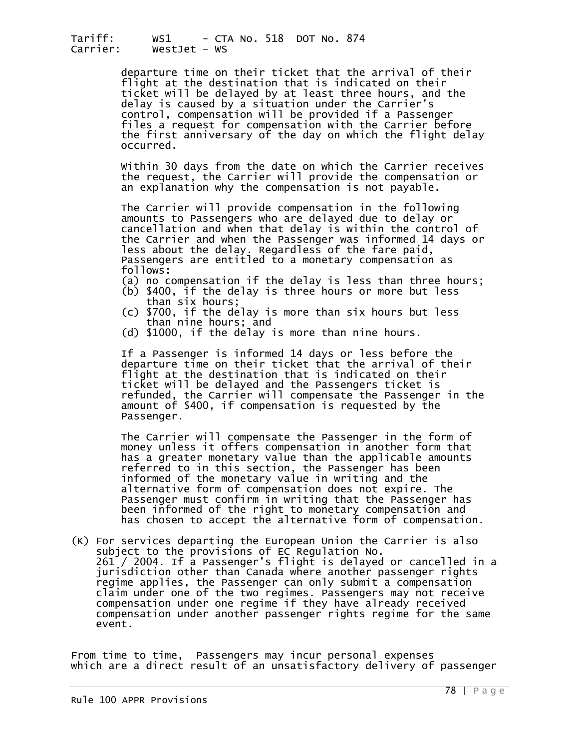departure time on their ticket that the arrival of their flight at the destination that is indicated on their ticket will be delayed by at least three hours, and the delay is caused by a situation under the Carrier's control, compensation will be provided if a Passenger files a request for compensation with the Carrier before the first anniversary of the day on which the flight delay occurred.

Within 30 days from the date on which the Carrier receives the request, the Carrier will provide the compensation or an explanation why the compensation is not payable.

The Carrier will provide compensation in the following amounts to Passengers who are delayed due to delay or cancellation and when that delay is within the control of the Carrier and when the Passenger was informed 14 days or less about the delay. Regardless of the fare paid, Passengers are entitled to a monetary compensation as follows:

(a) no compensation if the delay is less than three hours;
(b) $400, if the delay is three hours or more but less than six hours;
(c) $700, if the delay is more than six hours but less than nine hours; and
(d) $1000, if the delay is more than nine hours.

If a Passenger is informed 14 days or less before the departure time on their ticket that the arrival of their flight at the destination that is indicated on their ticket will be delayed and the Passengers ticket is refunded, the Carrier will compensate the Passenger in the amount of $400, if compensation is requested by the Passenger.

The Carrier will compensate the Passenger in the form of money unless it offers compensation in another form that has a greater monetary value than the applicable amounts referred to in this section, the Passenger has been informed of the monetary value in writing and the alternative form of compensation does not expire. The Passenger must confirm in writing that the Passenger has been informed of the right to monetary compensation and has chosen to accept the alternative form of compensation.

(K) For services departing the European Union the Carrier is also subject to the provisions of EC Regulation No. 261 / 2004. If a Passenger's flight is delayed or cancelled in a jurisdiction other than Canada where another passenger rights regime applies, the Passenger can only submit a compensation claim under one of the two regimes. Passengers may not receive compensation under one regime if they have already received compensation under another passenger rights regime for the same event.

From time to time, Passengers may incur personal expenses which are a direct result of an unsatisfactory delivery of passenger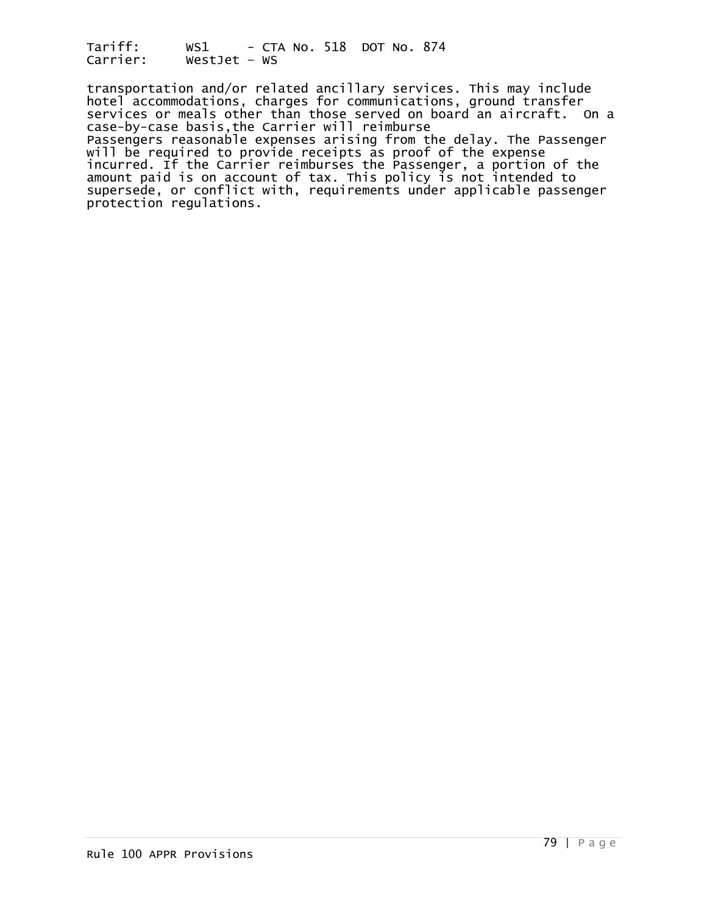transportation and/or related ancillary services. This may include hotel accommodations, charges for communications, ground transfer services or meals other than those served on board an aircraft. On a case-by-case basis,the Carrier will reimburse Passengers reasonable expenses arising from the delay. The Passenger will be required to provide receipts as proof of the expense incurred. If the Carrier reimburses the Passenger, a portion of the amount paid is on account of tax. This policy is not intended to supersede, or conflict with, requirements under applicable passenger protection regulations.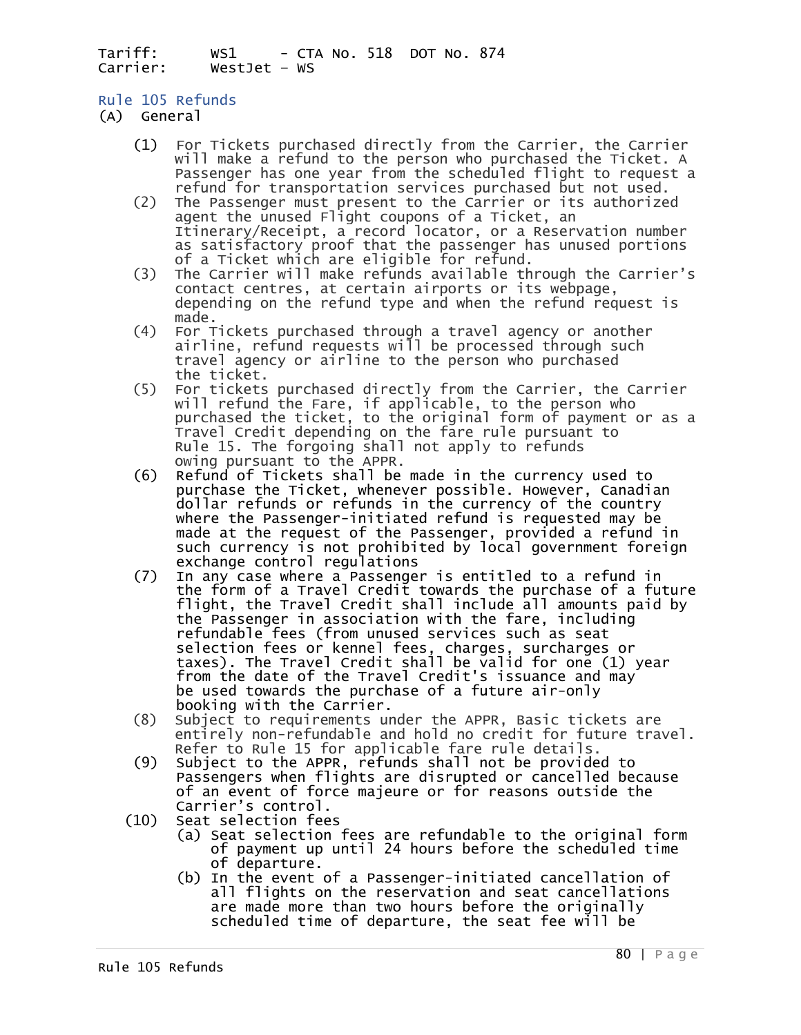Tariff: WS1 - CTA No. 518 DOT No. 874
Carrier: WestJet - WS

## Rule 105 Refunds

(A) General

(1) For Tickets purchased directly from the Carrier, the Carrier will make a refund to the person who purchased the Ticket. A Passenger has one year from the scheduled flight to request a refund for transportation services purchased but not used.

(2) The Passenger must present to the Carrier or its authorized agent the unused Flight coupons of a Ticket, an Itinerary/Receipt, a record locator, or a Reservation number as satisfactory proof that the passenger has unused portions of a Ticket which are eligible for refund.

(3) The Carrier will make refunds available through the Carrier's contact centres, at certain airports or its webpage, depending on the refund type and when the refund request is made.

(4) For Tickets purchased through a travel agency or another airline, refund requests will be processed through such travel agency or airline to the person who purchased the ticket.

(5) For tickets purchased directly from the Carrier, the Carrier will refund the Fare, if applicable, to the person who purchased the ticket, to the original form of payment or as a Travel Credit depending on the fare rule pursuant to Rule 15. The forgoing shall not apply to refunds owing pursuant to the APPR.

(6) Refund of Tickets shall be made in the currency used to purchase the Ticket, whenever possible. However, Canadian dollar refunds or refunds in the currency of the country where the Passenger-initiated refund is requested may be made at the request of the Passenger, provided a refund in such currency is not prohibited by local government foreign exchange control regulations

(7) In any case where a Passenger is entitled to a refund in the form of a Travel Credit towards the purchase of a future flight, the Travel Credit shall include all amounts paid by the Passenger in association with the fare, including refundable fees (from unused services such as seat selection fees or kennel fees, charges, surcharges or taxes). The Travel Credit shall be valid for one (1) year from the date of the Travel Credit's issuance and may be used towards the purchase of a future air-only booking with the Carrier.

(8) Subject to requirements under the APPR, Basic tickets are entirely non-refundable and hold no credit for future travel. Refer to Rule 15 for applicable fare rule details.

(9) Subject to the APPR, refunds shall not be provided to Passengers when flights are disrupted or cancelled because of an event of force majeure or for reasons outside the Carrier's control.

(10) Seat selection fees

(a) Seat selection fees are refundable to the original form of payment up until 24 hours before the scheduled time of departure.

(b) In the event of a Passenger-initiated cancellation of all flights on the reservation and seat cancellations are made more than two hours before the originally scheduled time of departure, the seat fee will be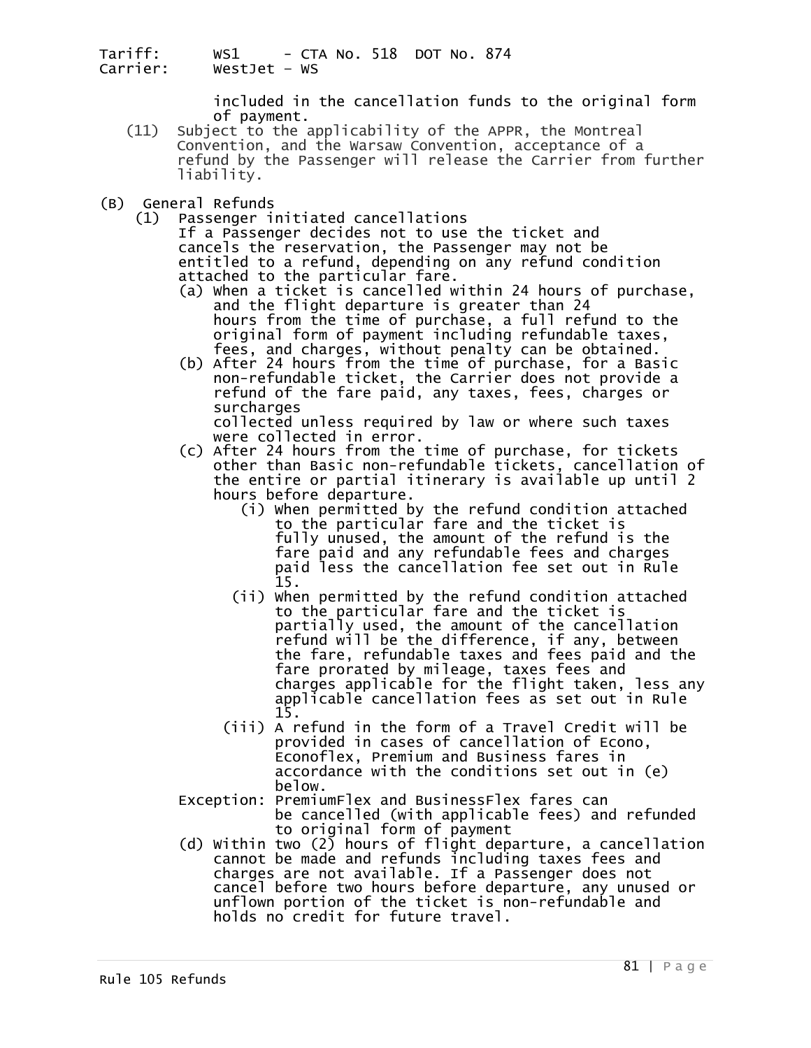included in the cancellation funds to the original form of payment.

(11) Subject to the applicability of the APPR, the Montreal Convention, and the Warsaw Convention, acceptance of a refund by the Passenger will release the Carrier from further liability.

(B) General Refunds

(1) Passenger initiated cancellations

If a Passenger decides not to use the ticket and cancels the reservation, the Passenger may not be entitled to a refund, depending on any refund condition attached to the particular fare.

(a) When a ticket is cancelled within 24 hours of purchase, and the flight departure is greater than 24 hours from the time of purchase, a full refund to the original form of payment including refundable taxes, fees, and charges, without penalty can be obtained.

(b) After 24 hours from the time of purchase, for a Basic non-refundable ticket, the Carrier does not provide a refund of the fare paid, any taxes, fees, charges or surcharges collected unless required by law or where such taxes were collected in error.

(c) After 24 hours from the time of purchase, for tickets other than Basic non-refundable tickets, cancellation of the entire or partial itinerary is available up until 2 hours before departure.

(i) When permitted by the refund condition attached to the particular fare and the ticket is fully unused, the amount of the refund is the fare paid and any refundable fees and charges paid less the cancellation fee set out in Rule 15.

(ii) When permitted by the refund condition attached to the particular fare and the ticket is partially used, the amount of the cancellation refund will be the difference, if any, between the fare, refundable taxes and fees paid and the fare prorated by mileage, taxes fees and charges applicable for the flight taken, less any applicable cancellation fees as set out in Rule 15.

(iii) A refund in the form of a Travel Credit will be provided in cases of cancellation of Econo, Econoflex, Premium and Business fares in accordance with the conditions set out in (e) below.

Exception: PremiumFlex and BusinessFlex fares can be cancelled (with applicable fees) and refunded to original form of payment

(d) Within two (2) hours of flight departure, a cancellation cannot be made and refunds including taxes fees and charges are not available. If a Passenger does not cancel before two hours before departure, any unused or unflown portion of the ticket is non-refundable and holds no credit for future travel.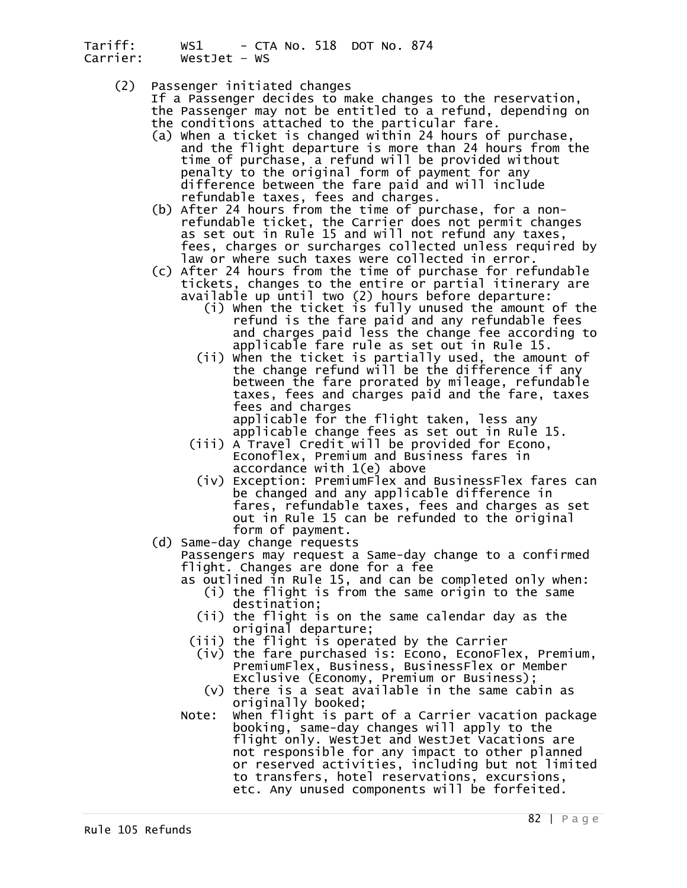(2) Passenger initiated changes

If a Passenger decides to make changes to the reservation, the Passenger may not be entitled to a refund, depending on the conditions attached to the particular fare.

(a) When a ticket is changed within 24 hours of purchase, and the flight departure is more than 24 hours from the time of purchase, a refund will be provided without penalty to the original form of payment for any difference between the fare paid and will include refundable taxes, fees and charges.

(b) After 24 hours from the time of purchase, for a non-refundable ticket, the Carrier does not permit changes as set out in Rule 15 and will not refund any taxes, fees, charges or surcharges collected unless required by law or where such taxes were collected in error.

(c) After 24 hours from the time of purchase for refundable tickets, changes to the entire or partial itinerary are available up until two (2) hours before departure:

(i) When the ticket is fully unused the amount of the refund is the fare paid and any refundable fees and charges paid less the change fee according to applicable fare rule as set out in Rule 15.

(ii) When the ticket is partially used, the amount of the change refund will be the difference if any between the fare prorated by mileage, refundable taxes, fees and charges paid and the fare, taxes fees and charges applicable for the flight taken, less any applicable change fees as set out in Rule 15.

(iii) A Travel Credit will be provided for Econo, Econoflex, Premium and Business fares in accordance with 1(e) above

(iv) Exception: PremiumFlex and BusinessFlex fares can be changed and any applicable difference in fares, refundable taxes, fees and charges as set out in Rule 15 can be refunded to the original form of payment.

(d) Same-day change requests

Passengers may request a Same-day change to a confirmed flight. Changes are done for a fee as outlined in Rule 15, and can be completed only when:

(i) the flight is from the same origin to the same destination;

(ii) the flight is on the same calendar day as the original departure;

(iii) the flight is operated by the Carrier

(iv) the fare purchased is: Econo, EconoFlex, Premium, PremiumFlex, Business, BusinessFlex or Member Exclusive (Economy, Premium or Business);

(v) there is a seat available in the same cabin as originally booked;

Note: When flight is part of a Carrier vacation package booking, same-day changes will apply to the flight only. WestJet and WestJet Vacations are not responsible for any impact to other planned or reserved activities, including but not limited to transfers, hotel reservations, excursions, etc. Any unused components will be forfeited.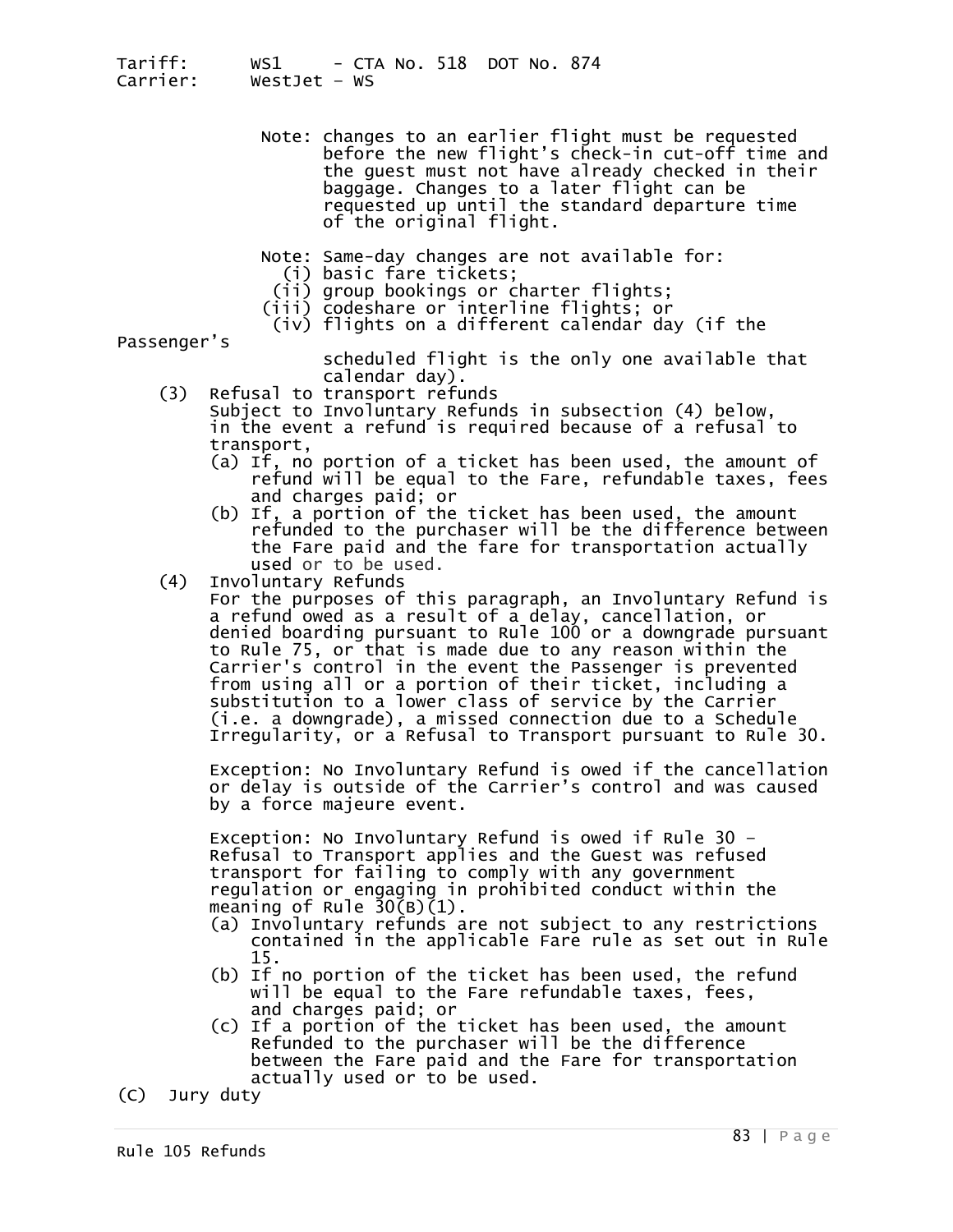Note: changes to an earlier flight must be requested before the new flight's check-in cut-off time and the guest must not have already checked in their baggage. Changes to a later flight can be requested up until the standard departure time of the original flight.

Note: Same-day changes are not available for:

- (i) basic fare tickets;
- (ii) group bookings or charter flights;
- (iii) codeshare or interline flights; or
- (iv) flights on a different calendar day (if the Passenger's scheduled flight is the only one available that calendar day).

(3) Refusal to transport refunds

Subject to Involuntary Refunds in subsection (4) below, in the event a refund is required because of a refusal to transport,

- (a) If, no portion of a ticket has been used, the amount of refund will be equal to the Fare, refundable taxes, fees and charges paid; or
- (b) If, a portion of the ticket has been used, the amount refunded to the purchaser will be the difference between the Fare paid and the fare for transportation actually used or to be used.

(4) Involuntary Refunds

For the purposes of this paragraph, an Involuntary Refund is a refund owed as a result of a delay, cancellation, or denied boarding pursuant to Rule 100 or a downgrade pursuant to Rule 75, or that is made due to any reason within the Carrier's control in the event the Passenger is prevented from using all or a portion of their ticket, including a substitution to a lower class of service by the Carrier (i.e. a downgrade), a missed connection due to a Schedule Irregularity, or a Refusal to Transport pursuant to Rule 30.

Exception: No Involuntary Refund is owed if the cancellation or delay is outside of the Carrier's control and was caused by a force majeure event.

Exception: No Involuntary Refund is owed if Rule 30 – Refusal to Transport applies and the Guest was refused transport for failing to comply with any government regulation or engaging in prohibited conduct within the meaning of Rule 30(B)(1).

- (a) Involuntary refunds are not subject to any restrictions contained in the applicable Fare rule as set out in Rule 15.
- (b) If no portion of the ticket has been used, the refund will be equal to the Fare refundable taxes, fees, and charges paid; or
- (c) If a portion of the ticket has been used, the amount Refunded to the purchaser will be the difference between the Fare paid and the Fare for transportation actually used or to be used.

(C) Jury duty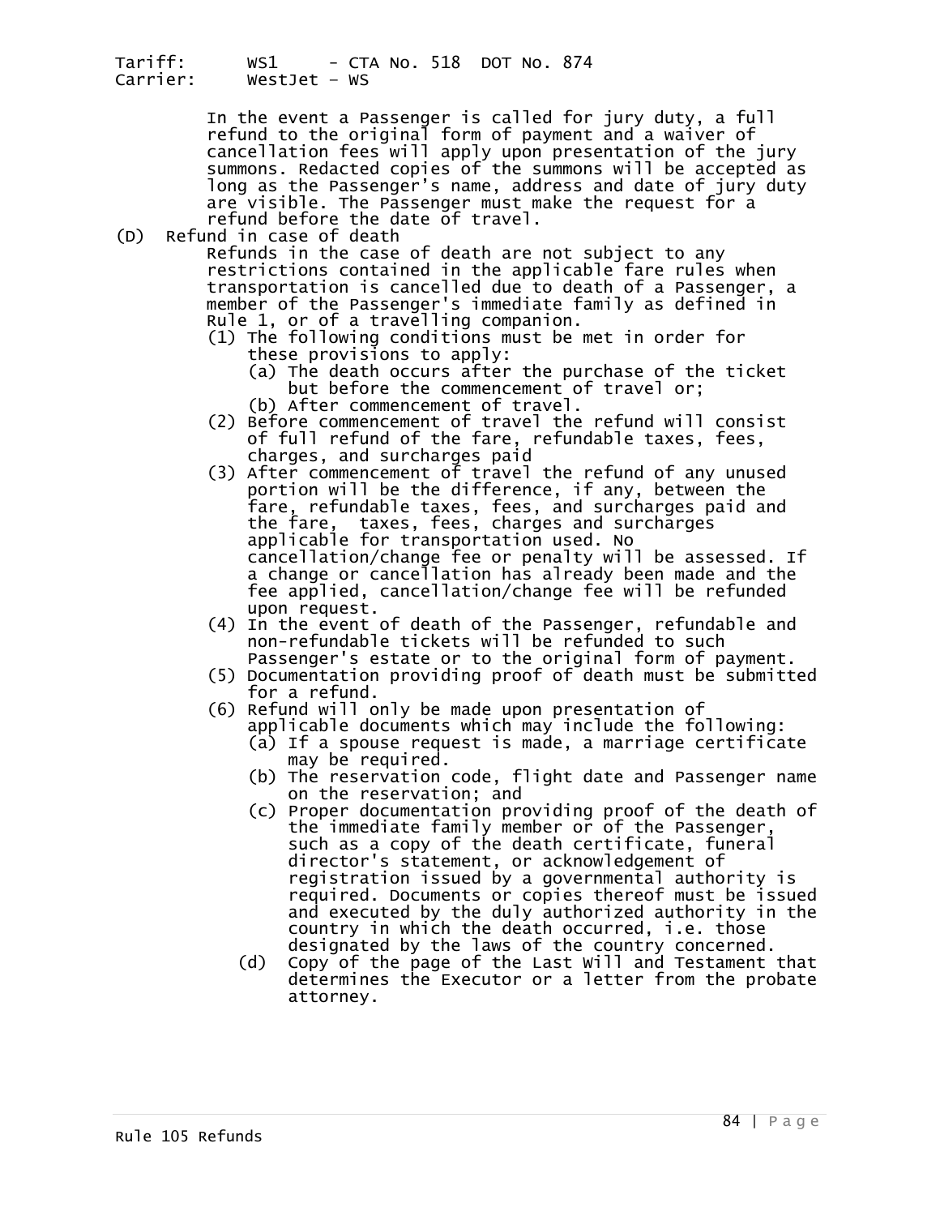In the event a Passenger is called for jury duty, a full refund to the original form of payment and a waiver of cancellation fees will apply upon presentation of the jury summons. Redacted copies of the summons will be accepted as long as the Passenger's name, address and date of jury duty are visible. The Passenger must make the request for a refund before the date of travel.

(D) Refund in case of death

Refunds in the case of death are not subject to any restrictions contained in the applicable fare rules when transportation is cancelled due to death of a Passenger, a member of the Passenger's immediate family as defined in Rule 1, or of a travelling companion.

(1) The following conditions must be met in order for these provisions to apply:
  (a) The death occurs after the purchase of the ticket but before the commencement of travel or;
  (b) After commencement of travel.
(2) Before commencement of travel the refund will consist of full refund of the fare, refundable taxes, fees, charges, and surcharges paid
(3) After commencement of travel the refund of any unused portion will be the difference, if any, between the fare, refundable taxes, fees, and surcharges paid and the fare, taxes, fees, charges and surcharges applicable for transportation used. No cancellation/change fee or penalty will be assessed. If a change or cancellation has already been made and the fee applied, cancellation/change fee will be refunded upon request.
(4) In the event of death of the Passenger, refundable and non-refundable tickets will be refunded to such Passenger's estate or to the original form of payment.
(5) Documentation providing proof of death must be submitted for a refund.
(6) Refund will only be made upon presentation of applicable documents which may include the following:
  (a) If a spouse request is made, a marriage certificate may be required.
  (b) The reservation code, flight date and Passenger name on the reservation; and
  (c) Proper documentation providing proof of the death of the immediate family member or of the Passenger, such as a copy of the death certificate, funeral director's statement, or acknowledgement of registration issued by a governmental authority is required. Documents or copies thereof must be issued and executed by the duly authorized authority in the country in which the death occurred, i.e. those designated by the laws of the country concerned.
  (d) Copy of the page of the Last Will and Testament that determines the Executor or a letter from the probate attorney.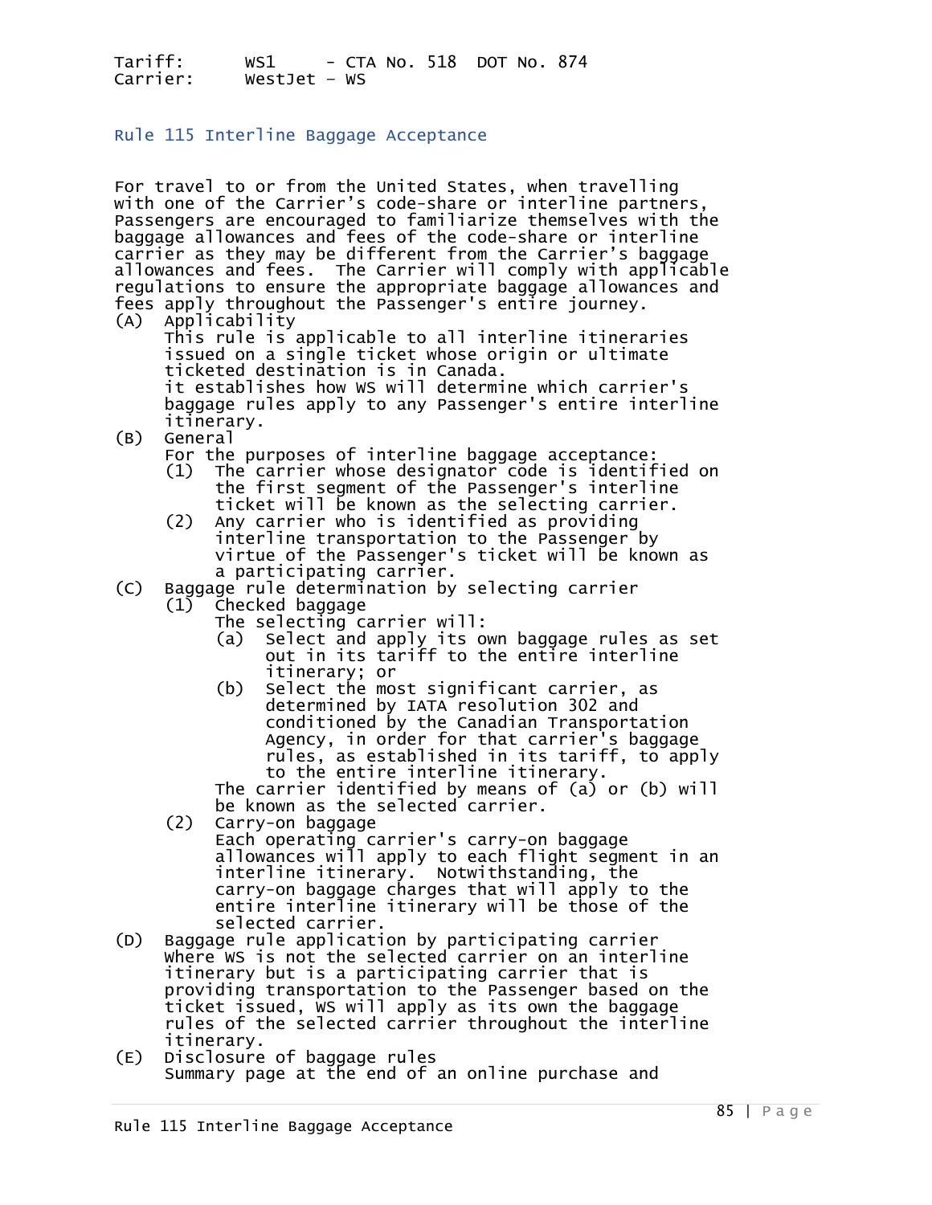Tariff: WS1 - CTA No. 518 DOT No. 874
Carrier: WestJet - WS

## Rule 115 Interline Baggage Acceptance

For travel to or from the United States, when travelling with one of the Carrier's code-share or interline partners, Passengers are encouraged to familiarize themselves with the baggage allowances and fees of the code-share or interline carrier as they may be different from the Carrier's baggage allowances and fees. The Carrier will comply with applicable regulations to ensure the appropriate baggage allowances and fees apply throughout the Passenger's entire journey.

(A) Applicability
This rule is applicable to all interline itineraries issued on a single ticket whose origin or ultimate ticketed destination is in Canada.
it establishes how WS will determine which carrier's baggage rules apply to any Passenger's entire interline itinerary.

(B) General
For the purposes of interline baggage acceptance:
- (1) The carrier whose designator code is identified on the first segment of the Passenger's interline ticket will be known as the selecting carrier.
- (2) Any carrier who is identified as providing interline transportation to the Passenger by virtue of the Passenger's ticket will be known as a participating carrier.

(C) Baggage rule determination by selecting carrier
- (1) Checked baggage
  The selecting carrier will:
  - (a) Select and apply its own baggage rules as set out in its tariff to the entire interline itinerary; or
  - (b) Select the most significant carrier, as determined by IATA resolution 302 and conditioned by the Canadian Transportation Agency, in order for that carrier's baggage rules, as established in its tariff, to apply to the entire interline itinerary.

  The carrier identified by means of (a) or (b) will be known as the selected carrier.
- (2) Carry-on baggage
  Each operating carrier's carry-on baggage allowances will apply to each flight segment in an interline itinerary. Notwithstanding, the carry-on baggage charges that will apply to the entire interline itinerary will be those of the selected carrier.

(D) Baggage rule application by participating carrier
Where WS is not the selected carrier on an interline itinerary but is a participating carrier that is providing transportation to the Passenger based on the ticket issued, WS will apply as its own the baggage rules of the selected carrier throughout the interline itinerary.

(E) Disclosure of baggage rules
Summary page at the end of an online purchase and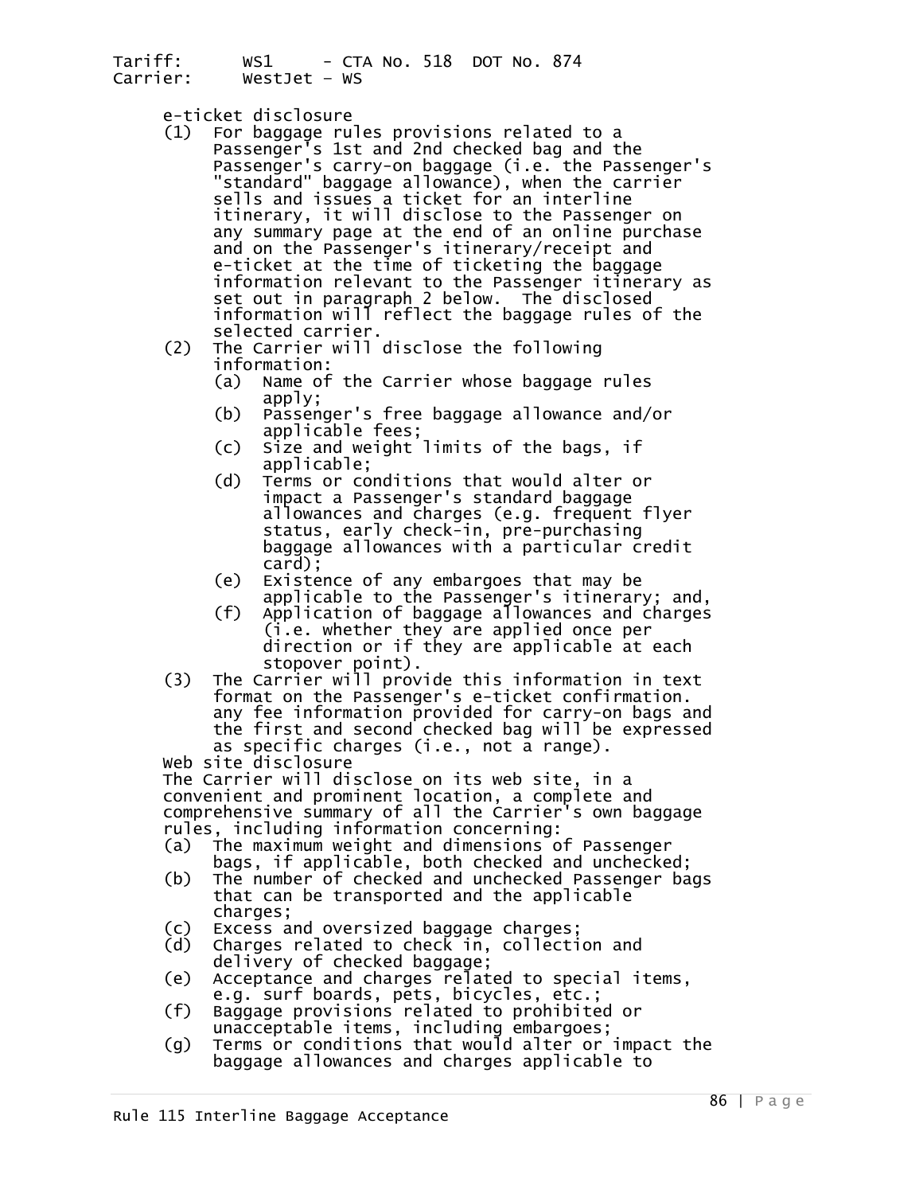e-ticket disclosure

(1) For baggage rules provisions related to a Passenger's 1st and 2nd checked bag and the Passenger's carry-on baggage (i.e. the Passenger's "standard" baggage allowance), when the carrier sells and issues a ticket for an interline itinerary, it will disclose to the Passenger on any summary page at the end of an online purchase and on the Passenger's itinerary/receipt and e-ticket at the time of ticketing the baggage information relevant to the Passenger itinerary as set out in paragraph 2 below. The disclosed information will reflect the baggage rules of the selected carrier.

(2) The Carrier will disclose the following information:
   - (a) Name of the Carrier whose baggage rules apply;
   - (b) Passenger's free baggage allowance and/or applicable fees;
   - (c) Size and weight limits of the bags, if applicable;
   - (d) Terms or conditions that would alter or impact a Passenger's standard baggage allowances and charges (e.g. frequent flyer status, early check-in, pre-purchasing baggage allowances with a particular credit card);
   - (e) Existence of any embargoes that may be applicable to the Passenger's itinerary; and,
   - (f) Application of baggage allowances and charges (i.e. whether they are applied once per direction or if they are applicable at each stopover point).

(3) The Carrier will provide this information in text format on the Passenger's e-ticket confirmation. any fee information provided for carry-on bags and the first and second checked bag will be expressed as specific charges (i.e., not a range).

Web site disclosure

The Carrier will disclose on its web site, in a convenient and prominent location, a complete and comprehensive summary of all the Carrier's own baggage rules, including information concerning:

- (a) The maximum weight and dimensions of Passenger bags, if applicable, both checked and unchecked;
- (b) The number of checked and unchecked Passenger bags that can be transported and the applicable charges;
- (c) Excess and oversized baggage charges;
- (d) Charges related to check in, collection and delivery of checked baggage;
- (e) Acceptance and charges related to special items, e.g. surf boards, pets, bicycles, etc.;
- (f) Baggage provisions related to prohibited or unacceptable items, including embargoes;
- (g) Terms or conditions that would alter or impact the baggage allowances and charges applicable to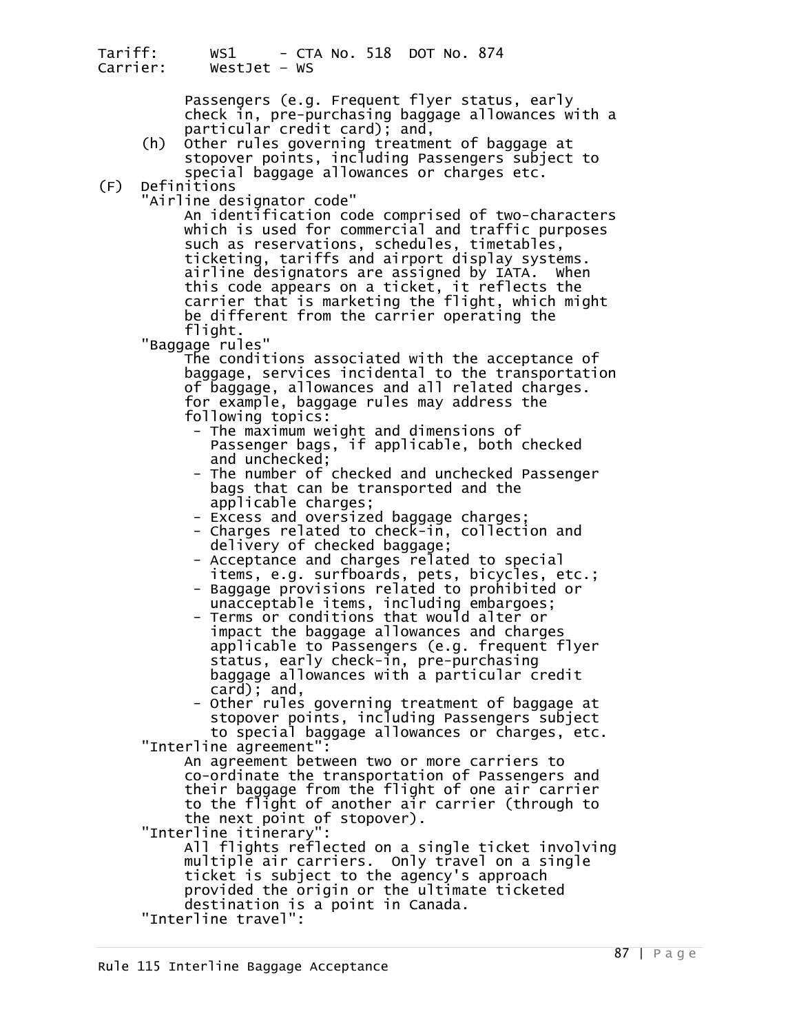Passengers (e.g. Frequent flyer status, early check in, pre-purchasing baggage allowances with a particular credit card); and,

(h) Other rules governing treatment of baggage at stopover points, including Passengers subject to special baggage allowances or charges etc.

(F) Definitions

"Airline designator code"

An identification code comprised of two-characters which is used for commercial and traffic purposes such as reservations, schedules, timetables, ticketing, tariffs and airport display systems. airline designators are assigned by IATA. When this code appears on a ticket, it reflects the carrier that is marketing the flight, which might be different from the carrier operating the flight.

"Baggage rules"

The conditions associated with the acceptance of baggage, services incidental to the transportation of baggage, allowances and all related charges. for example, baggage rules may address the following topics:

- The maximum weight and dimensions of Passenger bags, if applicable, both checked and unchecked;
- The number of checked and unchecked Passenger bags that can be transported and the applicable charges;
- Excess and oversized baggage charges;
- Charges related to check-in, collection and delivery of checked baggage;
- Acceptance and charges related to special items, e.g. surfboards, pets, bicycles, etc.;
- Baggage provisions related to prohibited or unacceptable items, including embargoes;
- Terms or conditions that would alter or impact the baggage allowances and charges applicable to Passengers (e.g. frequent flyer status, early check-in, pre-purchasing baggage allowances with a particular credit card); and,
- Other rules governing treatment of baggage at stopover points, including Passengers subject to special baggage allowances or charges, etc.

"Interline agreement":

An agreement between two or more carriers to co-ordinate the transportation of Passengers and their baggage from the flight of one air carrier to the flight of another air carrier (through to the next point of stopover).

"Interline itinerary":

All flights reflected on a single ticket involving multiple air carriers. Only travel on a single ticket is subject to the agency's approach provided the origin or the ultimate ticketed destination is a point in Canada.

"Interline travel":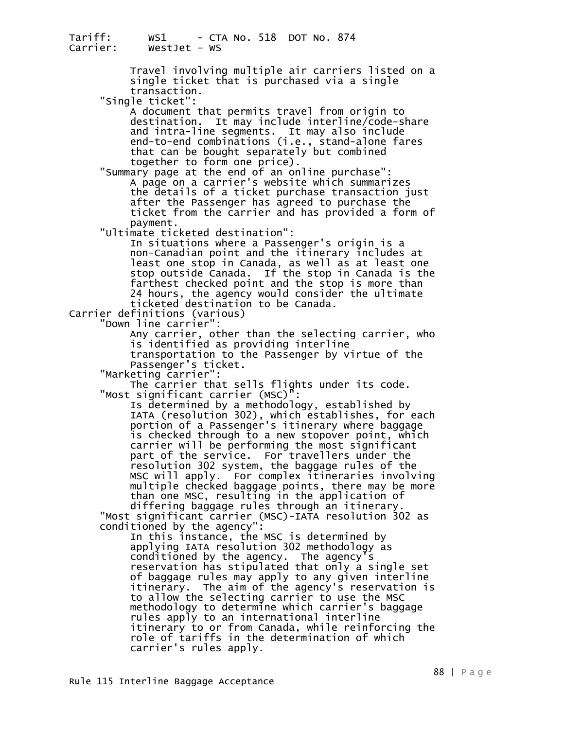Travel involving multiple air carriers listed on a single ticket that is purchased via a single transaction.

"Single ticket":
A document that permits travel from origin to destination. It may include interline/code-share and intra-line segments. It may also include end-to-end combinations (i.e., stand-alone fares that can be bought separately but combined together to form one price).

"Summary page at the end of an online purchase":
A page on a carrier's website which summarizes the details of a ticket purchase transaction just after the Passenger has agreed to purchase the ticket from the carrier and has provided a form of payment.

"Ultimate ticketed destination":
In situations where a Passenger's origin is a non-Canadian point and the itinerary includes at least one stop in Canada, as well as at least one stop outside Canada. If the stop in Canada is the farthest checked point and the stop is more than 24 hours, the agency would consider the ultimate ticketed destination to be Canada.

Carrier definitions (various)

"Down line carrier":
Any carrier, other than the selecting carrier, who is identified as providing interline transportation to the Passenger by virtue of the Passenger's ticket.

"Marketing carrier":
The carrier that sells flights under its code.

"Most significant carrier (MSC)":
Is determined by a methodology, established by IATA (resolution 302), which establishes, for each portion of a Passenger's itinerary where baggage is checked through to a new stopover point, which carrier will be performing the most significant part of the service. For travellers under the resolution 302 system, the baggage rules of the MSC will apply. For complex itineraries involving multiple checked baggage points, there may be more than one MSC, resulting in the application of differing baggage rules through an itinerary.

"Most significant carrier (MSC)-IATA resolution 302 as conditioned by the agency":
In this instance, the MSC is determined by applying IATA resolution 302 methodology as conditioned by the agency. The agency's reservation has stipulated that only a single set of baggage rules may apply to any given interline itinerary. The aim of the agency's reservation is to allow the selecting carrier to use the MSC methodology to determine which carrier's baggage rules apply to an international interline itinerary to or from Canada, while reinforcing the role of tariffs in the determination of which carrier's rules apply.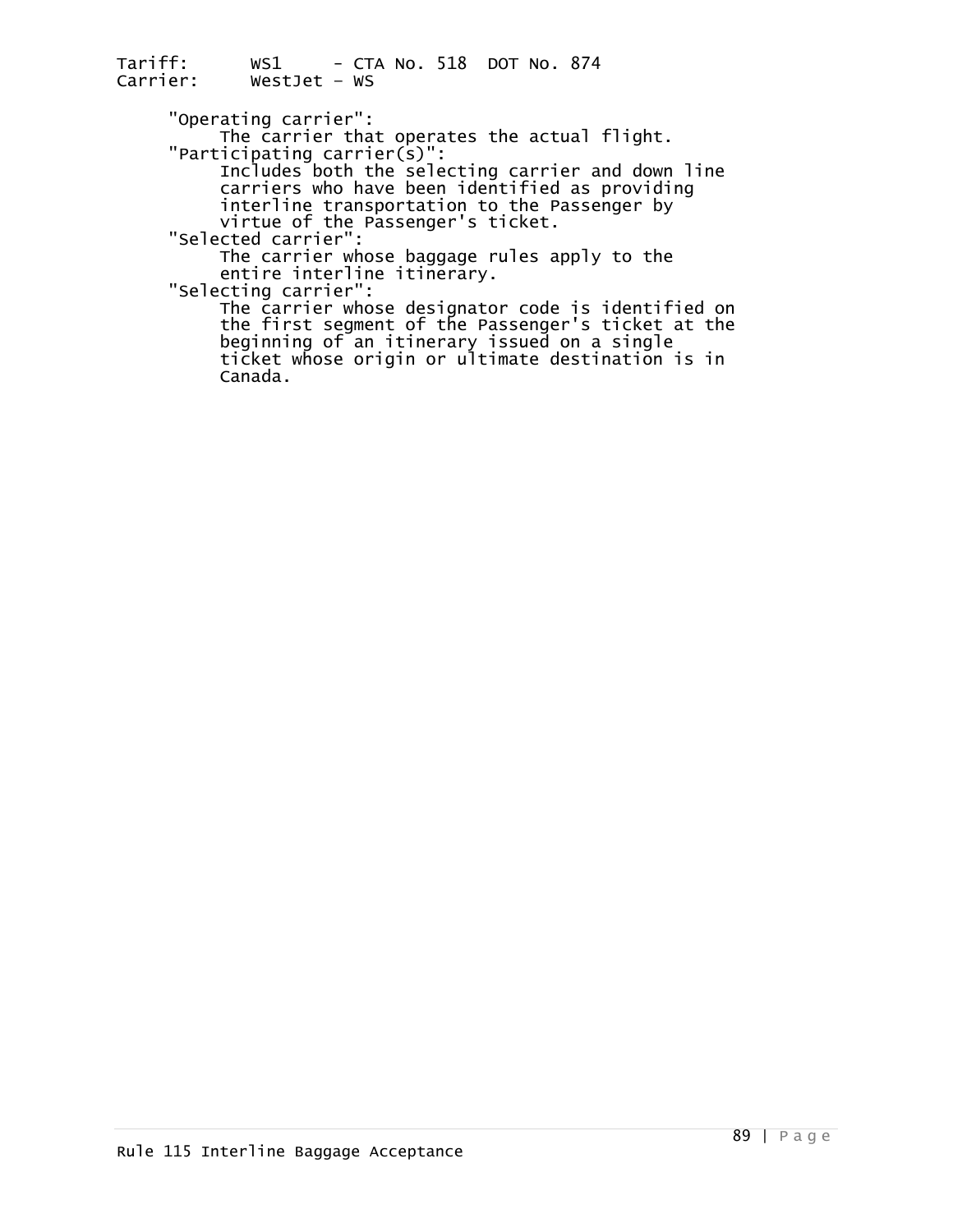"Operating carrier":
The carrier that operates the actual flight.

"Participating carrier(s)":
Includes both the selecting carrier and down line carriers who have been identified as providing interline transportation to the Passenger by virtue of the Passenger's ticket.

"Selected carrier":
The carrier whose baggage rules apply to the entire interline itinerary.

"Selecting carrier":
The carrier whose designator code is identified on the first segment of the Passenger's ticket at the beginning of an itinerary issued on a single ticket whose origin or ultimate destination is in Canada.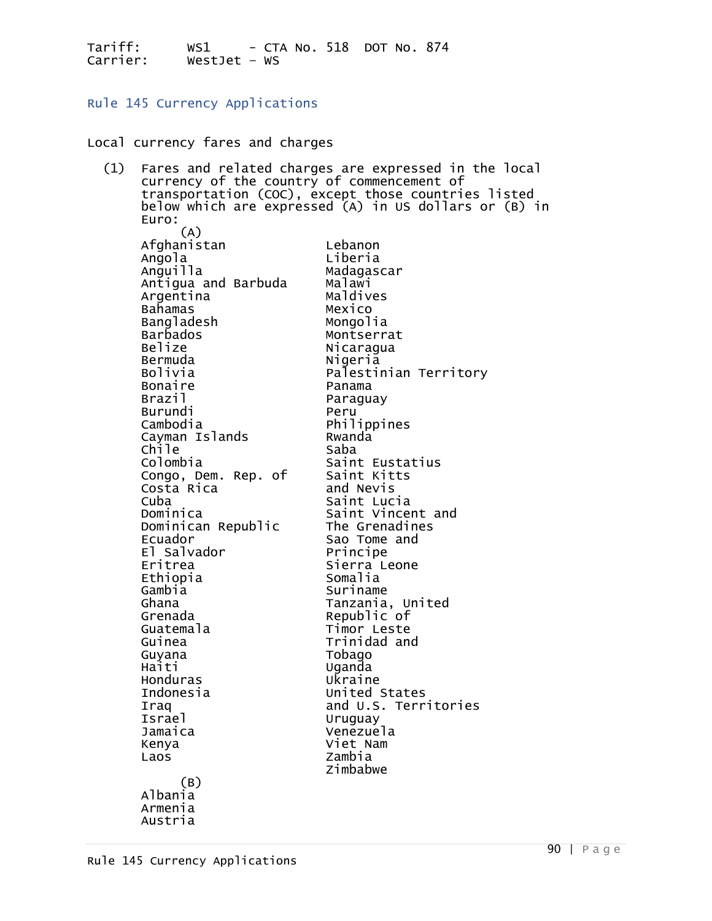Tariff: WS1 - CTA No. 518 DOT No. 874
Carrier: WestJet - WS

## Rule 145 Currency Applications

Local currency fares and charges

(1) Fares and related charges are expressed in the local currency of the country of commencement of transportation (COC), except those countries listed below which are expressed (A) in US dollars or (B) in Euro:

(A)

- Afghanistan
- Angola
- Anguilla
- Antigua and Barbuda
- Argentina
- Bahamas
- Bangladesh
- Barbados
- Belize
- Bermuda
- Bolivia
- Bonaire
- Brazil
- Burundi
- Cambodia
- Cayman Islands
- Chile
- Colombia
- Congo, Dem. Rep. of
- Costa Rica
- Cuba
- Dominica
- Dominican Republic
- Ecuador
- El Salvador
- Eritrea
- Ethiopia
- Gambia
- Ghana
- Grenada
- Guatemala
- Guinea
- Guyana
- Haiti
- Honduras
- Indonesia
- Iraq
- Israel
- Jamaica
- Kenya
- Laos
- Lebanon
- Liberia
- Madagascar
- Malawi
- Maldives
- Mexico
- Mongolia
- Montserrat
- Nicaragua
- Nigeria
- Palestinian Territory
- Panama
- Paraguay
- Peru
- Philippines
- Rwanda
- Saba
- Saint Eustatius
- Saint Kitts and Nevis
- Saint Lucia
- Saint Vincent and The Grenadines
- Sao Tome and Principe
- Sierra Leone
- Somalia
- Suriname
- Tanzania, United Republic of
- Timor Leste
- Trinidad and Tobago
- Uganda
- Ukraine
- United States and U.S. Territories
- Uruguay
- Venezuela
- Viet Nam
- Zambia
- Zimbabwe

(B)

- Albania
- Armenia
- Austria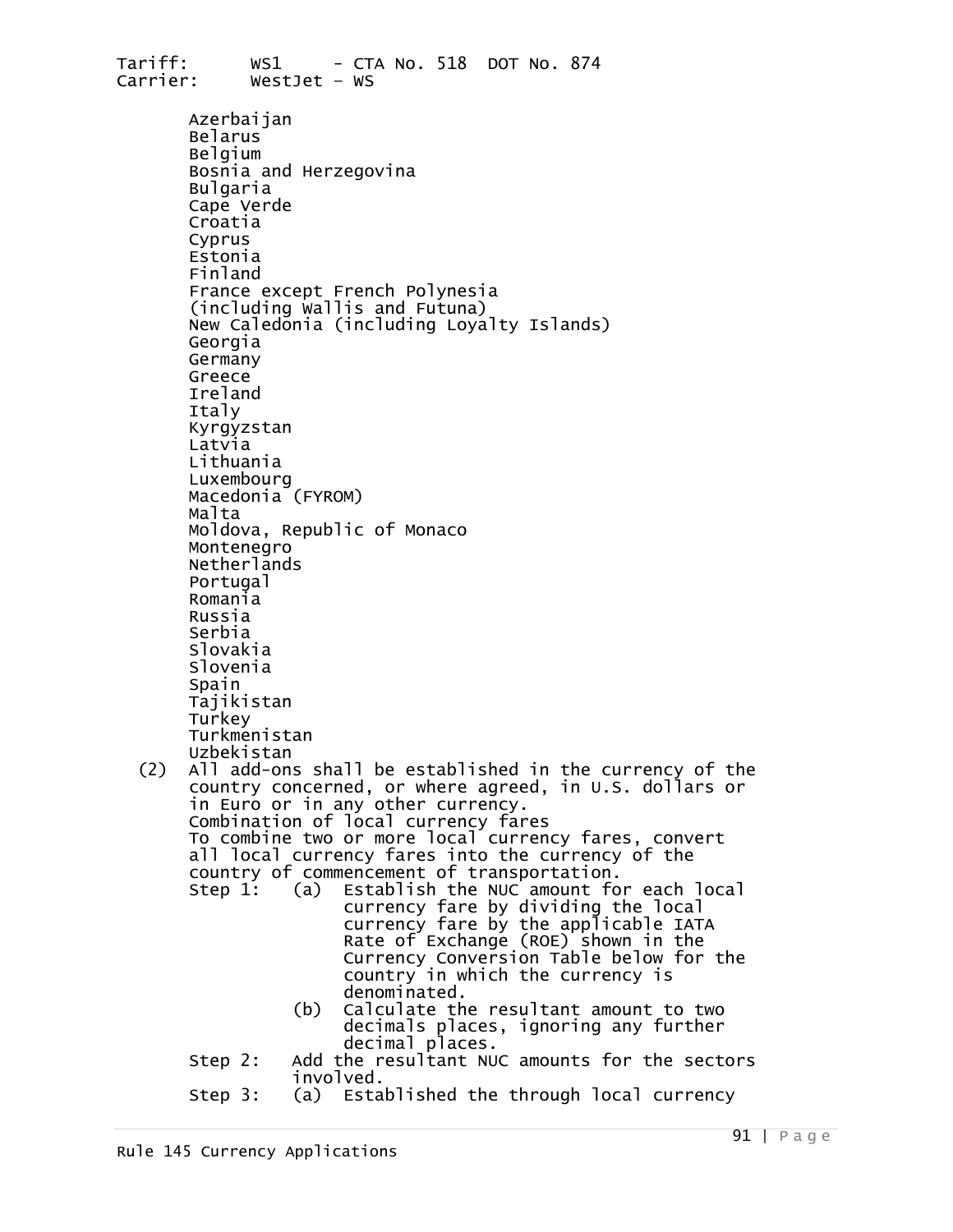Azerbaijan
Belarus
Belgium
Bosnia and Herzegovina
Bulgaria
Cape Verde
Croatia
Cyprus
Estonia
Finland
France except French Polynesia
(including Wallis and Futuna)
New Caledonia (including Loyalty Islands)
Georgia
Germany
Greece
Ireland
Italy
Kyrgyzstan
Latvia
Lithuania
Luxembourg
Macedonia (FYROM)
Malta
Moldova, Republic of Monaco
Montenegro
Netherlands
Portugal
Romania
Russia
Serbia
Slovakia
Slovenia
Spain
Tajikistan
Turkey
Turkmenistan
Uzbekistan

(2) All add-ons shall be established in the currency of the country concerned, or where agreed, in U.S. dollars or in Euro or in any other currency.

Combination of local currency fares

To combine two or more local currency fares, convert all local currency fares into the currency of the country of commencement of transportation.

Step 1: (a) Establish the NUC amount for each local currency fare by dividing the local currency fare by the applicable IATA Rate of Exchange (ROE) shown in the Currency Conversion Table below for the country in which the currency is denominated.

(b) Calculate the resultant amount to two decimals places, ignoring any further decimal places.

Step 2: Add the resultant NUC amounts for the sectors involved.

Step 3: (a) Established the through local currency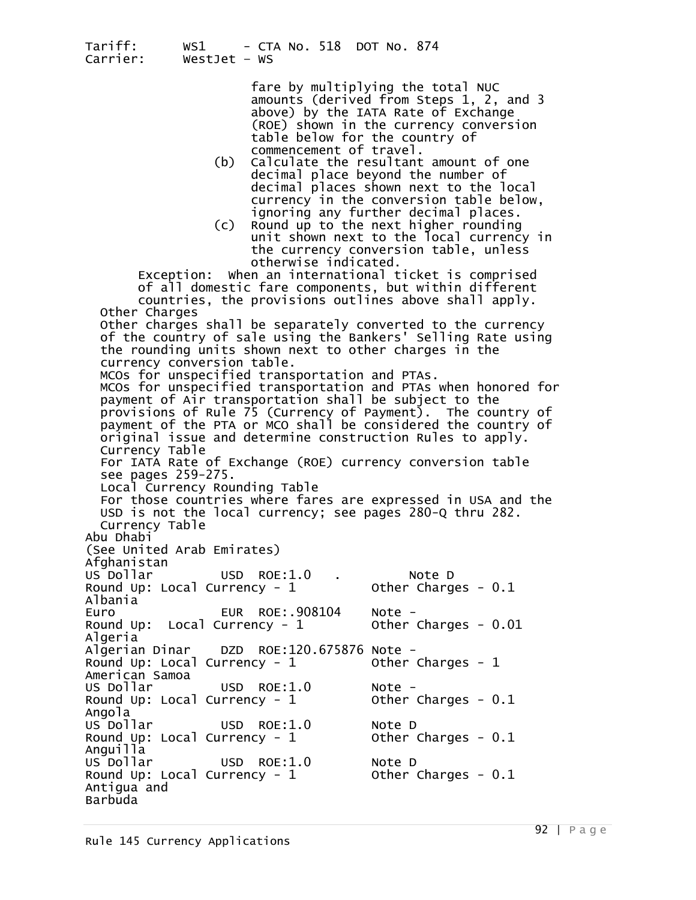fare by multiplying the total NUC amounts (derived from Steps 1, 2, and 3 above) by the IATA Rate of Exchange (ROE) shown in the currency conversion table below for the country of commencement of travel.

(b) Calculate the resultant amount of one decimal place beyond the number of decimal places shown next to the local currency in the conversion table below, ignoring any further decimal places.

(c) Round up to the next higher rounding unit shown next to the local currency in the currency conversion table, unless otherwise indicated.

Exception: When an international ticket is comprised of all domestic fare components, but within different countries, the provisions outlines above shall apply.

Other Charges

Other charges shall be separately converted to the currency of the country of sale using the Bankers' Selling Rate using the rounding units shown next to other charges in the currency conversion table.

MCOs for unspecified transportation and PTAs.

MCOs for unspecified transportation and PTAs when honored for payment of Air transportation shall be subject to the provisions of Rule 75 (Currency of Payment). The country of payment of the PTA or MCO shall be considered the country of original issue and determine construction Rules to apply.

Currency Table

For IATA Rate of Exchange (ROE) currency conversion table see pages 259-275.

Local Currency Rounding Table

For those countries where fares are expressed in USA and the USD is not the local currency; see pages 280-Q thru 282.

Currency Table

Abu Dhabi
(See United Arab Emirates)

Afghanistan
US Dollar USD ROE:1.0 . Note D
Round Up: Local Currency - 1 Other Charges - 0.1

Albania
Euro EUR ROE:.908104 Note -
Round Up: Local Currency - 1 Other Charges - 0.01

Algeria
Algerian Dinar DZD ROE:120.675876 Note -
Round Up: Local Currency - 1 Other Charges - 1

American Samoa
US Dollar USD ROE:1.0 Note -
Round Up: Local Currency - 1 Other Charges - 0.1

Angola
US Dollar USD ROE:1.0 Note D
Round Up: Local Currency - 1 Other Charges - 0.1

Anguilla
US Dollar USD ROE:1.0 Note D
Round Up: Local Currency - 1 Other Charges - 0.1

Antigua and
Barbuda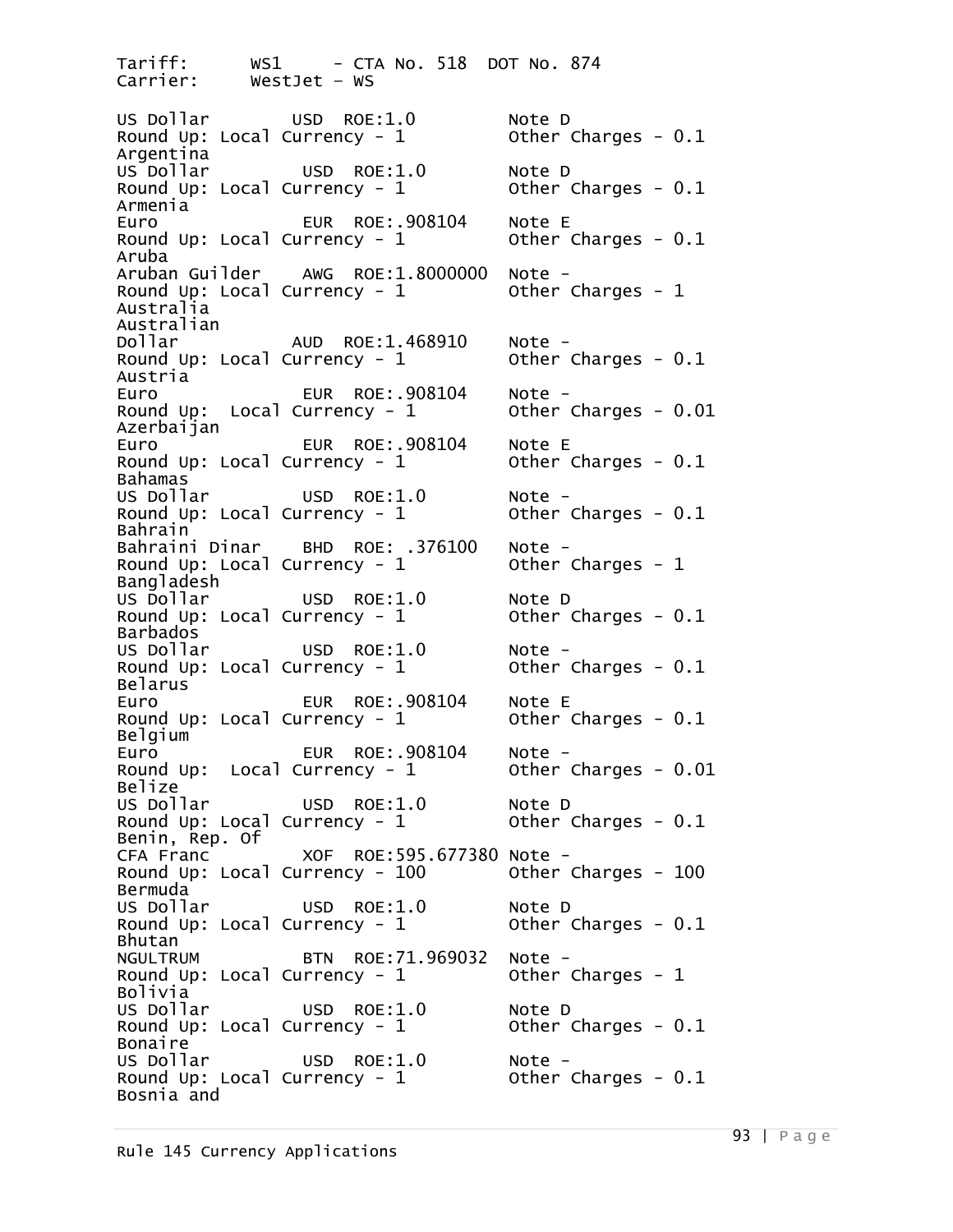Tariff:      WS1     - CTA No. 518  DOT No. 874
Carrier:     WestJet – WS

```
US Dollar        USD  ROE:1.0         Note D
Round Up: Local Currency - 1          Other Charges - 0.1
Argentina
US Dollar         USD  ROE:1.0        Note D
Round Up: Local Currency - 1          Other Charges - 0.1
Armenia
Euro              EUR  ROE:.908104    Note E
Round Up: Local Currency - 1          Other Charges - 0.1
Aruba
Aruban Guilder    AWG  ROE:1.8000000  Note -
Round Up: Local Currency - 1          Other Charges - 1
Australia
Australian
Dollar           AUD  ROE:1.468910    Note -
Round Up: Local Currency - 1          Other Charges - 0.1
Austria
Euro              EUR  ROE:.908104    Note -
Round Up:  Local Currency - 1         Other Charges - 0.01
Azerbaijan
Euro              EUR  ROE:.908104    Note E
Round Up: Local Currency - 1          Other Charges - 0.1
Bahamas
US Dollar         USD  ROE:1.0        Note -
Round Up: Local Currency - 1          Other Charges - 0.1
Bahrain
Bahraini Dinar    BHD  ROE: .376100   Note -
Round Up: Local Currency - 1          Other Charges - 1
Bangladesh
US Dollar         USD  ROE:1.0        Note D
Round Up: Local Currency - 1          Other Charges - 0.1
Barbados
US Dollar         USD  ROE:1.0        Note -
Round Up: Local Currency - 1          Other Charges - 0.1
Belarus
Euro              EUR  ROE:.908104    Note E
Round Up: Local Currency - 1          Other Charges - 0.1
Belgium
Euro              EUR  ROE:.908104    Note -
Round Up:  Local Currency - 1         Other Charges - 0.01
Belize
US Dollar         USD  ROE:1.0        Note D
Round Up: Local Currency - 1          Other Charges - 0.1
Benin, Rep. Of
CFA Franc         XOF  ROE:595.677380 Note -
Round Up: Local Currency - 100        Other Charges - 100
Bermuda
US Dollar         USD  ROE:1.0        Note D
Round Up: Local Currency - 1          Other Charges - 0.1
Bhutan
NGULTRUM          BTN  ROE:71.969032  Note -
Round Up: Local Currency - 1          Other Charges - 1
Bolivia
US Dollar         USD  ROE:1.0        Note D
Round Up: Local Currency - 1          Other Charges - 0.1
Bonaire
US Dollar         USD  ROE:1.0        Note -
Round Up: Local Currency - 1          Other Charges - 0.1
Bosnia and
```

Rule 145 Currency Applications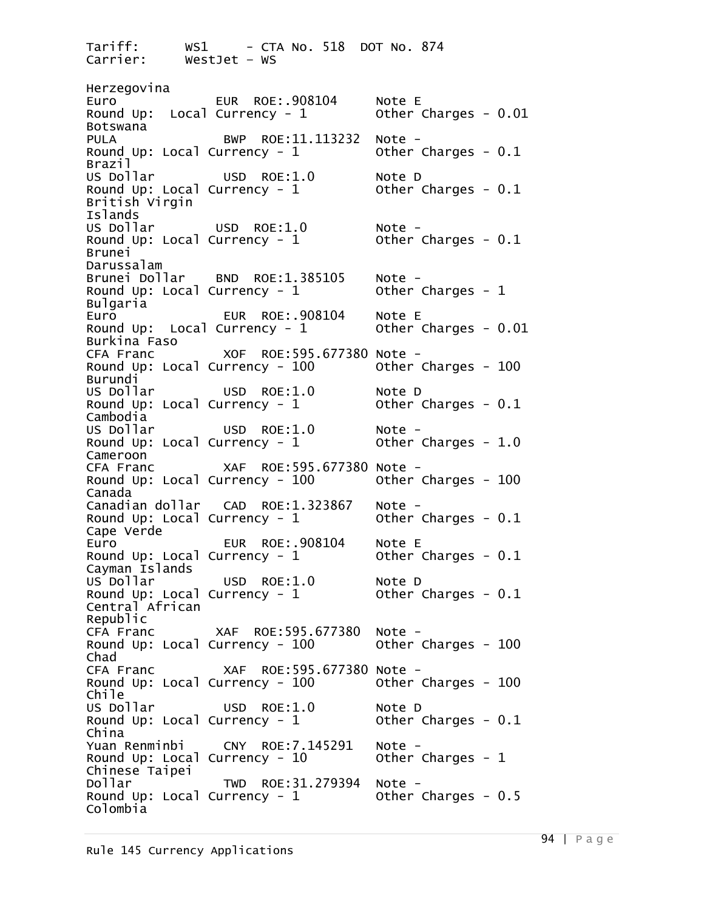Tariff:      WS1     - CTA No. 518  DOT No. 874
Carrier:     WestJet – WS

Herzegovina
Euro             EUR  ROE:.908104     Note E
Round Up:  Local Currency - 1         Other Charges - 0.01
Botswana
PULA             BWP  ROE:11.113232  Note -
Round Up: Local Currency - 1         Other Charges - 0.1
Brazil
US Dollar        USD  ROE:1.0        Note D
Round Up: Local Currency - 1         Other Charges - 0.1
British Virgin
Islands
US Dollar        USD  ROE:1.0        Note -
Round Up: Local Currency - 1         Other Charges - 0.1
Brunei
Darussalam
Brunei Dollar    BND  ROE:1.385105   Note -
Round Up: Local Currency - 1         Other Charges - 1
Bulgaria
Euro             EUR  ROE:.908104    Note E
Round Up:  Local Currency - 1        Other Charges - 0.01
Burkina Faso
CFA Franc        XOF  ROE:595.677380 Note -
Round Up: Local Currency - 100       Other Charges - 100
Burundi
US Dollar        USD  ROE:1.0        Note D
Round Up: Local Currency - 1         Other Charges - 0.1
Cambodia
US Dollar        USD  ROE:1.0        Note -
Round Up: Local Currency - 1         Other Charges - 1.0
Cameroon
CFA Franc        XAF  ROE:595.677380 Note -
Round Up: Local Currency - 100       Other Charges - 100
Canada
Canadian dollar  CAD  ROE:1.323867   Note -
Round Up: Local Currency - 1         Other Charges - 0.1
Cape Verde
Euro             EUR  ROE:.908104    Note E
Round Up: Local Currency - 1         Other Charges - 0.1
Cayman Islands
US Dollar        USD  ROE:1.0        Note D
Round Up: Local Currency - 1         Other Charges - 0.1
Central African
Republic
CFA Franc        XAF  ROE:595.677380  Note -
Round Up: Local Currency - 100       Other Charges - 100
Chad
CFA Franc        XAF  ROE:595.677380 Note -
Round Up: Local Currency - 100       Other Charges - 100
Chile
US Dollar        USD  ROE:1.0        Note D
Round Up: Local Currency - 1         Other Charges - 0.1
China
Yuan Renminbi    CNY  ROE:7.145291   Note -
Round Up: Local Currency - 10        Other Charges - 1
Chinese Taipei
Dollar           TWD  ROE:31.279394  Note -
Round Up: Local Currency - 1         Other Charges - 0.5
Colombia

Rule 145 Currency Applications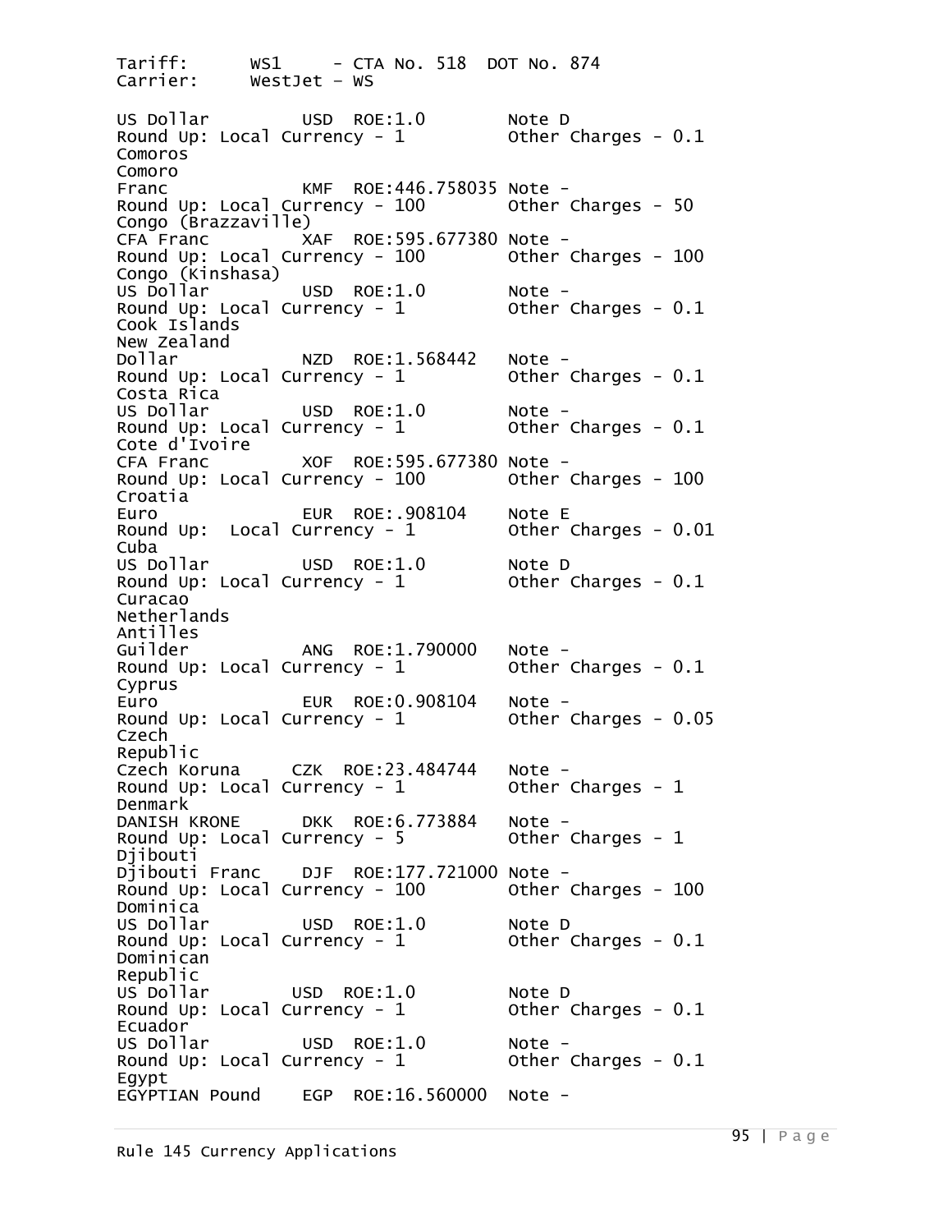```
Tariff:      WS1     - CTA No. 518  DOT No. 874
Carrier:     WestJet - WS

US Dollar          USD  ROE:1.0         Note D
Round Up: Local Currency - 1          Other Charges - 0.1
Comoros
Comoro
Franc              KMF  ROE:446.758035 Note -
Round Up: Local Currency - 100        Other Charges - 50
Congo (Brazzaville)
CFA Franc          XAF  ROE:595.677380 Note -
Round Up: Local Currency - 100        Other Charges - 100
Congo (Kinshasa)
US Dollar          USD  ROE:1.0         Note -
Round Up: Local Currency - 1          Other Charges - 0.1
Cook Islands
New Zealand
Dollar             NZD  ROE:1.568442    Note -
Round Up: Local Currency - 1          Other Charges - 0.1
Costa Rica
US Dollar          USD  ROE:1.0         Note -
Round Up: Local Currency - 1          Other Charges - 0.1
Cote d'Ivoire
CFA Franc          XOF  ROE:595.677380 Note -
Round Up: Local Currency - 100        Other Charges - 100
Croatia
Euro               EUR  ROE:.908104     Note E
Round Up:  Local Currency - 1         Other Charges - 0.01
Cuba
US Dollar          USD  ROE:1.0         Note D
Round Up: Local Currency - 1          Other Charges - 0.1
Curacao
Netherlands
Antilles
Guilder            ANG  ROE:1.790000    Note -
Round Up: Local Currency - 1          Other Charges - 0.1
Cyprus
Euro               EUR  ROE:0.908104    Note -
Round Up: Local Currency - 1          Other Charges - 0.05
Czech
Republic
Czech Koruna     CZK  ROE:23.484744    Note -
Round Up: Local Currency - 1          Other Charges - 1
Denmark
DANISH KRONE       DKK  ROE:6.773884    Note -
Round Up: Local Currency - 5          Other Charges - 1
Djibouti
Djibouti Franc    DJF  ROE:177.721000 Note -
Round Up: Local Currency - 100        Other Charges - 100
Dominica
US Dollar          USD  ROE:1.0         Note D
Round Up: Local Currency - 1          Other Charges - 0.1
Dominican
Republic
US Dollar         USD  ROE:1.0          Note D
Round Up: Local Currency - 1          Other Charges - 0.1
Ecuador
US Dollar          USD  ROE:1.0         Note -
Round Up: Local Currency - 1          Other Charges - 0.1
Egypt
EGYPTIAN Pound    EGP  ROE:16.560000   Note -
```

Rule 145 Currency Applications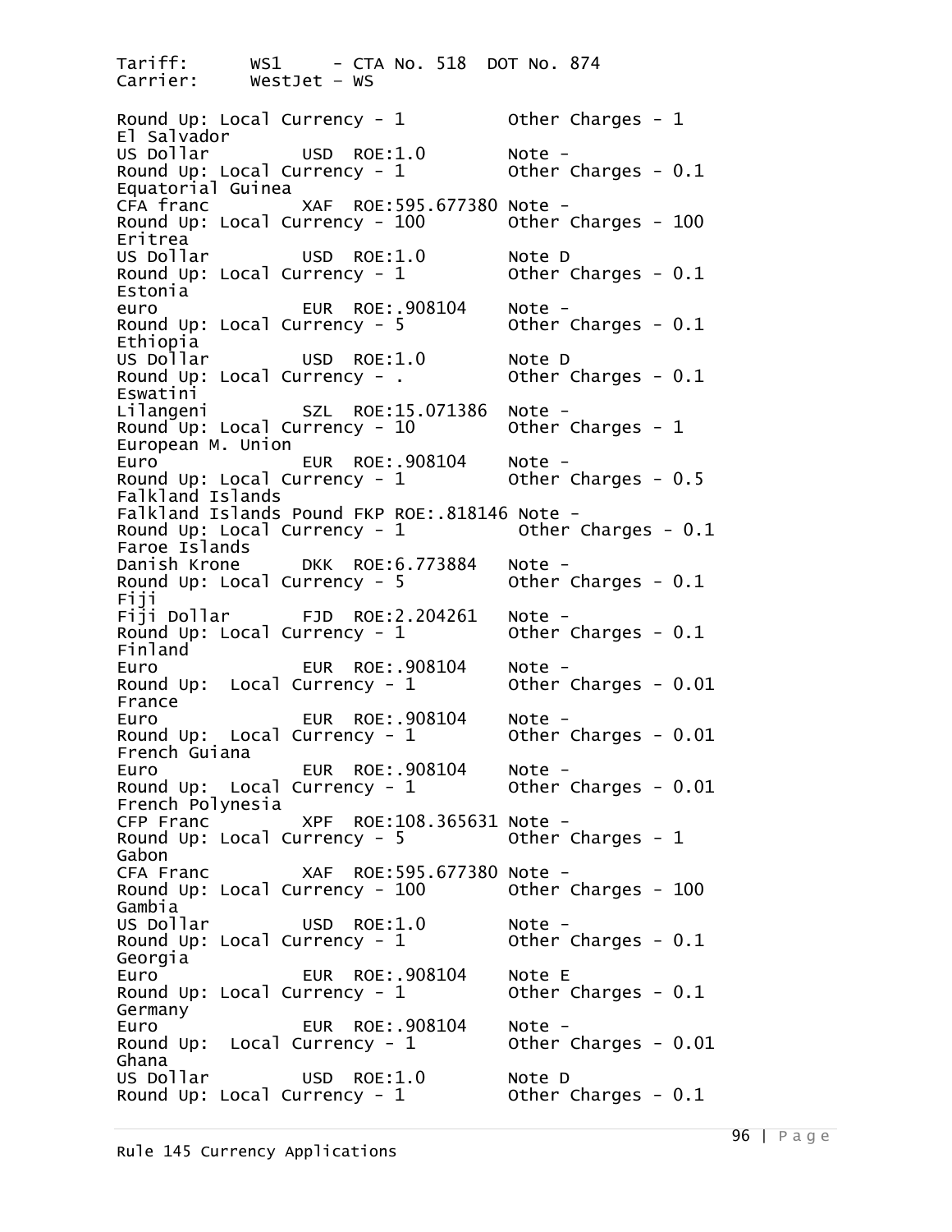```
Tariff:      WS1     - CTA No. 518  DOT No. 874
Carrier:     WestJet – WS

Round Up: Local Currency - 1          Other Charges - 1
El Salvador
US Dollar          USD  ROE:1.0        Note -
Round Up: Local Currency - 1          Other Charges - 0.1
Equatorial Guinea
CFA franc          XAF  ROE:595.677380 Note -
Round Up: Local Currency - 100        Other Charges - 100
Eritrea
US Dollar          USD  ROE:1.0        Note D
Round Up: Local Currency - 1          Other Charges - 0.1
Estonia
euro               EUR  ROE:.908104    Note -
Round Up: Local Currency - 5          Other Charges - 0.1
Ethiopia
US Dollar          USD  ROE:1.0        Note D
Round Up: Local Currency - .          Other Charges - 0.1
Eswatini
Lilangeni          SZL  ROE:15.071386  Note -
Round Up: Local Currency - 10         Other Charges - 1
European M. Union
Euro               EUR  ROE:.908104    Note -
Round Up: Local Currency - 1          Other Charges - 0.5
Falkland Islands
Falkland Islands Pound FKP ROE:.818146 Note -
Round Up: Local Currency - 1           Other Charges - 0.1
Faroe Islands
Danish Krone       DKK  ROE:6.773884   Note -
Round Up: Local Currency - 5          Other Charges - 0.1
Fiji
Fiji Dollar        FJD  ROE:2.204261   Note -
Round Up: Local Currency - 1          Other Charges - 0.1
Finland
Euro               EUR  ROE:.908104    Note -
Round Up:  Local Currency - 1         Other Charges - 0.01
France
Euro               EUR  ROE:.908104    Note -
Round Up:  Local Currency - 1         Other Charges - 0.01
French Guiana
Euro               EUR  ROE:.908104    Note -
Round Up:  Local Currency - 1         Other Charges - 0.01
French Polynesia
CFP Franc          XPF  ROE:108.365631 Note -
Round Up: Local Currency - 5          Other Charges - 1
Gabon
CFA Franc          XAF  ROE:595.677380 Note -
Round Up: Local Currency - 100        Other Charges - 100
Gambia
US Dollar          USD  ROE:1.0        Note -
Round Up: Local Currency - 1          Other Charges - 0.1
Georgia
Euro               EUR  ROE:.908104    Note E
Round Up: Local Currency - 1          Other Charges - 0.1
Germany
Euro               EUR  ROE:.908104    Note -
Round Up:  Local Currency - 1         Other Charges - 0.01
Ghana
US Dollar          USD  ROE:1.0        Note D
Round Up: Local Currency - 1          Other Charges - 0.1
```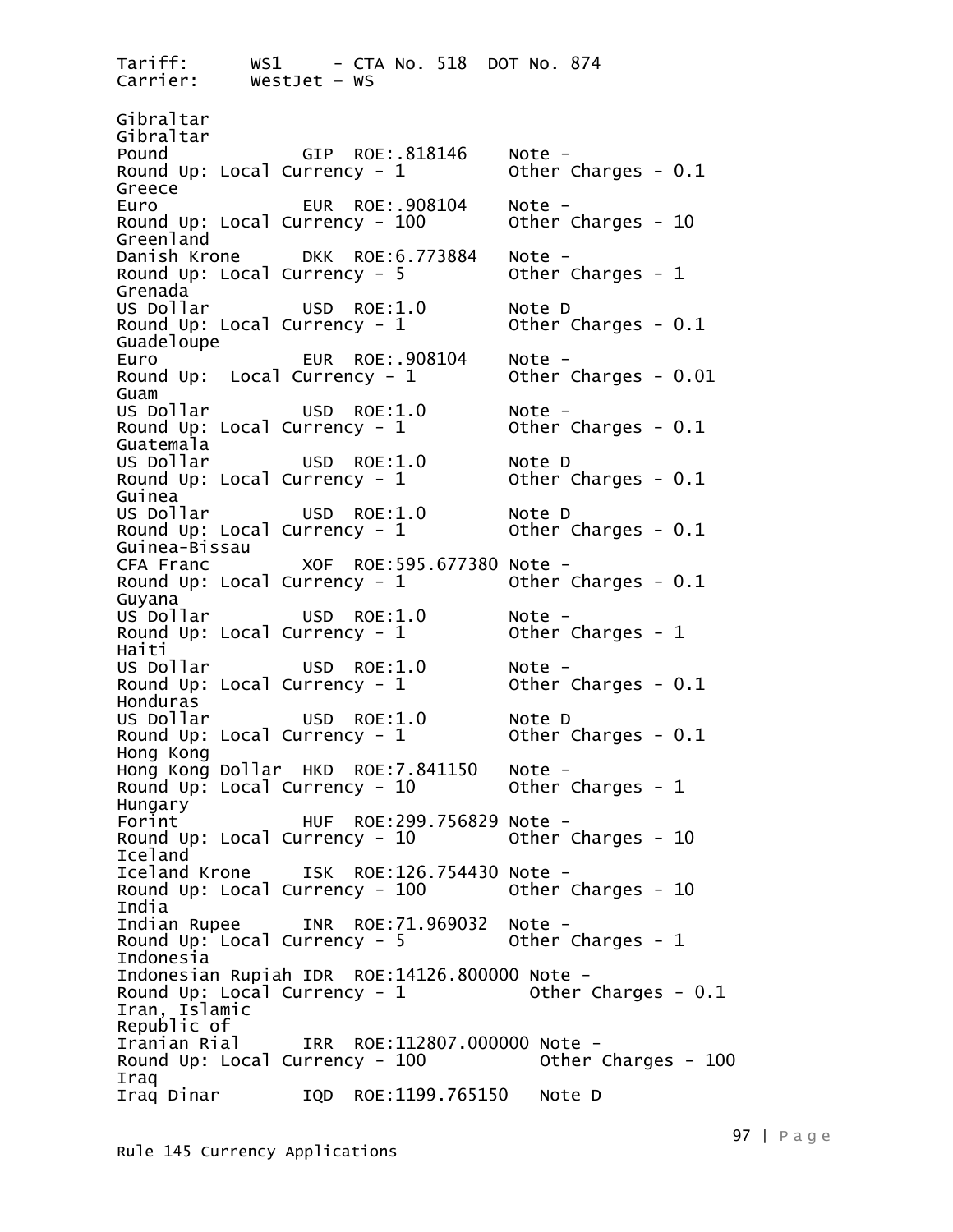```
Tariff:      WS1     - CTA No. 518  DOT No. 874
Carrier:     WestJet – WS

Gibraltar
Gibraltar
Pound             GIP  ROE:.818146    Note -
Round Up: Local Currency - 1          Other Charges - 0.1
Greece
Euro              EUR  ROE:.908104    Note -
Round Up: Local Currency - 100        Other Charges - 10
Greenland
Danish Krone      DKK  ROE:6.773884   Note -
Round Up: Local Currency - 5          Other Charges - 1
Grenada
US Dollar         USD  ROE:1.0        Note D
Round Up: Local Currency - 1          Other Charges - 0.1
Guadeloupe
Euro              EUR  ROE:.908104    Note -
Round Up:  Local Currency - 1         Other Charges - 0.01
Guam
US Dollar         USD  ROE:1.0        Note -
Round Up: Local Currency - 1          Other Charges - 0.1
Guatemala
US Dollar         USD  ROE:1.0        Note D
Round Up: Local Currency - 1          Other Charges - 0.1
Guinea
US Dollar         USD  ROE:1.0        Note D
Round Up: Local Currency - 1          Other Charges - 0.1
Guinea-Bissau
CFA Franc         XOF  ROE:595.677380 Note -
Round Up: Local Currency - 1          Other Charges - 0.1
Guyana
US Dollar         USD  ROE:1.0        Note -
Round Up: Local Currency - 1          Other Charges - 1
Haiti
US Dollar         USD  ROE:1.0        Note -
Round Up: Local Currency - 1          Other Charges - 0.1
Honduras
US Dollar         USD  ROE:1.0        Note D
Round Up: Local Currency - 1          Other Charges - 0.1
Hong Kong
Hong Kong Dollar  HKD  ROE:7.841150   Note -
Round Up: Local Currency - 10         Other Charges - 1
Hungary
Forint            HUF  ROE:299.756829 Note -
Round Up: Local Currency - 10         Other Charges - 10
Iceland
Iceland Krone     ISK  ROE:126.754430 Note -
Round Up: Local Currency - 100        Other Charges - 10
India
Indian Rupee      INR  ROE:71.969032  Note -
Round Up: Local Currency - 5          Other Charges - 1
Indonesia
Indonesian Rupiah IDR  ROE:14126.800000 Note -
Round Up: Local Currency - 1            Other Charges - 0.1
Iran, Islamic
Republic of
Iranian Rial      IRR  ROE:112807.000000 Note -
Round Up: Local Currency - 100           Other Charges - 100
Iraq
Iraq Dinar        IQD  ROE:1199.765150   Note D
```

Rule 145 Currency Applications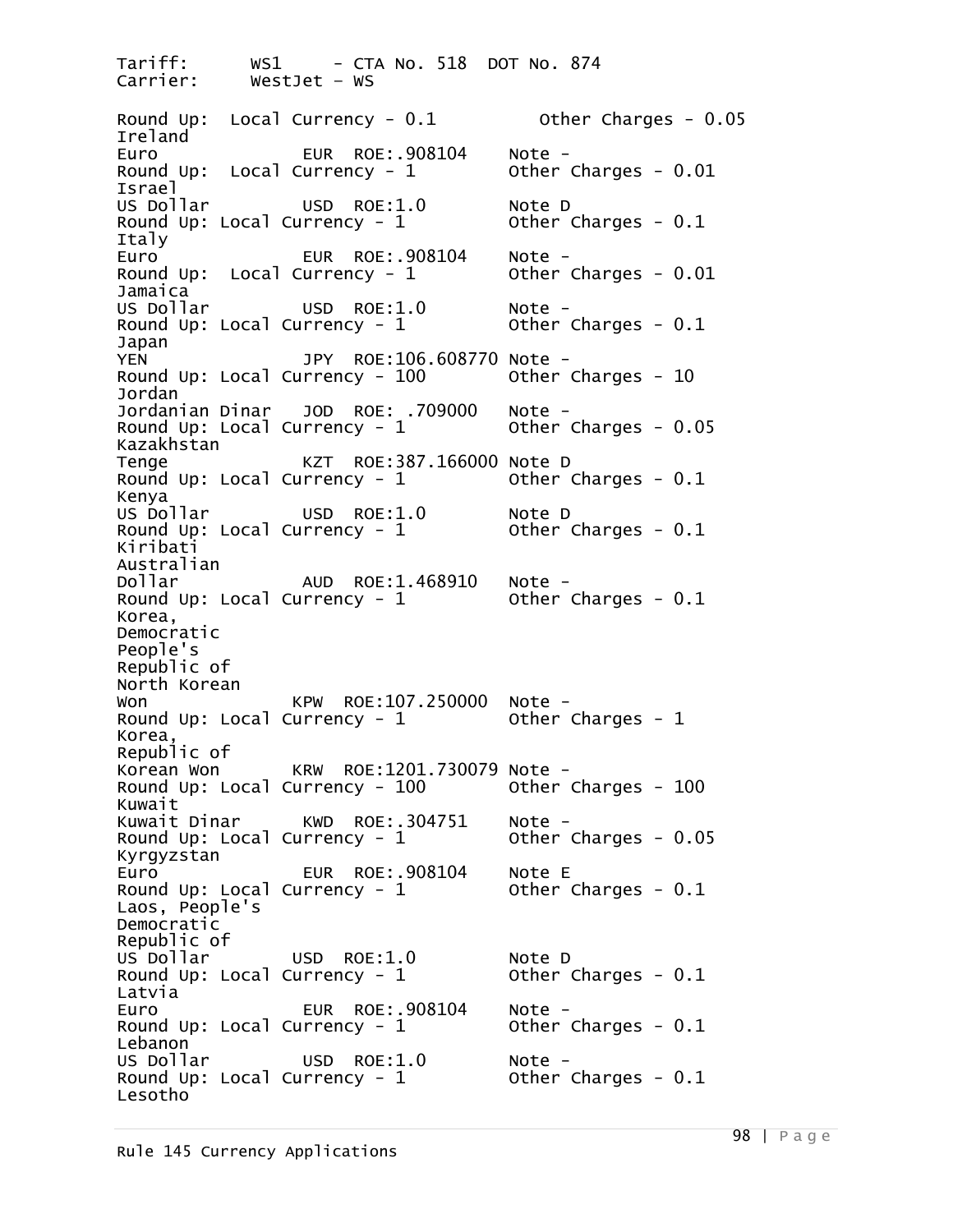Tariff: WS1 - CTA No. 518 DOT No. 874
Carrier: WestJet – WS

```
Round Up:  Local Currency - 0.1          Other Charges - 0.05
Ireland
Euro              EUR  ROE:.908104    Note -
Round Up:  Local Currency - 1         Other Charges - 0.01
Israel
US Dollar         USD  ROE:1.0        Note D
Round Up: Local Currency - 1          Other Charges - 0.1
Italy
Euro              EUR  ROE:.908104    Note -
Round Up:  Local Currency - 1         Other Charges - 0.01
Jamaica
US Dollar         USD  ROE:1.0        Note -
Round Up: Local Currency - 1          Other Charges - 0.1
Japan
YEN               JPY  ROE:106.608770 Note -
Round Up: Local Currency - 100        Other Charges - 10
Jordan
Jordanian Dinar   JOD  ROE: .709000   Note -
Round Up: Local Currency - 1          Other Charges - 0.05
Kazakhstan
Tenge             KZT  ROE:387.166000 Note D
Round Up: Local Currency - 1          Other Charges - 0.1
Kenya
US Dollar         USD  ROE:1.0        Note D
Round Up: Local Currency - 1          Other Charges - 0.1
Kiribati
Australian
Dollar            AUD  ROE:1.468910   Note -
Round Up: Local Currency - 1          Other Charges - 0.1
Korea,
Democratic
People's
Republic of
North Korean
Won              KPW  ROE:107.250000  Note -
Round Up: Local Currency - 1          Other Charges - 1
Korea,
Republic of
Korean Won       KRW  ROE:1201.730079 Note -
Round Up: Local Currency - 100        Other Charges - 100
Kuwait
Kuwait Dinar      KWD  ROE:.304751    Note -
Round Up: Local Currency - 1          Other Charges - 0.05
Kyrgyzstan
Euro              EUR  ROE:.908104    Note E
Round Up: Local Currency - 1          Other Charges - 0.1
Laos, People's
Democratic
Republic of
US Dollar        USD  ROE:1.0         Note D
Round Up: Local Currency - 1          Other Charges - 0.1
Latvia
Euro              EUR  ROE:.908104    Note -
Round Up: Local Currency - 1          Other Charges - 0.1
Lebanon
US Dollar         USD  ROE:1.0        Note -
Round Up: Local Currency - 1          Other Charges - 0.1
Lesotho
```

Rule 145 Currency Applications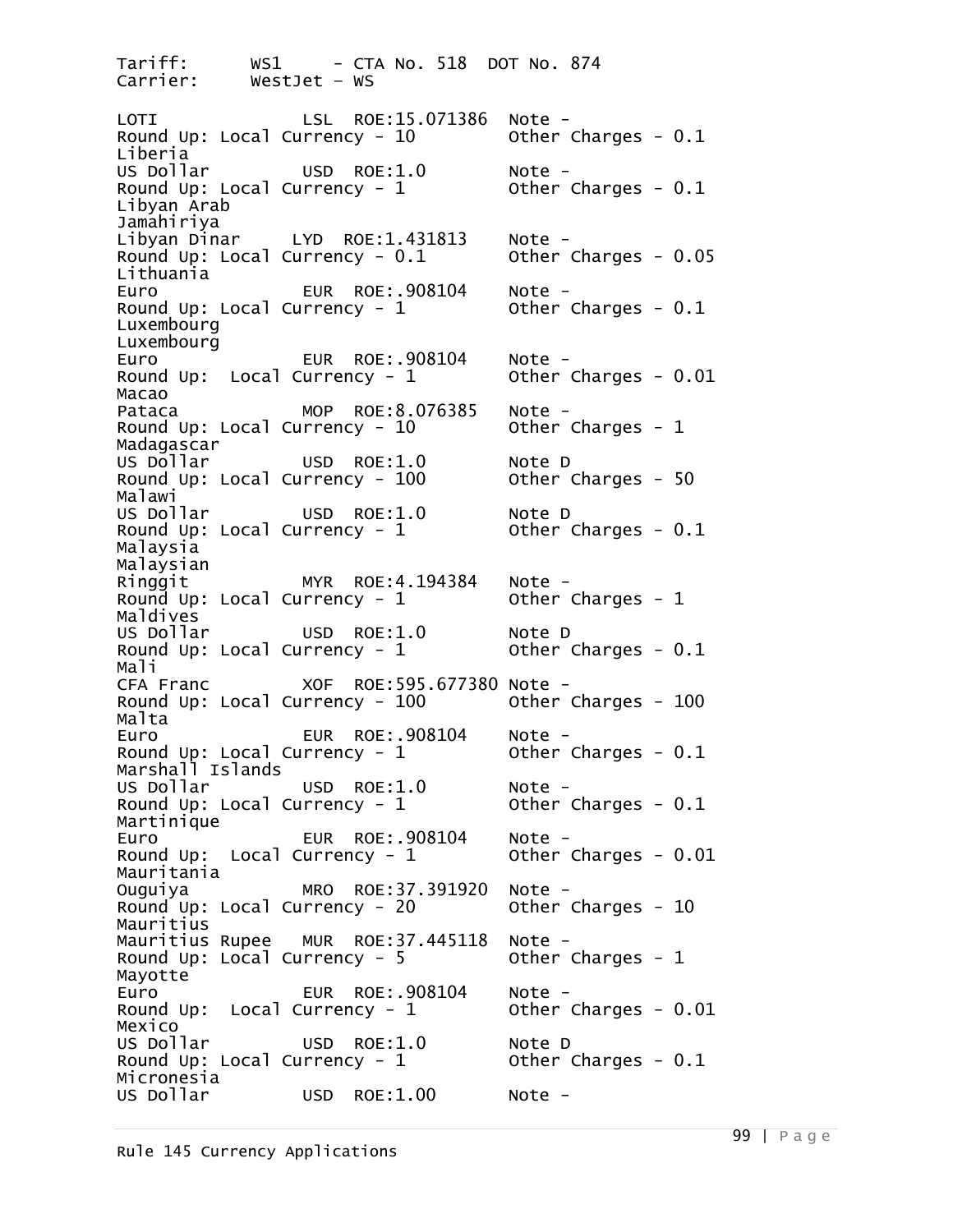```
Tariff:      WS1     - CTA No. 518  DOT No. 874
Carrier:     WestJet - WS

LOTI              LSL  ROE:15.071386  Note -
Round Up: Local Currency - 10        Other Charges - 0.1
Liberia
US Dollar         USD  ROE:1.0        Note -
Round Up: Local Currency - 1         Other Charges - 0.1
Libyan Arab
Jamahiriya
Libyan Dinar     LYD  ROE:1.431813    Note -
Round Up: Local Currency - 0.1       Other Charges - 0.05
Lithuania
Euro              EUR  ROE:.908104    Note -
Round Up: Local Currency - 1         Other Charges - 0.1
Luxembourg
Luxembourg
Euro              EUR  ROE:.908104    Note -
Round Up:  Local Currency - 1        Other Charges - 0.01
Macao
Pataca            MOP  ROE:8.076385   Note -
Round Up: Local Currency - 10        Other Charges - 1
Madagascar
US Dollar         USD  ROE:1.0        Note D
Round Up: Local Currency - 100       Other Charges - 50
Malawi
US Dollar         USD  ROE:1.0        Note D
Round Up: Local Currency - 1         Other Charges - 0.1
Malaysia
Malaysian
Ringgit           MYR  ROE:4.194384   Note -
Round Up: Local Currency - 1         Other Charges - 1
Maldives
US Dollar         USD  ROE:1.0        Note D
Round Up: Local Currency - 1         Other Charges - 0.1
Mali
CFA Franc         XOF  ROE:595.677380 Note -
Round Up: Local Currency - 100       Other Charges - 100
Malta
Euro              EUR  ROE:.908104    Note -
Round Up: Local Currency - 1         Other Charges - 0.1
Marshall Islands
US Dollar         USD  ROE:1.0        Note -
Round Up: Local Currency - 1         Other Charges - 0.1
Martinique
Euro              EUR  ROE:.908104    Note -
Round Up:  Local Currency - 1        Other Charges - 0.01
Mauritania
Ouguiya           MRO  ROE:37.391920  Note -
Round Up: Local Currency - 20        Other Charges - 10
Mauritius
Mauritius Rupee   MUR  ROE:37.445118  Note -
Round Up: Local Currency - 5         Other Charges - 1
Mayotte
Euro              EUR  ROE:.908104    Note -
Round Up:  Local Currency - 1        Other Charges - 0.01
Mexico
US Dollar         USD  ROE:1.0        Note D
Round Up: Local Currency - 1         Other Charges - 0.1
Micronesia
US Dollar         USD  ROE:1.00       Note -
```

Rule 145 Currency Applications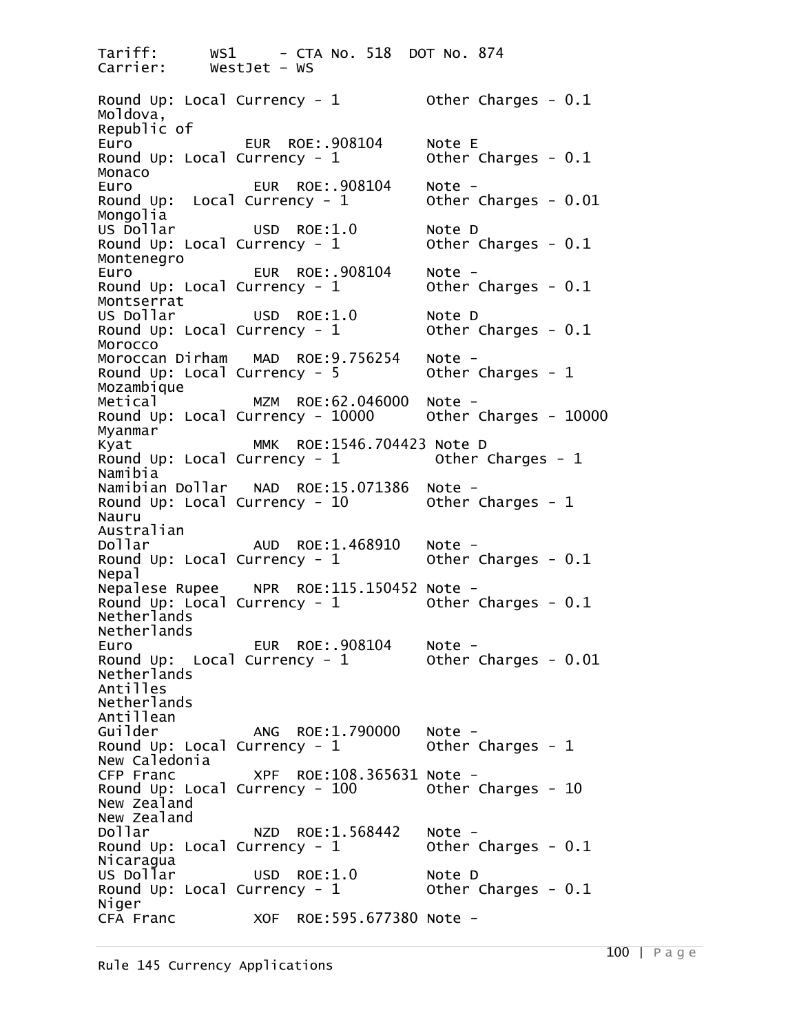Tariff:      WS1     - CTA No. 518  DOT No. 874
Carrier:     WestJet – WS

```
Round Up: Local Currency - 1          Other Charges - 0.1
Moldova,
Republic of
Euro              EUR  ROE:.908104     Note E
Round Up: Local Currency - 1          Other Charges - 0.1
Monaco
Euro              EUR  ROE:.908104    Note -
Round Up:  Local Currency - 1         Other Charges - 0.01
Mongolia
US Dollar         USD  ROE:1.0        Note D
Round Up: Local Currency - 1          Other Charges - 0.1
Montenegro
Euro              EUR  ROE:.908104    Note -
Round Up: Local Currency - 1          Other Charges - 0.1
Montserrat
US Dollar         USD  ROE:1.0        Note D
Round Up: Local Currency - 1          Other Charges - 0.1
Morocco
Moroccan Dirham   MAD  ROE:9.756254   Note -
Round Up: Local Currency - 5          Other Charges - 1
Mozambique
Metical           MZM  ROE:62.046000  Note -
Round Up: Local Currency - 10000      Other Charges - 10000
Myanmar
Kyat              MMK  ROE:1546.704423 Note D
Round Up: Local Currency - 1           Other Charges - 1
Namibia
Namibian Dollar   NAD  ROE:15.071386  Note -
Round Up: Local Currency - 10         Other Charges - 1
Nauru
Australian
Dollar            AUD  ROE:1.468910   Note -
Round Up: Local Currency - 1          Other Charges - 0.1
Nepal
Nepalese Rupee    NPR  ROE:115.150452 Note -
Round Up: Local Currency - 1          Other Charges - 0.1
Netherlands
Netherlands
Euro              EUR  ROE:.908104    Note -
Round Up:  Local Currency - 1         Other Charges - 0.01
Netherlands
Antilles
Netherlands
Antillean
Guilder           ANG  ROE:1.790000   Note -
Round Up: Local Currency - 1          Other Charges - 1
New Caledonia
CFP Franc         XPF  ROE:108.365631 Note -
Round Up: Local Currency - 100        Other Charges - 10
New Zealand
New Zealand
Dollar            NZD  ROE:1.568442   Note -
Round Up: Local Currency - 1          Other Charges - 0.1
Nicaragua
US Dollar         USD  ROE:1.0        Note D
Round Up: Local Currency - 1          Other Charges - 0.1
Niger
CFA Franc         XOF  ROE:595.677380 Note -
```

Rule 145 Currency Applications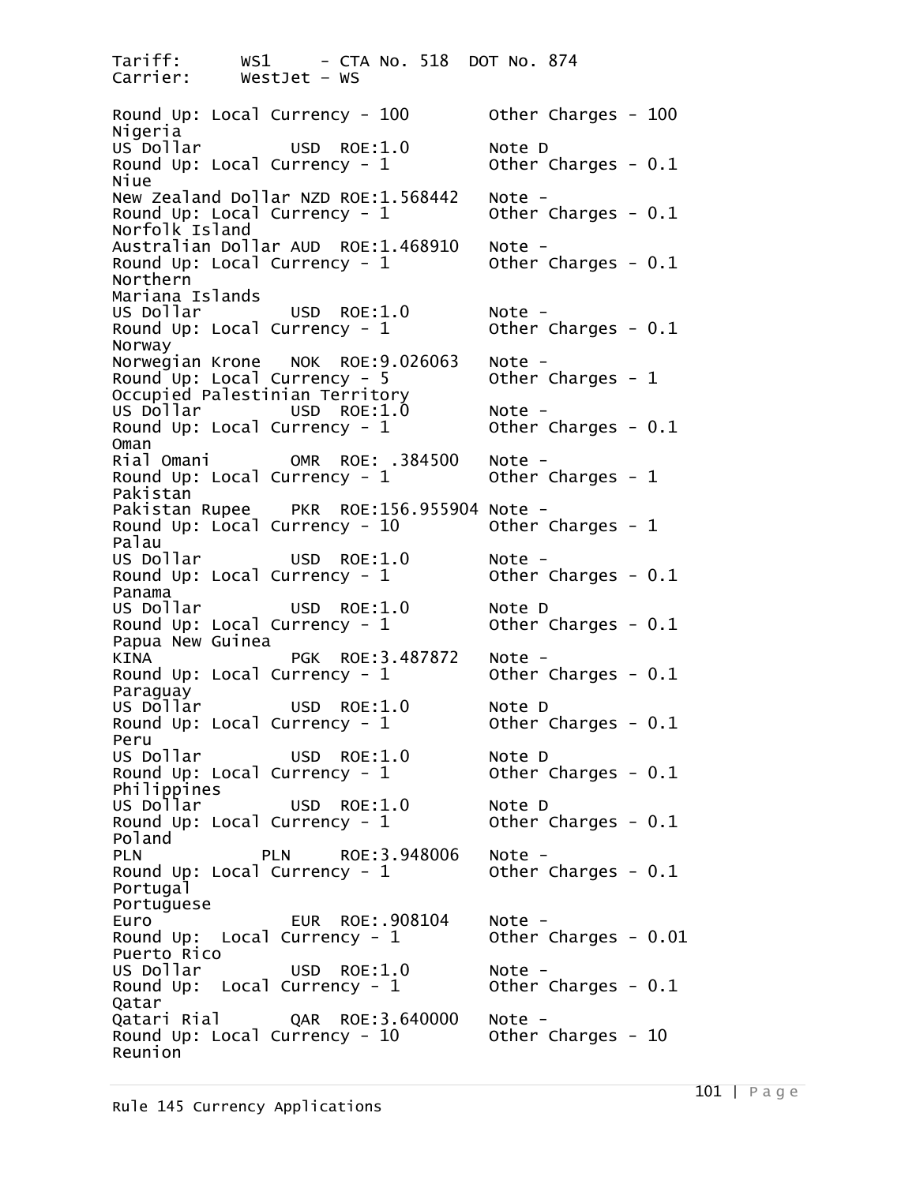```
Tariff:      WS1     - CTA No. 518  DOT No. 874
Carrier:     WestJet – WS

Round Up: Local Currency - 100        Other Charges - 100
Nigeria
US Dollar         USD  ROE:1.0        Note D
Round Up: Local Currency - 1          Other Charges - 0.1
Niue
New Zealand Dollar NZD ROE:1.568442   Note -
Round Up: Local Currency - 1          Other Charges - 0.1
Norfolk Island
Australian Dollar AUD  ROE:1.468910   Note -
Round Up: Local Currency - 1          Other Charges - 0.1
Northern
Mariana Islands
US Dollar         USD  ROE:1.0        Note -
Round Up: Local Currency - 1          Other Charges - 0.1
Norway
Norwegian Krone   NOK  ROE:9.026063   Note -
Round Up: Local Currency - 5          Other Charges - 1
Occupied Palestinian Territory
US Dollar         USD  ROE:1.0        Note -
Round Up: Local Currency - 1          Other Charges - 0.1
Oman
Rial Omani        OMR  ROE: .384500   Note -
Round Up: Local Currency - 1          Other Charges - 1
Pakistan
Pakistan Rupee    PKR  ROE:156.955904 Note -
Round Up: Local Currency - 10         Other Charges - 1
Palau
US Dollar         USD  ROE:1.0        Note -
Round Up: Local Currency - 1          Other Charges - 0.1
Panama
US Dollar         USD  ROE:1.0        Note D
Round Up: Local Currency - 1          Other Charges - 0.1
Papua New Guinea
KINA              PGK  ROE:3.487872   Note -
Round Up: Local Currency - 1          Other Charges - 0.1
Paraguay
US Dollar         USD  ROE:1.0        Note D
Round Up: Local Currency - 1          Other Charges - 0.1
Peru
US Dollar         USD  ROE:1.0        Note D
Round Up: Local Currency - 1          Other Charges - 0.1
Philippines
US Dollar         USD  ROE:1.0        Note D
Round Up: Local Currency - 1          Other Charges - 0.1
Poland
PLN             PLN     ROE:3.948006   Note -
Round Up: Local Currency - 1          Other Charges - 0.1
Portugal
Portuguese
Euro              EUR  ROE:.908104    Note -
Round Up:  Local Currency - 1         Other Charges - 0.01
Puerto Rico
US Dollar         USD  ROE:1.0        Note -
Round Up:  Local Currency - 1         Other Charges - 0.1
Qatar
Qatari Rial       QAR  ROE:3.640000   Note -
Round Up: Local Currency - 10         Other Charges - 10
Reunion
```

Rule 145 Currency Applications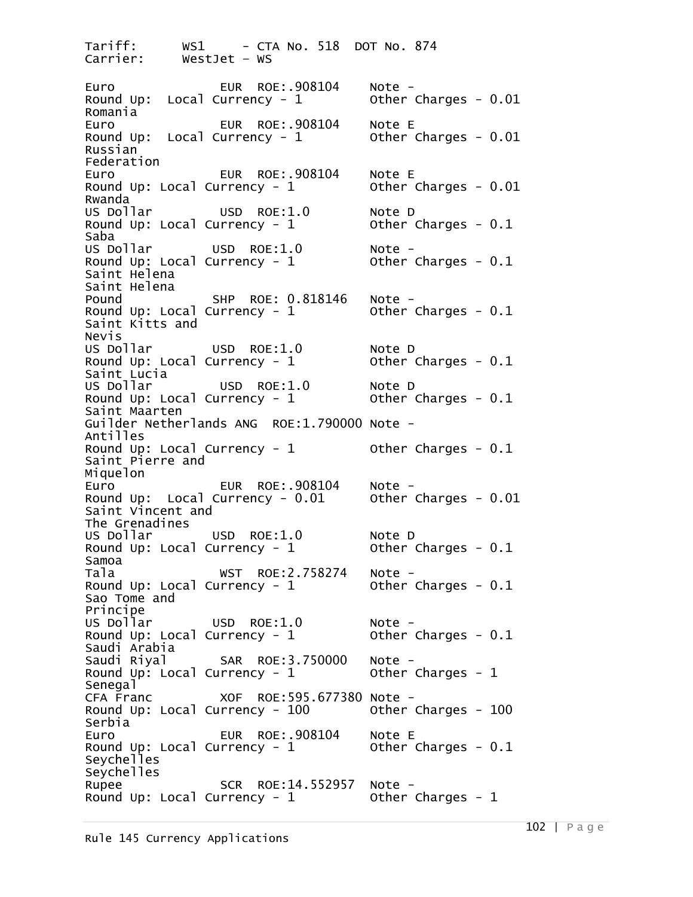Tariff:      WS1     - CTA No. 518  DOT No. 874
Carrier:     WestJet – WS

```
Euro              EUR  ROE:.908104    Note -
Round Up:  Local Currency - 1         Other Charges - 0.01
Romania
Euro              EUR  ROE:.908104    Note E
Round Up:  Local Currency - 1         Other Charges - 0.01
Russian
Federation
Euro              EUR  ROE:.908104    Note E
Round Up: Local Currency - 1          Other Charges - 0.01
Rwanda
US Dollar         USD  ROE:1.0        Note D
Round Up: Local Currency - 1          Other Charges - 0.1
Saba
US Dollar        USD  ROE:1.0         Note -
Round Up: Local Currency - 1          Other Charges - 0.1
Saint Helena
Saint Helena
Pound            SHP  ROE: 0.818146   Note -
Round Up: Local Currency - 1          Other Charges - 0.1
Saint Kitts and
Nevis
US Dollar        USD  ROE:1.0         Note D
Round Up: Local Currency - 1          Other Charges - 0.1
Saint Lucia
US Dollar         USD  ROE:1.0        Note D
Round Up: Local Currency - 1          Other Charges - 0.1
Saint Maarten
Guilder Netherlands ANG  ROE:1.790000 Note -
Antilles
Round Up: Local Currency - 1          Other Charges - 0.1
Saint Pierre and
Miquelon
Euro             EUR  ROE:.908104     Note -
Round Up:  Local Currency - 0.01      Other Charges - 0.01
Saint Vincent and
The Grenadines
US Dollar        USD  ROE:1.0         Note D
Round Up: Local Currency - 1          Other Charges - 0.1
Samoa
Tala              WST  ROE:2.758274   Note -
Round Up: Local Currency - 1          Other Charges - 0.1
Sao Tome and
Principe
US Dollar        USD  ROE:1.0         Note -
Round Up: Local Currency - 1          Other Charges - 0.1
Saudi Arabia
Saudi Riyal       SAR  ROE:3.750000   Note -
Round Up: Local Currency - 1          Other Charges - 1
Senegal
CFA Franc         XOF  ROE:595.677380 Note -
Round Up: Local Currency - 100        Other Charges - 100
Serbia
Euro              EUR  ROE:.908104    Note E
Round Up: Local Currency - 1          Other Charges - 0.1
Seychelles
Seychelles
Rupee             SCR  ROE:14.552957  Note -
Round Up: Local Currency - 1          Other Charges - 1
```

Rule 145 Currency Applications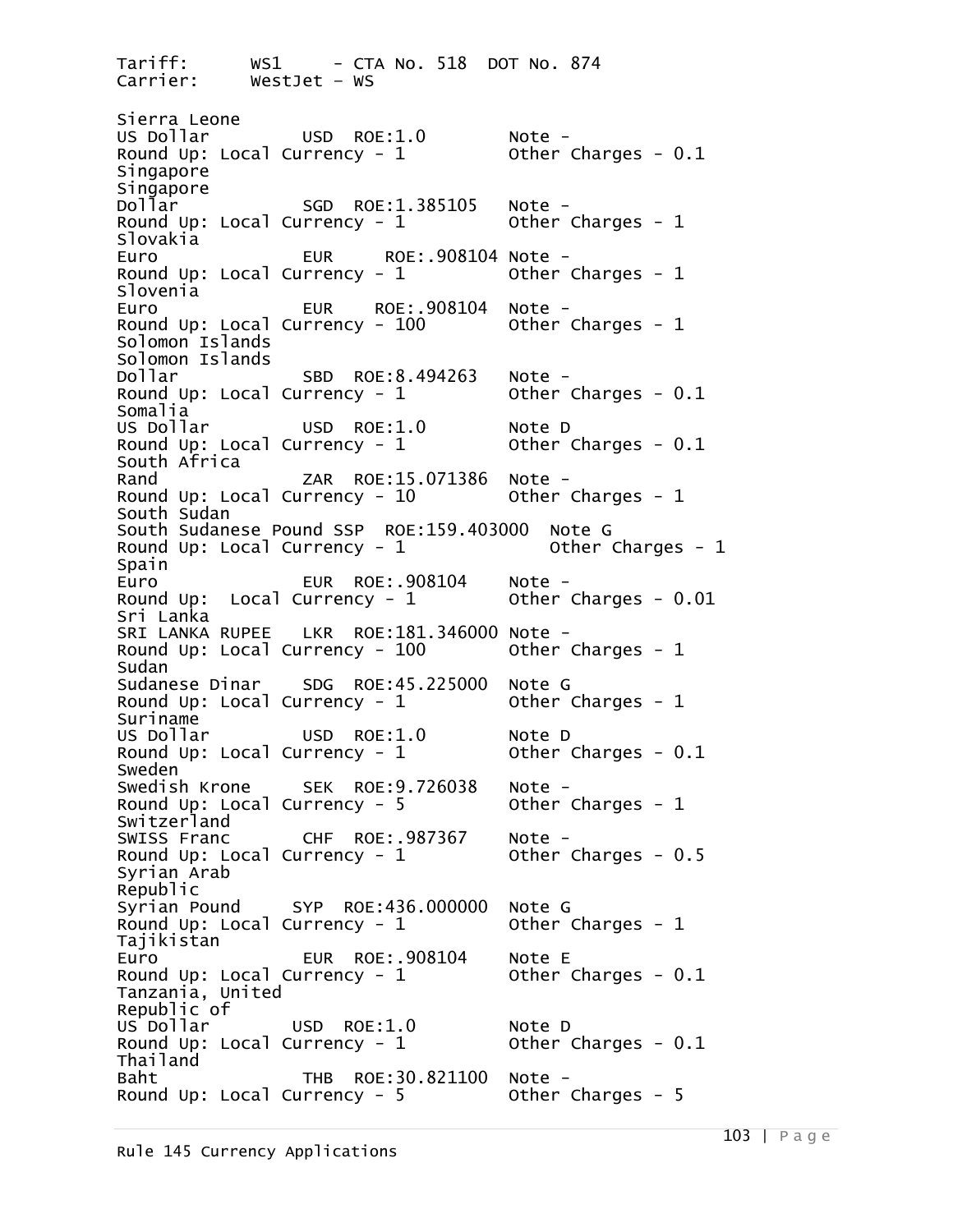Tariff: WS1 - CTA No. 518 DOT No. 874
Carrier: WestJet – WS

Sierra Leone
US Dollar USD ROE:1.0 Note -
Round Up: Local Currency - 1 Other Charges - 0.1

Singapore
Singapore Dollar SGD ROE:1.385105 Note -
Round Up: Local Currency - 1 Other Charges - 1

Slovakia
Euro EUR ROE:.908104 Note -
Round Up: Local Currency - 1 Other Charges - 1

Slovenia
Euro EUR ROE:.908104 Note -
Round Up: Local Currency - 100 Other Charges - 1

Solomon Islands
Solomon Islands Dollar SBD ROE:8.494263 Note -
Round Up: Local Currency - 1 Other Charges - 0.1

Somalia
US Dollar USD ROE:1.0 Note D
Round Up: Local Currency - 1 Other Charges - 0.1

South Africa
Rand ZAR ROE:15.071386 Note -
Round Up: Local Currency - 10 Other Charges - 1

South Sudan
South Sudanese Pound SSP ROE:159.403000 Note G
Round Up: Local Currency - 1 Other Charges - 1

Spain
Euro EUR ROE:.908104 Note -
Round Up: Local Currency - 1 Other Charges - 0.01

Sri Lanka
SRI LANKA RUPEE LKR ROE:181.346000 Note -
Round Up: Local Currency - 100 Other Charges - 1

Sudan
Sudanese Dinar SDG ROE:45.225000 Note G
Round Up: Local Currency - 1 Other Charges - 1

Suriname
US Dollar USD ROE:1.0 Note D
Round Up: Local Currency - 1 Other Charges - 0.1

Sweden
Swedish Krone SEK ROE:9.726038 Note -
Round Up: Local Currency - 5 Other Charges - 1

Switzerland
SWISS Franc CHF ROE:.987367 Note -
Round Up: Local Currency - 1 Other Charges - 0.5

Syrian Arab Republic
Syrian Pound SYP ROE:436.000000 Note G
Round Up: Local Currency - 1 Other Charges - 1

Tajikistan
Euro EUR ROE:.908104 Note E
Round Up: Local Currency - 1 Other Charges - 0.1

Tanzania, United Republic of
US Dollar USD ROE:1.0 Note D
Round Up: Local Currency - 1 Other Charges - 0.1

Thailand
Baht THB ROE:30.821100 Note -
Round Up: Local Currency - 5 Other Charges - 5

Rule 145 Currency Applications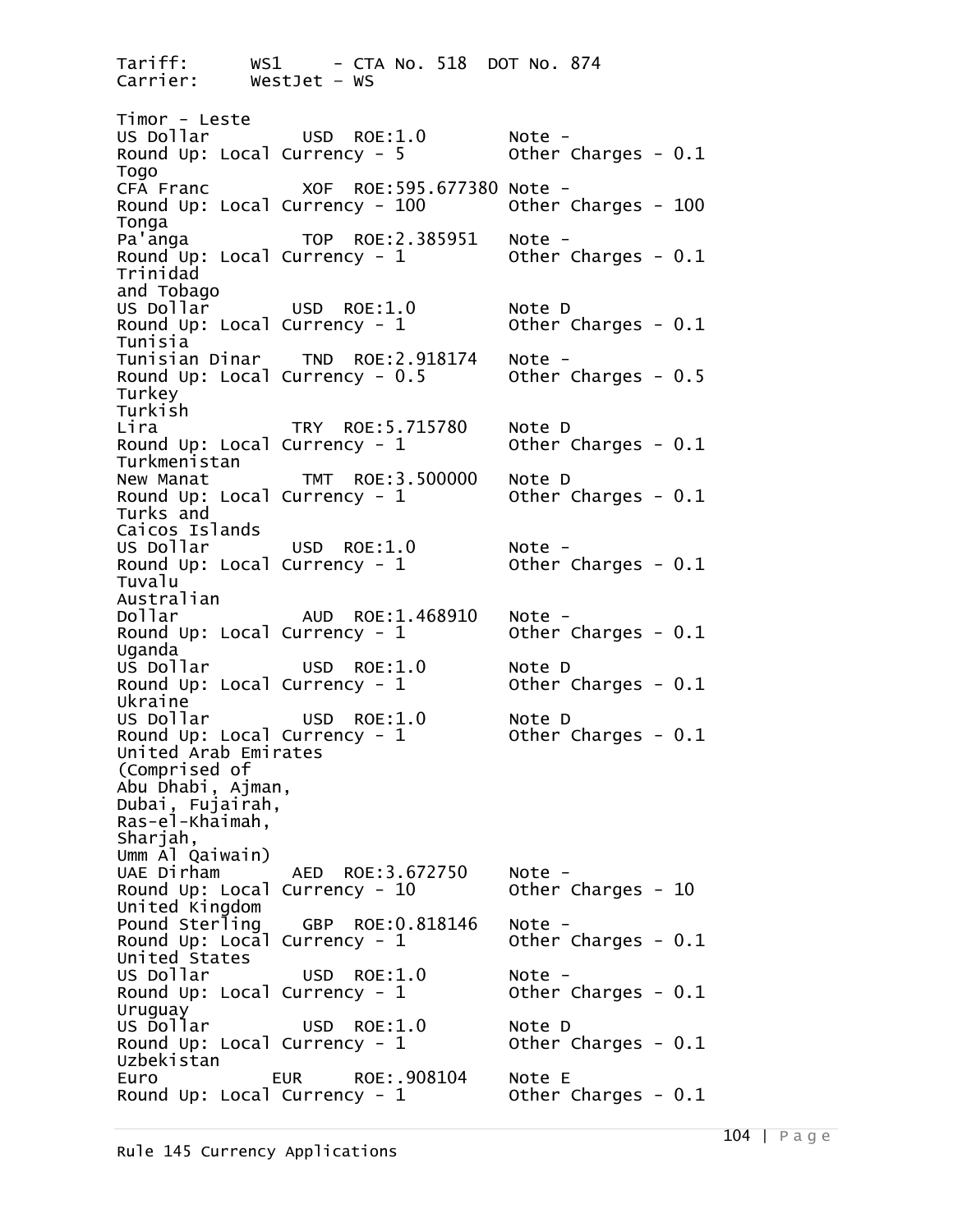```
Tariff:      WS1     - CTA No. 518  DOT No. 874
Carrier:     WestJet – WS

Timor - Leste
US Dollar          USD  ROE:1.0         Note -
Round Up: Local Currency - 5           Other Charges - 0.1
Togo
CFA Franc          XOF  ROE:595.677380 Note -
Round Up: Local Currency - 100         Other Charges - 100
Tonga
Pa'anga            TOP  ROE:2.385951   Note -
Round Up: Local Currency - 1           Other Charges - 0.1
Trinidad
and Tobago
US Dollar         USD  ROE:1.0          Note D
Round Up: Local Currency - 1           Other Charges - 0.1
Tunisia
Tunisian Dinar    TND  ROE:2.918174    Note -
Round Up: Local Currency - 0.5         Other Charges - 0.5
Turkey
Turkish
Lira              TRY  ROE:5.715780    Note D
Round Up: Local Currency - 1           Other Charges - 0.1
Turkmenistan
New Manat          TMT  ROE:3.500000   Note D
Round Up: Local Currency - 1           Other Charges - 0.1
Turks and
Caicos Islands
US Dollar         USD  ROE:1.0          Note -
Round Up: Local Currency - 1           Other Charges - 0.1
Tuvalu
Australian
Dollar             AUD  ROE:1.468910   Note -
Round Up: Local Currency - 1           Other Charges - 0.1
Uganda
US Dollar          USD  ROE:1.0         Note D
Round Up: Local Currency - 1           Other Charges - 0.1
Ukraine
US Dollar          USD  ROE:1.0         Note D
Round Up: Local Currency - 1           Other Charges - 0.1
United Arab Emirates
(Comprised of
Abu Dhabi, Ajman,
Dubai, Fujairah,
Ras-el-Khaimah,
Sharjah,
Umm Al Qaiwain)
UAE Dirham        AED  ROE:3.672750    Note -
Round Up: Local Currency - 10          Other Charges - 10
United Kingdom
Pound Sterling    GBP  ROE:0.818146    Note -
Round Up: Local Currency - 1           Other Charges - 0.1
United States
US Dollar          USD  ROE:1.0         Note -
Round Up: Local Currency - 1           Other Charges - 0.1
Uruguay
US Dollar          USD  ROE:1.0         Note D
Round Up: Local Currency - 1           Other Charges - 0.1
Uzbekistan
Euro             EUR     ROE:.908104    Note E
Round Up: Local Currency - 1           Other Charges - 0.1
```

Rule 145 Currency Applications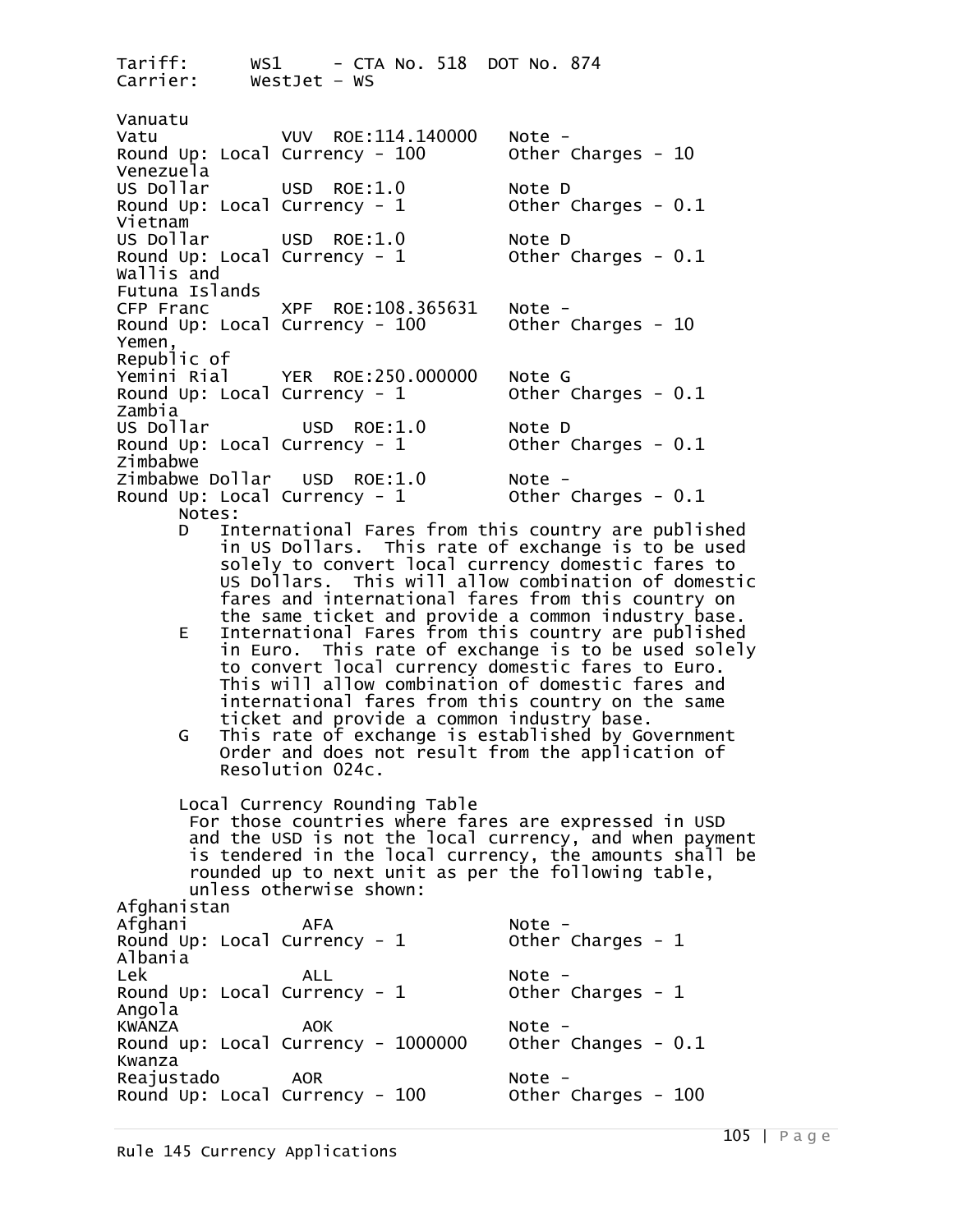Tariff: WS1 - CTA No. 518 DOT No. 874
Carrier: WestJet – WS

Vanuatu
Vatu VUV ROE:114.140000 Note -
Round Up: Local Currency - 100 Other Charges - 10

Venezuela
US Dollar USD ROE:1.0 Note D
Round Up: Local Currency - 1 Other Charges - 0.1

Vietnam
US Dollar USD ROE:1.0 Note D
Round Up: Local Currency - 1 Other Charges - 0.1

Wallis and
Futuna Islands
CFP Franc XPF ROE:108.365631 Note -
Round Up: Local Currency - 100 Other Charges - 10

Yemen,
Republic of
Yemini Rial YER ROE:250.000000 Note G
Round Up: Local Currency - 1 Other Charges - 0.1

Zambia
US Dollar USD ROE:1.0 Note D
Round Up: Local Currency - 1 Other Charges - 0.1

Zimbabwe
Zimbabwe Dollar USD ROE:1.0 Note -
Round Up: Local Currency - 1 Other Charges - 0.1

Notes:

- D International Fares from this country are published in US Dollars. This rate of exchange is to be used solely to convert local currency domestic fares to US Dollars. This will allow combination of domestic fares and international fares from this country on the same ticket and provide a common industry base.
- E International Fares from this country are published in Euro. This rate of exchange is to be used solely to convert local currency domestic fares to Euro. This will allow combination of domestic fares and international fares from this country on the same ticket and provide a common industry base.
- G This rate of exchange is established by Government Order and does not result from the application of Resolution 024c.

Local Currency Rounding Table

For those countries where fares are expressed in USD and the USD is not the local currency, and when payment is tendered in the local currency, the amounts shall be rounded up to next unit as per the following table, unless otherwise shown:

Afghanistan
Afghani AFA Note -
Round Up: Local Currency - 1 Other Charges - 1

Albania
Lek ALL Note -
Round Up: Local Currency - 1 Other Charges - 1

Angola
KWANZA AOK Note -
Round up: Local Currency - 1000000 Other Changes - 0.1

Kwanza
Reajustado AOR Note -
Round Up: Local Currency - 100 Other Charges - 100

Rule 145 Currency Applications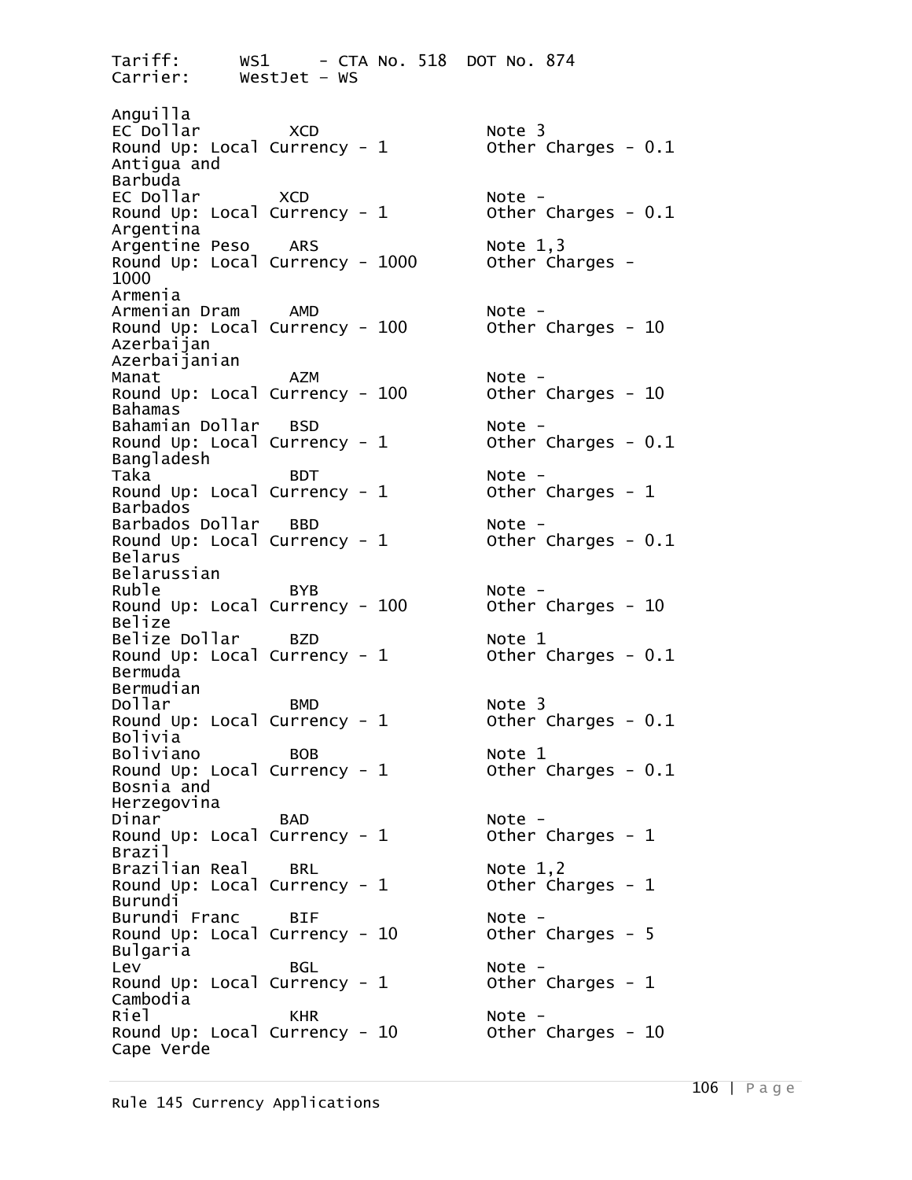Tariff: WS1 - CTA No. 518 DOT No. 874
Carrier: WestJet – WS

Anguilla
EC Dollar XCD Note 3
Round Up: Local Currency - 1 Other Charges - 0.1

Antigua and Barbuda
EC Dollar XCD Note -
Round Up: Local Currency - 1 Other Charges - 0.1

Argentina
Argentine Peso ARS Note 1,3
Round Up: Local Currency - 1000 Other Charges - 1000

Armenia
Armenian Dram AMD Note -
Round Up: Local Currency - 100 Other Charges - 10

Azerbaijan
Azerbaijanian Manat AZM Note -
Round Up: Local Currency - 100 Other Charges - 10

Bahamas
Bahamian Dollar BSD Note -
Round Up: Local Currency - 1 Other Charges - 0.1

Bangladesh
Taka BDT Note -
Round Up: Local Currency - 1 Other Charges - 1

Barbados
Barbados Dollar BBD Note -
Round Up: Local Currency - 1 Other Charges - 0.1

Belarus
Belarussian Ruble BYB Note -
Round Up: Local Currency - 100 Other Charges - 10

Belize
Belize Dollar BZD Note 1
Round Up: Local Currency - 1 Other Charges - 0.1

Bermuda
Bermudian Dollar BMD Note 3
Round Up: Local Currency - 1 Other Charges - 0.1

Bolivia
Boliviano BOB Note 1
Round Up: Local Currency - 1 Other Charges - 0.1

Bosnia and Herzegovina
Dinar BAD Note -
Round Up: Local Currency - 1 Other Charges - 1

Brazil
Brazilian Real BRL Note 1,2
Round Up: Local Currency - 1 Other Charges - 1

Burundi
Burundi Franc BIF Note -
Round Up: Local Currency - 10 Other Charges - 5

Bulgaria
Lev BGL Note -
Round Up: Local Currency - 1 Other Charges - 1

Cambodia
Riel KHR Note -
Round Up: Local Currency - 10 Other Charges - 10

Cape Verde

Rule 145 Currency Applications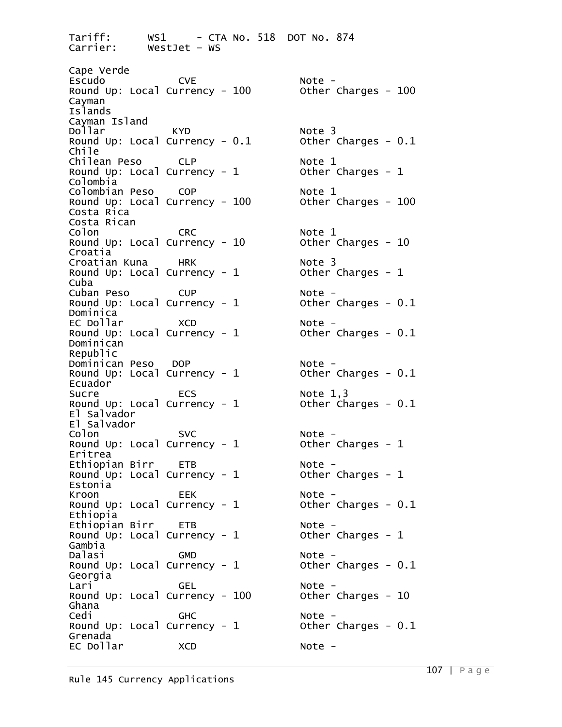Tariff: WS1 - CTA No. 518 DOT No. 874
Carrier: WestJet – WS

Cape Verde
Escudo CVE Note -
Round Up: Local Currency - 100 Other Charges - 100
Cayman Islands
Cayman Island Dollar KYD Note 3
Round Up: Local Currency - 0.1 Other Charges - 0.1
Chile
Chilean Peso CLP Note 1
Round Up: Local Currency - 1 Other Charges - 1
Colombia
Colombian Peso COP Note 1
Round Up: Local Currency - 100 Other Charges - 100
Costa Rica
Costa Rican Colon CRC Note 1
Round Up: Local Currency - 10 Other Charges - 10
Croatia
Croatian Kuna HRK Note 3
Round Up: Local Currency - 1 Other Charges - 1
Cuba
Cuban Peso CUP Note -
Round Up: Local Currency - 1 Other Charges - 0.1
Dominica
EC Dollar XCD Note -
Round Up: Local Currency - 1 Other Charges - 0.1
Dominican Republic
Dominican Peso DOP Note -
Round Up: Local Currency - 1 Other Charges - 0.1
Ecuador
Sucre ECS Note 1,3
Round Up: Local Currency - 1 Other Charges - 0.1
El Salvador
El Salvador Colon SVC Note -
Round Up: Local Currency - 1 Other Charges - 1
Eritrea
Ethiopian Birr ETB Note -
Round Up: Local Currency - 1 Other Charges - 1
Estonia
Kroon EEK Note -
Round Up: Local Currency - 1 Other Charges - 0.1
Ethiopia
Ethiopian Birr ETB Note -
Round Up: Local Currency - 1 Other Charges - 1
Gambia
Dalasi GMD Note -
Round Up: Local Currency - 1 Other Charges - 0.1
Georgia
Lari GEL Note -
Round Up: Local Currency - 100 Other Charges - 10
Ghana
Cedi GHC Note -
Round Up: Local Currency - 1 Other Charges - 0.1
Grenada
EC Dollar XCD Note -

Rule 145 Currency Applications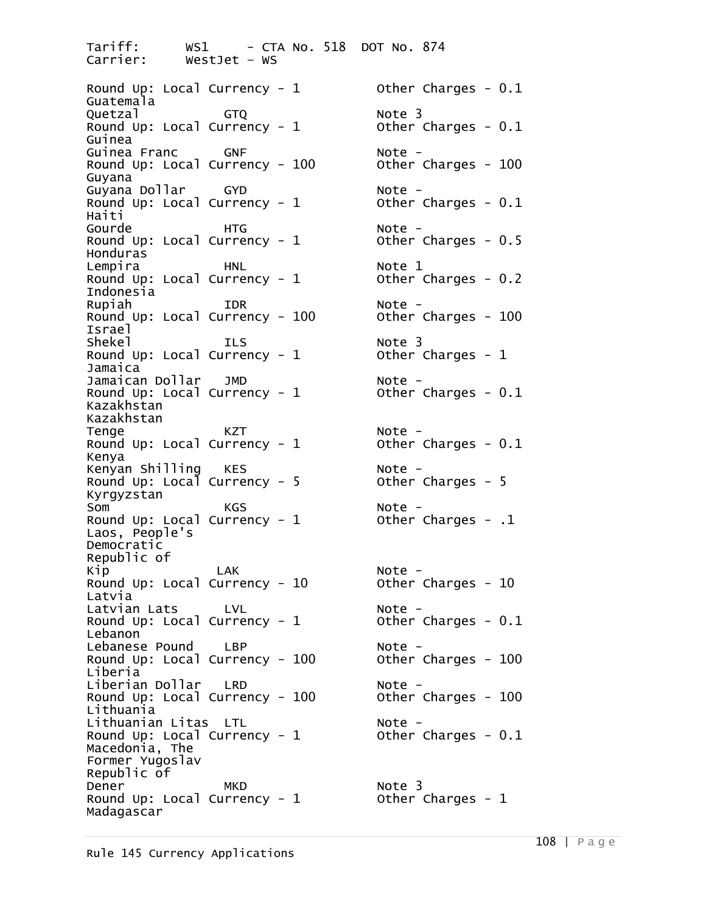Tariff: WS1 - CTA No. 518 DOT No. 874
Carrier: WestJet – WS

```
Round Up: Local Currency - 1          Other Charges - 0.1
Guatemala
Quetzal          GTQ                  Note 3
Round Up: Local Currency - 1          Other Charges - 0.1
Guinea
Guinea Franc     GNF                  Note -
Round Up: Local Currency - 100        Other Charges - 100
Guyana
Guyana Dollar    GYD                  Note -
Round Up: Local Currency - 1          Other Charges - 0.1
Haiti
Gourde           HTG                  Note -
Round Up: Local Currency - 1          Other Charges - 0.5
Honduras
Lempira          HNL                  Note 1
Round Up: Local Currency - 1          Other Charges - 0.2
Indonesia
Rupiah           IDR                  Note -
Round Up: Local Currency - 100        Other Charges - 100
Israel
Shekel           ILS                  Note 3
Round Up: Local Currency - 1          Other Charges - 1
Jamaica
Jamaican Dollar  JMD                  Note -
Round Up: Local Currency - 1          Other Charges - 0.1
Kazakhstan
Kazakhstan
Tenge            KZT                  Note -
Round Up: Local Currency - 1          Other Charges - 0.1
Kenya
Kenyan Shilling  KES                  Note -
Round Up: Local Currency - 5          Other Charges - 5
Kyrgyzstan
Som              KGS                  Note -
Round Up: Local Currency - 1          Other Charges - .1
Laos, People's
Democratic
Republic of
Kip              LAK                  Note -
Round Up: Local Currency - 10         Other Charges - 10
Latvia
Latvian Lats     LVL                  Note -
Round Up: Local Currency - 1          Other Charges - 0.1
Lebanon
Lebanese Pound   LBP                  Note -
Round Up: Local Currency - 100        Other Charges - 100
Liberia
Liberian Dollar  LRD                  Note -
Round Up: Local Currency - 100        Other Charges - 100
Lithuania
Lithuanian Litas LTL                  Note -
Round Up: Local Currency - 1          Other Charges - 0.1
Macedonia, The
Former Yugoslav
Republic of
Dener            MKD                  Note 3
Round Up: Local Currency - 1          Other Charges - 1
Madagascar
```

Rule 145 Currency Applications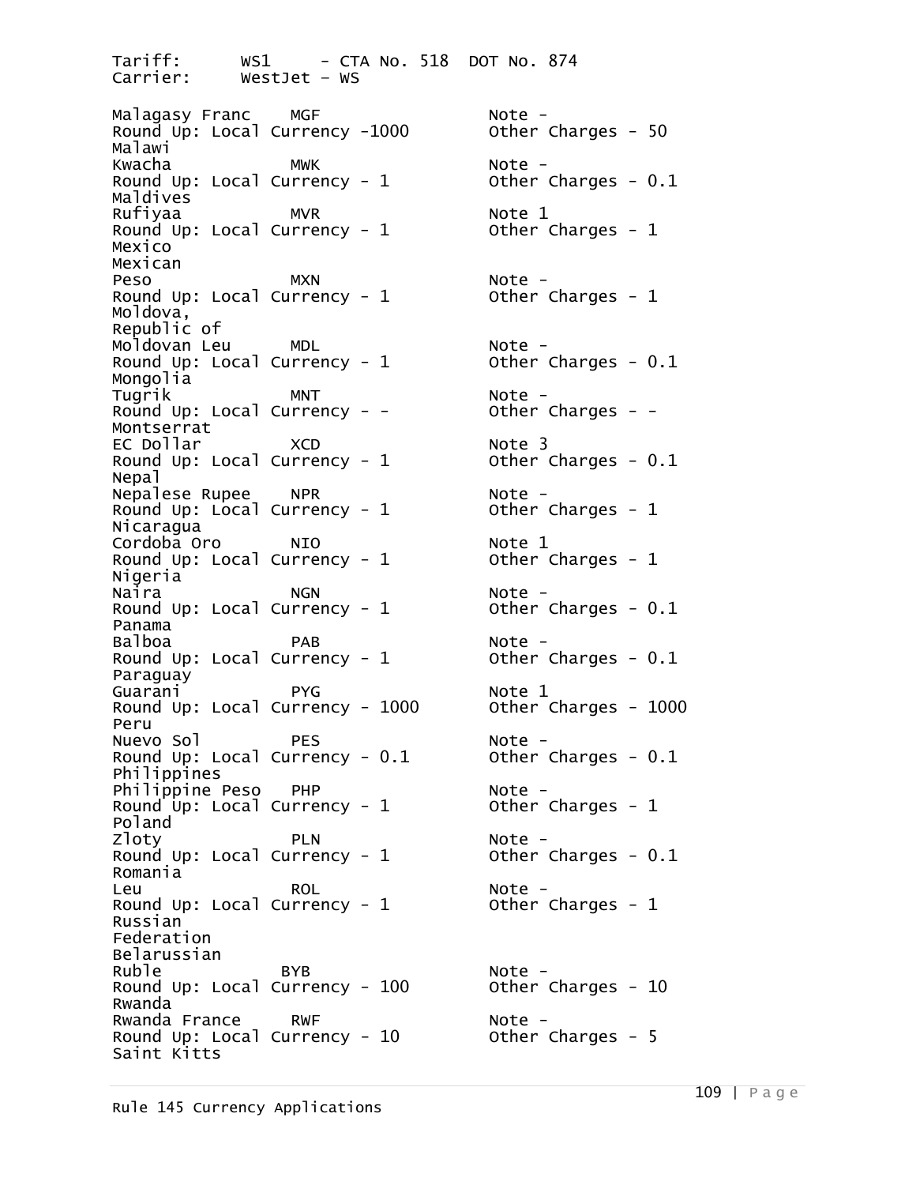Tariff: WS1 - CTA No. 518 DOT No. 874
Carrier: WestJet – WS

Malagasy Franc MGF Note -
Round Up: Local Currency -1000 Other Charges - 50
Malawi
Kwacha MWK Note -
Round Up: Local Currency - 1 Other Charges - 0.1
Maldives
Rufiyaa MVR Note 1
Round Up: Local Currency - 1 Other Charges - 1
Mexico
Mexican
Peso MXN Note -
Round Up: Local Currency - 1 Other Charges - 1
Moldova,
Republic of
Moldovan Leu MDL Note -
Round Up: Local Currency - 1 Other Charges - 0.1
Mongolia
Tugrik MNT Note -
Round Up: Local Currency - - Other Charges - -
Montserrat
EC Dollar XCD Note 3
Round Up: Local Currency - 1 Other Charges - 0.1
Nepal
Nepalese Rupee NPR Note -
Round Up: Local Currency - 1 Other Charges - 1
Nicaragua
Cordoba Oro NIO Note 1
Round Up: Local Currency - 1 Other Charges - 1
Nigeria
Naira NGN Note -
Round Up: Local Currency - 1 Other Charges - 0.1
Panama
Balboa PAB Note -
Round Up: Local Currency - 1 Other Charges - 0.1
Paraguay
Guarani PYG Note 1
Round Up: Local Currency - 1000 Other Charges - 1000
Peru
Nuevo Sol PES Note -
Round Up: Local Currency - 0.1 Other Charges - 0.1
Philippines
Philippine Peso PHP Note -
Round Up: Local Currency - 1 Other Charges - 1
Poland
Zloty PLN Note -
Round Up: Local Currency - 1 Other Charges - 0.1
Romania
Leu ROL Note -
Round Up: Local Currency - 1 Other Charges - 1
Russian
Federation
Belarussian
Ruble BYB Note -
Round Up: Local Currency - 100 Other Charges - 10
Rwanda
Rwanda France RWF Note -
Round Up: Local Currency - 10 Other Charges - 5
Saint Kitts

Rule 145 Currency Applications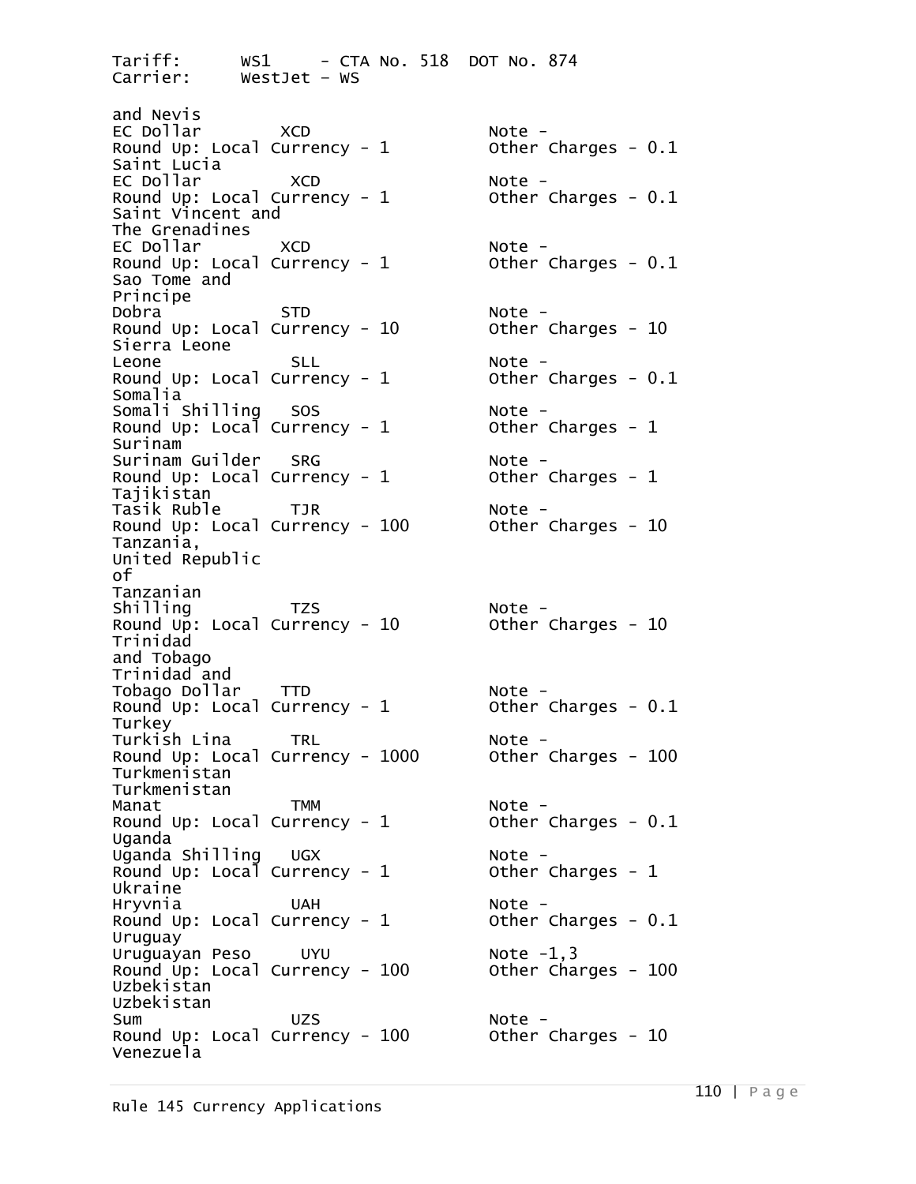and Nevis
EC Dollar XCD Note -
Round Up: Local Currency - 1 Other Charges - 0.1
Saint Lucia
EC Dollar XCD Note -
Round Up: Local Currency - 1 Other Charges - 0.1
Saint Vincent and
The Grenadines
EC Dollar XCD Note -
Round Up: Local Currency - 1 Other Charges - 0.1
Sao Tome and
Principe
Dobra STD Note -
Round Up: Local Currency - 10 Other Charges - 10
Sierra Leone
Leone SLL Note -
Round Up: Local Currency - 1 Other Charges - 0.1
Somalia
Somali Shilling SOS Note -
Round Up: Local Currency - 1 Other Charges - 1
Surinam
Surinam Guilder SRG Note -
Round Up: Local Currency - 1 Other Charges - 1
Tajikistan
Tasik Ruble TJR Note -
Round Up: Local Currency - 100 Other Charges - 10
Tanzania,
United Republic
of
Tanzanian
Shilling TZS Note -
Round Up: Local Currency - 10 Other Charges - 10
Trinidad
and Tobago
Trinidad and
Tobago Dollar TTD Note -
Round Up: Local Currency - 1 Other Charges - 0.1
Turkey
Turkish Lina TRL Note -
Round Up: Local Currency - 1000 Other Charges - 100
Turkmenistan
Turkmenistan
Manat TMM Note -
Round Up: Local Currency - 1 Other Charges - 0.1
Uganda
Uganda Shilling UGX Note -
Round Up: Local Currency - 1 Other Charges - 1
Ukraine
Hryvnia UAH Note -
Round Up: Local Currency - 1 Other Charges - 0.1
Uruguay
Uruguayan Peso UYU Note -1,3
Round Up: Local Currency - 100 Other Charges - 100
Uzbekistan
Uzbekistan
Sum UZS Note -
Round Up: Local Currency - 100 Other Charges - 10
Venezuela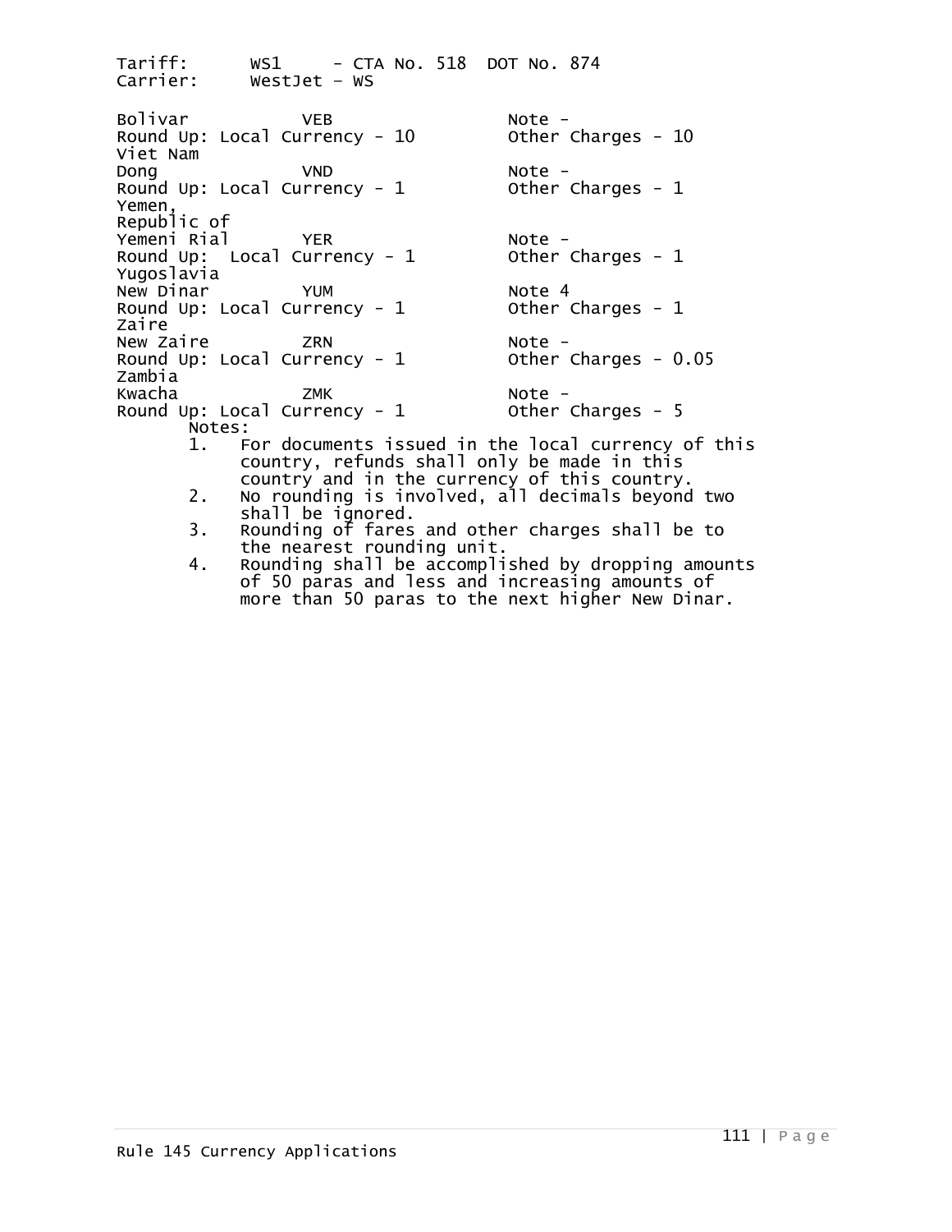Tariff: WS1 - CTA No. 518 DOT No. 874
Carrier: WestJet – WS

Bolivar VEB Note -
Round Up: Local Currency - 10 Other Charges - 10

Viet Nam
Dong VND Note -
Round Up: Local Currency - 1 Other Charges - 1

Yemen,
Republic of
Yemeni Rial YER Note -
Round Up: Local Currency - 1 Other Charges - 1

Yugoslavia
New Dinar YUM Note 4
Round Up: Local Currency - 1 Other Charges - 1

Zaire
New Zaire ZRN Note -
Round Up: Local Currency - 1 Other Charges - 0.05

Zambia
Kwacha ZMK Note -
Round Up: Local Currency - 1 Other Charges - 5

Notes:

1. For documents issued in the local currency of this country, refunds shall only be made in this country and in the currency of this country.
2. No rounding is involved, all decimals beyond two shall be ignored.
3. Rounding of fares and other charges shall be to the nearest rounding unit.
4. Rounding shall be accomplished by dropping amounts of 50 paras and less and increasing amounts of more than 50 paras to the next higher New Dinar.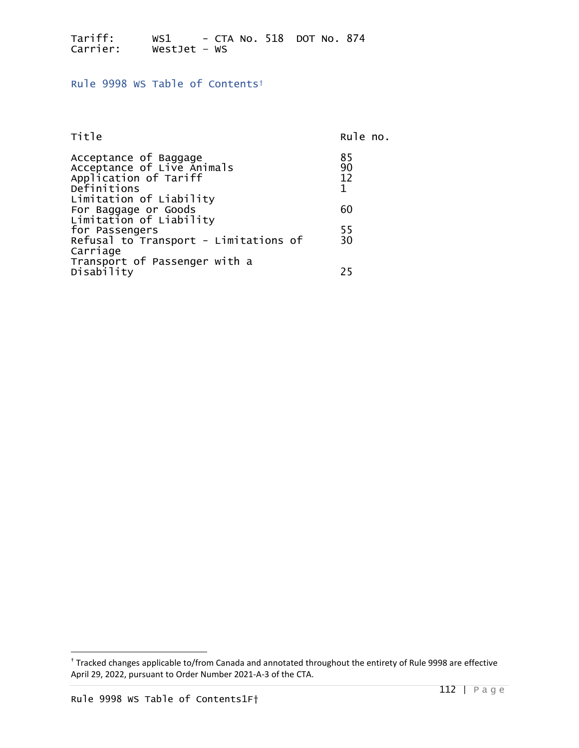Tariff: WS1 - CTA No. 518 DOT No. 874
Carrier: WestJet – WS

## Rule 9998 WS Table of Contents†

| Title | Rule no. |
|---|---|
| Acceptance of Baggage | 85 |
| Acceptance of Live Animals | 90 |
| Application of Tariff | 12 |
| Definitions | 1 |
| Limitation of Liability For Baggage or Goods | 60 |
| Limitation of Liability for Passengers | 55 |
| Refusal to Transport - Limitations of Carriage | 30 |
| Transport of Passenger with a Disability | 25 |

† Tracked changes applicable to/from Canada and annotated throughout the entirety of Rule 9998 are effective April 29, 2022, pursuant to Order Number 2021-A-3 of the CTA.